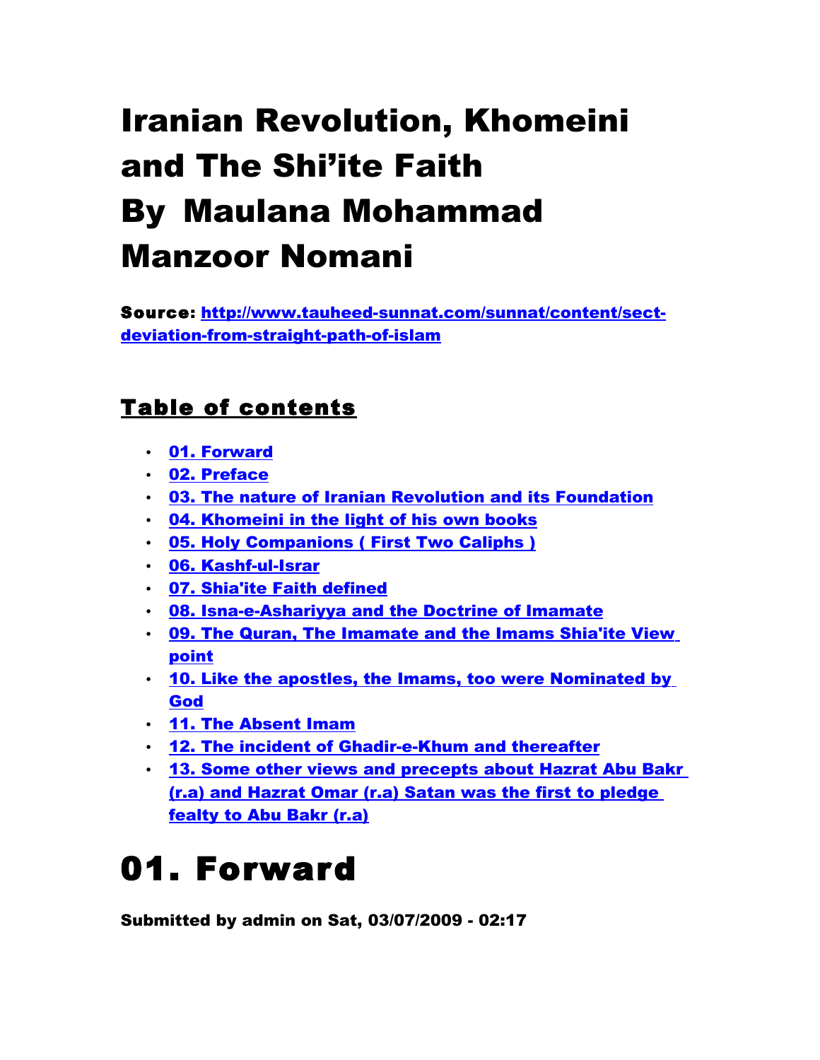# Iranian Revolution, Khomeini and The Shi'ite Faith By Maulana Mohammad Manzoor Nomani

**Source:** [http://www.tauheed-sunnat.com/sunnat/content/sect-deviation-from-straight-path-of-islam](http://www.tauheed-sunnat.com/sunnat/content/sect-deviation-from-straight-path-of-islam)

## Table of contents

- **01. Forward**
- **02. Preface**
- **03. The nature of Iranian Revolution and its Foundation**
- **04. Khomeini in the light of his own books**
- **05. Holy Companions ( First Two Caliphs )**
- **06. Kashf-ul-Israr**
- **07. Shia'ite Faith defined**
- **08. Isna-e-Ashariyya and the Doctrine of Imamate**
- **09. The Quran, The Imamate and the Imams Shia'ite View point**
- **10. Like the apostles, the Imams, too were Nominated by God**
- **11. The Absent Imam**
- **12. The incident of Ghadir-e-Khum and thereafter**
- **13. Some other views and precepts about Hazrat Abu Bakr (r.a) and Hazrat Omar (r.a) Satan was the first to pledge fealty to Abu Bakr (r.a)**

# 01. Forward

**Submitted by admin on Sat, 03/07/2009 - 02:17**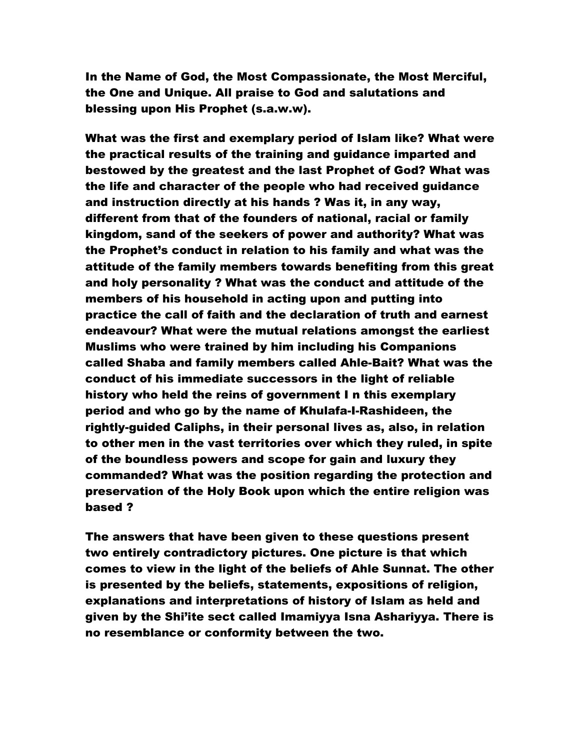**In the Name of God, the Most Compassionate, the Most Merciful, the One and Unique. All praise to God and salutations and blessing upon His Prophet (s.a.w.w).**

**What was the first and exemplary period of Islam like? What were the practical results of the training and guidance imparted and bestowed by the greatest and the last Prophet of God? What was the life and character of the people who had received guidance and instruction directly at his hands ? Was it, in any way, different from that of the founders of national, racial or family kingdom, sand of the seekers of power and authority? What was the Prophet's conduct in relation to his family and what was the attitude of the family members towards benefiting from this great and holy personality ? What was the conduct and attitude of the members of his household in acting upon and putting into practice the call of faith and the declaration of truth and earnest endeavour? What were the mutual relations amongst the earliest Muslims who were trained by him including his Companions called Shaba and family members called Ahle-Bait? What was the conduct of his immediate successors in the light of reliable history who held the reins of government I n this exemplary period and who go by the name of Khulafa-I-Rashideen, the rightly-guided Caliphs, in their personal lives as, also, in relation to other men in the vast territories over which they ruled, in spite of the boundless powers and scope for gain and luxury they commanded? What was the position regarding the protection and preservation of the Holy Book upon which the entire religion was based ?**

**The answers that have been given to these questions present two entirely contradictory pictures. One picture is that which comes to view in the light of the beliefs of Ahle Sunnat. The other is presented by the beliefs, statements, expositions of religion, explanations and interpretations of history of Islam as held and given by the Shi'ite sect called Imamiyya Isna Ashariyya. There is no resemblance or conformity between the two.**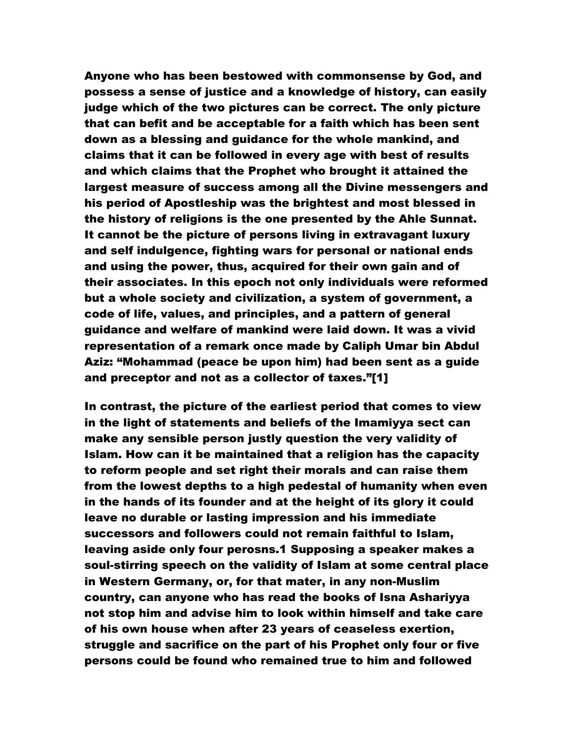Anyone who has been bestowed with commonsense by God, and possess a sense of justice and a knowledge of history, can easily judge which of the two pictures can be correct. The only picture that can befit and be acceptable for a faith which has been sent down as a blessing and guidance for the whole mankind, and claims that it can be followed in every age with best of results and which claims that the Prophet who brought it attained the largest measure of success among all the Divine messengers and his period of Apostleship was the brightest and most blessed in the history of religions is the one presented by the Ahle Sunnat. It cannot be the picture of persons living in extravagant luxury and self indulgence, fighting wars for personal or national ends and using the power, thus, acquired for their own gain and of their associates. In this epoch not only individuals were reformed but a whole society and civilization, a system of government, a code of life, values, and principles, and a pattern of general guidance and welfare of mankind were laid down. It was a vivid representation of a remark once made by Caliph Umar bin Abdul Aziz: "Mohammad (peace be upon him) had been sent as a guide and preceptor and not as a collector of taxes."[1]

In contrast, the picture of the earliest period that comes to view in the light of statements and beliefs of the Imamiyya sect can make any sensible person justly question the very validity of Islam. How can it be maintained that a religion has the capacity to reform people and set right their morals and can raise them from the lowest depths to a high pedestal of humanity when even in the hands of its founder and at the height of its glory it could leave no durable or lasting impression and his immediate successors and followers could not remain faithful to Islam, leaving aside only four perosns.1 Supposing a speaker makes a soul-stirring speech on the validity of Islam at some central place in Western Germany, or, for that mater, in any non-Muslim country, can anyone who has read the books of Isna Ashariyya not stop him and advise him to look within himself and take care of his own house when after 23 years of ceaseless exertion, struggle and sacrifice on the part of his Prophet only four or five persons could be found who remained true to him and followed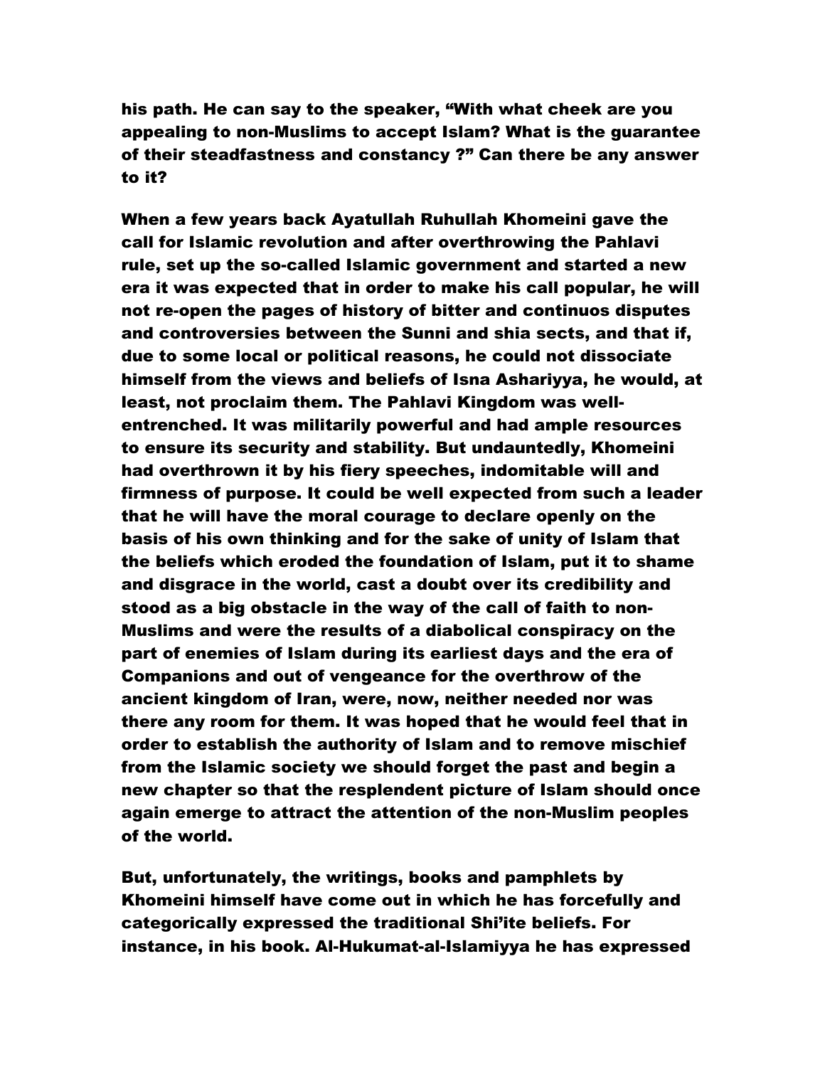his path. He can say to the speaker, "With what cheek are you appealing to non-Muslims to accept Islam? What is the guarantee of their steadfastness and constancy ?" Can there be any answer to it?

When a few years back Ayatullah Ruhullah Khomeini gave the call for Islamic revolution and after overthrowing the Pahlavi rule, set up the so-called Islamic government and started a new era it was expected that in order to make his call popular, he will not re-open the pages of history of bitter and continuos disputes and controversies between the Sunni and shia sects, and that if, due to some local or political reasons, he could not dissociate himself from the views and beliefs of Isna Ashariyya, he would, at least, not proclaim them. The Pahlavi Kingdom was well-entrenched. It was militarily powerful and had ample resources to ensure its security and stability. But undauntedly, Khomeini had overthrown it by his fiery speeches, indomitable will and firmness of purpose. It could be well expected from such a leader that he will have the moral courage to declare openly on the basis of his own thinking and for the sake of unity of Islam that the beliefs which eroded the foundation of Islam, put it to shame and disgrace in the world, cast a doubt over its credibility and stood as a big obstacle in the way of the call of faith to non-Muslims and were the results of a diabolical conspiracy on the part of enemies of Islam during its earliest days and the era of Companions and out of vengeance for the overthrow of the ancient kingdom of Iran, were, now, neither needed nor was there any room for them. It was hoped that he would feel that in order to establish the authority of Islam and to remove mischief from the Islamic society we should forget the past and begin a new chapter so that the resplendent picture of Islam should once again emerge to attract the attention of the non-Muslim peoples of the world.

But, unfortunately, the writings, books and pamphlets by Khomeini himself have come out in which he has forcefully and categorically expressed the traditional Shi'ite beliefs. For instance, in his book. Al-Hukumat-al-Islamiyya he has expressed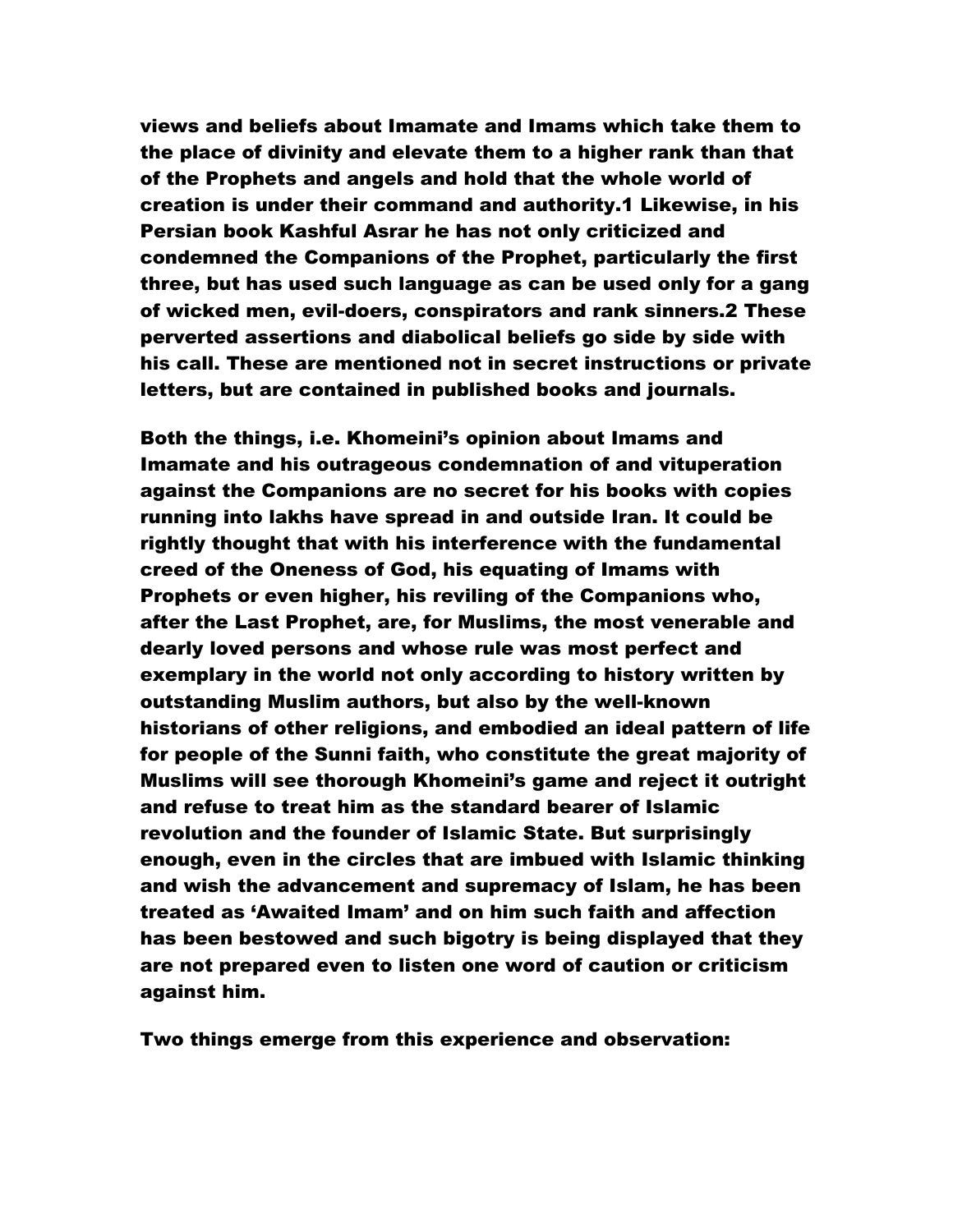views and beliefs about Imamate and Imams which take them to the place of divinity and elevate them to a higher rank than that of the Prophets and angels and hold that the whole world of creation is under their command and authority.[1] Likewise, in his Persian book Kashful Asrar he has not only criticized and condemned the Companions of the Prophet, particularly the first three, but has used such language as can be used only for a gang of wicked men, evil-doers, conspirators and rank sinners.[2] These perverted assertions and diabolical beliefs go side by side with his call. These are mentioned not in secret instructions or private letters, but are contained in published books and journals.

Both the things, i.e. Khomeini's opinion about Imams and Imamate and his outrageous condemnation of and vituperation against the Companions are no secret for his books with copies running into lakhs have spread in and outside Iran. It could be rightly thought that with his interference with the fundamental creed of the Oneness of God, his equating of Imams with Prophets or even higher, his reviling of the Companions who, after the Last Prophet, are, for Muslims, the most venerable and dearly loved persons and whose rule was most perfect and exemplary in the world not only according to history written by outstanding Muslim authors, but also by the well-known historians of other religions, and embodied an ideal pattern of life for people of the Sunni faith, who constitute the great majority of Muslims will see thorough Khomeini's game and reject it outright and refuse to treat him as the standard bearer of Islamic revolution and the founder of Islamic State. But surprisingly enough, even in the circles that are imbued with Islamic thinking and wish the advancement and supremacy of Islam, he has been treated as 'Awaited Imam' and on him such faith and affection has been bestowed and such bigotry is being displayed that they are not prepared even to listen one word of caution or criticism against him.

Two things emerge from this experience and observation: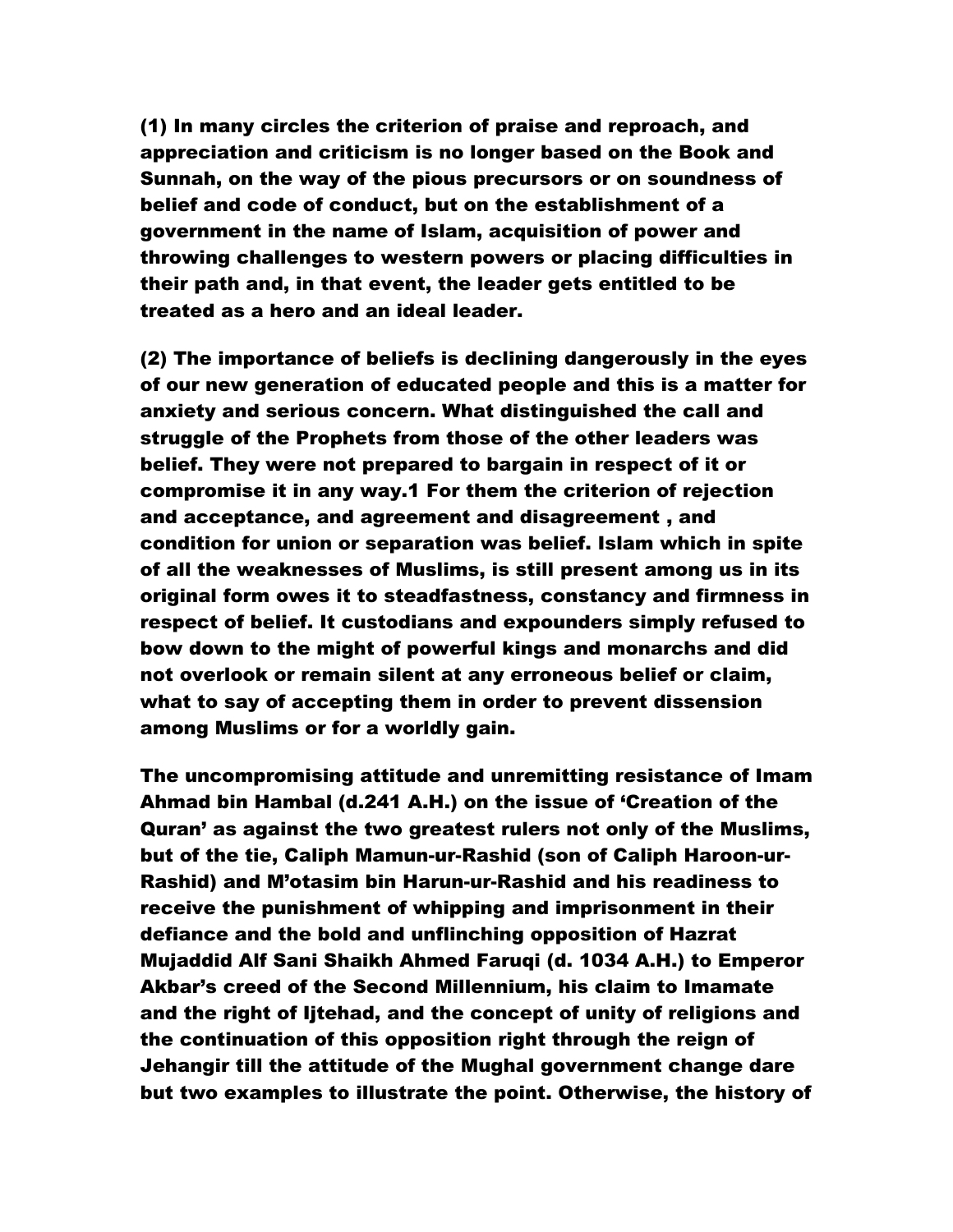**(1) In many circles the criterion of praise and reproach, and appreciation and criticism is no longer based on the Book and Sunnah, on the way of the pious precursors or on soundness of belief and code of conduct, but on the establishment of a government in the name of Islam, acquisition of power and throwing challenges to western powers or placing difficulties in their path and, in that event, the leader gets entitled to be treated as a hero and an ideal leader.**

**(2) The importance of beliefs is declining dangerously in the eyes of our new generation of educated people and this is a matter for anxiety and serious concern. What distinguished the call and struggle of the Prophets from those of the other leaders was belief. They were not prepared to bargain in respect of it or compromise it in any way.1 For them the criterion of rejection and acceptance, and agreement and disagreement , and condition for union or separation was belief. Islam which in spite of all the weaknesses of Muslims, is still present among us in its original form owes it to steadfastness, constancy and firmness in respect of belief. It custodians and expounders simply refused to bow down to the might of powerful kings and monarchs and did not overlook or remain silent at any erroneous belief or claim, what to say of accepting them in order to prevent dissension among Muslims or for a worldly gain.**

**The uncompromising attitude and unremitting resistance of Imam Ahmad bin Hambal (d.241 A.H.) on the issue of 'Creation of the Quran' as against the two greatest rulers not only of the Muslims, but of the tie, Caliph Mamun-ur-Rashid (son of Caliph Haroon-ur-Rashid) and M'otasim bin Harun-ur-Rashid and his readiness to receive the punishment of whipping and imprisonment in their defiance and the bold and unflinching opposition of Hazrat Mujaddid Alf Sani Shaikh Ahmed Faruqi (d. 1034 A.H.) to Emperor Akbar's creed of the Second Millennium, his claim to Imamate and the right of Ijtehad, and the concept of unity of religions and the continuation of this opposition right through the reign of Jehangir till the attitude of the Mughal government change dare but two examples to illustrate the point. Otherwise, the history of**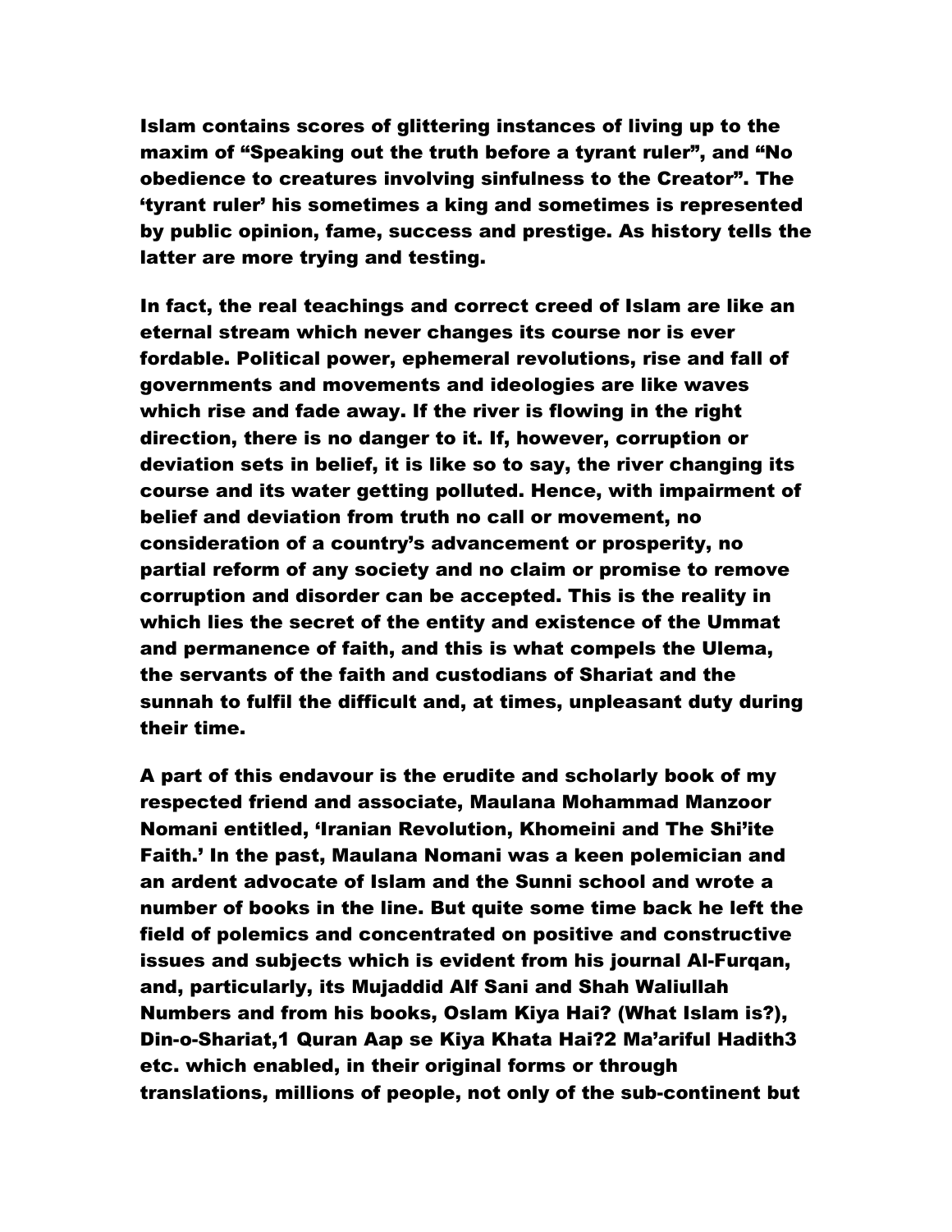Islam contains scores of glittering instances of living up to the maxim of "Speaking out the truth before a tyrant ruler", and "No obedience to creatures involving sinfulness to the Creator". The 'tyrant ruler' his sometimes a king and sometimes is represented by public opinion, fame, success and prestige. As history tells the latter are more trying and testing.

In fact, the real teachings and correct creed of Islam are like an eternal stream which never changes its course nor is ever fordable. Political power, ephemeral revolutions, rise and fall of governments and movements and ideologies are like waves which rise and fade away. If the river is flowing in the right direction, there is no danger to it. If, however, corruption or deviation sets in belief, it is like so to say, the river changing its course and its water getting polluted. Hence, with impairment of belief and deviation from truth no call or movement, no consideration of a country's advancement or prosperity, no partial reform of any society and no claim or promise to remove corruption and disorder can be accepted. This is the reality in which lies the secret of the entity and existence of the Ummat and permanence of faith, and this is what compels the Ulema, the servants of the faith and custodians of Shariat and the sunnah to fulfil the difficult and, at times, unpleasant duty during their time.

A part of this endavour is the erudite and scholarly book of my respected friend and associate, Maulana Mohammad Manzoor Nomani entitled, 'Iranian Revolution, Khomeini and The Shi'ite Faith.' In the past, Maulana Nomani was a keen polemician and an ardent advocate of Islam and the Sunni school and wrote a number of books in the line. But quite some time back he left the field of polemics and concentrated on positive and constructive issues and subjects which is evident from his journal Al-Furqan, and, particularly, its Mujaddid Alf Sani and Shah Waliullah Numbers and from his books, Oslam Kiya Hai? (What Islam is?), Din-o-Shariat,[1] Quran Aap se Kiya Khata Hai?[2] Ma'ariful Hadith[3] etc. which enabled, in their original forms or through translations, millions of people, not only of the sub-continent but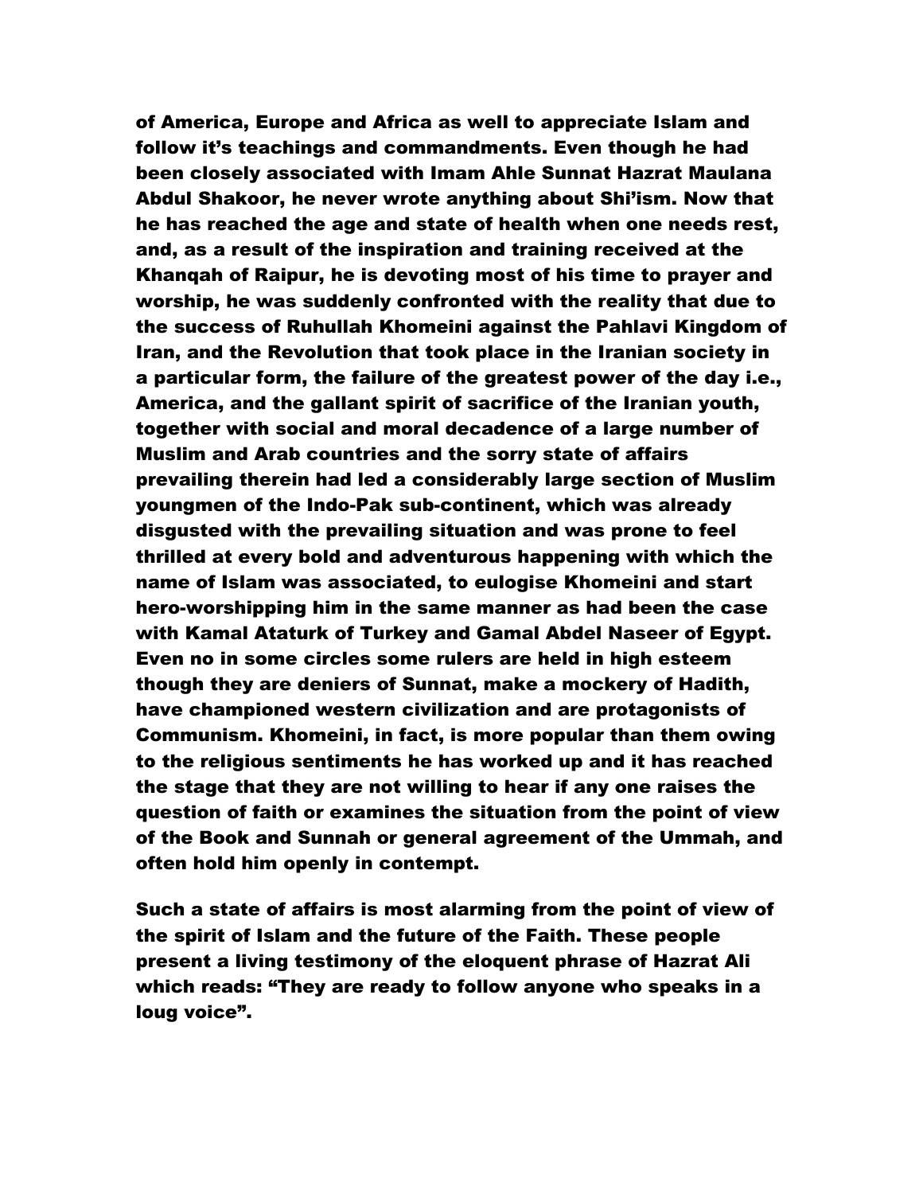of America, Europe and Africa as well to appreciate Islam and follow it's teachings and commandments. Even though he had been closely associated with Imam Ahle Sunnat Hazrat Maulana Abdul Shakoor, he never wrote anything about Shi'ism. Now that he has reached the age and state of health when one needs rest, and, as a result of the inspiration and training received at the Khanqah of Raipur, he is devoting most of his time to prayer and worship, he was suddenly confronted with the reality that due to the success of Ruhullah Khomeini against the Pahlavi Kingdom of Iran, and the Revolution that took place in the Iranian society in a particular form, the failure of the greatest power of the day i.e., America, and the gallant spirit of sacrifice of the Iranian youth, together with social and moral decadence of a large number of Muslim and Arab countries and the sorry state of affairs prevailing therein had led a considerably large section of Muslim youngmen of the Indo-Pak sub-continent, which was already disgusted with the prevailing situation and was prone to feel thrilled at every bold and adventurous happening with which the name of Islam was associated, to eulogise Khomeini and start hero-worshipping him in the same manner as had been the case with Kamal Ataturk of Turkey and Gamal Abdel Naseer of Egypt. Even no in some circles some rulers are held in high esteem though they are deniers of Sunnat, make a mockery of Hadith, have championed western civilization and are protagonists of Communism. Khomeini, in fact, is more popular than them owing to the religious sentiments he has worked up and it has reached the stage that they are not willing to hear if any one raises the question of faith or examines the situation from the point of view of the Book and Sunnah or general agreement of the Ummah, and often hold him openly in contempt.

Such a state of affairs is most alarming from the point of view of the spirit of Islam and the future of the Faith. These people present a living testimony of the eloquent phrase of Hazrat Ali which reads: "They are ready to follow anyone who speaks in a loug voice".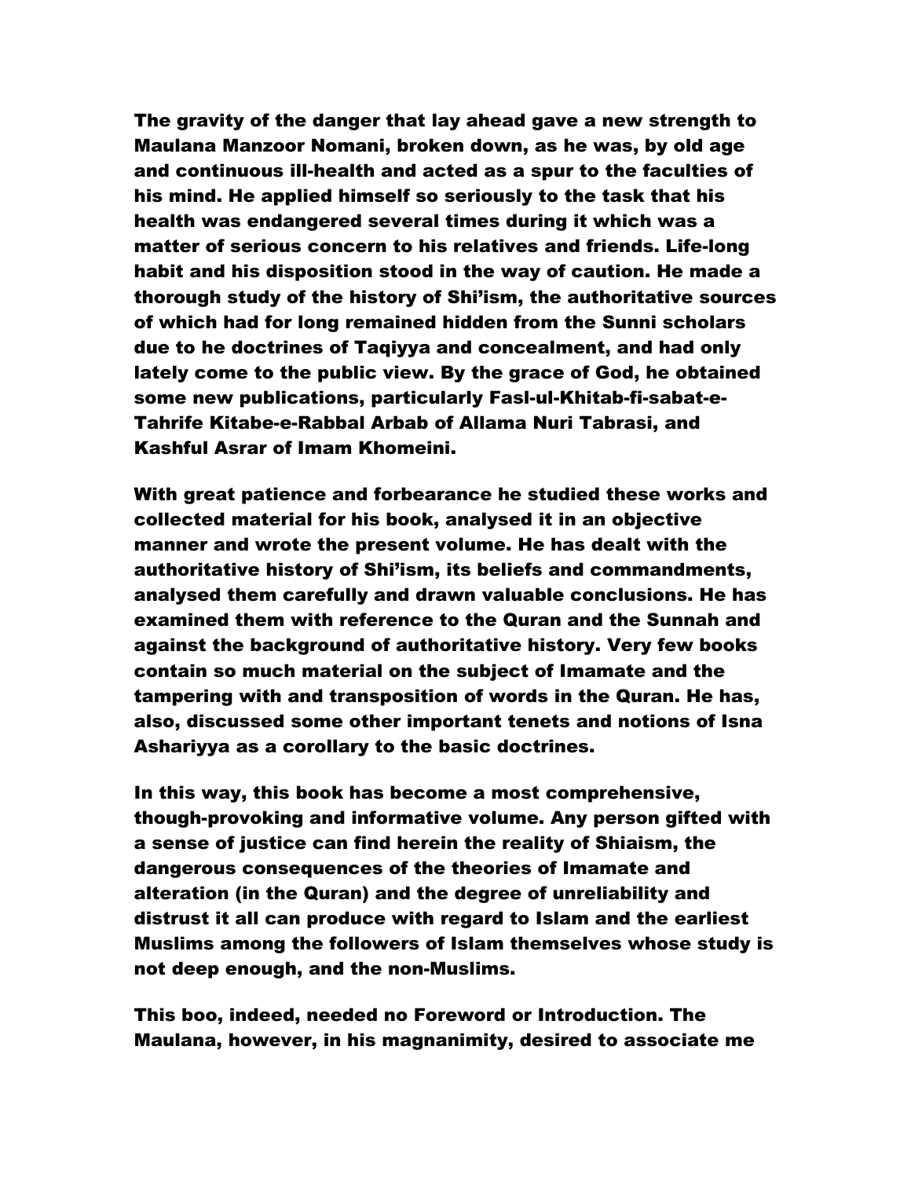The gravity of the danger that lay ahead gave a new strength to Maulana Manzoor Nomani, broken down, as he was, by old age and continuous ill-health and acted as a spur to the faculties of his mind. He applied himself so seriously to the task that his health was endangered several times during it which was a matter of serious concern to his relatives and friends. Life-long habit and his disposition stood in the way of caution. He made a thorough study of the history of Shi'ism, the authoritative sources of which had for long remained hidden from the Sunni scholars due to he doctrines of Taqiyya and concealment, and had only lately come to the public view. By the grace of God, he obtained some new publications, particularly Fasl-ul-Khitab-fi-sabat-e-Tahrife Kitabe-e-Rabbal Arbab of Allama Nuri Tabrasi, and Kashful Asrar of Imam Khomeini.

With great patience and forbearance he studied these works and collected material for his book, analysed it in an objective manner and wrote the present volume. He has dealt with the authoritative history of Shi'ism, its beliefs and commandments, analysed them carefully and drawn valuable conclusions. He has examined them with reference to the Quran and the Sunnah and against the background of authoritative history. Very few books contain so much material on the subject of Imamate and the tampering with and transposition of words in the Quran. He has, also, discussed some other important tenets and notions of Isna Ashariyya as a corollary to the basic doctrines.

In this way, this book has become a most comprehensive, though-provoking and informative volume. Any person gifted with a sense of justice can find herein the reality of Shiaism, the dangerous consequences of the theories of Imamate and alteration (in the Quran) and the degree of unreliability and distrust it all can produce with regard to Islam and the earliest Muslims among the followers of Islam themselves whose study is not deep enough, and the non-Muslims.

This boo, indeed, needed no Foreword or Introduction. The Maulana, however, in his magnanimity, desired to associate me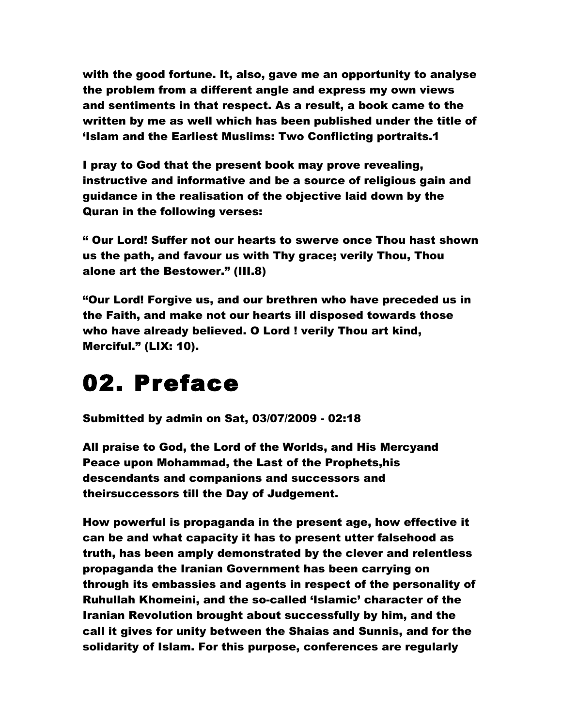with the good fortune. It, also, gave me an opportunity to analyse the problem from a different angle and express my own views and sentiments in that respect. As a result, a book came to the written by me as well which has been published under the title of 'Islam and the Earliest Muslims: Two Conflicting portraits.1

I pray to God that the present book may prove revealing, instructive and informative and be a source of religious gain and guidance in the realisation of the objective laid down by the Quran in the following verses:

" Our Lord! Suffer not our hearts to swerve once Thou hast shown us the path, and favour us with Thy grace; verily Thou, Thou alone art the Bestower." (III.8)

"Our Lord! Forgive us, and our brethren who have preceded us in the Faith, and make not our hearts ill disposed towards those who have already believed. O Lord ! verily Thou art kind, Merciful." (LIX: 10).

# 02. Preface

Submitted by admin on Sat, 03/07/2009 - 02:18

All praise to God, the Lord of the Worlds, and His Mercyand Peace upon Mohammad, the Last of the Prophets,his descendants and companions and successors and theirsuccessors till the Day of Judgement.

How powerful is propaganda in the present age, how effective it can be and what capacity it has to present utter falsehood as truth, has been amply demonstrated by the clever and relentless propaganda the Iranian Government has been carrying on through its embassies and agents in respect of the personality of Ruhullah Khomeini, and the so-called 'Islamic' character of the Iranian Revolution brought about successfully by him, and the call it gives for unity between the Shaias and Sunnis, and for the solidarity of Islam. For this purpose, conferences are regularly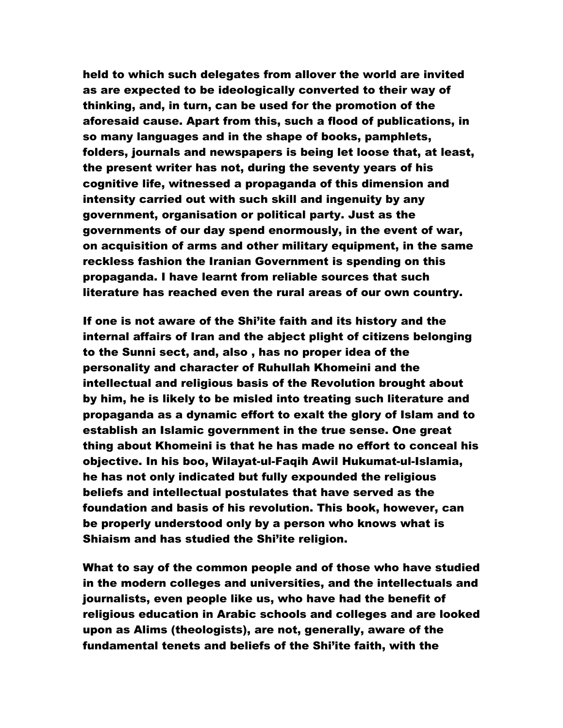held to which such delegates from allover the world are invited as are expected to be ideologically converted to their way of thinking, and, in turn, can be used for the promotion of the aforesaid cause. Apart from this, such a flood of publications, in so many languages and in the shape of books, pamphlets, folders, journals and newspapers is being let loose that, at least, the present writer has not, during the seventy years of his cognitive life, witnessed a propaganda of this dimension and intensity carried out with such skill and ingenuity by any government, organisation or political party. Just as the governments of our day spend enormously, in the event of war, on acquisition of arms and other military equipment, in the same reckless fashion the Iranian Government is spending on this propaganda. I have learnt from reliable sources that such literature has reached even the rural areas of our own country.

If one is not aware of the Shi'ite faith and its history and the internal affairs of Iran and the abject plight of citizens belonging to the Sunni sect, and, also , has no proper idea of the personality and character of Ruhullah Khomeini and the intellectual and religious basis of the Revolution brought about by him, he is likely to be misled into treating such literature and propaganda as a dynamic effort to exalt the glory of Islam and to establish an Islamic government in the true sense. One great thing about Khomeini is that he has made no effort to conceal his objective. In his boo, Wilayat-ul-Faqih Awil Hukumat-ul-Islamia, he has not only indicated but fully expounded the religious beliefs and intellectual postulates that have served as the foundation and basis of his revolution. This book, however, can be properly understood only by a person who knows what is Shiaism and has studied the Shi'ite religion.

What to say of the common people and of those who have studied in the modern colleges and universities, and the intellectuals and journalists, even people like us, who have had the benefit of religious education in Arabic schools and colleges and are looked upon as Alims (theologists), are not, generally, aware of the fundamental tenets and beliefs of the Shi'ite faith, with the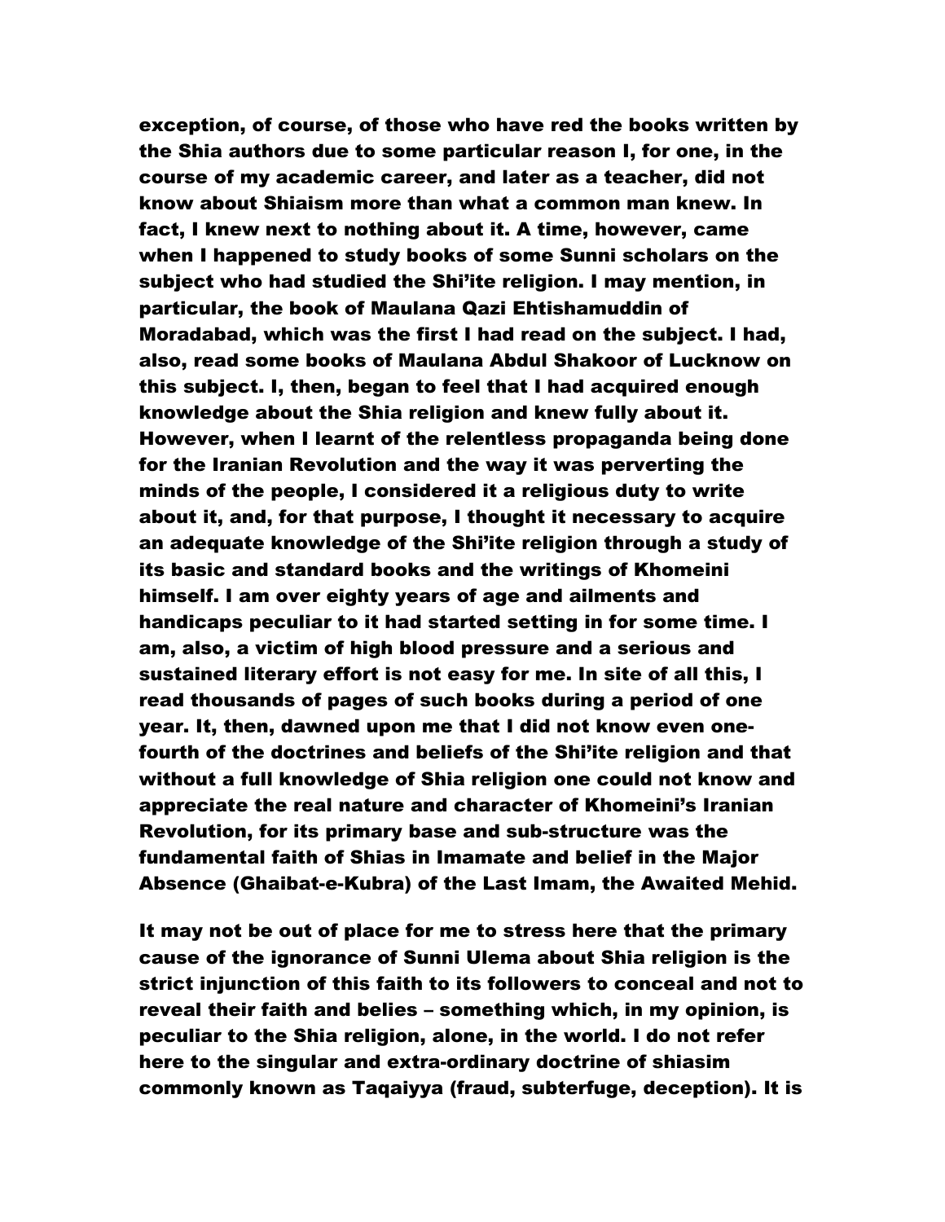exception, of course, of those who have red the books written by the Shia authors due to some particular reason I, for one, in the course of my academic career, and later as a teacher, did not know about Shiaism more than what a common man knew. In fact, I knew next to nothing about it. A time, however, came when I happened to study books of some Sunni scholars on the subject who had studied the Shi'ite religion. I may mention, in particular, the book of Maulana Qazi Ehtishamuddin of Moradabad, which was the first I had read on the subject. I had, also, read some books of Maulana Abdul Shakoor of Lucknow on this subject. I, then, began to feel that I had acquired enough knowledge about the Shia religion and knew fully about it. However, when I learnt of the relentless propaganda being done for the Iranian Revolution and the way it was perverting the minds of the people, I considered it a religious duty to write about it, and, for that purpose, I thought it necessary to acquire an adequate knowledge of the Shi'ite religion through a study of its basic and standard books and the writings of Khomeini himself. I am over eighty years of age and ailments and handicaps peculiar to it had started setting in for some time. I am, also, a victim of high blood pressure and a serious and sustained literary effort is not easy for me. In site of all this, I read thousands of pages of such books during a period of one year. It, then, dawned upon me that I did not know even one-fourth of the doctrines and beliefs of the Shi'ite religion and that without a full knowledge of Shia religion one could not know and appreciate the real nature and character of Khomeini's Iranian Revolution, for its primary base and sub-structure was the fundamental faith of Shias in Imamate and belief in the Major Absence (Ghaibat-e-Kubra) of the Last Imam, the Awaited Mehid.

It may not be out of place for me to stress here that the primary cause of the ignorance of Sunni Ulema about Shia religion is the strict injunction of this faith to its followers to conceal and not to reveal their faith and belies – something which, in my opinion, is peculiar to the Shia religion, alone, in the world. I do not refer here to the singular and extra-ordinary doctrine of shiasim commonly known as Taqaiyya (fraud, subterfuge, deception). It is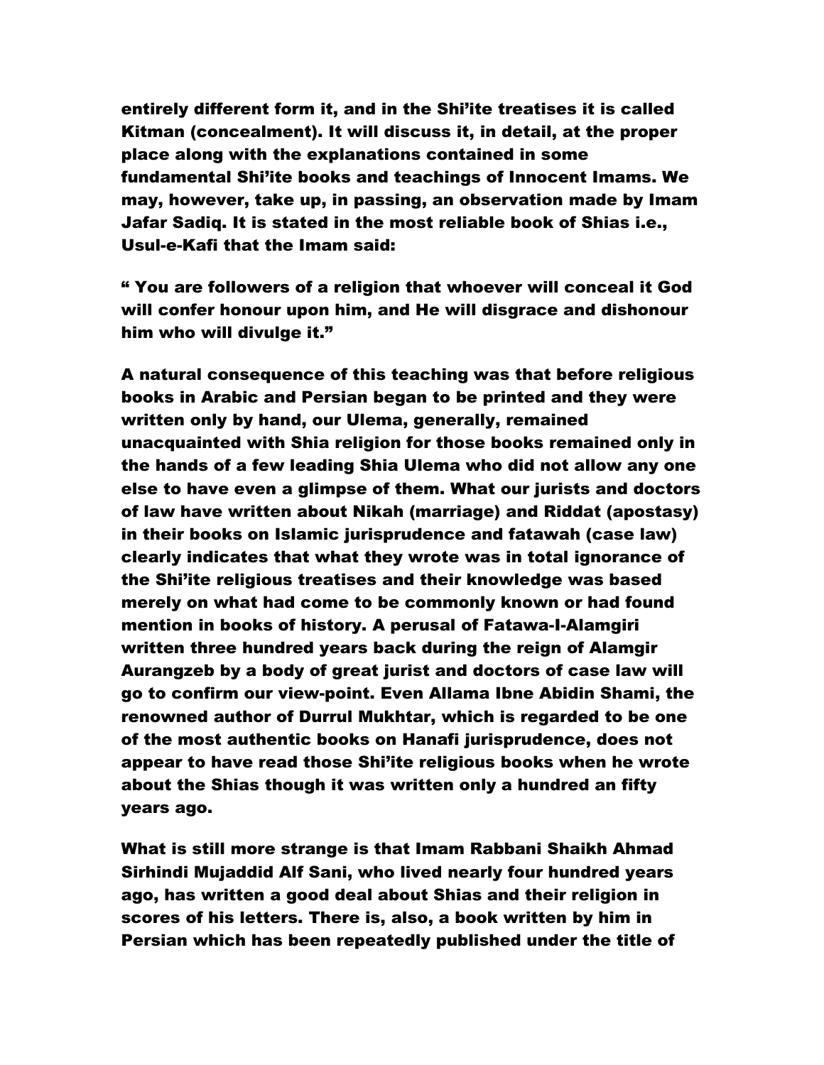**entirely different form it, and in the Shi'ite treatises it is called Kitman (concealment). It will discuss it, in detail, at the proper place along with the explanations contained in some fundamental Shi'ite books and teachings of Innocent Imams. We may, however, take up, in passing, an observation made by Imam Jafar Sadiq. It is stated in the most reliable book of Shias i.e., Usul-e-Kafi that the Imam said:**

**" You are followers of a religion that whoever will conceal it God will confer honour upon him, and He will disgrace and dishonour him who will divulge it."**

**A natural consequence of this teaching was that before religious books in Arabic and Persian began to be printed and they were written only by hand, our Ulema, generally, remained unacquainted with Shia religion for those books remained only in the hands of a few leading Shia Ulema who did not allow any one else to have even a glimpse of them. What our jurists and doctors of law have written about Nikah (marriage) and Riddat (apostasy) in their books on Islamic jurisprudence and fatawah (case law) clearly indicates that what they wrote was in total ignorance of the Shi'ite religious treatises and their knowledge was based merely on what had come to be commonly known or had found mention in books of history. A perusal of Fatawa-I-Alamgiri written three hundred years back during the reign of Alamgir Aurangzeb by a body of great jurist and doctors of case law will go to confirm our view-point. Even Allama Ibne Abidin Shami, the renowned author of Durrul Mukhtar, which is regarded to be one of the most authentic books on Hanafi jurisprudence, does not appear to have read those Shi'ite religious books when he wrote about the Shias though it was written only a hundred an fifty years ago.**

**What is still more strange is that Imam Rabbani Shaikh Ahmad Sirhindi Mujaddid Alf Sani, who lived nearly four hundred years ago, has written a good deal about Shias and their religion in scores of his letters. There is, also, a book written by him in Persian which has been repeatedly published under the title of**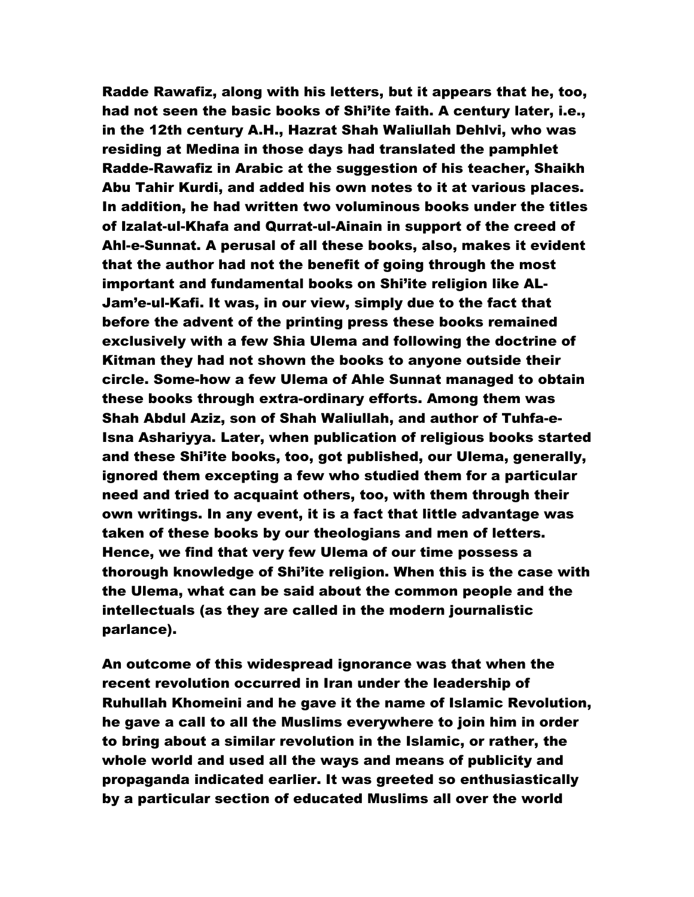Radde Rawafiz, along with his letters, but it appears that he, too, had not seen the basic books of Shi'ite faith. A century later, i.e., in the 12th century A.H., Hazrat Shah Waliullah Dehlvi, who was residing at Medina in those days had translated the pamphlet Radde-Rawafiz in Arabic at the suggestion of his teacher, Shaikh Abu Tahir Kurdi, and added his own notes to it at various places. In addition, he had written two voluminous books under the titles of Izalat-ul-Khafa and Qurrat-ul-Ainain in support of the creed of Ahl-e-Sunnat. A perusal of all these books, also, makes it evident that the author had not the benefit of going through the most important and fundamental books on Shi'ite religion like AL-Jam'e-ul-Kafi. It was, in our view, simply due to the fact that before the advent of the printing press these books remained exclusively with a few Shia Ulema and following the doctrine of Kitman they had not shown the books to anyone outside their circle. Some-how a few Ulema of Ahle Sunnat managed to obtain these books through extra-ordinary efforts. Among them was Shah Abdul Aziz, son of Shah Waliullah, and author of Tuhfa-e-Isna Ashariyya. Later, when publication of religious books started and these Shi'ite books, too, got published, our Ulema, generally, ignored them excepting a few who studied them for a particular need and tried to acquaint others, too, with them through their own writings. In any event, it is a fact that little advantage was taken of these books by our theologians and men of letters. Hence, we find that very few Ulema of our time possess a thorough knowledge of Shi'ite religion. When this is the case with the Ulema, what can be said about the common people and the intellectuals (as they are called in the modern journalistic parlance).

An outcome of this widespread ignorance was that when the recent revolution occurred in Iran under the leadership of Ruhullah Khomeini and he gave it the name of Islamic Revolution, he gave a call to all the Muslims everywhere to join him in order to bring about a similar revolution in the Islamic, or rather, the whole world and used all the ways and means of publicity and propaganda indicated earlier. It was greeted so enthusiastically by a particular section of educated Muslims all over the world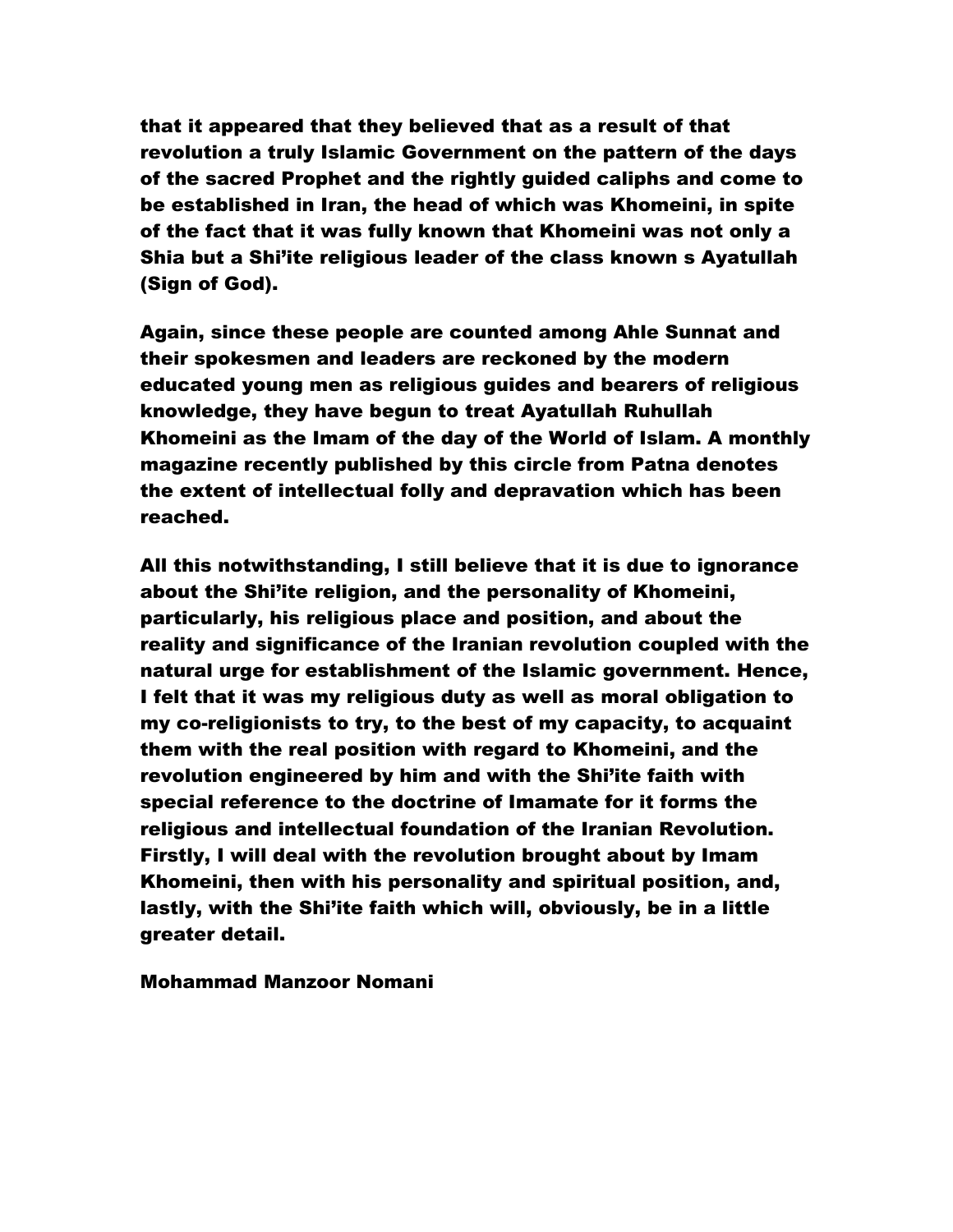that it appeared that they believed that as a result of that revolution a truly Islamic Government on the pattern of the days of the sacred Prophet and the rightly guided caliphs and come to be established in Iran, the head of which was Khomeini, in spite of the fact that it was fully known that Khomeini was not only a Shia but a Shi'ite religious leader of the class known s Ayatullah (Sign of God).

Again, since these people are counted among Ahle Sunnat and their spokesmen and leaders are reckoned by the modern educated young men as religious guides and bearers of religious knowledge, they have begun to treat Ayatullah Ruhullah Khomeini as the Imam of the day of the World of Islam. A monthly magazine recently published by this circle from Patna denotes the extent of intellectual folly and depravation which has been reached.

All this notwithstanding, I still believe that it is due to ignorance about the Shi'ite religion, and the personality of Khomeini, particularly, his religious place and position, and about the reality and significance of the Iranian revolution coupled with the natural urge for establishment of the Islamic government. Hence, I felt that it was my religious duty as well as moral obligation to my co-religionists to try, to the best of my capacity, to acquaint them with the real position with regard to Khomeini, and the revolution engineered by him and with the Shi'ite faith with special reference to the doctrine of Imamate for it forms the religious and intellectual foundation of the Iranian Revolution. Firstly, I will deal with the revolution brought about by Imam Khomeini, then with his personality and spiritual position, and, lastly, with the Shi'ite faith which will, obviously, be in a little greater detail.

Mohammad Manzoor Nomani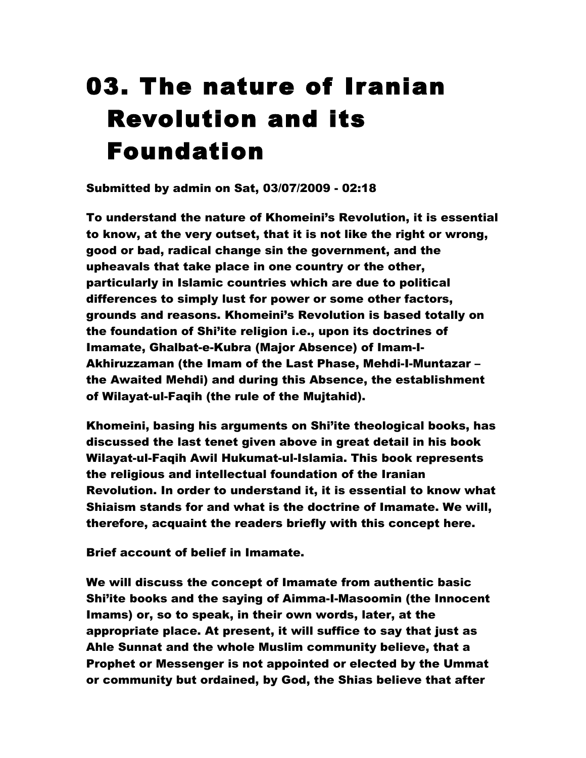# 03. The nature of Iranian Revolution and its Foundation

Submitted by admin on Sat, 03/07/2009 - 02:18

To understand the nature of Khomeini's Revolution, it is essential to know, at the very outset, that it is not like the right or wrong, good or bad, radical change sin the government, and the upheavals that take place in one country or the other, particularly in Islamic countries which are due to political differences to simply lust for power or some other factors, grounds and reasons. Khomeini's Revolution is based totally on the foundation of Shi'ite religion i.e., upon its doctrines of Imamate, Ghalbat-e-Kubra (Major Absence) of Imam-I-Akhiruzzaman (the Imam of the Last Phase, Mehdi-I-Muntazar – the Awaited Mehdi) and during this Absence, the establishment of Wilayat-ul-Faqih (the rule of the Mujtahid).

Khomeini, basing his arguments on Shi'ite theological books, has discussed the last tenet given above in great detail in his book Wilayat-ul-Faqih Awil Hukumat-ul-Islamia. This book represents the religious and intellectual foundation of the Iranian Revolution. In order to understand it, it is essential to know what Shiaism stands for and what is the doctrine of Imamate. We will, therefore, acquaint the readers briefly with this concept here.

Brief account of belief in Imamate.

We will discuss the concept of Imamate from authentic basic Shi'ite books and the saying of Aimma-I-Masoomin (the Innocent Imams) or, so to speak, in their own words, later, at the appropriate place. At present, it will suffice to say that just as Ahle Sunnat and the whole Muslim community believe, that a Prophet or Messenger is not appointed or elected by the Ummat or community but ordained, by God, the Shias believe that after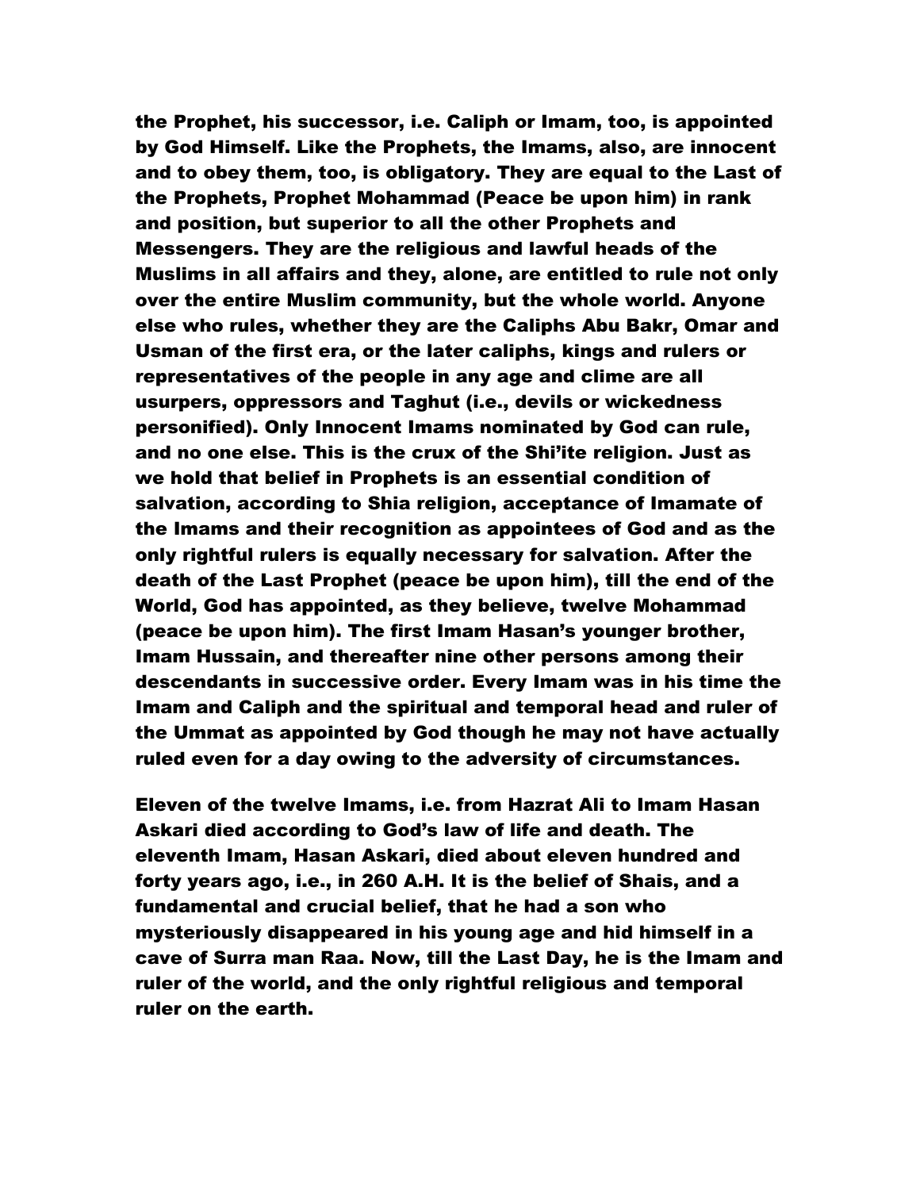the Prophet, his successor, i.e. Caliph or Imam, too, is appointed by God Himself. Like the Prophets, the Imams, also, are innocent and to obey them, too, is obligatory. They are equal to the Last of the Prophets, Prophet Mohammad (Peace be upon him) in rank and position, but superior to all the other Prophets and Messengers. They are the religious and lawful heads of the Muslims in all affairs and they, alone, are entitled to rule not only over the entire Muslim community, but the whole world. Anyone else who rules, whether they are the Caliphs Abu Bakr, Omar and Usman of the first era, or the later caliphs, kings and rulers or representatives of the people in any age and clime are all usurpers, oppressors and Taghut (i.e., devils or wickedness personified). Only Innocent Imams nominated by God can rule, and no one else. This is the crux of the Shi'ite religion. Just as we hold that belief in Prophets is an essential condition of salvation, according to Shia religion, acceptance of Imamate of the Imams and their recognition as appointees of God and as the only rightful rulers is equally necessary for salvation. After the death of the Last Prophet (peace be upon him), till the end of the World, God has appointed, as they believe, twelve Mohammad (peace be upon him). The first Imam Hasan's younger brother, Imam Hussain, and thereafter nine other persons among their descendants in successive order. Every Imam was in his time the Imam and Caliph and the spiritual and temporal head and ruler of the Ummat as appointed by God though he may not have actually ruled even for a day owing to the adversity of circumstances.

Eleven of the twelve Imams, i.e. from Hazrat Ali to Imam Hasan Askari died according to God's law of life and death. The eleventh Imam, Hasan Askari, died about eleven hundred and forty years ago, i.e., in 260 A.H. It is the belief of Shais, and a fundamental and crucial belief, that he had a son who mysteriously disappeared in his young age and hid himself in a cave of Surra man Raa. Now, till the Last Day, he is the Imam and ruler of the world, and the only rightful religious and temporal ruler on the earth.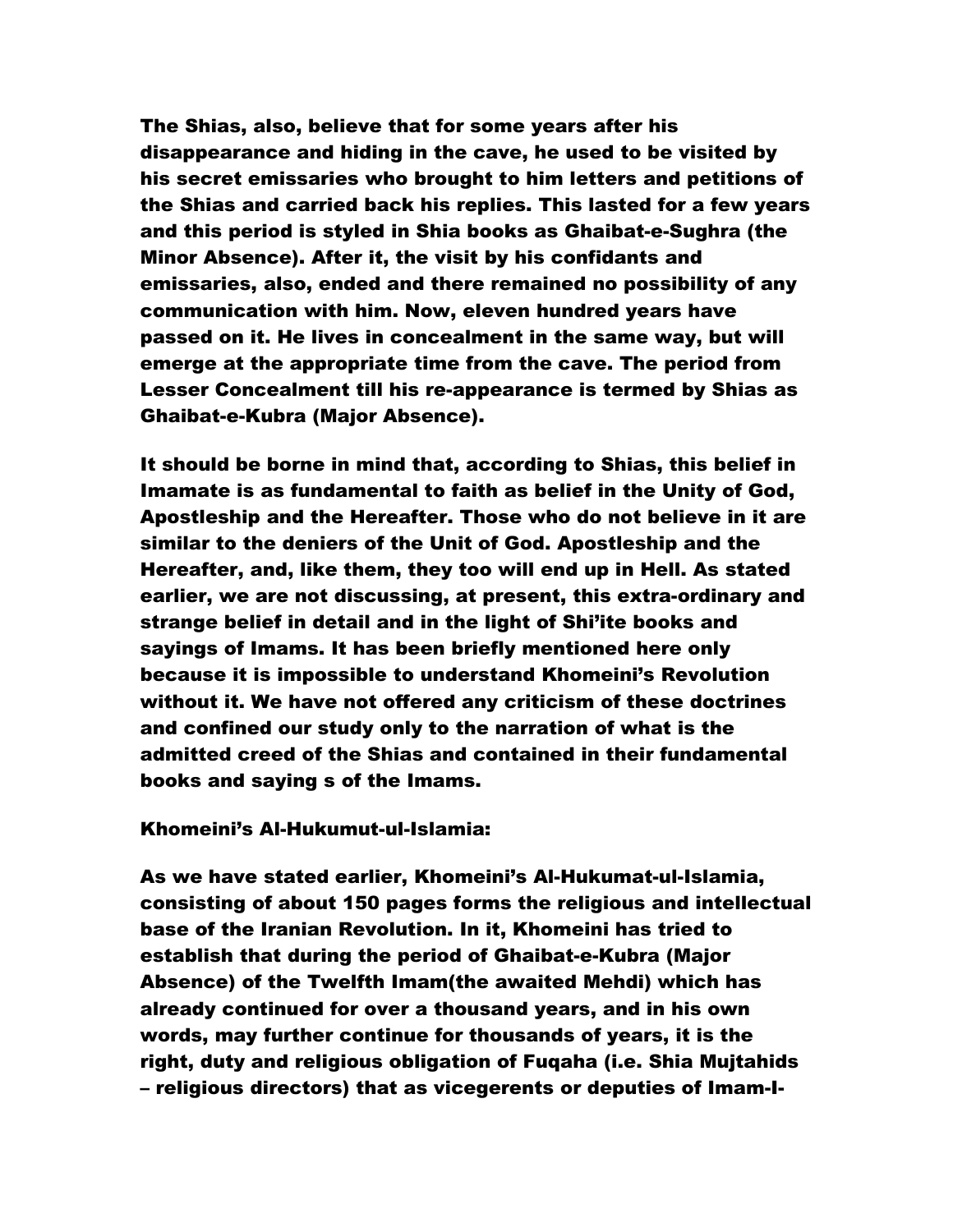The Shias, also, believe that for some years after his disappearance and hiding in the cave, he used to be visited by his secret emissaries who brought to him letters and petitions of the Shias and carried back his replies. This lasted for a few years and this period is styled in Shia books as Ghaibat-e-Sughra (the Minor Absence). After it, the visit by his confidants and emissaries, also, ended and there remained no possibility of any communication with him. Now, eleven hundred years have passed on it. He lives in concealment in the same way, but will emerge at the appropriate time from the cave. The period from Lesser Concealment till his re-appearance is termed by Shias as Ghaibat-e-Kubra (Major Absence).

It should be borne in mind that, according to Shias, this belief in Imamate is as fundamental to faith as belief in the Unity of God, Apostleship and the Hereafter. Those who do not believe in it are similar to the deniers of the Unit of God. Apostleship and the Hereafter, and, like them, they too will end up in Hell. As stated earlier, we are not discussing, at present, this extra-ordinary and strange belief in detail and in the light of Shi'ite books and sayings of Imams. It has been briefly mentioned here only because it is impossible to understand Khomeini's Revolution without it. We have not offered any criticism of these doctrines and confined our study only to the narration of what is the admitted creed of the Shias and contained in their fundamental books and saying s of the Imams.

## Khomeini's Al-Hukumut-ul-Islamia:

As we have stated earlier, Khomeini's Al-Hukumat-ul-Islamia, consisting of about 150 pages forms the religious and intellectual base of the Iranian Revolution. In it, Khomeini has tried to establish that during the period of Ghaibat-e-Kubra (Major Absence) of the Twelfth Imam(the awaited Mehdi) which has already continued for over a thousand years, and in his own words, may further continue for thousands of years, it is the right, duty and religious obligation of Fuqaha (i.e. Shia Mujtahids – religious directors) that as vicegerents or deputies of Imam-I-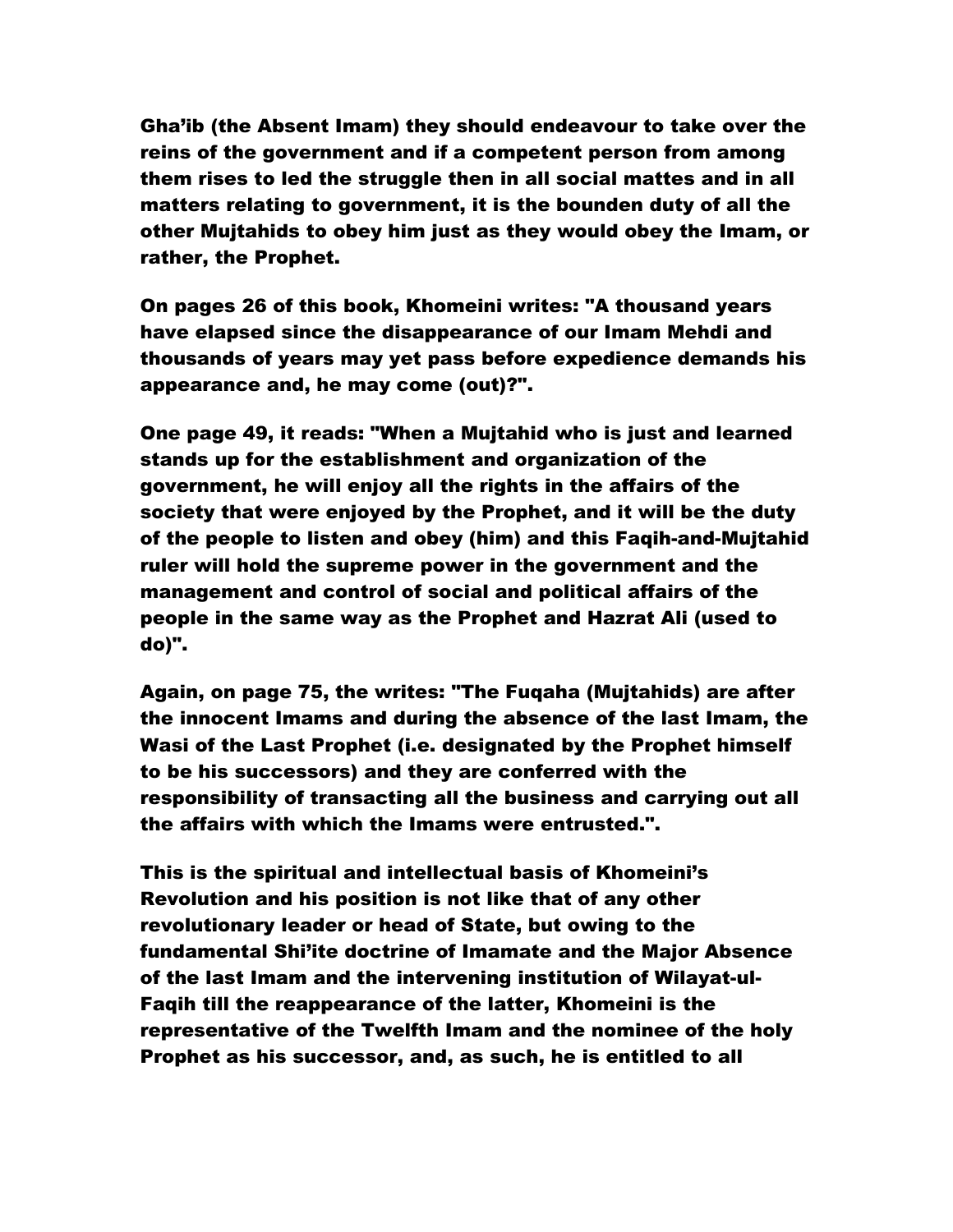Gha'ib (the Absent Imam) they should endeavour to take over the reins of the government and if a competent person from among them rises to led the struggle then in all social mattes and in all matters relating to government, it is the bounden duty of all the other Mujtahids to obey him just as they would obey the Imam, or rather, the Prophet.

On pages 26 of this book, Khomeini writes: "A thousand years have elapsed since the disappearance of our Imam Mehdi and thousands of years may yet pass before expedience demands his appearance and, he may come (out)?".

One page 49, it reads: "When a Mujtahid who is just and learned stands up for the establishment and organization of the government, he will enjoy all the rights in the affairs of the society that were enjoyed by the Prophet, and it will be the duty of the people to listen and obey (him) and this Faqih-and-Mujtahid ruler will hold the supreme power in the government and the management and control of social and political affairs of the people in the same way as the Prophet and Hazrat Ali (used to do)".

Again, on page 75, the writes: "The Fuqaha (Mujtahids) are after the innocent Imams and during the absence of the last Imam, the Wasi of the Last Prophet (i.e. designated by the Prophet himself to be his successors) and they are conferred with the responsibility of transacting all the business and carrying out all the affairs with which the Imams were entrusted.".

This is the spiritual and intellectual basis of Khomeini's Revolution and his position is not like that of any other revolutionary leader or head of State, but owing to the fundamental Shi'ite doctrine of Imamate and the Major Absence of the last Imam and the intervening institution of Wilayat-ul-Faqih till the reappearance of the latter, Khomeini is the representative of the Twelfth Imam and the nominee of the holy Prophet as his successor, and, as such, he is entitled to all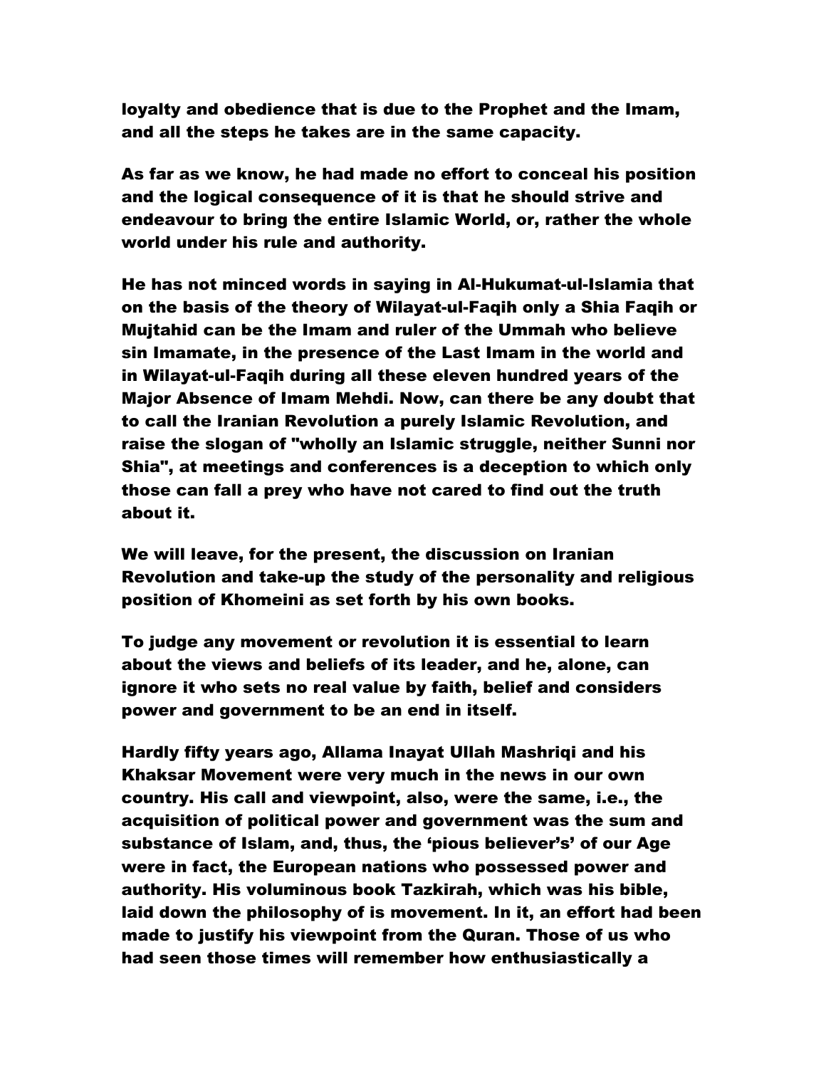loyalty and obedience that is due to the Prophet and the Imam, and all the steps he takes are in the same capacity.

As far as we know, he had made no effort to conceal his position and the logical consequence of it is that he should strive and endeavour to bring the entire Islamic World, or, rather the whole world under his rule and authority.

He has not minced words in saying in Al-Hukumat-ul-Islamia that on the basis of the theory of Wilayat-ul-Faqih only a Shia Faqih or Mujtahid can be the Imam and ruler of the Ummah who believe sin Imamate, in the presence of the Last Imam in the world and in Wilayat-ul-Faqih during all these eleven hundred years of the Major Absence of Imam Mehdi. Now, can there be any doubt that to call the Iranian Revolution a purely Islamic Revolution, and raise the slogan of "wholly an Islamic struggle, neither Sunni nor Shia", at meetings and conferences is a deception to which only those can fall a prey who have not cared to find out the truth about it.

We will leave, for the present, the discussion on Iranian Revolution and take-up the study of the personality and religious position of Khomeini as set forth by his own books.

To judge any movement or revolution it is essential to learn about the views and beliefs of its leader, and he, alone, can ignore it who sets no real value by faith, belief and considers power and government to be an end in itself.

Hardly fifty years ago, Allama Inayat Ullah Mashriqi and his Khaksar Movement were very much in the news in our own country. His call and viewpoint, also, were the same, i.e., the acquisition of political power and government was the sum and substance of Islam, and, thus, the 'pious believer's' of our Age were in fact, the European nations who possessed power and authority. His voluminous book Tazkirah, which was his bible, laid down the philosophy of is movement. In it, an effort had been made to justify his viewpoint from the Quran. Those of us who had seen those times will remember how enthusiastically a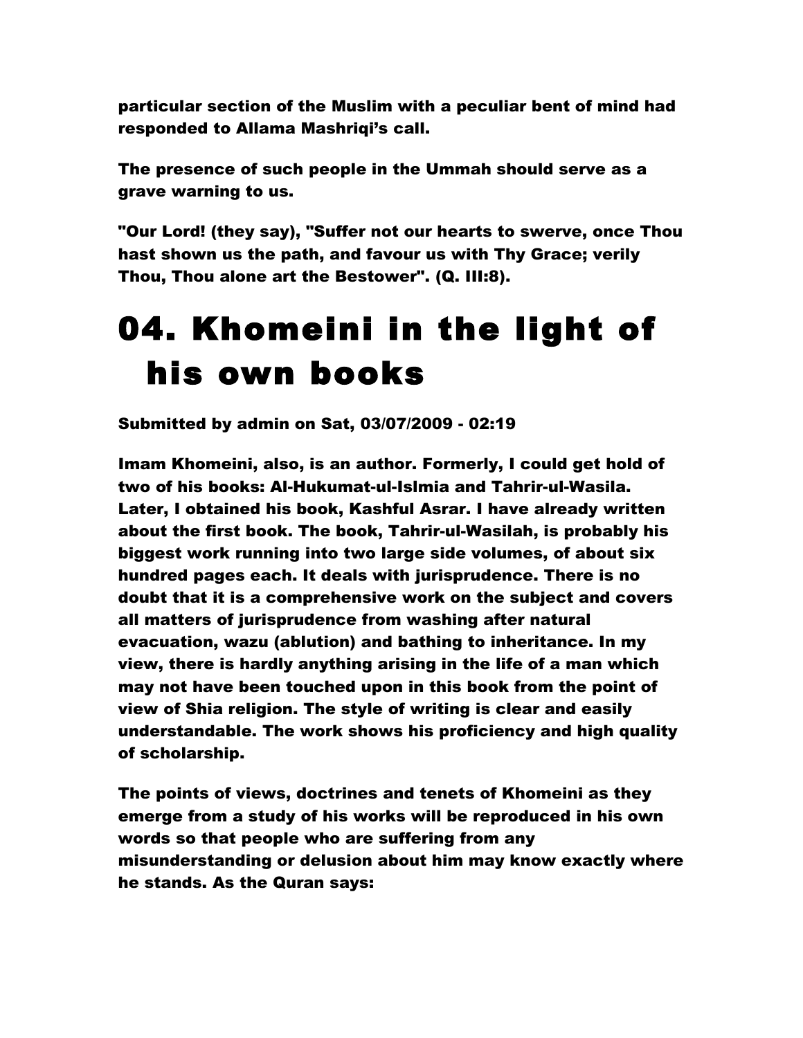particular section of the Muslim with a peculiar bent of mind had responded to Allama Mashriqi's call.

The presence of such people in the Ummah should serve as a grave warning to us.

"Our Lord! (they say), "Suffer not our hearts to swerve, once Thou hast shown us the path, and favour us with Thy Grace; verily Thou, Thou alone art the Bestower". (Q. III:8).

# 04. Khomeini in the light of his own books

Submitted by admin on Sat, 03/07/2009 - 02:19

Imam Khomeini, also, is an author. Formerly, I could get hold of two of his books: Al-Hukumat-ul-Islmia and Tahrir-ul-Wasila. Later, I obtained his book, Kashful Asrar. I have already written about the first book. The book, Tahrir-ul-Wasilah, is probably his biggest work running into two large side volumes, of about six hundred pages each. It deals with jurisprudence. There is no doubt that it is a comprehensive work on the subject and covers all matters of jurisprudence from washing after natural evacuation, wazu (ablution) and bathing to inheritance. In my view, there is hardly anything arising in the life of a man which may not have been touched upon in this book from the point of view of Shia religion. The style of writing is clear and easily understandable. The work shows his proficiency and high quality of scholarship.

The points of views, doctrines and tenets of Khomeini as they emerge from a study of his works will be reproduced in his own words so that people who are suffering from any misunderstanding or delusion about him may know exactly where he stands. As the Quran says: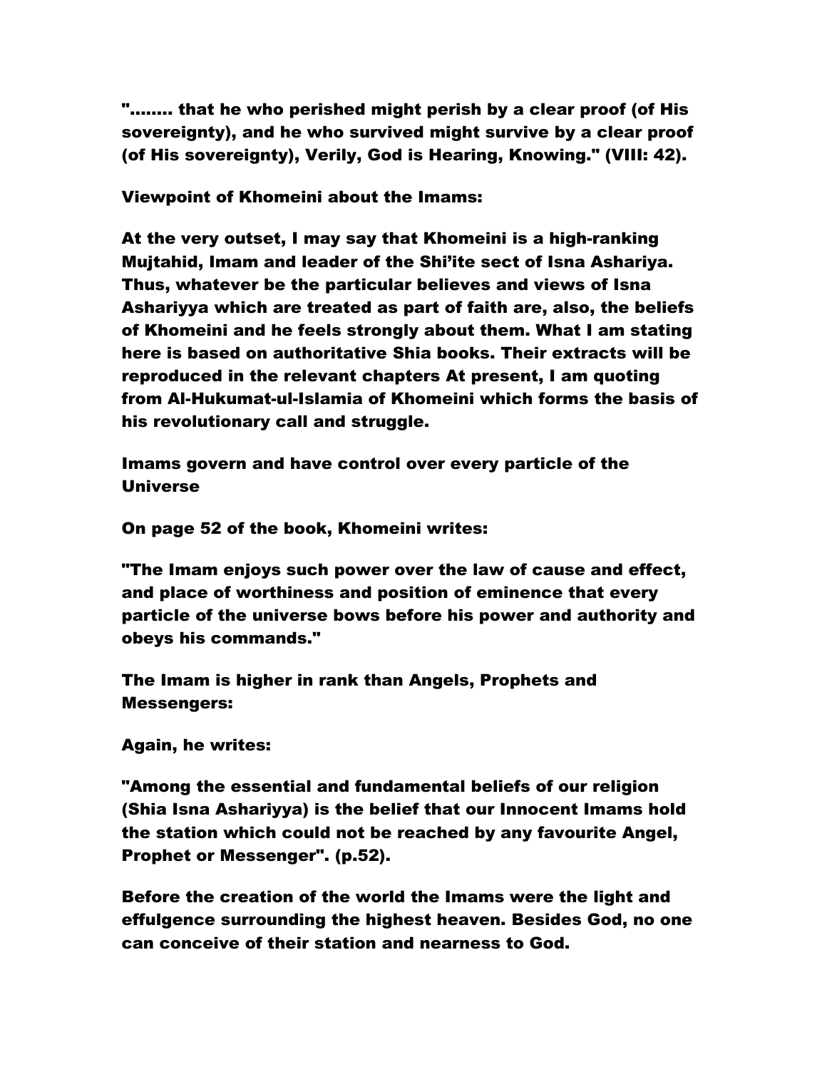"........ that he who perished might perish by a clear proof (of His sovereignty), and he who survived might survive by a clear proof (of His sovereignty), Verily, God is Hearing, Knowing." (VIII: 42).

## Viewpoint of Khomeini about the Imams:

At the very outset, I may say that Khomeini is a high-ranking Mujtahid, Imam and leader of the Shi'ite sect of Isna Ashariya. Thus, whatever be the particular believes and views of Isna Ashariyya which are treated as part of faith are, also, the beliefs of Khomeini and he feels strongly about them. What I am stating here is based on authoritative Shia books. Their extracts will be reproduced in the relevant chapters At present, I am quoting from Al-Hukumat-ul-Islamia of Khomeini which forms the basis of his revolutionary call and struggle.

### Imams govern and have control over every particle of the Universe

On page 52 of the book, Khomeini writes:

"The Imam enjoys such power over the law of cause and effect, and place of worthiness and position of eminence that every particle of the universe bows before his power and authority and obeys his commands."

### The Imam is higher in rank than Angels, Prophets and Messengers:

Again, he writes:

"Among the essential and fundamental beliefs of our religion (Shia Isna Ashariyya) is the belief that our Innocent Imams hold the station which could not be reached by any favourite Angel, Prophet or Messenger". (p.52).

Before the creation of the world the Imams were the light and effulgence surrounding the highest heaven. Besides God, no one can conceive of their station and nearness to God.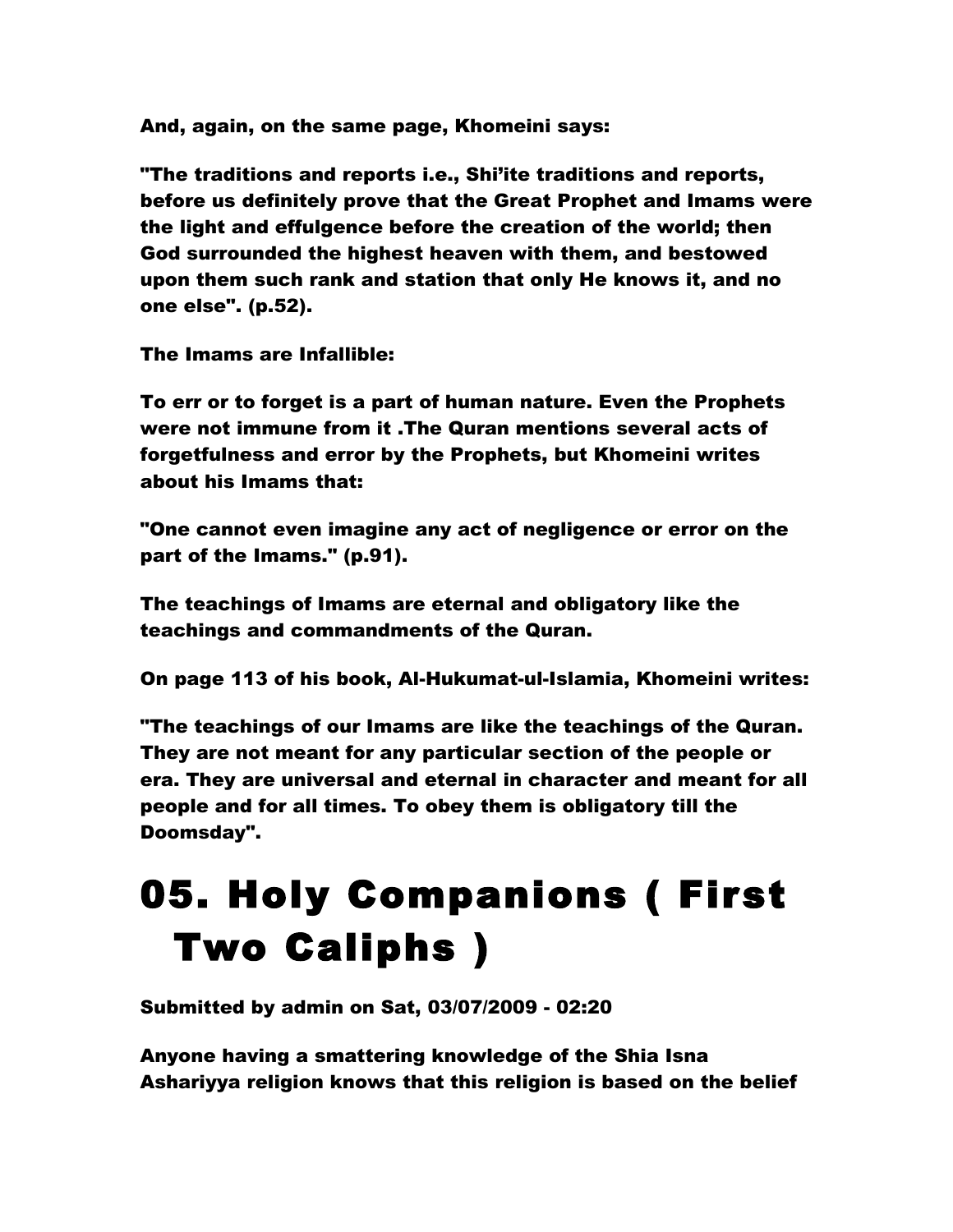And, again, on the same page, Khomeini says:

"The traditions and reports i.e., Shi'ite traditions and reports, before us definitely prove that the Great Prophet and Imams were the light and effulgence before the creation of the world; then God surrounded the highest heaven with them, and bestowed upon them such rank and station that only He knows it, and no one else". (p.52).

The Imams are Infallible:

To err or to forget is a part of human nature. Even the Prophets were not immune from it .The Quran mentions several acts of forgetfulness and error by the Prophets, but Khomeini writes about his Imams that:

"One cannot even imagine any act of negligence or error on the part of the Imams." (p.91).

The teachings of Imams are eternal and obligatory like the teachings and commandments of the Quran.

On page 113 of his book, Al-Hukumat-ul-Islamia, Khomeini writes:

"The teachings of our Imams are like the teachings of the Quran. They are not meant for any particular section of the people or era. They are universal and eternal in character and meant for all people and for all times. To obey them is obligatory till the Doomsday".

# 05. Holy Companions ( First Two Caliphs )

Submitted by admin on Sat, 03/07/2009 - 02:20

Anyone having a smattering knowledge of the Shia Isna Ashariyya religion knows that this religion is based on the belief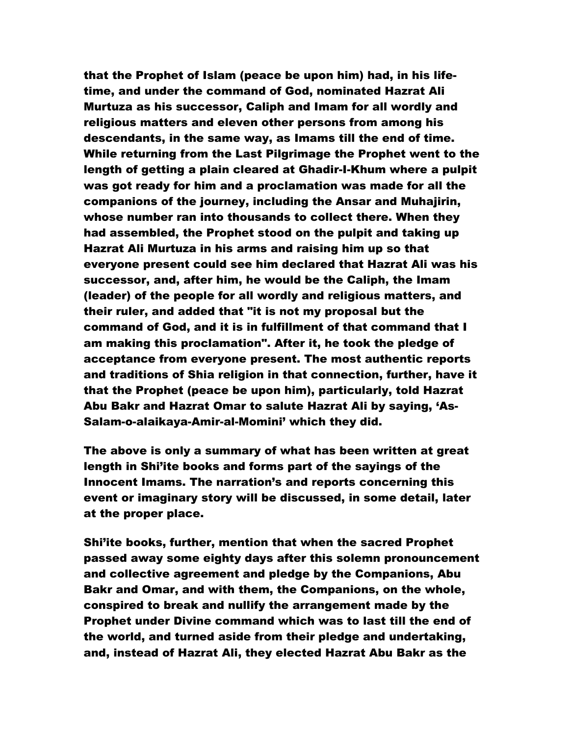that the Prophet of Islam (peace be upon him) had, in his life-time, and under the command of God, nominated Hazrat Ali Murtuza as his successor, Caliph and Imam for all wordly and religious matters and eleven other persons from among his descendants, in the same way, as Imams till the end of time. While returning from the Last Pilgrimage the Prophet went to the length of getting a plain cleared at Ghadir-I-Khum where a pulpit was got ready for him and a proclamation was made for all the companions of the journey, including the Ansar and Muhajirin, whose number ran into thousands to collect there. When they had assembled, the Prophet stood on the pulpit and taking up Hazrat Ali Murtuza in his arms and raising him up so that everyone present could see him declared that Hazrat Ali was his successor, and, after him, he would be the Caliph, the Imam (leader) of the people for all wordly and religious matters, and their ruler, and added that "it is not my proposal but the command of God, and it is in fulfillment of that command that I am making this proclamation". After it, he took the pledge of acceptance from everyone present. The most authentic reports and traditions of Shia religion in that connection, further, have it that the Prophet (peace be upon him), particularly, told Hazrat Abu Bakr and Hazrat Omar to salute Hazrat Ali by saying, 'As-Salam-o-alaikaya-Amir-al-Momini' which they did.

The above is only a summary of what has been written at great length in Shi'ite books and forms part of the sayings of the Innocent Imams. The narration's and reports concerning this event or imaginary story will be discussed, in some detail, later at the proper place.

Shi'ite books, further, mention that when the sacred Prophet passed away some eighty days after this solemn pronouncement and collective agreement and pledge by the Companions, Abu Bakr and Omar, and with them, the Companions, on the whole, conspired to break and nullify the arrangement made by the Prophet under Divine command which was to last till the end of the world, and turned aside from their pledge and undertaking, and, instead of Hazrat Ali, they elected Hazrat Abu Bakr as the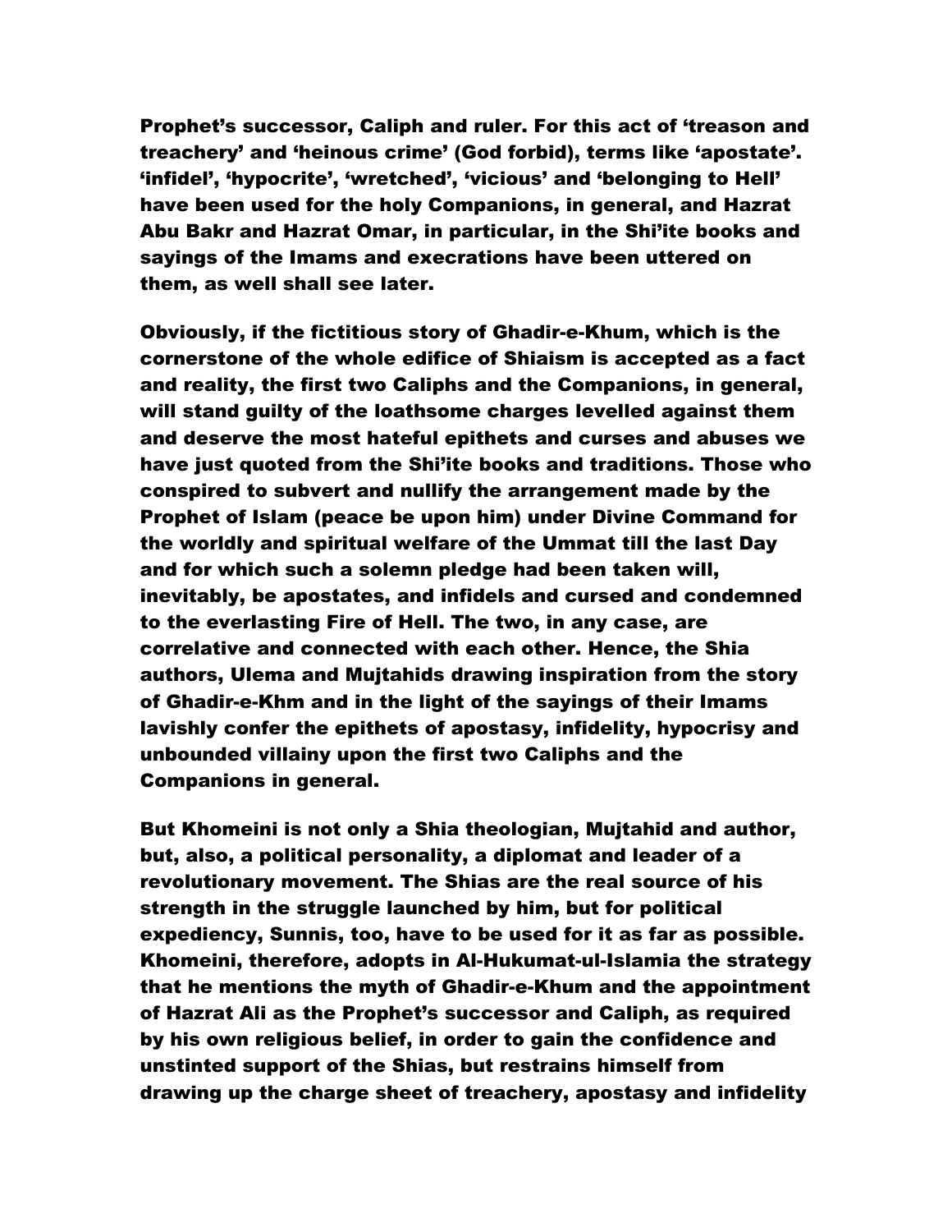**Prophet's successor, Caliph and ruler. For this act of 'treason and treachery' and 'heinous crime' (God forbid), terms like 'apostate'. 'infidel', 'hypocrite', 'wretched', 'vicious' and 'belonging to Hell' have been used for the holy Companions, in general, and Hazrat Abu Bakr and Hazrat Omar, in particular, in the Shi'ite books and sayings of the Imams and execrations have been uttered on them, as well shall see later.**

**Obviously, if the fictitious story of Ghadir-e-Khum, which is the cornerstone of the whole edifice of Shiaism is accepted as a fact and reality, the first two Caliphs and the Companions, in general, will stand guilty of the loathsome charges levelled against them and deserve the most hateful epithets and curses and abuses we have just quoted from the Shi'ite books and traditions. Those who conspired to subvert and nullify the arrangement made by the Prophet of Islam (peace be upon him) under Divine Command for the worldly and spiritual welfare of the Ummat till the last Day and for which such a solemn pledge had been taken will, inevitably, be apostates, and infidels and cursed and condemned to the everlasting Fire of Hell. The two, in any case, are correlative and connected with each other. Hence, the Shia authors, Ulema and Mujtahids drawing inspiration from the story of Ghadir-e-Khm and in the light of the sayings of their Imams lavishly confer the epithets of apostasy, infidelity, hypocrisy and unbounded villainy upon the first two Caliphs and the Companions in general.**

**But Khomeini is not only a Shia theologian, Mujtahid and author, but, also, a political personality, a diplomat and leader of a revolutionary movement. The Shias are the real source of his strength in the struggle launched by him, but for political expediency, Sunnis, too, have to be used for it as far as possible. Khomeini, therefore, adopts in Al-Hukumat-ul-Islamia the strategy that he mentions the myth of Ghadir-e-Khum and the appointment of Hazrat Ali as the Prophet's successor and Caliph, as required by his own religious belief, in order to gain the confidence and unstinted support of the Shias, but restrains himself from drawing up the charge sheet of treachery, apostasy and infidelity**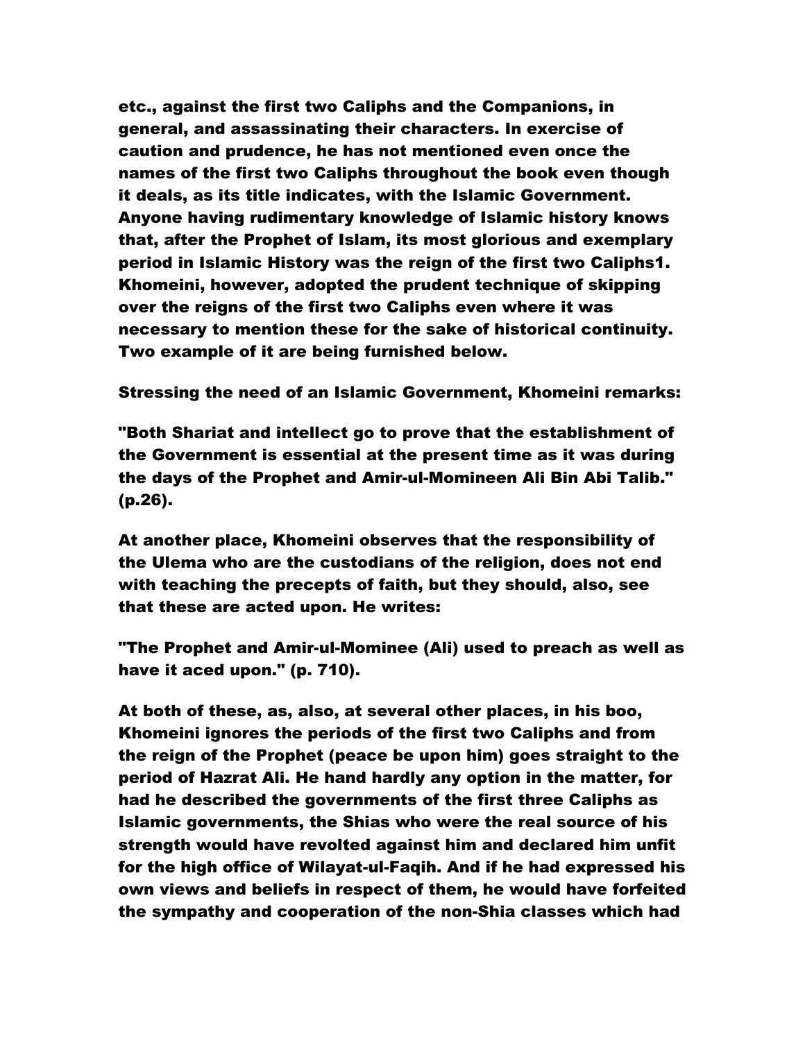etc., against the first two Caliphs and the Companions, in general, and assassinating their characters. In exercise of caution and prudence, he has not mentioned even once the names of the first two Caliphs throughout the book even though it deals, as its title indicates, with the Islamic Government. Anyone having rudimentary knowledge of Islamic history knows that, after the Prophet of Islam, its most glorious and exemplary period in Islamic History was the reign of the first two Caliphs1. Khomeini, however, adopted the prudent technique of skipping over the reigns of the first two Caliphs even where it was necessary to mention these for the sake of historical continuity. Two example of it are being furnished below.

Stressing the need of an Islamic Government, Khomeini remarks:

"Both Shariat and intellect go to prove that the establishment of the Government is essential at the present time as it was during the days of the Prophet and Amir-ul-Momineen Ali Bin Abi Talib." (p.26).

At another place, Khomeini observes that the responsibility of the Ulema who are the custodians of the religion, does not end with teaching the precepts of faith, but they should, also, see that these are acted upon. He writes:

"The Prophet and Amir-ul-Mominee (Ali) used to preach as well as have it aced upon." (p. 710).

At both of these, as, also, at several other places, in his boo, Khomeini ignores the periods of the first two Caliphs and from the reign of the Prophet (peace be upon him) goes straight to the period of Hazrat Ali. He hand hardly any option in the matter, for had he described the governments of the first three Caliphs as Islamic governments, the Shias who were the real source of his strength would have revolted against him and declared him unfit for the high office of Wilayat-ul-Faqih. And if he had expressed his own views and beliefs in respect of them, he would have forfeited the sympathy and cooperation of the non-Shia classes which had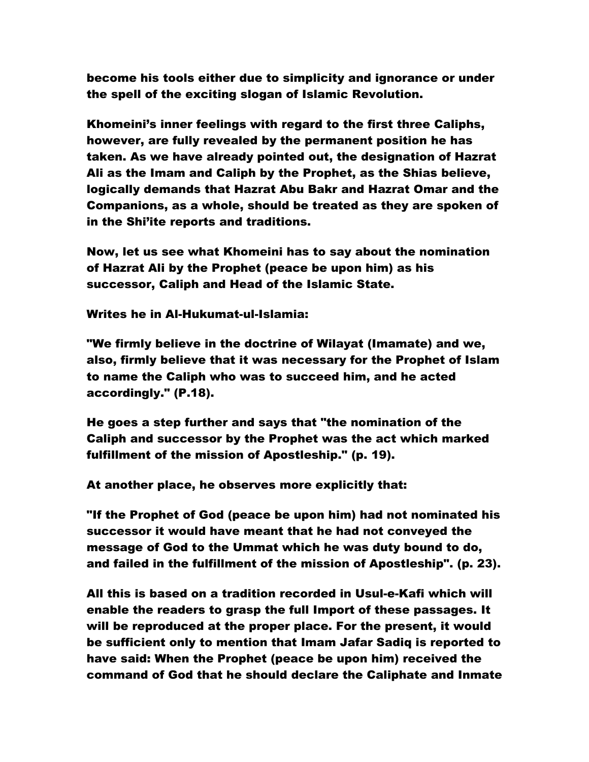become his tools either due to simplicity and ignorance or under the spell of the exciting slogan of Islamic Revolution.

Khomeini's inner feelings with regard to the first three Caliphs, however, are fully revealed by the permanent position he has taken. As we have already pointed out, the designation of Hazrat Ali as the Imam and Caliph by the Prophet, as the Shias believe, logically demands that Hazrat Abu Bakr and Hazrat Omar and the Companions, as a whole, should be treated as they are spoken of in the Shi'ite reports and traditions.

Now, let us see what Khomeini has to say about the nomination of Hazrat Ali by the Prophet (peace be upon him) as his successor, Caliph and Head of the Islamic State.

Writes he in Al-Hukumat-ul-Islamia:

"We firmly believe in the doctrine of Wilayat (Imamate) and we, also, firmly believe that it was necessary for the Prophet of Islam to name the Caliph who was to succeed him, and he acted accordingly." (P.18).

He goes a step further and says that "the nomination of the Caliph and successor by the Prophet was the act which marked fulfillment of the mission of Apostleship." (p. 19).

At another place, he observes more explicitly that:

"If the Prophet of God (peace be upon him) had not nominated his successor it would have meant that he had not conveyed the message of God to the Ummat which he was duty bound to do, and failed in the fulfillment of the mission of Apostleship". (p. 23).

All this is based on a tradition recorded in Usul-e-Kafi which will enable the readers to grasp the full Import of these passages. It will be reproduced at the proper place. For the present, it would be sufficient only to mention that Imam Jafar Sadiq is reported to have said: When the Prophet (peace be upon him) received the command of God that he should declare the Caliphate and Inmate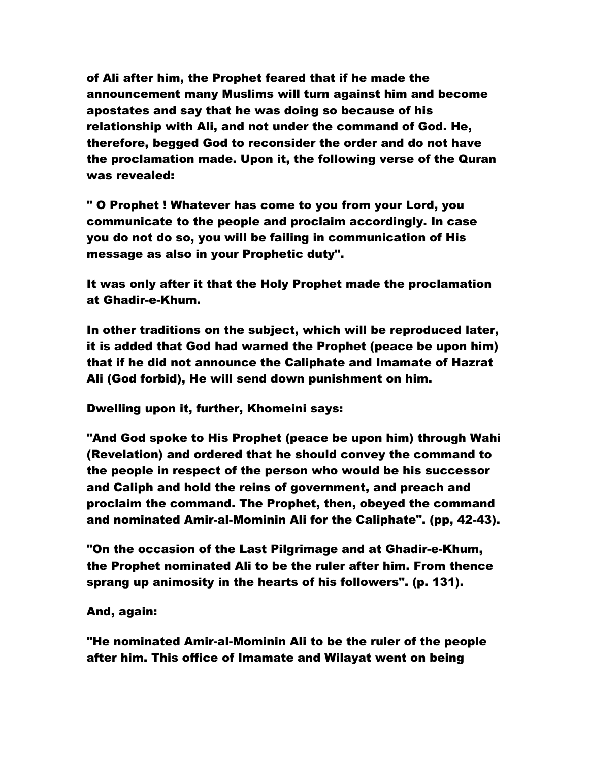of Ali after him, the Prophet feared that if he made the announcement many Muslims will turn against him and become apostates and say that he was doing so because of his relationship with Ali, and not under the command of God. He, therefore, begged God to reconsider the order and do not have the proclamation made. Upon it, the following verse of the Quran was revealed:

" O Prophet ! Whatever has come to you from your Lord, you communicate to the people and proclaim accordingly. In case you do not do so, you will be failing in communication of His message as also in your Prophetic duty".

It was only after it that the Holy Prophet made the proclamation at Ghadir-e-Khum.

In other traditions on the subject, which will be reproduced later, it is added that God had warned the Prophet (peace be upon him) that if he did not announce the Caliphate and Imamate of Hazrat Ali (God forbid), He will send down punishment on him.

Dwelling upon it, further, Khomeini says:

"And God spoke to His Prophet (peace be upon him) through Wahi (Revelation) and ordered that he should convey the command to the people in respect of the person who would be his successor and Caliph and hold the reins of government, and preach and proclaim the command. The Prophet, then, obeyed the command and nominated Amir-al-Mominin Ali for the Caliphate". (pp, 42-43).

"On the occasion of the Last Pilgrimage and at Ghadir-e-Khum, the Prophet nominated Ali to be the ruler after him. From thence sprang up animosity in the hearts of his followers". (p. 131).

And, again:

"He nominated Amir-al-Mominin Ali to be the ruler of the people after him. This office of Imamate and Wilayat went on being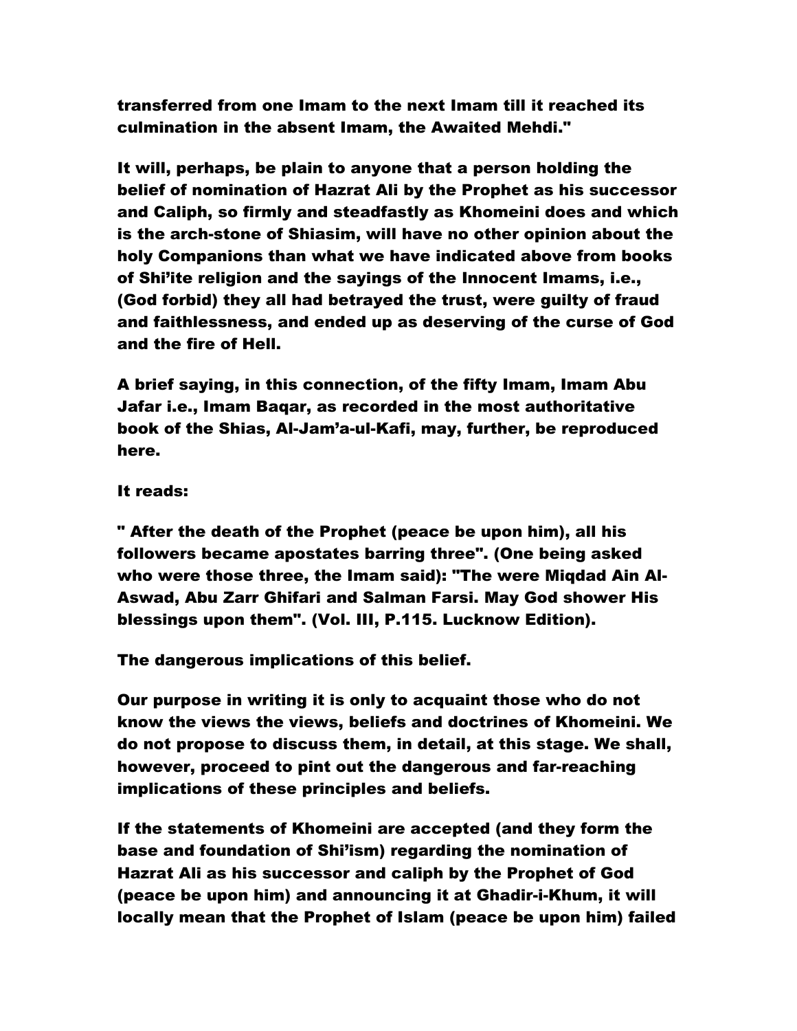transferred from one Imam to the next Imam till it reached its culmination in the absent Imam, the Awaited Mehdi."

It will, perhaps, be plain to anyone that a person holding the belief of nomination of Hazrat Ali by the Prophet as his successor and Caliph, so firmly and steadfastly as Khomeini does and which is the arch-stone of Shiasim, will have no other opinion about the holy Companions than what we have indicated above from books of Shi'ite religion and the sayings of the Innocent Imams, i.e., (God forbid) they all had betrayed the trust, were guilty of fraud and faithlessness, and ended up as deserving of the curse of God and the fire of Hell.

A brief saying, in this connection, of the fifty Imam, Imam Abu Jafar i.e., Imam Baqar, as recorded in the most authoritative book of the Shias, Al-Jam'a-ul-Kafi, may, further, be reproduced here.

It reads:

" After the death of the Prophet (peace be upon him), all his followers became apostates barring three". (One being asked who were those three, the Imam said): "The were Miqdad Ain Al-Aswad, Abu Zarr Ghifari and Salman Farsi. May God shower His blessings upon them". (Vol. III, P.115. Lucknow Edition).

The dangerous implications of this belief.

Our purpose in writing it is only to acquaint those who do not know the views the views, beliefs and doctrines of Khomeini. We do not propose to discuss them, in detail, at this stage. We shall, however, proceed to pint out the dangerous and far-reaching implications of these principles and beliefs.

If the statements of Khomeini are accepted (and they form the base and foundation of Shi'ism) regarding the nomination of Hazrat Ali as his successor and caliph by the Prophet of God (peace be upon him) and announcing it at Ghadir-i-Khum, it will locally mean that the Prophet of Islam (peace be upon him) failed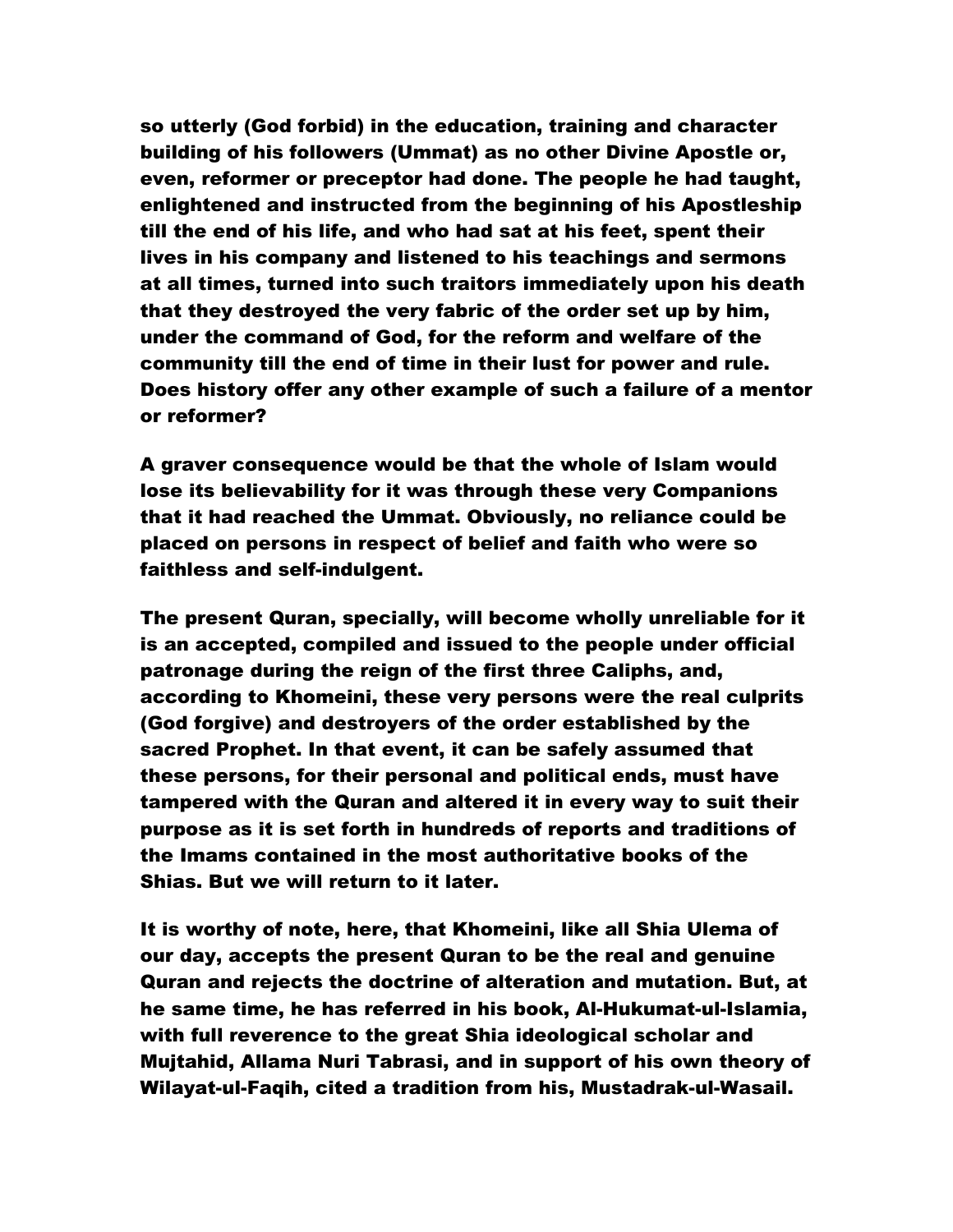so utterly (God forbid) in the education, training and character building of his followers (Ummat) as no other Divine Apostle or, even, reformer or preceptor had done. The people he had taught, enlightened and instructed from the beginning of his Apostleship till the end of his life, and who had sat at his feet, spent their lives in his company and listened to his teachings and sermons at all times, turned into such traitors immediately upon his death that they destroyed the very fabric of the order set up by him, under the command of God, for the reform and welfare of the community till the end of time in their lust for power and rule. Does history offer any other example of such a failure of a mentor or reformer?

A graver consequence would be that the whole of Islam would lose its believability for it was through these very Companions that it had reached the Ummat. Obviously, no reliance could be placed on persons in respect of belief and faith who were so faithless and self-indulgent.

The present Quran, specially, will become wholly unreliable for it is an accepted, compiled and issued to the people under official patronage during the reign of the first three Caliphs, and, according to Khomeini, these very persons were the real culprits (God forgive) and destroyers of the order established by the sacred Prophet. In that event, it can be safely assumed that these persons, for their personal and political ends, must have tampered with the Quran and altered it in every way to suit their purpose as it is set forth in hundreds of reports and traditions of the Imams contained in the most authoritative books of the Shias. But we will return to it later.

It is worthy of note, here, that Khomeini, like all Shia Ulema of our day, accepts the present Quran to be the real and genuine Quran and rejects the doctrine of alteration and mutation. But, at he same time, he has referred in his book, Al-Hukumat-ul-Islamia, with full reverence to the great Shia ideological scholar and Mujtahid, Allama Nuri Tabrasi, and in support of his own theory of Wilayat-ul-Faqih, cited a tradition from his, Mustadrak-ul-Wasail.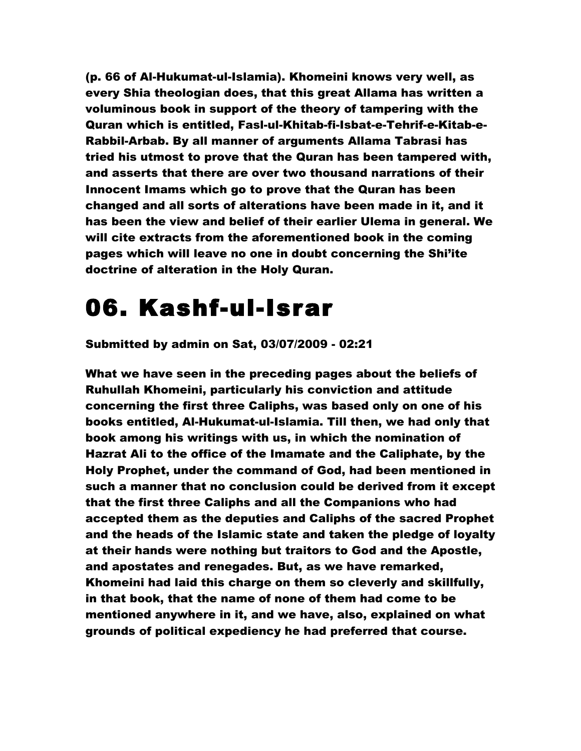**(p. 66 of Al-Hukumat-ul-Islamia). Khomeini knows very well, as every Shia theologian does, that this great Allama has written a voluminous book in support of the theory of tampering with the Quran which is entitled, Fasl-ul-Khitab-fi-Isbat-e-Tehrif-e-Kitab-e-Rabbil-Arbab. By all manner of arguments Allama Tabrasi has tried his utmost to prove that the Quran has been tampered with, and asserts that there are over two thousand narrations of their Innocent Imams which go to prove that the Quran has been changed and all sorts of alterations have been made in it, and it has been the view and belief of their earlier Ulema in general. We will cite extracts from the aforementioned book in the coming pages which will leave no one in doubt concerning the Shi'ite doctrine of alteration in the Holy Quran.**

# 06. Kashf-ul-Israr

**Submitted by admin on Sat, 03/07/2009 - 02:21**

**What we have seen in the preceding pages about the beliefs of Ruhullah Khomeini, particularly his conviction and attitude concerning the first three Caliphs, was based only on one of his books entitled, Al-Hukumat-ul-Islamia. Till then, we had only that book among his writings with us, in which the nomination of Hazrat Ali to the office of the Imamate and the Caliphate, by the Holy Prophet, under the command of God, had been mentioned in such a manner that no conclusion could be derived from it except that the first three Caliphs and all the Companions who had accepted them as the deputies and Caliphs of the sacred Prophet and the heads of the Islamic state and taken the pledge of loyalty at their hands were nothing but traitors to God and the Apostle, and apostates and renegades. But, as we have remarked, Khomeini had laid this charge on them so cleverly and skillfully, in that book, that the name of none of them had come to be mentioned anywhere in it, and we have, also, explained on what grounds of political expediency he had preferred that course.**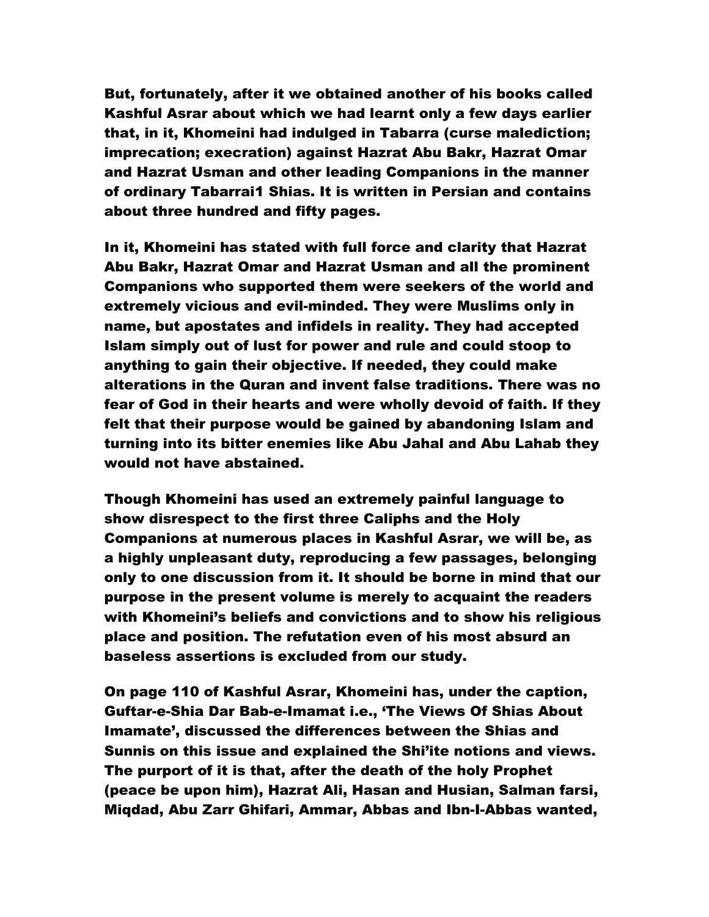But, fortunately, after it we obtained another of his books called Kashful Asrar about which we had learnt only a few days earlier that, in it, Khomeini had indulged in Tabarra (curse malediction; imprecation; execration) against Hazrat Abu Bakr, Hazrat Omar and Hazrat Usman and other leading Companions in the manner of ordinary Tabarrai[1] Shias. It is written in Persian and contains about three hundred and fifty pages.

In it, Khomeini has stated with full force and clarity that Hazrat Abu Bakr, Hazrat Omar and Hazrat Usman and all the prominent Companions who supported them were seekers of the world and extremely vicious and evil-minded. They were Muslims only in name, but apostates and infidels in reality. They had accepted Islam simply out of lust for power and rule and could stoop to anything to gain their objective. If needed, they could make alterations in the Quran and invent false traditions. There was no fear of God in their hearts and were wholly devoid of faith. If they felt that their purpose would be gained by abandoning Islam and turning into its bitter enemies like Abu Jahal and Abu Lahab they would not have abstained.

Though Khomeini has used an extremely painful language to show disrespect to the first three Caliphs and the Holy Companions at numerous places in Kashful Asrar, we will be, as a highly unpleasant duty, reproducing a few passages, belonging only to one discussion from it. It should be borne in mind that our purpose in the present volume is merely to acquaint the readers with Khomeini's beliefs and convictions and to show his religious place and position. The refutation even of his most absurd an baseless assertions is excluded from our study.

On page 110 of Kashful Asrar, Khomeini has, under the caption, Guftar-e-Shia Dar Bab-e-Imamat i.e., 'The Views Of Shias About Imamate', discussed the differences between the Shias and Sunnis on this issue and explained the Shi'ite notions and views. The purport of it is that, after the death of the holy Prophet (peace be upon him), Hazrat Ali, Hasan and Husian, Salman farsi, Miqdad, Abu Zarr Ghifari, Ammar, Abbas and Ibn-I-Abbas wanted,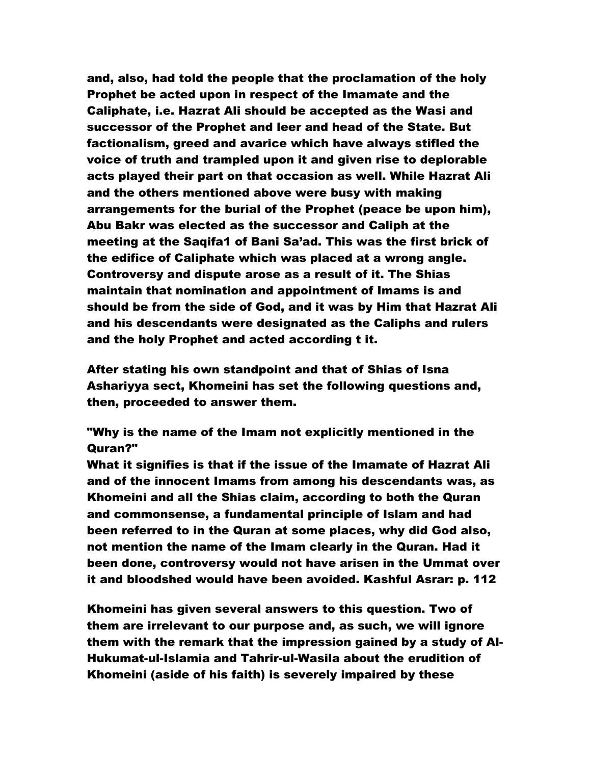and, also, had told the people that the proclamation of the holy Prophet be acted upon in respect of the Imamate and the Caliphate, i.e. Hazrat Ali should be accepted as the Wasi and successor of the Prophet and leer and head of the State. But factionalism, greed and avarice which have always stifled the voice of truth and trampled upon it and given rise to deplorable acts played their part on that occasion as well. While Hazrat Ali and the others mentioned above were busy with making arrangements for the burial of the Prophet (peace be upon him), Abu Bakr was elected as the successor and Caliph at the meeting at the Saqifa1 of Bani Sa'ad. This was the first brick of the edifice of Caliphate which was placed at a wrong angle. Controversy and dispute arose as a result of it. The Shias maintain that nomination and appointment of Imams is and should be from the side of God, and it was by Him that Hazrat Ali and his descendants were designated as the Caliphs and rulers and the holy Prophet and acted according t it.

After stating his own standpoint and that of Shias of Isna Ashariyya sect, Khomeini has set the following questions and, then, proceeded to answer them.

"Why is the name of the Imam not explicitly mentioned in the Quran?"
What it signifies is that if the issue of the Imamate of Hazrat Ali and of the innocent Imams from among his descendants was, as Khomeini and all the Shias claim, according to both the Quran and commonsense, a fundamental principle of Islam and had been referred to in the Quran at some places, why did God also, not mention the name of the Imam clearly in the Quran. Had it been done, controversy would not have arisen in the Ummat over it and bloodshed would have been avoided. Kashful Asrar: p. 112

Khomeini has given several answers to this question. Two of them are irrelevant to our purpose and, as such, we will ignore them with the remark that the impression gained by a study of Al-Hukumat-ul-Islamia and Tahrir-ul-Wasila about the erudition of Khomeini (aside of his faith) is severely impaired by these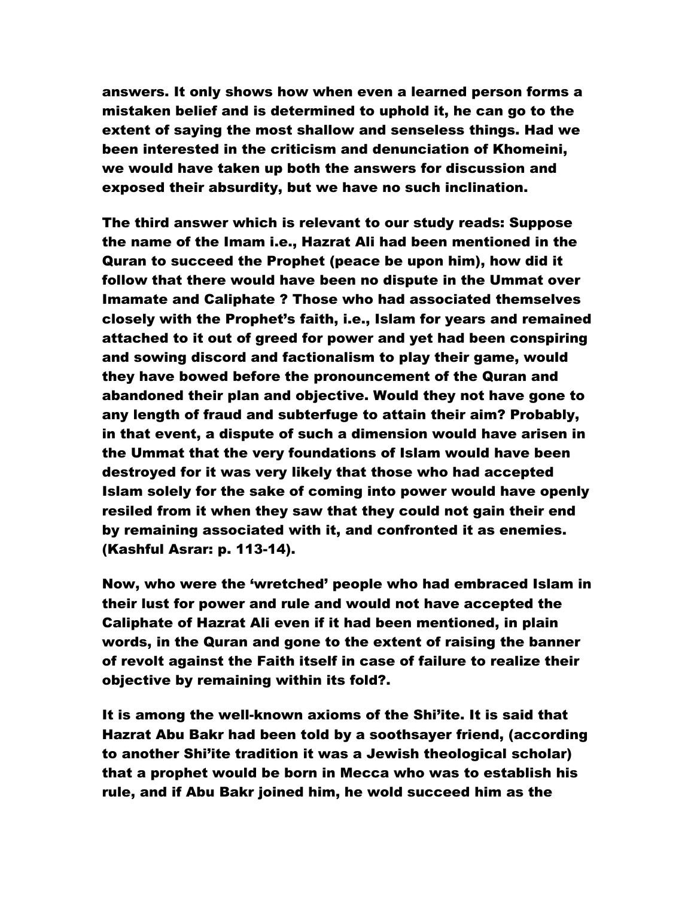**answers. It only shows how when even a learned person forms a mistaken belief and is determined to uphold it, he can go to the extent of saying the most shallow and senseless things. Had we been interested in the criticism and denunciation of Khomeini, we would have taken up both the answers for discussion and exposed their absurdity, but we have no such inclination.**

**The third answer which is relevant to our study reads: Suppose the name of the Imam i.e., Hazrat Ali had been mentioned in the Quran to succeed the Prophet (peace be upon him), how did it follow that there would have been no dispute in the Ummat over Imamate and Caliphate ? Those who had associated themselves closely with the Prophet's faith, i.e., Islam for years and remained attached to it out of greed for power and yet had been conspiring and sowing discord and factionalism to play their game, would they have bowed before the pronouncement of the Quran and abandoned their plan and objective. Would they not have gone to any length of fraud and subterfuge to attain their aim? Probably, in that event, a dispute of such a dimension would have arisen in the Ummat that the very foundations of Islam would have been destroyed for it was very likely that those who had accepted Islam solely for the sake of coming into power would have openly resiled from it when they saw that they could not gain their end by remaining associated with it, and confronted it as enemies. (Kashful Asrar: p. 113-14).**

**Now, who were the 'wretched' people who had embraced Islam in their lust for power and rule and would not have accepted the Caliphate of Hazrat Ali even if it had been mentioned, in plain words, in the Quran and gone to the extent of raising the banner of revolt against the Faith itself in case of failure to realize their objective by remaining within its fold?.**

**It is among the well-known axioms of the Shi'ite. It is said that Hazrat Abu Bakr had been told by a soothsayer friend, (according to another Shi'ite tradition it was a Jewish theological scholar) that a prophet would be born in Mecca who was to establish his rule, and if Abu Bakr joined him, he wold succeed him as the**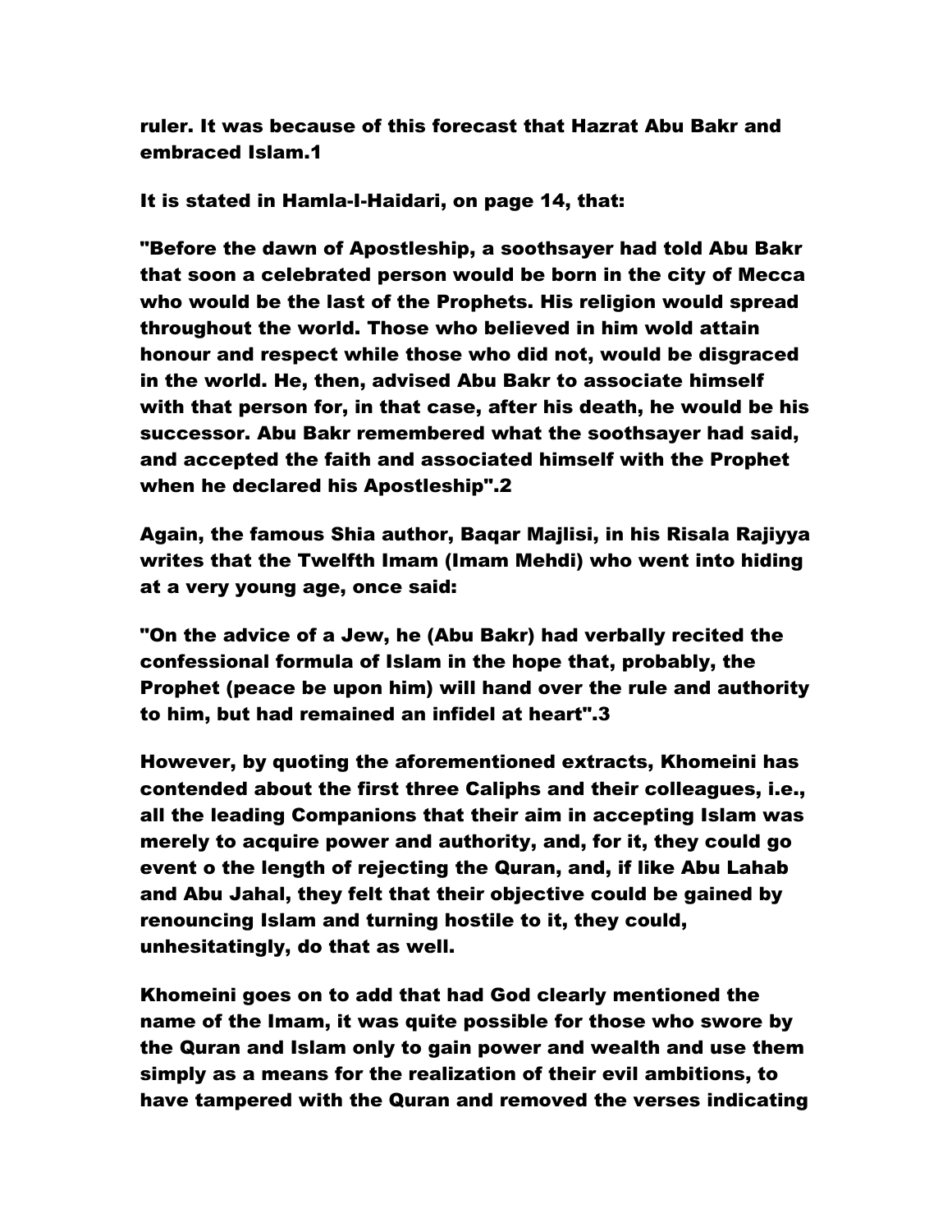ruler. It was because of this forecast that Hazrat Abu Bakr and embraced Islam.1

It is stated in Hamla-I-Haidari, on page 14, that:

"Before the dawn of Apostleship, a soothsayer had told Abu Bakr that soon a celebrated person would be born in the city of Mecca who would be the last of the Prophets. His religion would spread throughout the world. Those who believed in him wold attain honour and respect while those who did not, would be disgraced in the world. He, then, advised Abu Bakr to associate himself with that person for, in that case, after his death, he would be his successor. Abu Bakr remembered what the soothsayer had said, and accepted the faith and associated himself with the Prophet when he declared his Apostleship".2

Again, the famous Shia author, Baqar Majlisi, in his Risala Rajiyya writes that the Twelfth Imam (Imam Mehdi) who went into hiding at a very young age, once said:

"On the advice of a Jew, he (Abu Bakr) had verbally recited the confessional formula of Islam in the hope that, probably, the Prophet (peace be upon him) will hand over the rule and authority to him, but had remained an infidel at heart".3

However, by quoting the aforementioned extracts, Khomeini has contended about the first three Caliphs and their colleagues, i.e., all the leading Companions that their aim in accepting Islam was merely to acquire power and authority, and, for it, they could go event o the length of rejecting the Quran, and, if like Abu Lahab and Abu Jahal, they felt that their objective could be gained by renouncing Islam and turning hostile to it, they could, unhesitatingly, do that as well.

Khomeini goes on to add that had God clearly mentioned the name of the Imam, it was quite possible for those who swore by the Quran and Islam only to gain power and wealth and use them simply as a means for the realization of their evil ambitions, to have tampered with the Quran and removed the verses indicating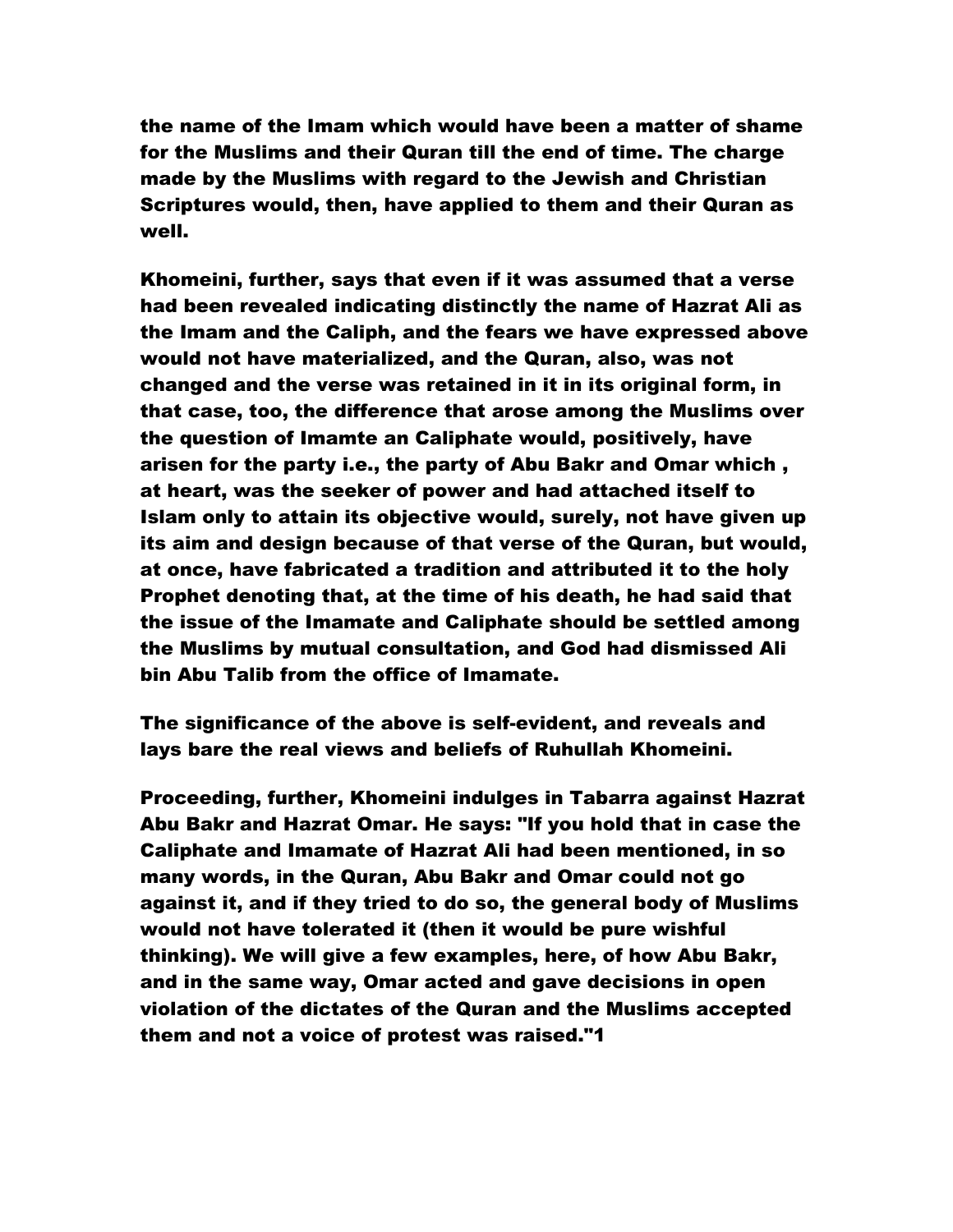the name of the Imam which would have been a matter of shame for the Muslims and their Quran till the end of time. The charge made by the Muslims with regard to the Jewish and Christian Scriptures would, then, have applied to them and their Quran as well.

Khomeini, further, says that even if it was assumed that a verse had been revealed indicating distinctly the name of Hazrat Ali as the Imam and the Caliph, and the fears we have expressed above would not have materialized, and the Quran, also, was not changed and the verse was retained in it in its original form, in that case, too, the difference that arose among the Muslims over the question of Imamte an Caliphate would, positively, have arisen for the party i.e., the party of Abu Bakr and Omar which , at heart, was the seeker of power and had attached itself to Islam only to attain its objective would, surely, not have given up its aim and design because of that verse of the Quran, but would, at once, have fabricated a tradition and attributed it to the holy Prophet denoting that, at the time of his death, he had said that the issue of the Imamate and Caliphate should be settled among the Muslims by mutual consultation, and God had dismissed Ali bin Abu Talib from the office of Imamate.

The significance of the above is self-evident, and reveals and lays bare the real views and beliefs of Ruhullah Khomeini.

Proceeding, further, Khomeini indulges in Tabarra against Hazrat Abu Bakr and Hazrat Omar. He says: "If you hold that in case the Caliphate and Imamate of Hazrat Ali had been mentioned, in so many words, in the Quran, Abu Bakr and Omar could not go against it, and if they tried to do so, the general body of Muslims would not have tolerated it (then it would be pure wishful thinking). We will give a few examples, here, of how Abu Bakr, and in the same way, Omar acted and gave decisions in open violation of the dictates of the Quran and the Muslims accepted them and not a voice of protest was raised."[1]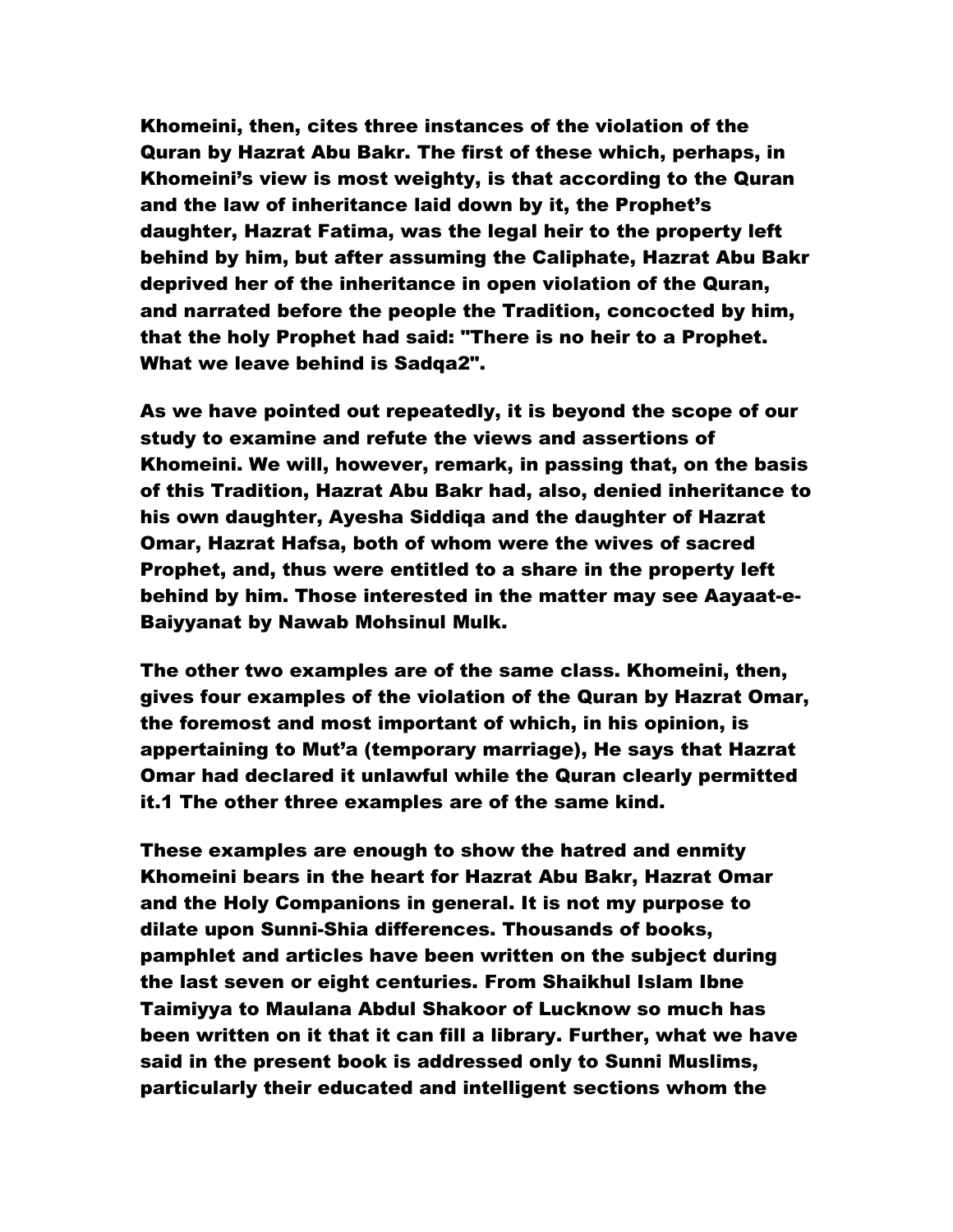Khomeini, then, cites three instances of the violation of the Quran by Hazrat Abu Bakr. The first of these which, perhaps, in Khomeini's view is most weighty, is that according to the Quran and the law of inheritance laid down by it, the Prophet's daughter, Hazrat Fatima, was the legal heir to the property left behind by him, but after assuming the Caliphate, Hazrat Abu Bakr deprived her of the inheritance in open violation of the Quran, and narrated before the people the Tradition, concocted by him, that the holy Prophet had said: "There is no heir to a Prophet. What we leave behind is Sadqa[2]".

As we have pointed out repeatedly, it is beyond the scope of our study to examine and refute the views and assertions of Khomeini. We will, however, remark, in passing that, on the basis of this Tradition, Hazrat Abu Bakr had, also, denied inheritance to his own daughter, Ayesha Siddiqa and the daughter of Hazrat Omar, Hazrat Hafsa, both of whom were the wives of sacred Prophet, and, thus were entitled to a share in the property left behind by him. Those interested in the matter may see Aayaat-e-Baiyyanat by Nawab Mohsinul Mulk.

The other two examples are of the same class. Khomeini, then, gives four examples of the violation of the Quran by Hazrat Omar, the foremost and most important of which, in his opinion, is appertaining to Mut'a (temporary marriage), He says that Hazrat Omar had declared it unlawful while the Quran clearly permitted it.[1] The other three examples are of the same kind.

These examples are enough to show the hatred and enmity Khomeini bears in the heart for Hazrat Abu Bakr, Hazrat Omar and the Holy Companions in general. It is not my purpose to dilate upon Sunni-Shia differences. Thousands of books, pamphlet and articles have been written on the subject during the last seven or eight centuries. From Shaikhul Islam Ibne Taimiyya to Maulana Abdul Shakoor of Lucknow so much has been written on it that it can fill a library. Further, what we have said in the present book is addressed only to Sunni Muslims, particularly their educated and intelligent sections whom the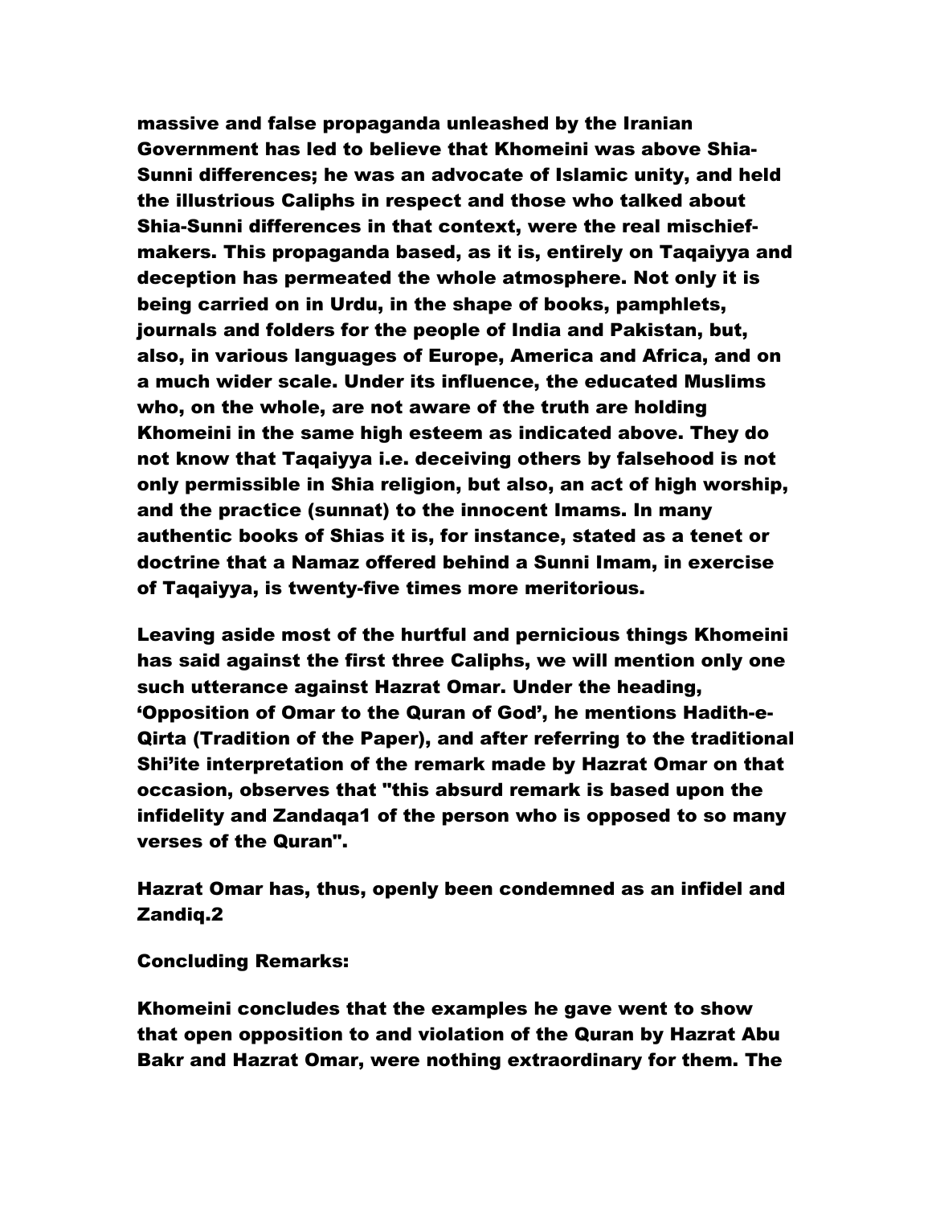massive and false propaganda unleashed by the Iranian Government has led to believe that Khomeini was above Shia-Sunni differences; he was an advocate of Islamic unity, and held the illustrious Caliphs in respect and those who talked about Shia-Sunni differences in that context, were the real mischief-makers. This propaganda based, as it is, entirely on Taqaiyya and deception has permeated the whole atmosphere. Not only it is being carried on in Urdu, in the shape of books, pamphlets, journals and folders for the people of India and Pakistan, but, also, in various languages of Europe, America and Africa, and on a much wider scale. Under its influence, the educated Muslims who, on the whole, are not aware of the truth are holding Khomeini in the same high esteem as indicated above. They do not know that Taqaiyya i.e. deceiving others by falsehood is not only permissible in Shia religion, but also, an act of high worship, and the practice (sunnat) to the innocent Imams. In many authentic books of Shias it is, for instance, stated as a tenet or doctrine that a Namaz offered behind a Sunni Imam, in exercise of Taqaiyya, is twenty-five times more meritorious.

Leaving aside most of the hurtful and pernicious things Khomeini has said against the first three Caliphs, we will mention only one such utterance against Hazrat Omar. Under the heading, 'Opposition of Omar to the Quran of God', he mentions Hadith-e-Qirta (Tradition of the Paper), and after referring to the traditional Shi'ite interpretation of the remark made by Hazrat Omar on that occasion, observes that "this absurd remark is based upon the infidelity and Zandaqa[1] of the person who is opposed to so many verses of the Quran".

Hazrat Omar has, thus, openly been condemned as an infidel and Zandiq.[2]

**Concluding Remarks:**

Khomeini concludes that the examples he gave went to show that open opposition to and violation of the Quran by Hazrat Abu Bakr and Hazrat Omar, were nothing extraordinary for them. The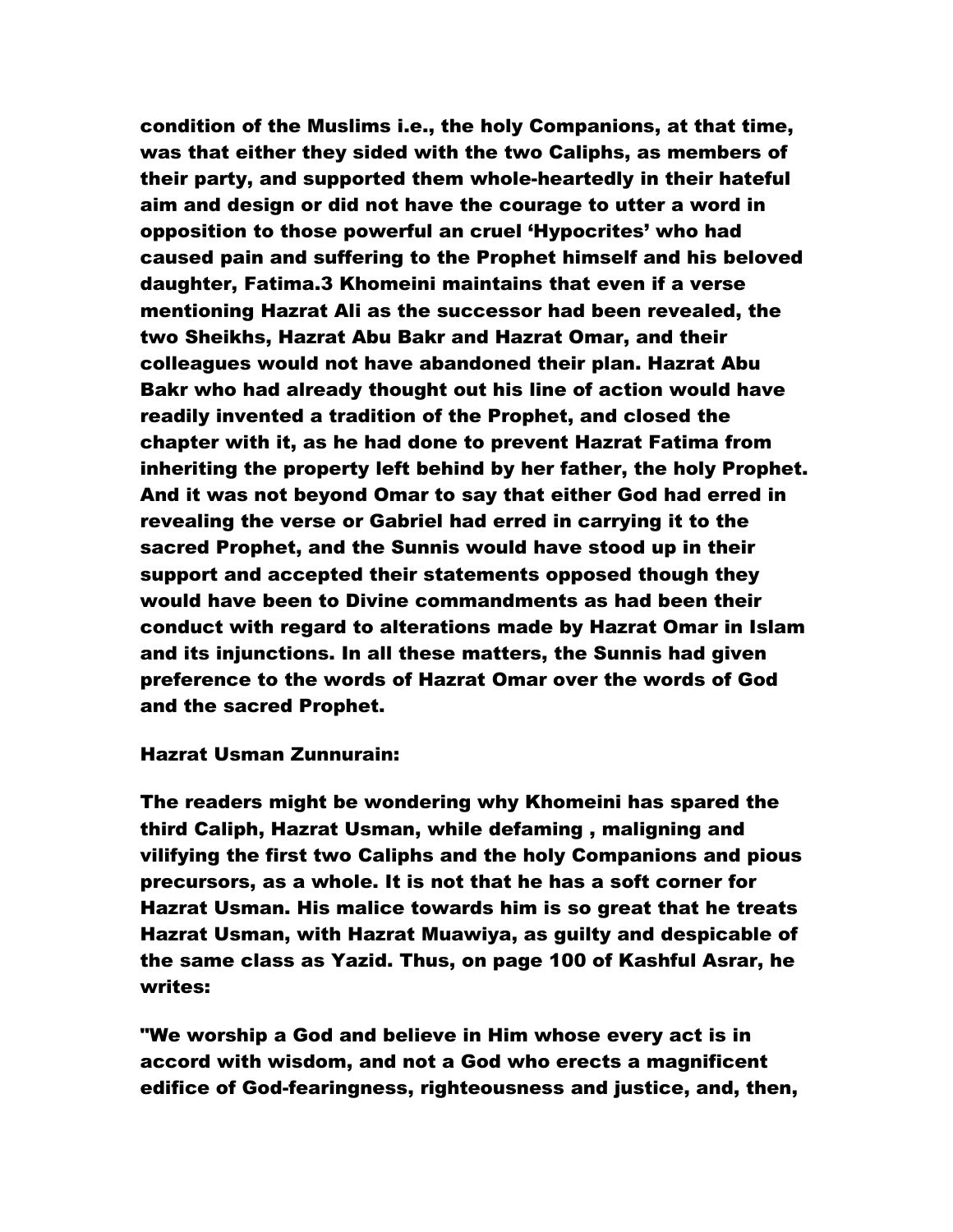condition of the Muslims i.e., the holy Companions, at that time, was that either they sided with the two Caliphs, as members of their party, and supported them whole-heartedly in their hateful aim and design or did not have the courage to utter a word in opposition to those powerful an cruel 'Hypocrites' who had caused pain and suffering to the Prophet himself and his beloved daughter, Fatima.3 Khomeini maintains that even if a verse mentioning Hazrat Ali as the successor had been revealed, the two Sheikhs, Hazrat Abu Bakr and Hazrat Omar, and their colleagues would not have abandoned their plan. Hazrat Abu Bakr who had already thought out his line of action would have readily invented a tradition of the Prophet, and closed the chapter with it, as he had done to prevent Hazrat Fatima from inheriting the property left behind by her father, the holy Prophet. And it was not beyond Omar to say that either God had erred in revealing the verse or Gabriel had erred in carrying it to the sacred Prophet, and the Sunnis would have stood up in their support and accepted their statements opposed though they would have been to Divine commandments as had been their conduct with regard to alterations made by Hazrat Omar in Islam and its injunctions. In all these matters, the Sunnis had given preference to the words of Hazrat Omar over the words of God and the sacred Prophet.

Hazrat Usman Zunnurain:

The readers might be wondering why Khomeini has spared the third Caliph, Hazrat Usman, while defaming , maligning and vilifying the first two Caliphs and the holy Companions and pious precursors, as a whole. It is not that he has a soft corner for Hazrat Usman. His malice towards him is so great that he treats Hazrat Usman, with Hazrat Muawiya, as guilty and despicable of the same class as Yazid. Thus, on page 100 of Kashful Asrar, he writes:

"We worship a God and believe in Him whose every act is in accord with wisdom, and not a God who erects a magnificent edifice of God-fearingness, righteousness and justice, and, then,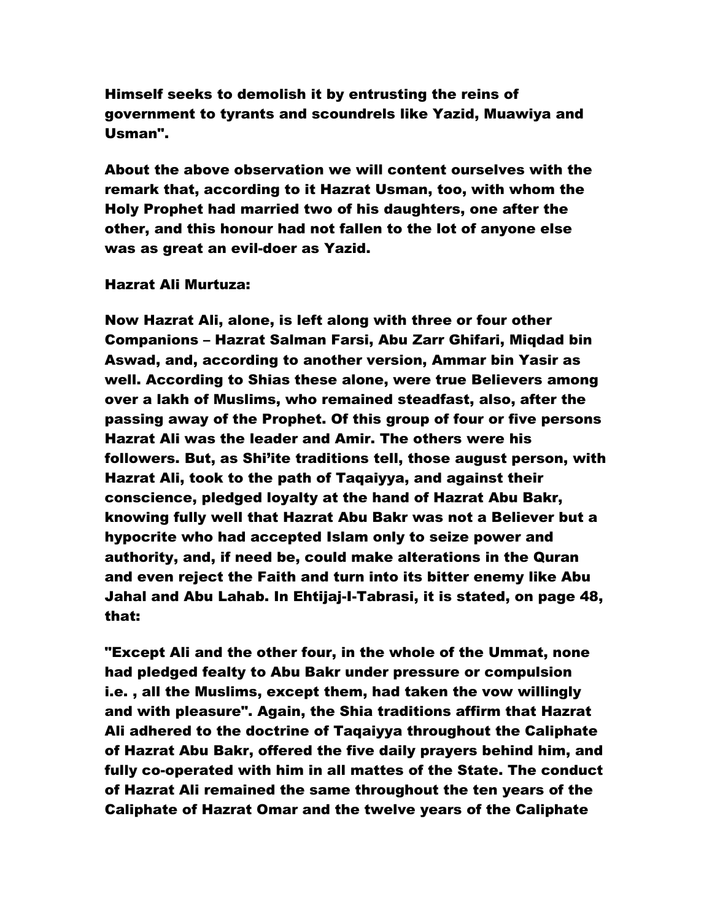Himself seeks to demolish it by entrusting the reins of government to tyrants and scoundrels like Yazid, Muawiya and Usman".

About the above observation we will content ourselves with the remark that, according to it Hazrat Usman, too, with whom the Holy Prophet had married two of his daughters, one after the other, and this honour had not fallen to the lot of anyone else was as great an evil-doer as Yazid.

Hazrat Ali Murtuza:

Now Hazrat Ali, alone, is left along with three or four other Companions – Hazrat Salman Farsi, Abu Zarr Ghifari, Miqdad bin Aswad, and, according to another version, Ammar bin Yasir as well. According to Shias these alone, were true Believers among over a lakh of Muslims, who remained steadfast, also, after the passing away of the Prophet. Of this group of four or five persons Hazrat Ali was the leader and Amir. The others were his followers. But, as Shi'ite traditions tell, those august person, with Hazrat Ali, took to the path of Taqaiyya, and against their conscience, pledged loyalty at the hand of Hazrat Abu Bakr, knowing fully well that Hazrat Abu Bakr was not a Believer but a hypocrite who had accepted Islam only to seize power and authority, and, if need be, could make alterations in the Quran and even reject the Faith and turn into its bitter enemy like Abu Jahal and Abu Lahab. In Ehtijaj-I-Tabrasi, it is stated, on page 48, that:

"Except Ali and the other four, in the whole of the Ummat, none had pledged fealty to Abu Bakr under pressure or compulsion i.e. , all the Muslims, except them, had taken the vow willingly and with pleasure". Again, the Shia traditions affirm that Hazrat Ali adhered to the doctrine of Taqaiyya throughout the Caliphate of Hazrat Abu Bakr, offered the five daily prayers behind him, and fully co-operated with him in all mattes of the State. The conduct of Hazrat Ali remained the same throughout the ten years of the Caliphate of Hazrat Omar and the twelve years of the Caliphate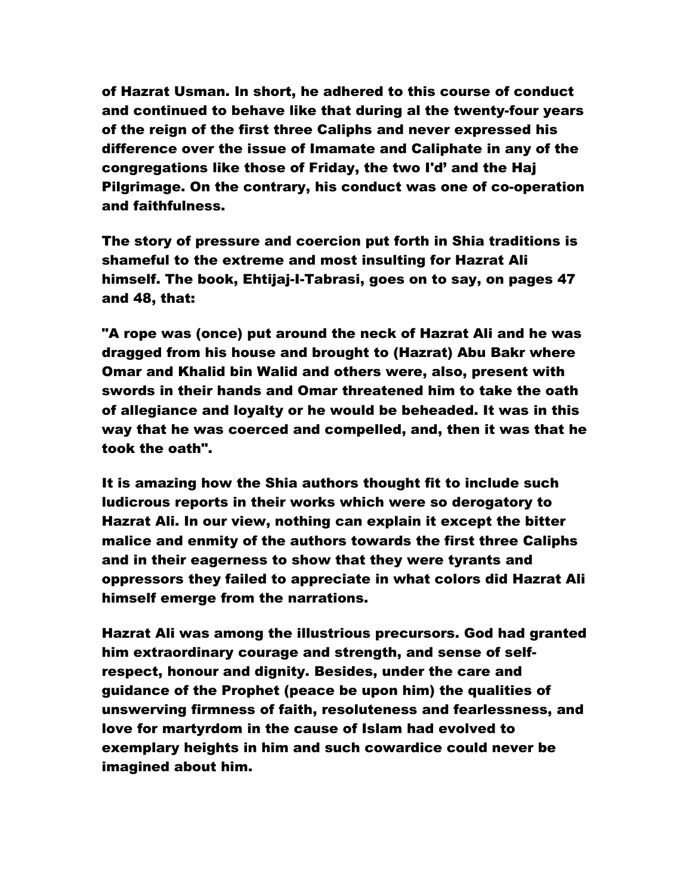of Hazrat Usman. In short, he adhered to this course of conduct and continued to behave like that during al the twenty-four years of the reign of the first three Caliphs and never expressed his difference over the issue of Imamate and Caliphate in any of the congregations like those of Friday, the two I'd' and the Haj Pilgrimage. On the contrary, his conduct was one of co-operation and faithfulness.

The story of pressure and coercion put forth in Shia traditions is shameful to the extreme and most insulting for Hazrat Ali himself. The book, Ehtijaj-I-Tabrasi, goes on to say, on pages 47 and 48, that:

"A rope was (once) put around the neck of Hazrat Ali and he was dragged from his house and brought to (Hazrat) Abu Bakr where Omar and Khalid bin Walid and others were, also, present with swords in their hands and Omar threatened him to take the oath of allegiance and loyalty or he would be beheaded. It was in this way that he was coerced and compelled, and, then it was that he took the oath".

It is amazing how the Shia authors thought fit to include such ludicrous reports in their works which were so derogatory to Hazrat Ali. In our view, nothing can explain it except the bitter malice and enmity of the authors towards the first three Caliphs and in their eagerness to show that they were tyrants and oppressors they failed to appreciate in what colors did Hazrat Ali himself emerge from the narrations.

Hazrat Ali was among the illustrious precursors. God had granted him extraordinary courage and strength, and sense of self-respect, honour and dignity. Besides, under the care and guidance of the Prophet (peace be upon him) the qualities of unswerving firmness of faith, resoluteness and fearlessness, and love for martyrdom in the cause of Islam had evolved to exemplary heights in him and such cowardice could never be imagined about him.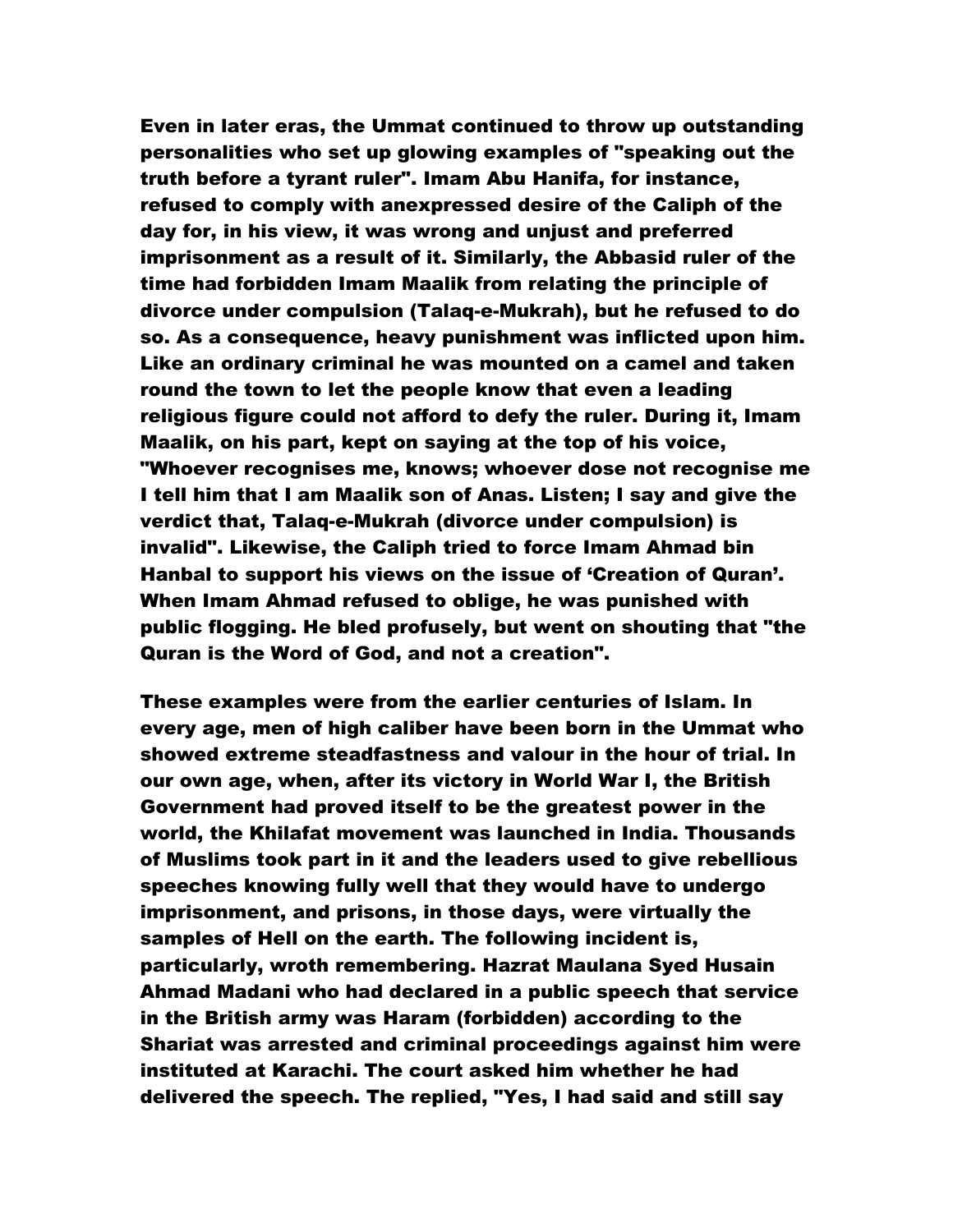Even in later eras, the Ummat continued to throw up outstanding personalities who set up glowing examples of "speaking out the truth before a tyrant ruler". Imam Abu Hanifa, for instance, refused to comply with anexpressed desire of the Caliph of the day for, in his view, it was wrong and unjust and preferred imprisonment as a result of it. Similarly, the Abbasid ruler of the time had forbidden Imam Maalik from relating the principle of divorce under compulsion (Talaq-e-Mukrah), but he refused to do so. As a consequence, heavy punishment was inflicted upon him. Like an ordinary criminal he was mounted on a camel and taken round the town to let the people know that even a leading religious figure could not afford to defy the ruler. During it, Imam Maalik, on his part, kept on saying at the top of his voice, "Whoever recognises me, knows; whoever dose not recognise me I tell him that I am Maalik son of Anas. Listen; I say and give the verdict that, Talaq-e-Mukrah (divorce under compulsion) is invalid". Likewise, the Caliph tried to force Imam Ahmad bin Hanbal to support his views on the issue of 'Creation of Quran'. When Imam Ahmad refused to oblige, he was punished with public flogging. He bled profusely, but went on shouting that "the Quran is the Word of God, and not a creation".

These examples were from the earlier centuries of Islam. In every age, men of high caliber have been born in the Ummat who showed extreme steadfastness and valour in the hour of trial. In our own age, when, after its victory in World War I, the British Government had proved itself to be the greatest power in the world, the Khilafat movement was launched in India. Thousands of Muslims took part in it and the leaders used to give rebellious speeches knowing fully well that they would have to undergo imprisonment, and prisons, in those days, were virtually the samples of Hell on the earth. The following incident is, particularly, wroth remembering. Hazrat Maulana Syed Husain Ahmad Madani who had declared in a public speech that service in the British army was Haram (forbidden) according to the Shariat was arrested and criminal proceedings against him were instituted at Karachi. The court asked him whether he had delivered the speech. The replied, "Yes, I had said and still say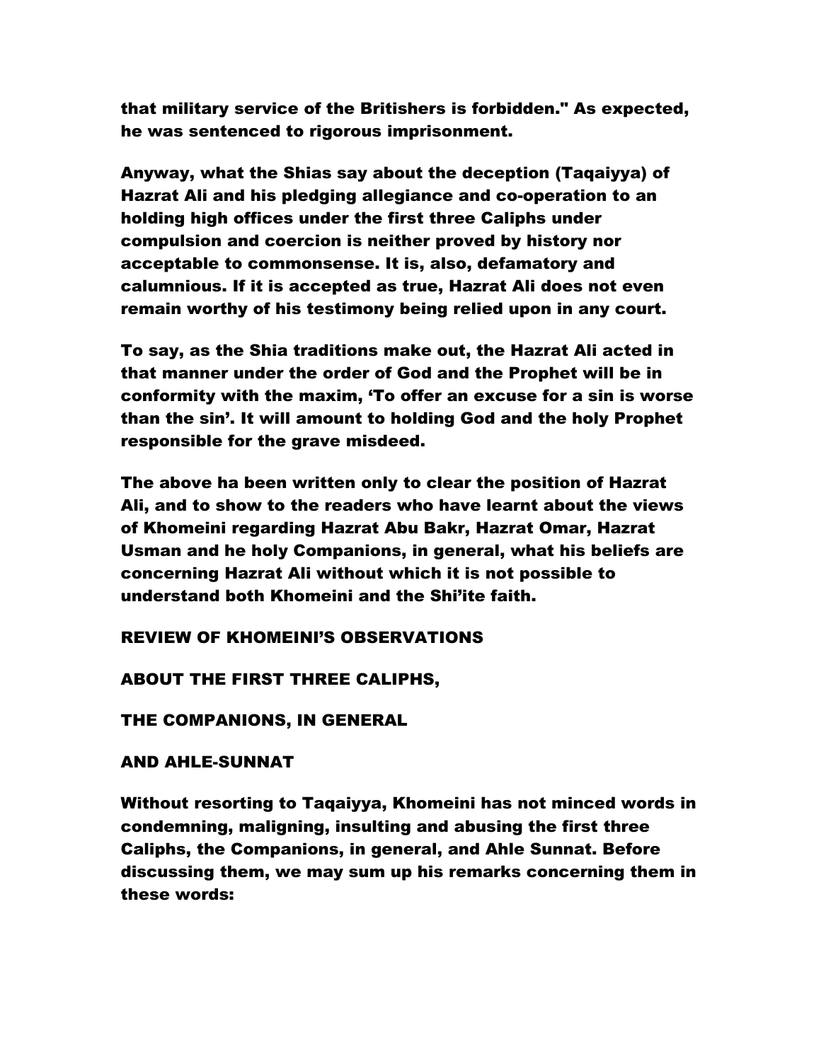**that military service of the Britishers is forbidden." As expected, he was sentenced to rigorous imprisonment.**

**Anyway, what the Shias say about the deception (Taqaiyya) of Hazrat Ali and his pledging allegiance and co-operation to an holding high offices under the first three Caliphs under compulsion and coercion is neither proved by history nor acceptable to commonsense. It is, also, defamatory and calumnious. If it is accepted as true, Hazrat Ali does not even remain worthy of his testimony being relied upon in any court.**

**To say, as the Shia traditions make out, the Hazrat Ali acted in that manner under the order of God and the Prophet will be in conformity with the maxim, 'To offer an excuse for a sin is worse than the sin'. It will amount to holding God and the holy Prophet responsible for the grave misdeed.**

**The above ha been written only to clear the position of Hazrat Ali, and to show to the readers who have learnt about the views of Khomeini regarding Hazrat Abu Bakr, Hazrat Omar, Hazrat Usman and he holy Companions, in general, what his beliefs are concerning Hazrat Ali without which it is not possible to understand both Khomeini and the Shi'ite faith.**

## REVIEW OF KHOMEINI'S OBSERVATIONS ABOUT THE FIRST THREE CALIPHS, THE COMPANIONS, IN GENERAL AND AHLE-SUNNAT

**Without resorting to Taqaiyya, Khomeini has not minced words in condemning, maligning, insulting and abusing the first three Caliphs, the Companions, in general, and Ahle Sunnat. Before discussing them, we may sum up his remarks concerning them in these words:**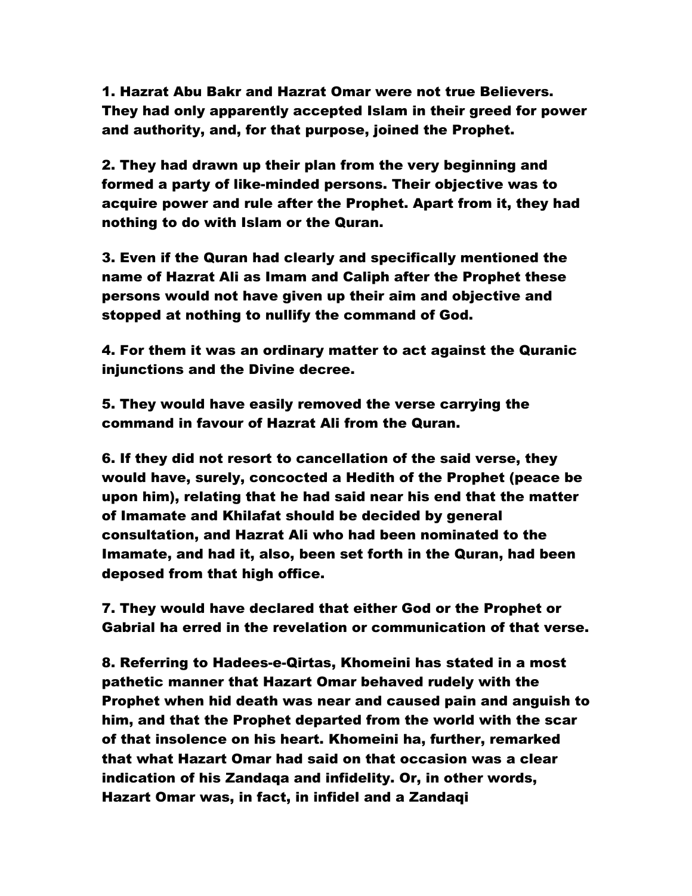1. Hazrat Abu Bakr and Hazrat Omar were not true Believers. They had only apparently accepted Islam in their greed for power and authority, and, for that purpose, joined the Prophet.

2. They had drawn up their plan from the very beginning and formed a party of like-minded persons. Their objective was to acquire power and rule after the Prophet. Apart from it, they had nothing to do with Islam or the Quran.

3. Even if the Quran had clearly and specifically mentioned the name of Hazrat Ali as Imam and Caliph after the Prophet these persons would not have given up their aim and objective and stopped at nothing to nullify the command of God.

4. For them it was an ordinary matter to act against the Quranic injunctions and the Divine decree.

5. They would have easily removed the verse carrying the command in favour of Hazrat Ali from the Quran.

6. If they did not resort to cancellation of the said verse, they would have, surely, concocted a Hedith of the Prophet (peace be upon him), relating that he had said near his end that the matter of Imamate and Khilafat should be decided by general consultation, and Hazrat Ali who had been nominated to the Imamate, and had it, also, been set forth in the Quran, had been deposed from that high office.

7. They would have declared that either God or the Prophet or Gabrial ha erred in the revelation or communication of that verse.

8. Referring to Hadees-e-Qirtas, Khomeini has stated in a most pathetic manner that Hazart Omar behaved rudely with the Prophet when hid death was near and caused pain and anguish to him, and that the Prophet departed from the world with the scar of that insolence on his heart. Khomeini ha, further, remarked that what Hazart Omar had said on that occasion was a clear indication of his Zandaqa and infidelity. Or, in other words, Hazart Omar was, in fact, in infidel and a Zandaqi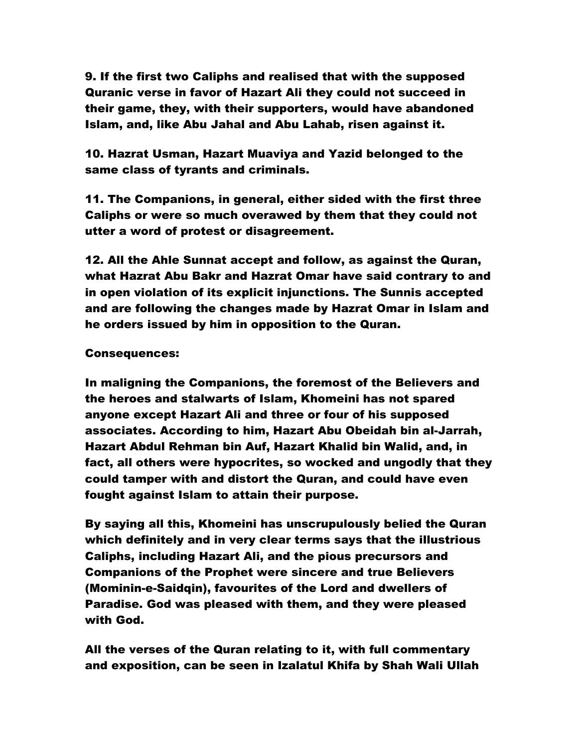9. If the first two Caliphs and realised that with the supposed Quranic verse in favor of Hazart Ali they could not succeed in their game, they, with their supporters, would have abandoned Islam, and, like Abu Jahal and Abu Lahab, risen against it.

10. Hazrat Usman, Hazart Muaviya and Yazid belonged to the same class of tyrants and criminals.

11. The Companions, in general, either sided with the first three Caliphs or were so much overawed by them that they could not utter a word of protest or disagreement.

12. All the Ahle Sunnat accept and follow, as against the Quran, what Hazrat Abu Bakr and Hazrat Omar have said contrary to and in open violation of its explicit injunctions. The Sunnis accepted and are following the changes made by Hazrat Omar in Islam and he orders issued by him in opposition to the Quran.

Consequences:

In maligning the Companions, the foremost of the Believers and the heroes and stalwarts of Islam, Khomeini has not spared anyone except Hazart Ali and three or four of his supposed associates. According to him, Hazart Abu Obeidah bin al-Jarrah, Hazart Abdul Rehman bin Auf, Hazart Khalid bin Walid, and, in fact, all others were hypocrites, so wocked and ungodly that they could tamper with and distort the Quran, and could have even fought against Islam to attain their purpose.

By saying all this, Khomeini has unscrupulously belied the Quran which definitely and in very clear terms says that the illustrious Caliphs, including Hazart Ali, and the pious precursors and Companions of the Prophet were sincere and true Believers (Mominin-e-Saidqin), favourites of the Lord and dwellers of Paradise. God was pleased with them, and they were pleased with God.

All the verses of the Quran relating to it, with full commentary and exposition, can be seen in Izalatul Khifa by Shah Wali Ullah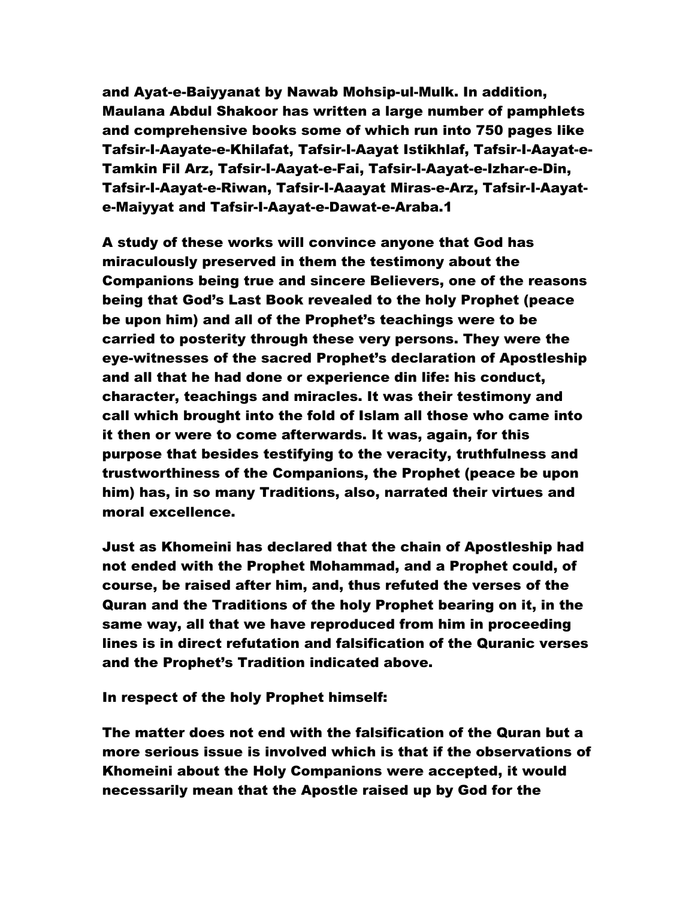and Ayat-e-Baiyyanat by Nawab Mohsip-ul-Mulk. In addition, Maulana Abdul Shakoor has written a large number of pamphlets and comprehensive books some of which run into 750 pages like Tafsir-I-Aayate-e-Khilafat, Tafsir-I-Aayat Istikhlaf, Tafsir-I-Aayat-e-Tamkin Fil Arz, Tafsir-I-Aayat-e-Fai, Tafsir-I-Aayat-e-Izhar-e-Din, Tafsir-I-Aayat-e-Riwan, Tafsir-I-Aaayat Miras-e-Arz, Tafsir-I-Aayat-e-Maiyyat and Tafsir-I-Aayat-e-Dawat-e-Araba.1

A study of these works will convince anyone that God has miraculously preserved in them the testimony about the Companions being true and sincere Believers, one of the reasons being that God's Last Book revealed to the holy Prophet (peace be upon him) and all of the Prophet's teachings were to be carried to posterity through these very persons. They were the eye-witnesses of the sacred Prophet's declaration of Apostleship and all that he had done or experience din life: his conduct, character, teachings and miracles. It was their testimony and call which brought into the fold of Islam all those who came into it then or were to come afterwards. It was, again, for this purpose that besides testifying to the veracity, truthfulness and trustworthiness of the Companions, the Prophet (peace be upon him) has, in so many Traditions, also, narrated their virtues and moral excellence.

Just as Khomeini has declared that the chain of Apostleship had not ended with the Prophet Mohammad, and a Prophet could, of course, be raised after him, and, thus refuted the verses of the Quran and the Traditions of the holy Prophet bearing on it, in the same way, all that we have reproduced from him in proceeding lines is in direct refutation and falsification of the Quranic verses and the Prophet's Tradition indicated above.

In respect of the holy Prophet himself:

The matter does not end with the falsification of the Quran but a more serious issue is involved which is that if the observations of Khomeini about the Holy Companions were accepted, it would necessarily mean that the Apostle raised up by God for the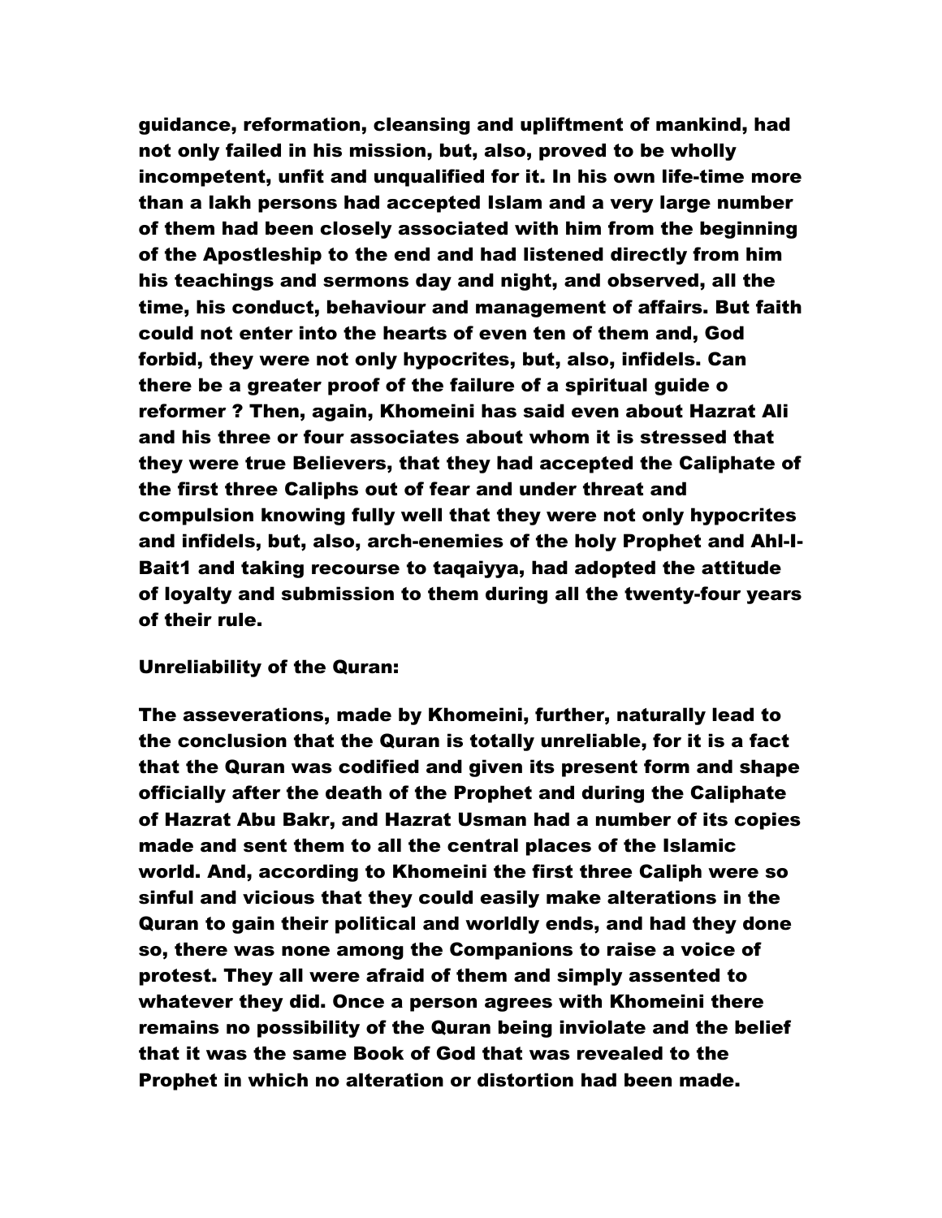guidance, reformation, cleansing and upliftment of mankind, had not only failed in his mission, but, also, proved to be wholly incompetent, unfit and unqualified for it. In his own life-time more than a lakh persons had accepted Islam and a very large number of them had been closely associated with him from the beginning of the Apostleship to the end and had listened directly from him his teachings and sermons day and night, and observed, all the time, his conduct, behaviour and management of affairs. But faith could not enter into the hearts of even ten of them and, God forbid, they were not only hypocrites, but, also, infidels. Can there be a greater proof of the failure of a spiritual guide o reformer ? Then, again, Khomeini has said even about Hazrat Ali and his three or four associates about whom it is stressed that they were true Believers, that they had accepted the Caliphate of the first three Caliphs out of fear and under threat and compulsion knowing fully well that they were not only hypocrites and infidels, but, also, arch-enemies of the holy Prophet and Ahl-I-Bait[1] and taking recourse to taqaiyya, had adopted the attitude of loyalty and submission to them during all the twenty-four years of their rule.

Unreliability of the Quran:

The asseverations, made by Khomeini, further, naturally lead to the conclusion that the Quran is totally unreliable, for it is a fact that the Quran was codified and given its present form and shape officially after the death of the Prophet and during the Caliphate of Hazrat Abu Bakr, and Hazrat Usman had a number of its copies made and sent them to all the central places of the Islamic world. And, according to Khomeini the first three Caliph were so sinful and vicious that they could easily make alterations in the Quran to gain their political and worldly ends, and had they done so, there was none among the Companions to raise a voice of protest. They all were afraid of them and simply assented to whatever they did. Once a person agrees with Khomeini there remains no possibility of the Quran being inviolate and the belief that it was the same Book of God that was revealed to the Prophet in which no alteration or distortion had been made.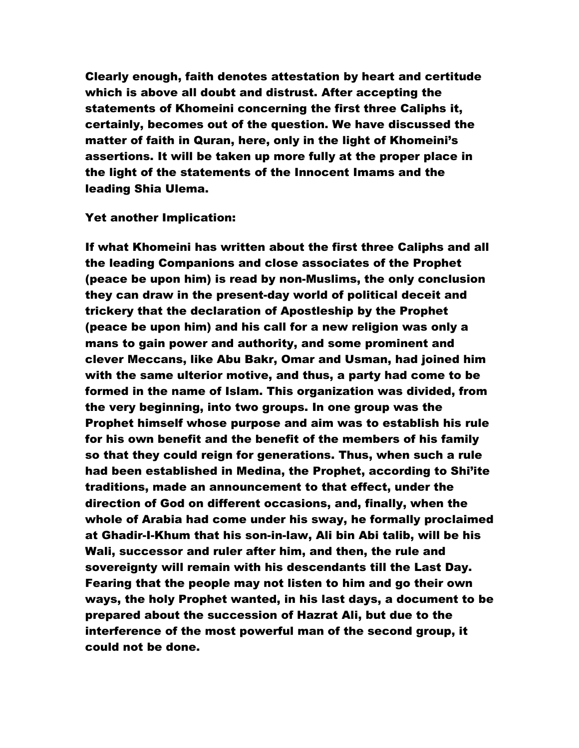Clearly enough, faith denotes attestation by heart and certitude which is above all doubt and distrust. After accepting the statements of Khomeini concerning the first three Caliphs it, certainly, becomes out of the question. We have discussed the matter of faith in Quran, here, only in the light of Khomeini's assertions. It will be taken up more fully at the proper place in the light of the statements of the Innocent Imams and the leading Shia Ulema.

Yet another Implication:

If what Khomeini has written about the first three Caliphs and all the leading Companions and close associates of the Prophet (peace be upon him) is read by non-Muslims, the only conclusion they can draw in the present-day world of political deceit and trickery that the declaration of Apostleship by the Prophet (peace be upon him) and his call for a new religion was only a mans to gain power and authority, and some prominent and clever Meccans, like Abu Bakr, Omar and Usman, had joined him with the same ulterior motive, and thus, a party had come to be formed in the name of Islam. This organization was divided, from the very beginning, into two groups. In one group was the Prophet himself whose purpose and aim was to establish his rule for his own benefit and the benefit of the members of his family so that they could reign for generations. Thus, when such a rule had been established in Medina, the Prophet, according to Shi'ite traditions, made an announcement to that effect, under the direction of God on different occasions, and, finally, when the whole of Arabia had come under his sway, he formally proclaimed at Ghadir-I-Khum that his son-in-law, Ali bin Abi talib, will be his Wali, successor and ruler after him, and then, the rule and sovereignty will remain with his descendants till the Last Day. Fearing that the people may not listen to him and go their own ways, the holy Prophet wanted, in his last days, a document to be prepared about the succession of Hazrat Ali, but due to the interference of the most powerful man of the second group, it could not be done.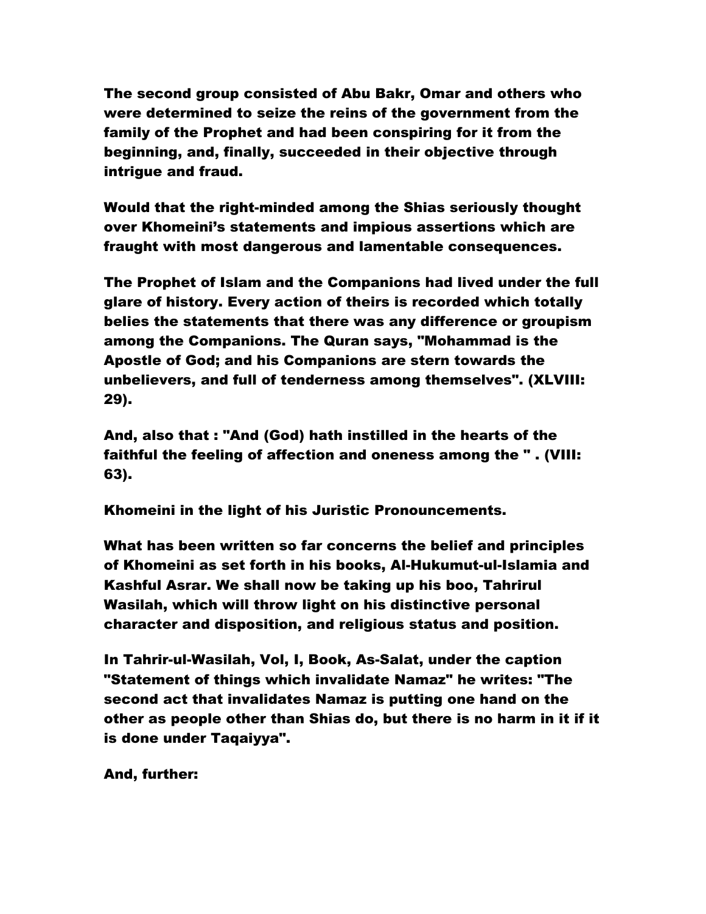The second group consisted of Abu Bakr, Omar and others who were determined to seize the reins of the government from the family of the Prophet and had been conspiring for it from the beginning, and, finally, succeeded in their objective through intrigue and fraud.

Would that the right-minded among the Shias seriously thought over Khomeini's statements and impious assertions which are fraught with most dangerous and lamentable consequences.

The Prophet of Islam and the Companions had lived under the full glare of history. Every action of theirs is recorded which totally belies the statements that there was any difference or groupism among the Companions. The Quran says, "Mohammad is the Apostle of God; and his Companions are stern towards the unbelievers, and full of tenderness among themselves". (XLVIII: 29).

And, also that : "And (God) hath instilled in the hearts of the faithful the feeling of affection and oneness among the " . (VIII: 63).

## Khomeini in the light of his Juristic Pronouncements.

What has been written so far concerns the belief and principles of Khomeini as set forth in his books, Al-Hukumut-ul-Islamia and Kashful Asrar. We shall now be taking up his boo, Tahrirul Wasilah, which will throw light on his distinctive personal character and disposition, and religious status and position.

In Tahrir-ul-Wasilah, Vol, I, Book, As-Salat, under the caption "Statement of things which invalidate Namaz" he writes: "The second act that invalidates Namaz is putting one hand on the other as people other than Shias do, but there is no harm in it if it is done under Taqaiyya".

And, further: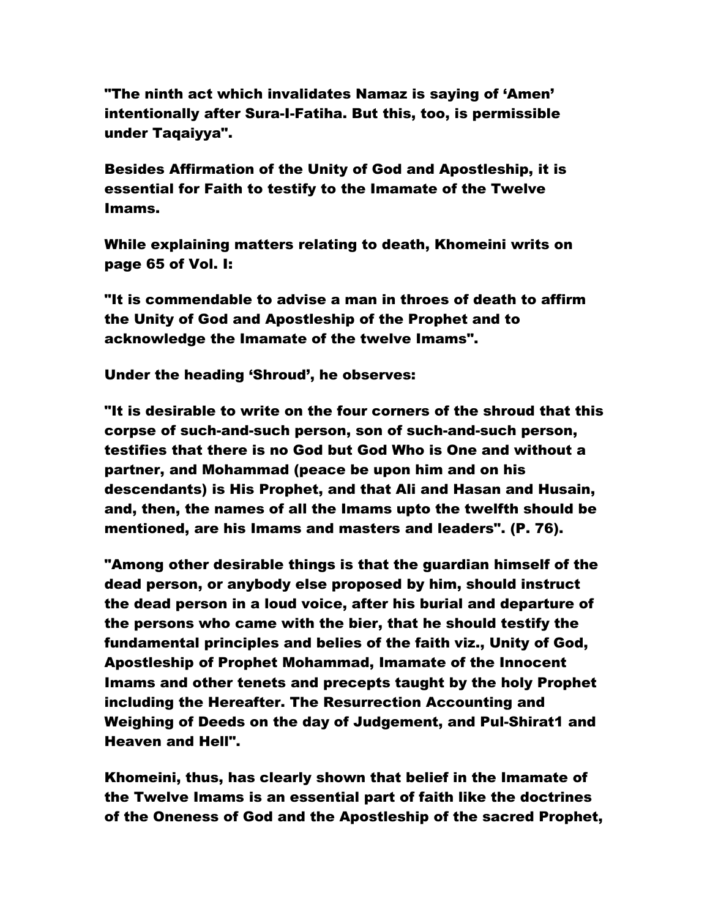"The ninth act which invalidates Namaz is saying of 'Amen' intentionally after Sura-I-Fatiha. But this, too, is permissible under Taqaiyya".

Besides Affirmation of the Unity of God and Apostleship, it is essential for Faith to testify to the Imamate of the Twelve Imams.

While explaining matters relating to death, Khomeini writes on page 65 of Vol. I:

"It is commendable to advise a man in throes of death to affirm the Unity of God and Apostleship of the Prophet and to acknowledge the Imamate of the twelve Imams".

Under the heading 'Shroud', he observes:

"It is desirable to write on the four corners of the shroud that this corpse of such-and-such person, son of such-and-such person, testifies that there is no God but God Who is One and without a partner, and Mohammad (peace be upon him and on his descendants) is His Prophet, and that Ali and Hasan and Husain, and, then, the names of all the Imams upto the twelfth should be mentioned, are his Imams and masters and leaders". (P. 76).

"Among other desirable things is that the guardian himself of the dead person, or anybody else proposed by him, should instruct the dead person in a loud voice, after his burial and departure of the persons who came with the bier, that he should testify the fundamental principles and belies of the faith viz., Unity of God, Apostleship of Prophet Mohammad, Imamate of the Innocent Imams and other tenets and precepts taught by the holy Prophet including the Hereafter. The Resurrection Accounting and Weighing of Deeds on the day of Judgement, and Pul-Shirat[1] and Heaven and Hell".

Khomeini, thus, has clearly shown that belief in the Imamate of the Twelve Imams is an essential part of faith like the doctrines of the Oneness of God and the Apostleship of the sacred Prophet,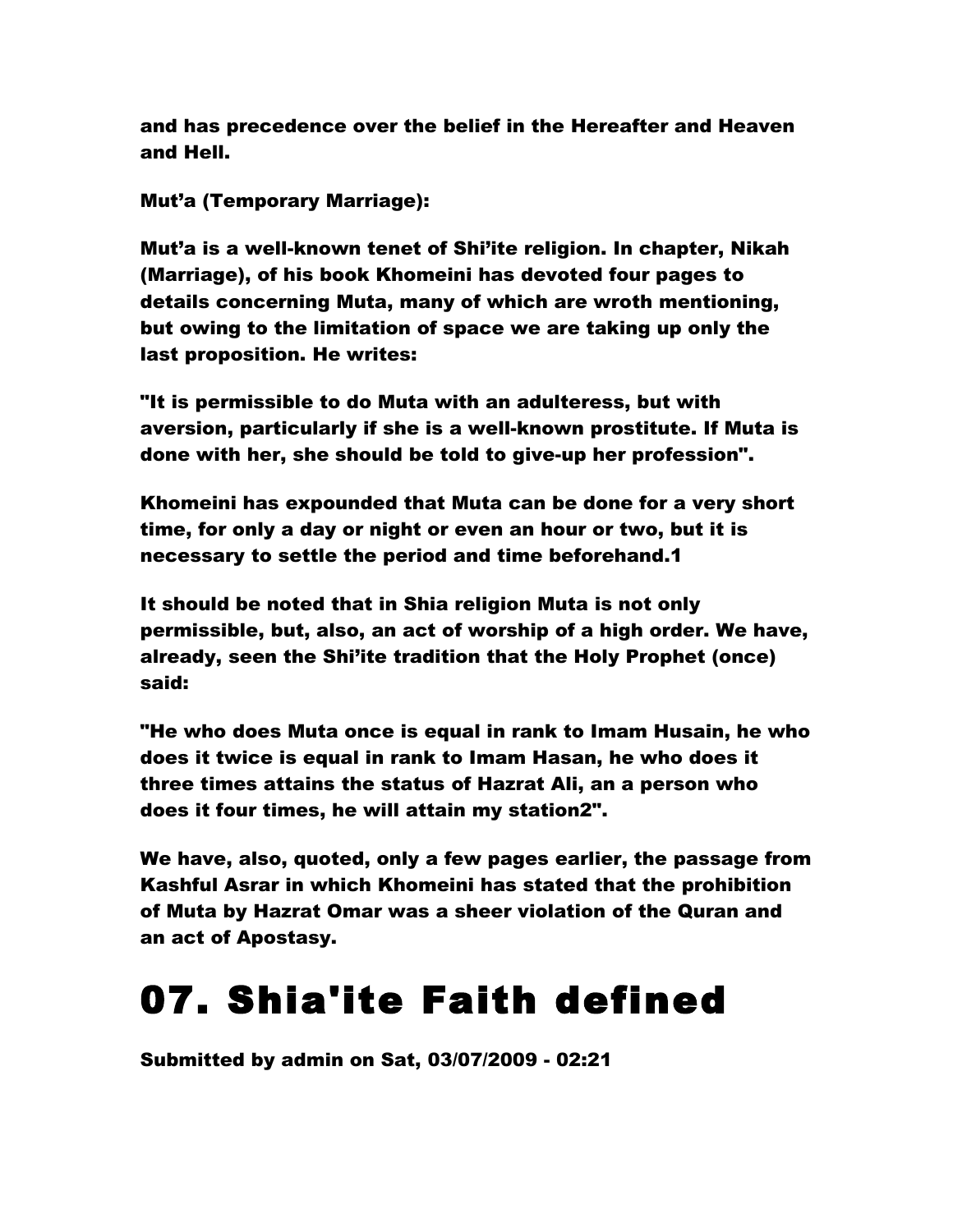and has precedence over the belief in the Hereafter and Heaven and Hell.

**Mut'a (Temporary Marriage):**

Mut'a is a well-known tenet of Shi'ite religion. In chapter, Nikah (Marriage), of his book Khomeini has devoted four pages to details concerning Muta, many of which are wroth mentioning, but owing to the limitation of space we are taking up only the last proposition. He writes:

"It is permissible to do Muta with an adulteress, but with aversion, particularly if she is a well-known prostitute. If Muta is done with her, she should be told to give-up her profession".

Khomeini has expounded that Muta can be done for a very short time, for only a day or night or even an hour or two, but it is necessary to settle the period and time beforehand.[1]

It should be noted that in Shia religion Muta is not only permissible, but, also, an act of worship of a high order. We have, already, seen the Shi'ite tradition that the Holy Prophet (once) said:

"He who does Muta once is equal in rank to Imam Husain, he who does it twice is equal in rank to Imam Hasan, he who does it three times attains the status of Hazrat Ali, an a person who does it four times, he will attain my station[2]".

We have, also, quoted, only a few pages earlier, the passage from Kashful Asrar in which Khomeini has stated that the prohibition of Muta by Hazrat Omar was a sheer violation of the Quran and an act of Apostasy.

# 07. Shia'ite Faith defined

Submitted by admin on Sat, 03/07/2009 - 02:21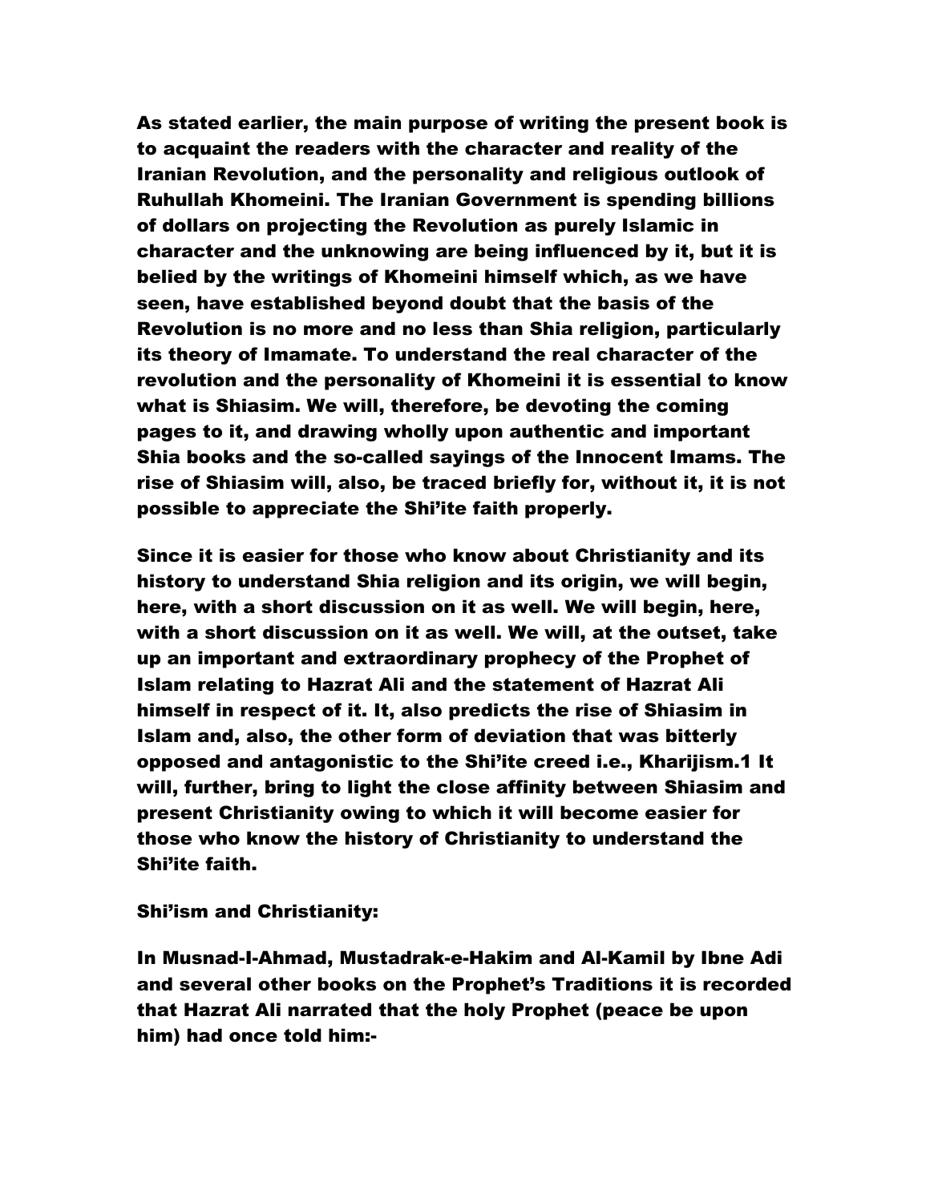As stated earlier, the main purpose of writing the present book is to acquaint the readers with the character and reality of the Iranian Revolution, and the personality and religious outlook of Ruhullah Khomeini. The Iranian Government is spending billions of dollars on projecting the Revolution as purely Islamic in character and the unknowing are being influenced by it, but it is belied by the writings of Khomeini himself which, as we have seen, have established beyond doubt that the basis of the Revolution is no more and no less than Shia religion, particularly its theory of Imamate. To understand the real character of the revolution and the personality of Khomeini it is essential to know what is Shiasim. We will, therefore, be devoting the coming pages to it, and drawing wholly upon authentic and important Shia books and the so-called sayings of the Innocent Imams. The rise of Shiasim will, also, be traced briefly for, without it, it is not possible to appreciate the Shi'ite faith properly.

Since it is easier for those who know about Christianity and its history to understand Shia religion and its origin, we will begin, here, with a short discussion on it as well. We will begin, here, with a short discussion on it as well. We will, at the outset, take up an important and extraordinary prophecy of the Prophet of Islam relating to Hazrat Ali and the statement of Hazrat Ali himself in respect of it. It, also predicts the rise of Shiasim in Islam and, also, the other form of deviation that was bitterly opposed and antagonistic to the Shi'ite creed i.e., Kharijism.[1] It will, further, bring to light the close affinity between Shiasim and present Christianity owing to which it will become easier for those who know the history of Christianity to understand the Shi'ite faith.

Shi'ism and Christianity:

In Musnad-I-Ahmad, Mustadrak-e-Hakim and Al-Kamil by Ibne Adi and several other books on the Prophet's Traditions it is recorded that Hazrat Ali narrated that the holy Prophet (peace be upon him) had once told him:-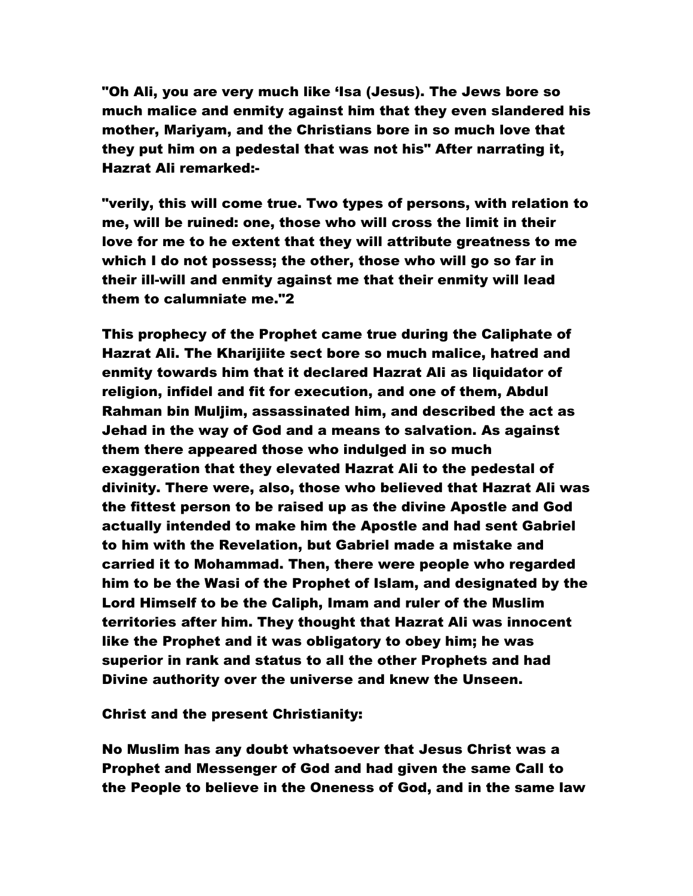"Oh Ali, you are very much like 'Isa (Jesus). The Jews bore so much malice and enmity against him that they even slandered his mother, Mariyam, and the Christians bore in so much love that they put him on a pedestal that was not his" After narrating it, Hazrat Ali remarked:-

"verily, this will come true. Two types of persons, with relation to me, will be ruined: one, those who will cross the limit in their love for me to he extent that they will attribute greatness to me which I do not possess; the other, those who will go so far in their ill-will and enmity against me that their enmity will lead them to calumniate me."2

This prophecy of the Prophet came true during the Caliphate of Hazrat Ali. The Kharijiite sect bore so much malice, hatred and enmity towards him that it declared Hazrat Ali as liquidator of religion, infidel and fit for execution, and one of them, Abdul Rahman bin Muljim, assassinated him, and described the act as Jehad in the way of God and a means to salvation. As against them there appeared those who indulged in so much exaggeration that they elevated Hazrat Ali to the pedestal of divinity. There were, also, those who believed that Hazrat Ali was the fittest person to be raised up as the divine Apostle and God actually intended to make him the Apostle and had sent Gabriel to him with the Revelation, but Gabriel made a mistake and carried it to Mohammad. Then, there were people who regarded him to be the Wasi of the Prophet of Islam, and designated by the Lord Himself to be the Caliph, Imam and ruler of the Muslim territories after him. They thought that Hazrat Ali was innocent like the Prophet and it was obligatory to obey him; he was superior in rank and status to all the other Prophets and had Divine authority over the universe and knew the Unseen.

Christ and the present Christianity:

No Muslim has any doubt whatsoever that Jesus Christ was a Prophet and Messenger of God and had given the same Call to the People to believe in the Oneness of God, and in the same law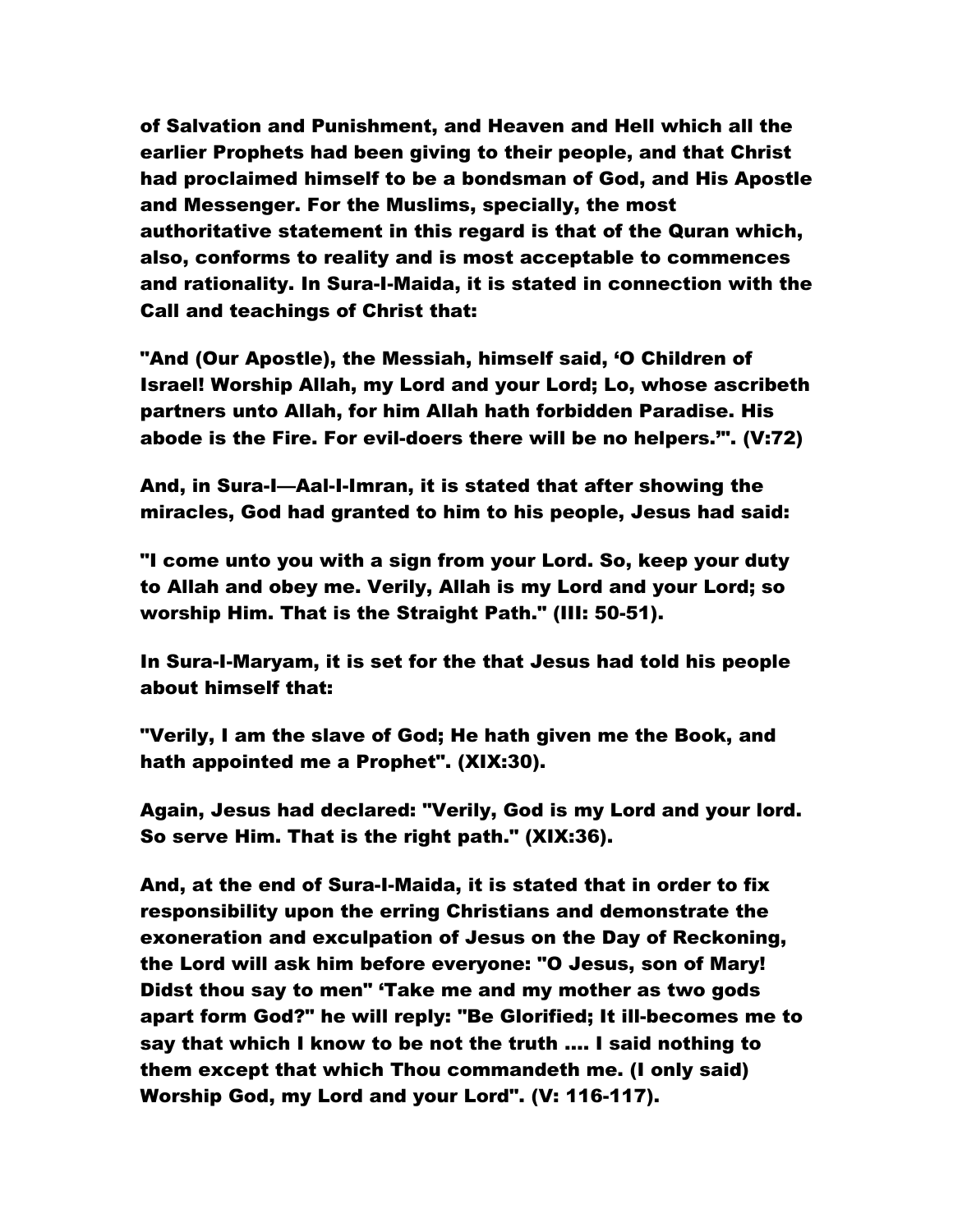of Salvation and Punishment, and Heaven and Hell which all the earlier Prophets had been giving to their people, and that Christ had proclaimed himself to be a bondsman of God, and His Apostle and Messenger. For the Muslims, specially, the most authoritative statement in this regard is that of the Quran which, also, conforms to reality and is most acceptable to commences and rationality. In Sura-I-Maida, it is stated in connection with the Call and teachings of Christ that:

"And (Our Apostle), the Messiah, himself said, 'O Children of Israel! Worship Allah, my Lord and your Lord; Lo, whose ascribeth partners unto Allah, for him Allah hath forbidden Paradise. His abode is the Fire. For evil-doers there will be no helpers.'". (V:72)

And, in Sura-I—Aal-I-Imran, it is stated that after showing the miracles, God had granted to him to his people, Jesus had said:

"I come unto you with a sign from your Lord. So, keep your duty to Allah and obey me. Verily, Allah is my Lord and your Lord; so worship Him. That is the Straight Path." (III: 50-51).

In Sura-I-Maryam, it is set for the that Jesus had told his people about himself that:

"Verily, I am the slave of God; He hath given me the Book, and hath appointed me a Prophet". (XIX:30).

Again, Jesus had declared: "Verily, God is my Lord and your lord. So serve Him. That is the right path." (XIX:36).

And, at the end of Sura-I-Maida, it is stated that in order to fix responsibility upon the erring Christians and demonstrate the exoneration and exculpation of Jesus on the Day of Reckoning, the Lord will ask him before everyone: "O Jesus, son of Mary! Didst thou say to men" 'Take me and my mother as two gods apart form God?" he will reply: "Be Glorified; It ill-becomes me to say that which I know to be not the truth .... I said nothing to them except that which Thou commandeth me. (I only said) Worship God, my Lord and your Lord". (V: 116-117).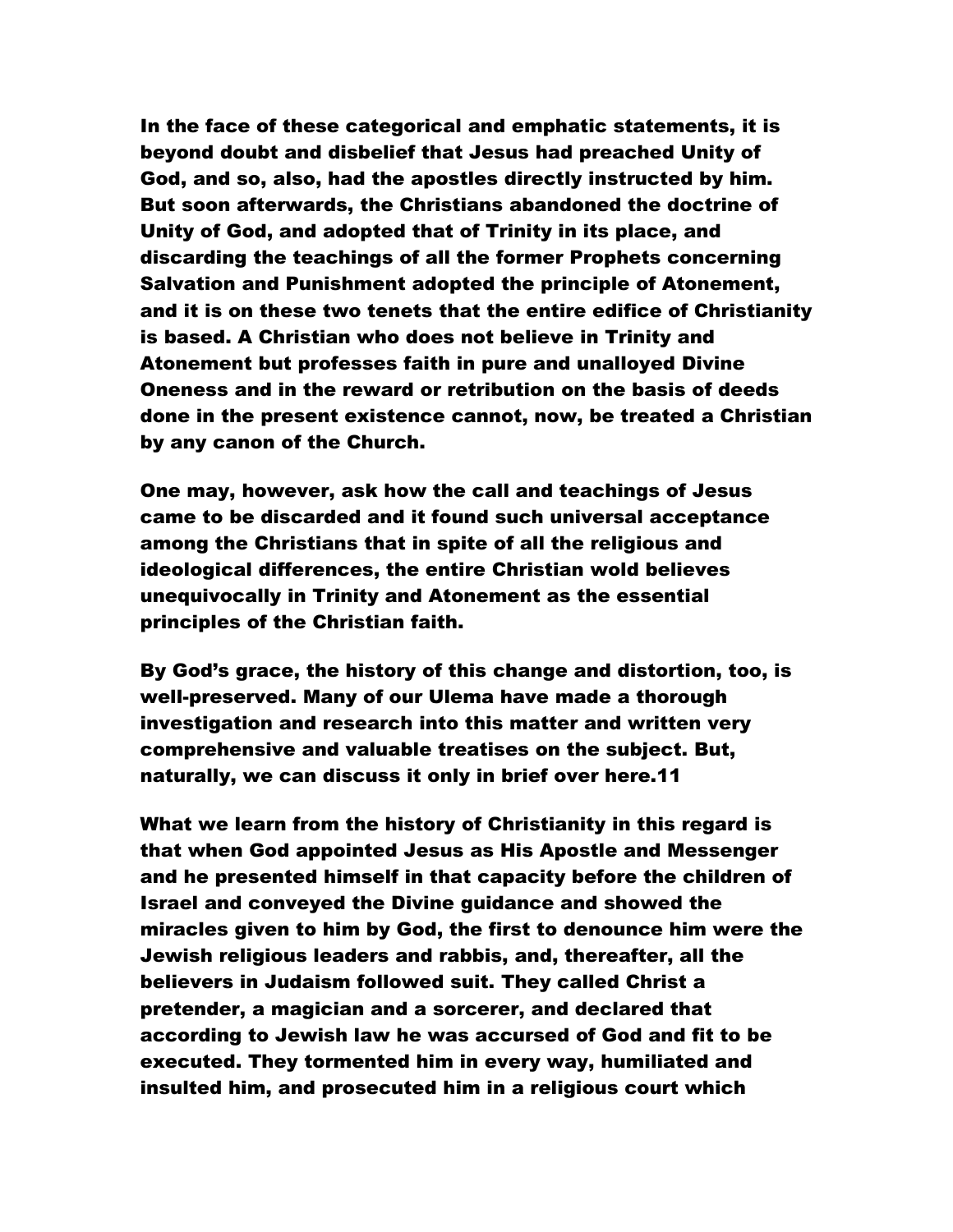In the face of these categorical and emphatic statements, it is beyond doubt and disbelief that Jesus had preached Unity of God, and so, also, had the apostles directly instructed by him. But soon afterwards, the Christians abandoned the doctrine of Unity of God, and adopted that of Trinity in its place, and discarding the teachings of all the former Prophets concerning Salvation and Punishment adopted the principle of Atonement, and it is on these two tenets that the entire edifice of Christianity is based. A Christian who does not believe in Trinity and Atonement but professes faith in pure and unalloyed Divine Oneness and in the reward or retribution on the basis of deeds done in the present existence cannot, now, be treated a Christian by any canon of the Church.

One may, however, ask how the call and teachings of Jesus came to be discarded and it found such universal acceptance among the Christians that in spite of all the religious and ideological differences, the entire Christian wold believes unequivocally in Trinity and Atonement as the essential principles of the Christian faith.

By God's grace, the history of this change and distortion, too, is well-preserved. Many of our Ulema have made a thorough investigation and research into this matter and written very comprehensive and valuable treatises on the subject. But, naturally, we can discuss it only in brief over here.[11]

What we learn from the history of Christianity in this regard is that when God appointed Jesus as His Apostle and Messenger and he presented himself in that capacity before the children of Israel and conveyed the Divine guidance and showed the miracles given to him by God, the first to denounce him were the Jewish religious leaders and rabbis, and, thereafter, all the believers in Judaism followed suit. They called Christ a pretender, a magician and a sorcerer, and declared that according to Jewish law he was accursed of God and fit to be executed. They tormented him in every way, humiliated and insulted him, and prosecuted him in a religious court which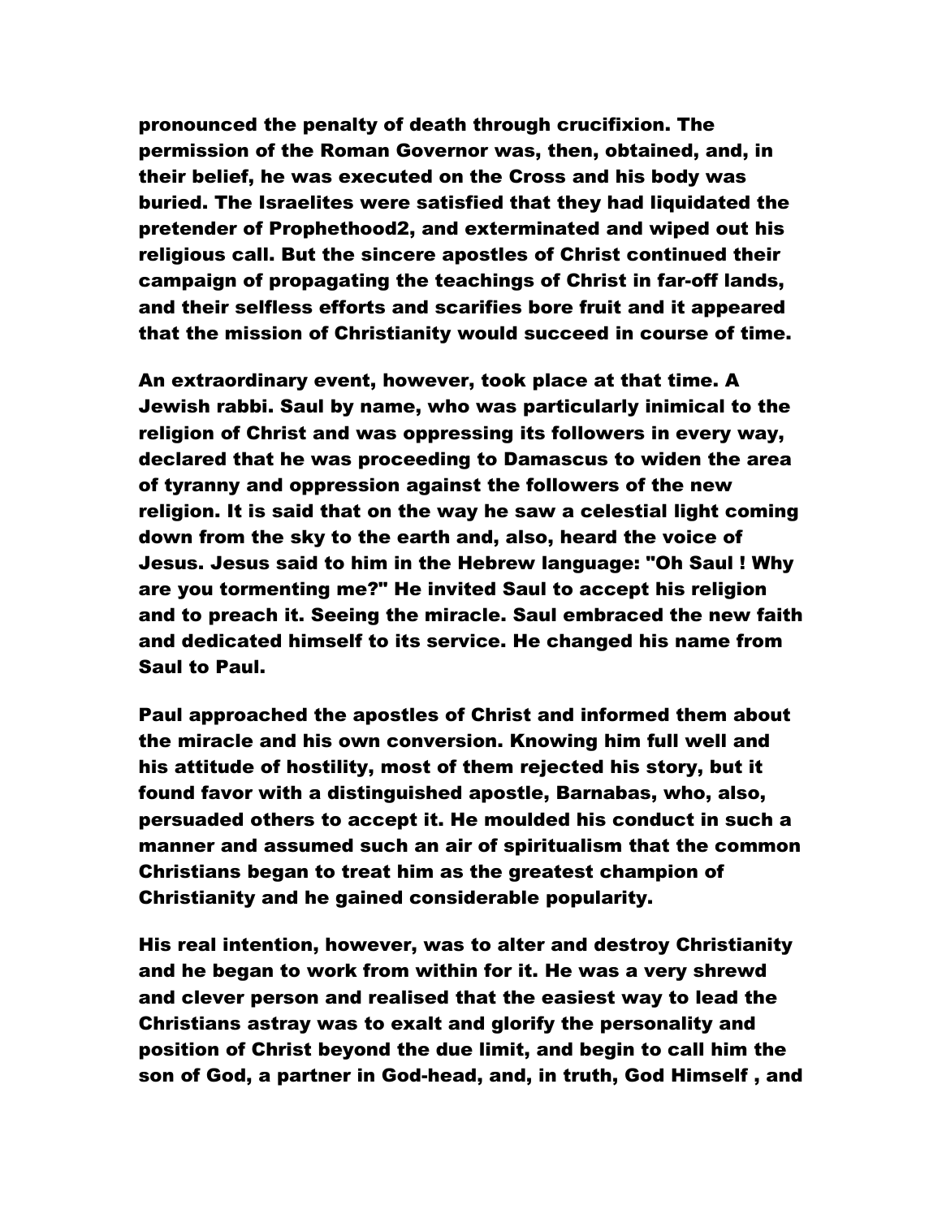**pronounced the penalty of death through crucifixion. The permission of the Roman Governor was, then, obtained, and, in their belief, he was executed on the Cross and his body was buried. The Israelites were satisfied that they had liquidated the pretender of Prophethood2, and exterminated and wiped out his religious call. But the sincere apostles of Christ continued their campaign of propagating the teachings of Christ in far-off lands, and their selfless efforts and scarifies bore fruit and it appeared that the mission of Christianity would succeed in course of time.**

**An extraordinary event, however, took place at that time. A Jewish rabbi. Saul by name, who was particularly inimical to the religion of Christ and was oppressing its followers in every way, declared that he was proceeding to Damascus to widen the area of tyranny and oppression against the followers of the new religion. It is said that on the way he saw a celestial light coming down from the sky to the earth and, also, heard the voice of Jesus. Jesus said to him in the Hebrew language: "Oh Saul ! Why are you tormenting me?" He invited Saul to accept his religion and to preach it. Seeing the miracle. Saul embraced the new faith and dedicated himself to its service. He changed his name from Saul to Paul.**

**Paul approached the apostles of Christ and informed them about the miracle and his own conversion. Knowing him full well and his attitude of hostility, most of them rejected his story, but it found favor with a distinguished apostle, Barnabas, who, also, persuaded others to accept it. He moulded his conduct in such a manner and assumed such an air of spiritualism that the common Christians began to treat him as the greatest champion of Christianity and he gained considerable popularity.**

**His real intention, however, was to alter and destroy Christianity and he began to work from within for it. He was a very shrewd and clever person and realised that the easiest way to lead the Christians astray was to exalt and glorify the personality and position of Christ beyond the due limit, and begin to call him the son of God, a partner in God-head, and, in truth, God Himself , and**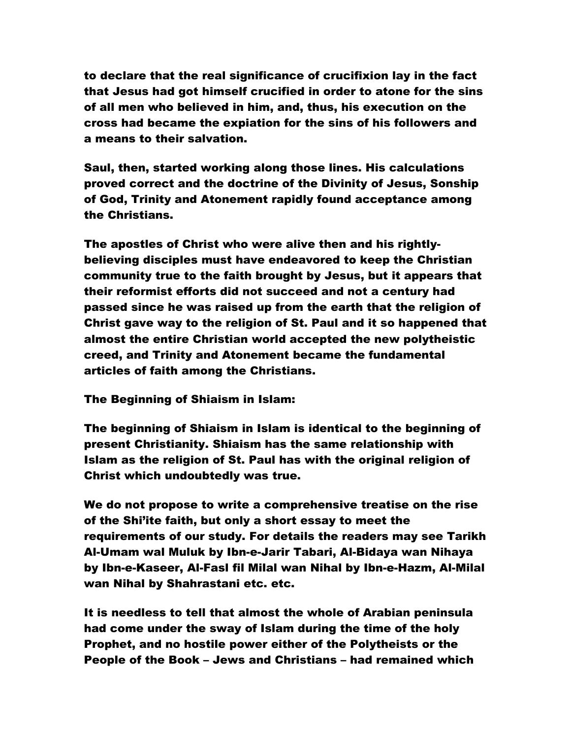to declare that the real significance of crucifixion lay in the fact that Jesus had got himself crucified in order to atone for the sins of all men who believed in him, and, thus, his execution on the cross had became the expiation for the sins of his followers and a means to their salvation.

Saul, then, started working along those lines. His calculations proved correct and the doctrine of the Divinity of Jesus, Sonship of God, Trinity and Atonement rapidly found acceptance among the Christians.

The apostles of Christ who were alive then and his rightly-believing disciples must have endeavored to keep the Christian community true to the faith brought by Jesus, but it appears that their reformist efforts did not succeed and not a century had passed since he was raised up from the earth that the religion of Christ gave way to the religion of St. Paul and it so happened that almost the entire Christian world accepted the new polytheistic creed, and Trinity and Atonement became the fundamental articles of faith among the Christians.

## The Beginning of Shiaism in Islam:

The beginning of Shiaism in Islam is identical to the beginning of present Christianity. Shiaism has the same relationship with Islam as the religion of St. Paul has with the original religion of Christ which undoubtedly was true.

We do not propose to write a comprehensive treatise on the rise of the Shi'ite faith, but only a short essay to meet the requirements of our study. For details the readers may see Tarikh Al-Umam wal Muluk by Ibn-e-Jarir Tabari, Al-Bidaya wan Nihaya by Ibn-e-Kaseer, Al-Fasl fil Milal wan Nihal by Ibn-e-Hazm, Al-Milal wan Nihal by Shahrastani etc. etc.

It is needless to tell that almost the whole of Arabian peninsula had come under the sway of Islam during the time of the holy Prophet, and no hostile power either of the Polytheists or the People of the Book – Jews and Christians – had remained which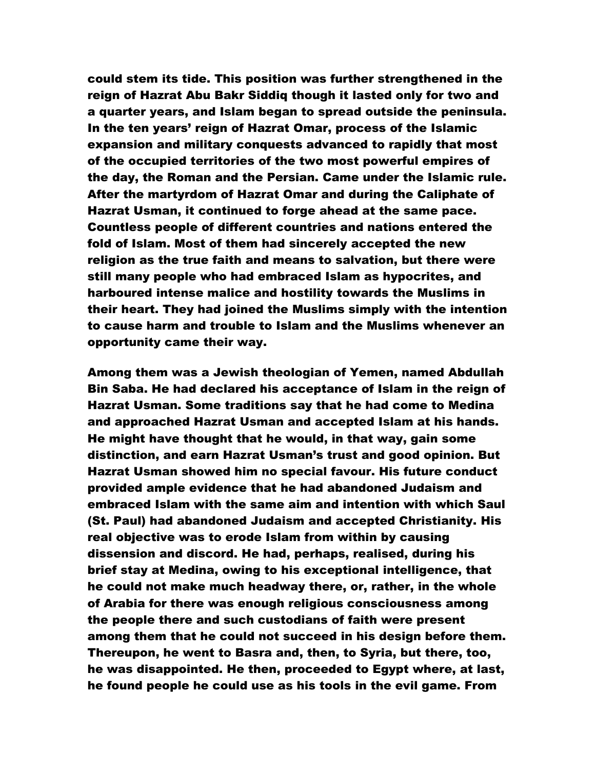could stem its tide. This position was further strengthened in the reign of Hazrat Abu Bakr Siddiq though it lasted only for two and a quarter years, and Islam began to spread outside the peninsula. In the ten years' reign of Hazrat Omar, process of the Islamic expansion and military conquests advanced to rapidly that most of the occupied territories of the two most powerful empires of the day, the Roman and the Persian. Came under the Islamic rule. After the martyrdom of Hazrat Omar and during the Caliphate of Hazrat Usman, it continued to forge ahead at the same pace. Countless people of different countries and nations entered the fold of Islam. Most of them had sincerely accepted the new religion as the true faith and means to salvation, but there were still many people who had embraced Islam as hypocrites, and harboured intense malice and hostility towards the Muslims in their heart. They had joined the Muslims simply with the intention to cause harm and trouble to Islam and the Muslims whenever an opportunity came their way.

Among them was a Jewish theologian of Yemen, named Abdullah Bin Saba. He had declared his acceptance of Islam in the reign of Hazrat Usman. Some traditions say that he had come to Medina and approached Hazrat Usman and accepted Islam at his hands. He might have thought that he would, in that way, gain some distinction, and earn Hazrat Usman's trust and good opinion. But Hazrat Usman showed him no special favour. His future conduct provided ample evidence that he had abandoned Judaism and embraced Islam with the same aim and intention with which Saul (St. Paul) had abandoned Judaism and accepted Christianity. His real objective was to erode Islam from within by causing dissension and discord. He had, perhaps, realised, during his brief stay at Medina, owing to his exceptional intelligence, that he could not make much headway there, or, rather, in the whole of Arabia for there was enough religious consciousness among the people there and such custodians of faith were present among them that he could not succeed in his design before them. Thereupon, he went to Basra and, then, to Syria, but there, too, he was disappointed. He then, proceeded to Egypt where, at last, he found people he could use as his tools in the evil game. From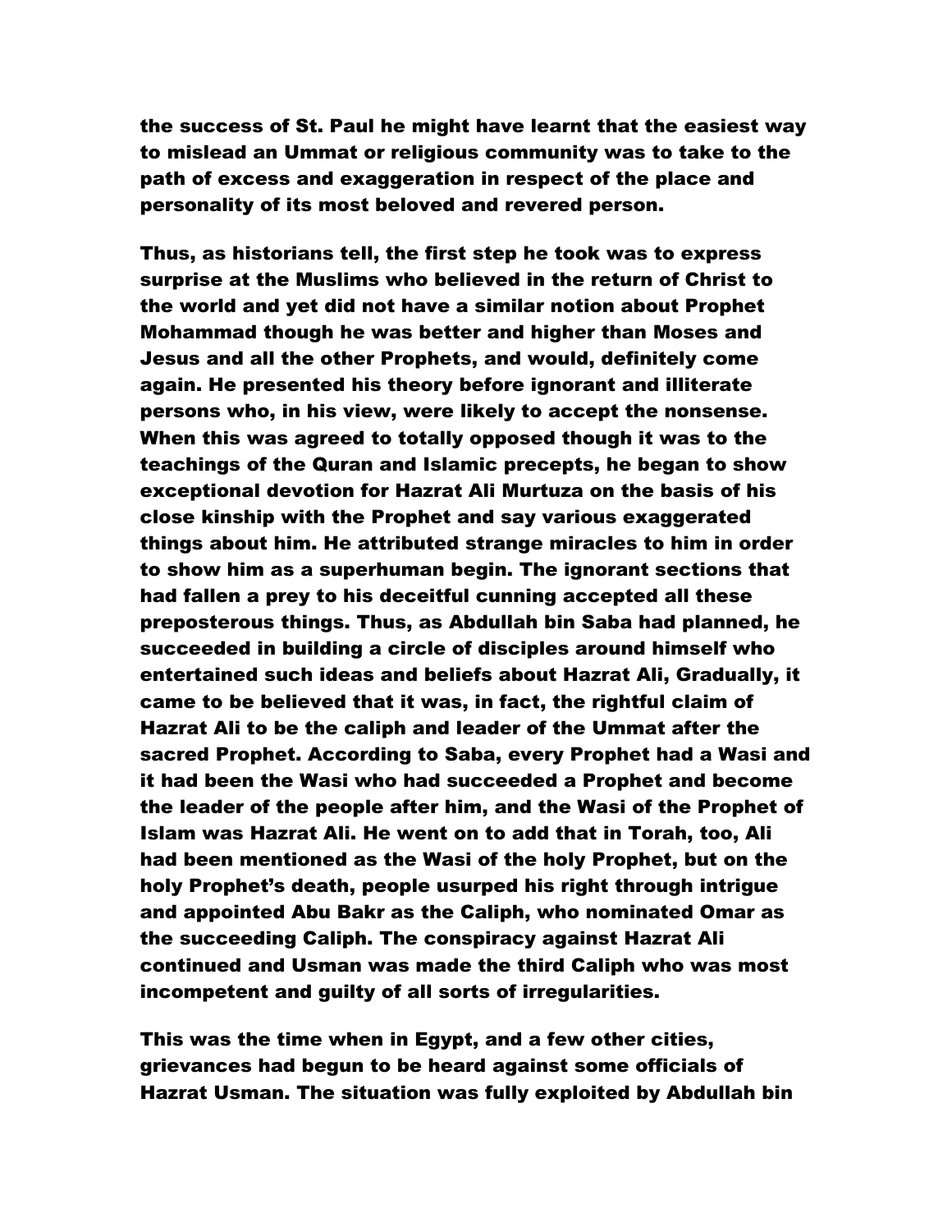the success of St. Paul he might have learnt that the easiest way to mislead an Ummat or religious community was to take to the path of excess and exaggeration in respect of the place and personality of its most beloved and revered person.

Thus, as historians tell, the first step he took was to express surprise at the Muslims who believed in the return of Christ to the world and yet did not have a similar notion about Prophet Mohammad though he was better and higher than Moses and Jesus and all the other Prophets, and would, definitely come again. He presented his theory before ignorant and illiterate persons who, in his view, were likely to accept the nonsense. When this was agreed to totally opposed though it was to the teachings of the Quran and Islamic precepts, he began to show exceptional devotion for Hazrat Ali Murtuza on the basis of his close kinship with the Prophet and say various exaggerated things about him. He attributed strange miracles to him in order to show him as a superhuman begin. The ignorant sections that had fallen a prey to his deceitful cunning accepted all these preposterous things. Thus, as Abdullah bin Saba had planned, he succeeded in building a circle of disciples around himself who entertained such ideas and beliefs about Hazrat Ali, Gradually, it came to be believed that it was, in fact, the rightful claim of Hazrat Ali to be the caliph and leader of the Ummat after the sacred Prophet. According to Saba, every Prophet had a Wasi and it had been the Wasi who had succeeded a Prophet and become the leader of the people after him, and the Wasi of the Prophet of Islam was Hazrat Ali. He went on to add that in Torah, too, Ali had been mentioned as the Wasi of the holy Prophet, but on the holy Prophet's death, people usurped his right through intrigue and appointed Abu Bakr as the Caliph, who nominated Omar as the succeeding Caliph. The conspiracy against Hazrat Ali continued and Usman was made the third Caliph who was most incompetent and guilty of all sorts of irregularities.

This was the time when in Egypt, and a few other cities, grievances had begun to be heard against some officials of Hazrat Usman. The situation was fully exploited by Abdullah bin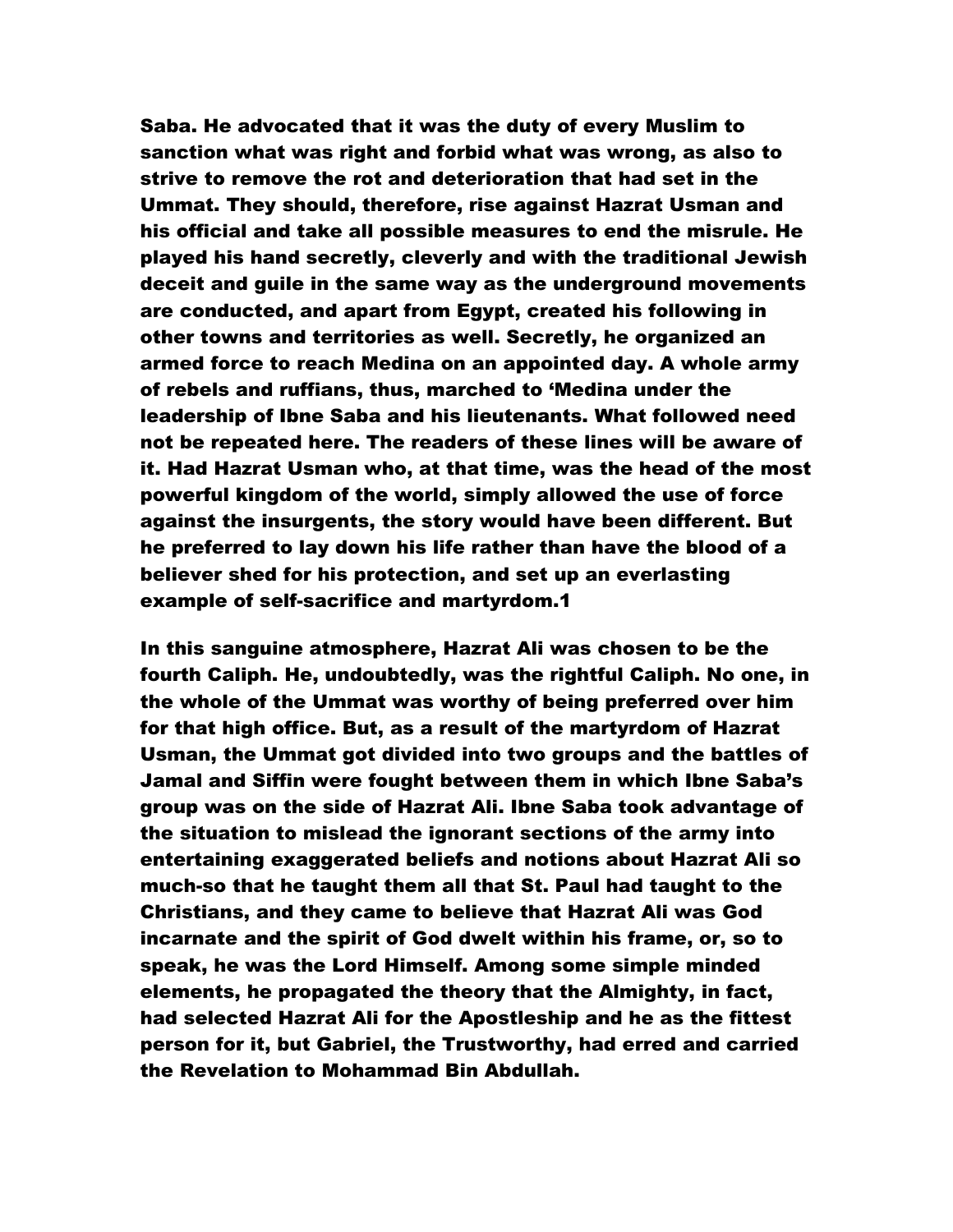Saba. He advocated that it was the duty of every Muslim to sanction what was right and forbid what was wrong, as also to strive to remove the rot and deterioration that had set in the Ummat. They should, therefore, rise against Hazrat Usman and his official and take all possible measures to end the misrule. He played his hand secretly, cleverly and with the traditional Jewish deceit and guile in the same way as the underground movements are conducted, and apart from Egypt, created his following in other towns and territories as well. Secretly, he organized an armed force to reach Medina on an appointed day. A whole army of rebels and ruffians, thus, marched to 'Medina under the leadership of Ibne Saba and his lieutenants. What followed need not be repeated here. The readers of these lines will be aware of it. Had Hazrat Usman who, at that time, was the head of the most powerful kingdom of the world, simply allowed the use of force against the insurgents, the story would have been different. But he preferred to lay down his life rather than have the blood of a believer shed for his protection, and set up an everlasting example of self-sacrifice and martyrdom.[1]

In this sanguine atmosphere, Hazrat Ali was chosen to be the fourth Caliph. He, undoubtedly, was the rightful Caliph. No one, in the whole of the Ummat was worthy of being preferred over him for that high office. But, as a result of the martyrdom of Hazrat Usman, the Ummat got divided into two groups and the battles of Jamal and Siffin were fought between them in which Ibne Saba's group was on the side of Hazrat Ali. Ibne Saba took advantage of the situation to mislead the ignorant sections of the army into entertaining exaggerated beliefs and notions about Hazrat Ali so much-so that he taught them all that St. Paul had taught to the Christians, and they came to believe that Hazrat Ali was God incarnate and the spirit of God dwelt within his frame, or, so to speak, he was the Lord Himself. Among some simple minded elements, he propagated the theory that the Almighty, in fact, had selected Hazrat Ali for the Apostleship and he as the fittest person for it, but Gabriel, the Trustworthy, had erred and carried the Revelation to Mohammad Bin Abdullah.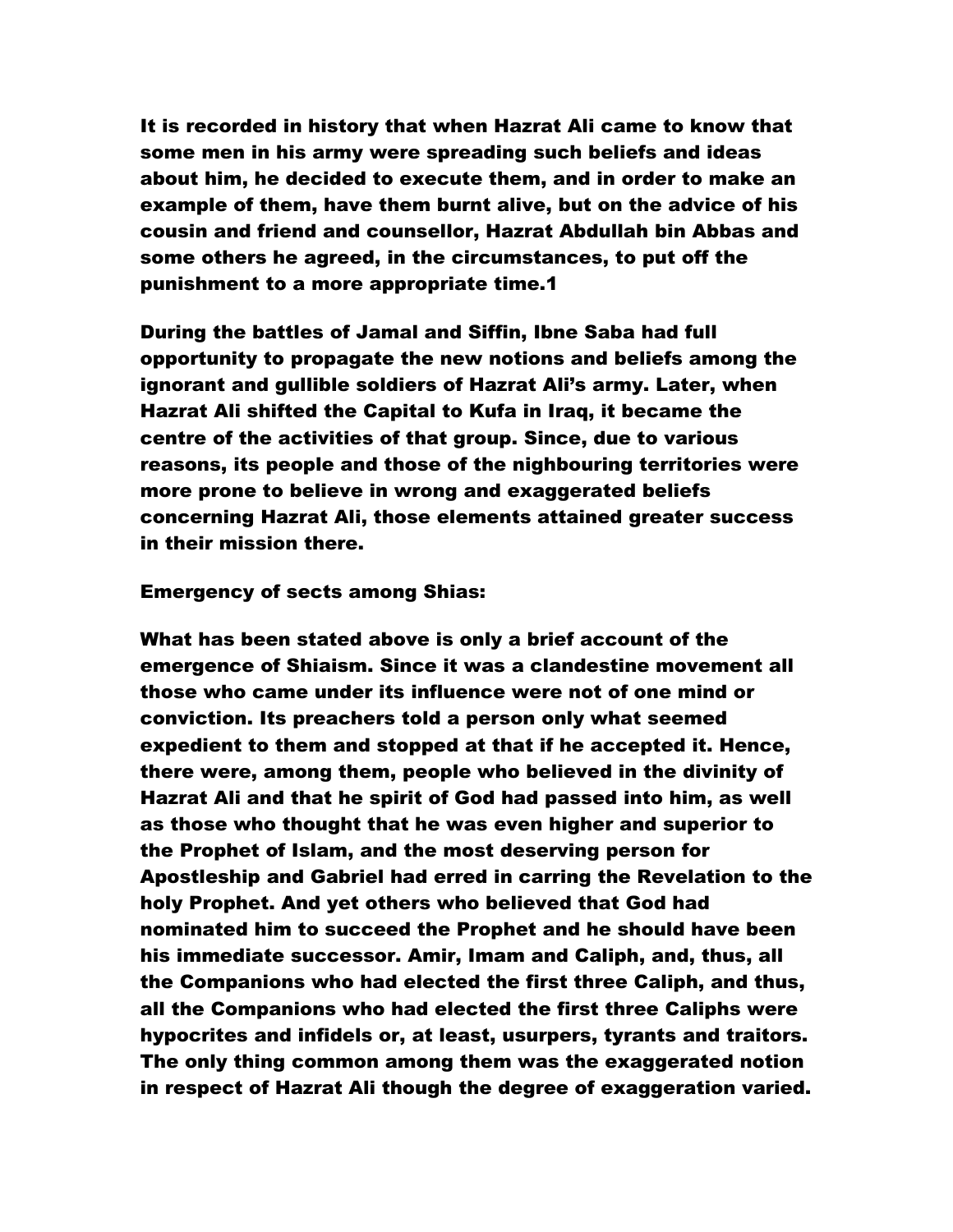It is recorded in history that when Hazrat Ali came to know that some men in his army were spreading such beliefs and ideas about him, he decided to execute them, and in order to make an example of them, have them burnt alive, but on the advice of his cousin and friend and counsellor, Hazrat Abdullah bin Abbas and some others he agreed, in the circumstances, to put off the punishment to a more appropriate time.1

During the battles of Jamal and Siffin, Ibne Saba had full opportunity to propagate the new notions and beliefs among the ignorant and gullible soldiers of Hazrat Ali's army. Later, when Hazrat Ali shifted the Capital to Kufa in Iraq, it became the centre of the activities of that group. Since, due to various reasons, its people and those of the nighbouring territories were more prone to believe in wrong and exaggerated beliefs concerning Hazrat Ali, those elements attained greater success in their mission there.

## Emergency of sects among Shias:

What has been stated above is only a brief account of the emergence of Shiaism. Since it was a clandestine movement all those who came under its influence were not of one mind or conviction. Its preachers told a person only what seemed expedient to them and stopped at that if he accepted it. Hence, there were, among them, people who believed in the divinity of Hazrat Ali and that he spirit of God had passed into him, as well as those who thought that he was even higher and superior to the Prophet of Islam, and the most deserving person for Apostleship and Gabriel had erred in carring the Revelation to the holy Prophet. And yet others who believed that God had nominated him to succeed the Prophet and he should have been his immediate successor. Amir, Imam and Caliph, and, thus, all the Companions who had elected the first three Caliph, and thus, all the Companions who had elected the first three Caliphs were hypocrites and infidels or, at least, usurpers, tyrants and traitors. The only thing common among them was the exaggerated notion in respect of Hazrat Ali though the degree of exaggeration varied.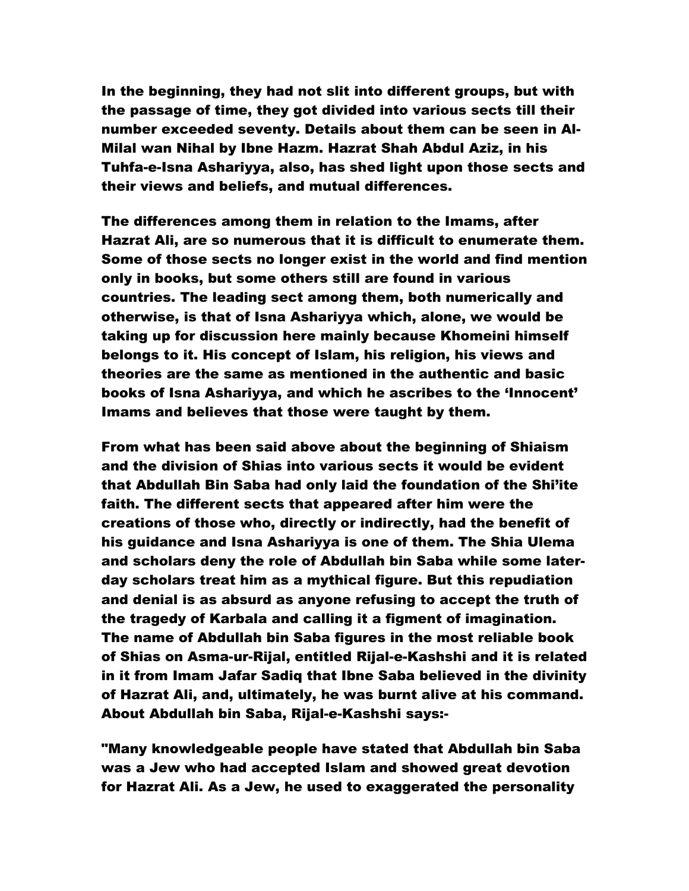In the beginning, they had not slit into different groups, but with the passage of time, they got divided into various sects till their number exceeded seventy. Details about them can be seen in Al-Milal wan Nihal by Ibne Hazm. Hazrat Shah Abdul Aziz, in his Tuhfa-e-Isna Ashariyya, also, has shed light upon those sects and their views and beliefs, and mutual differences.

The differences among them in relation to the Imams, after Hazrat Ali, are so numerous that it is difficult to enumerate them. Some of those sects no longer exist in the world and find mention only in books, but some others still are found in various countries. The leading sect among them, both numerically and otherwise, is that of Isna Ashariyya which, alone, we would be taking up for discussion here mainly because Khomeini himself belongs to it. His concept of Islam, his religion, his views and theories are the same as mentioned in the authentic and basic books of Isna Ashariyya, and which he ascribes to the 'Innocent' Imams and believes that those were taught by them.

From what has been said above about the beginning of Shiaism and the division of Shias into various sects it would be evident that Abdullah Bin Saba had only laid the foundation of the Shi'ite faith. The different sects that appeared after him were the creations of those who, directly or indirectly, had the benefit of his guidance and Isna Ashariyya is one of them. The Shia Ulema and scholars deny the role of Abdullah bin Saba while some later-day scholars treat him as a mythical figure. But this repudiation and denial is as absurd as anyone refusing to accept the truth of the tragedy of Karbala and calling it a figment of imagination. The name of Abdullah bin Saba figures in the most reliable book of Shias on Asma-ur-Rijal, entitled Rijal-e-Kashshi and it is related in it from Imam Jafar Sadiq that Ibne Saba believed in the divinity of Hazrat Ali, and, ultimately, he was burnt alive at his command. About Abdullah bin Saba, Rijal-e-Kashshi says:-

"Many knowledgeable people have stated that Abdullah bin Saba was a Jew who had accepted Islam and showed great devotion for Hazrat Ali. As a Jew, he used to exaggerated the personality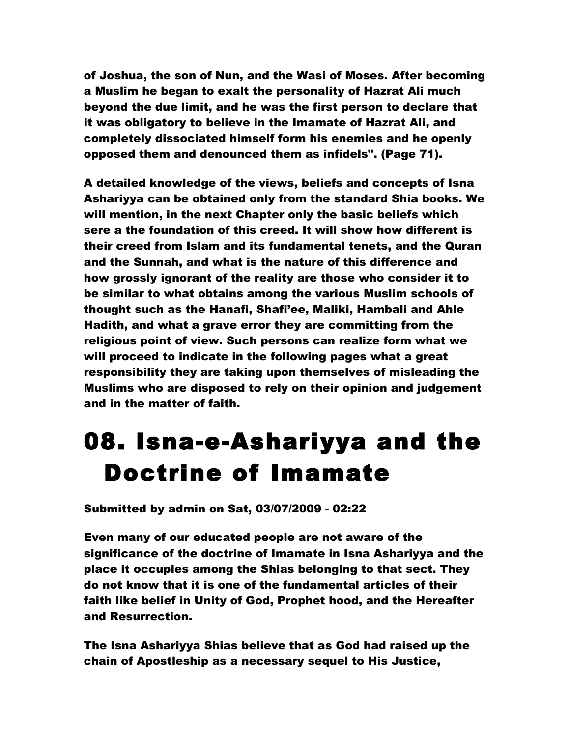**of Joshua, the son of Nun, and the Wasi of Moses. After becoming a Muslim he began to exalt the personality of Hazrat Ali much beyond the due limit, and he was the first person to declare that it was obligatory to believe in the Imamate of Hazrat Ali, and completely dissociated himself form his enemies and he openly opposed them and denounced them as infidels". (Page 71).**

**A detailed knowledge of the views, beliefs and concepts of Isna Ashariyya can be obtained only from the standard Shia books. We will mention, in the next Chapter only the basic beliefs which sere a the foundation of this creed. It will show how different is their creed from Islam and its fundamental tenets, and the Quran and the Sunnah, and what is the nature of this difference and how grossly ignorant of the reality are those who consider it to be similar to what obtains among the various Muslim schools of thought such as the Hanafi, Shafi'ee, Maliki, Hambali and Ahle Hadith, and what a grave error they are committing from the religious point of view. Such persons can realize form what we will proceed to indicate in the following pages what a great responsibility they are taking upon themselves of misleading the Muslims who are disposed to rely on their opinion and judgement and in the matter of faith.**

# 08. Isna-e-Ashariyya and the Doctrine of Imamate

**Submitted by admin on Sat, 03/07/2009 - 02:22**

**Even many of our educated people are not aware of the significance of the doctrine of Imamate in Isna Ashariyya and the place it occupies among the Shias belonging to that sect. They do not know that it is one of the fundamental articles of their faith like belief in Unity of God, Prophet hood, and the Hereafter and Resurrection.**

**The Isna Ashariyya Shias believe that as God had raised up the chain of Apostleship as a necessary sequel to His Justice,**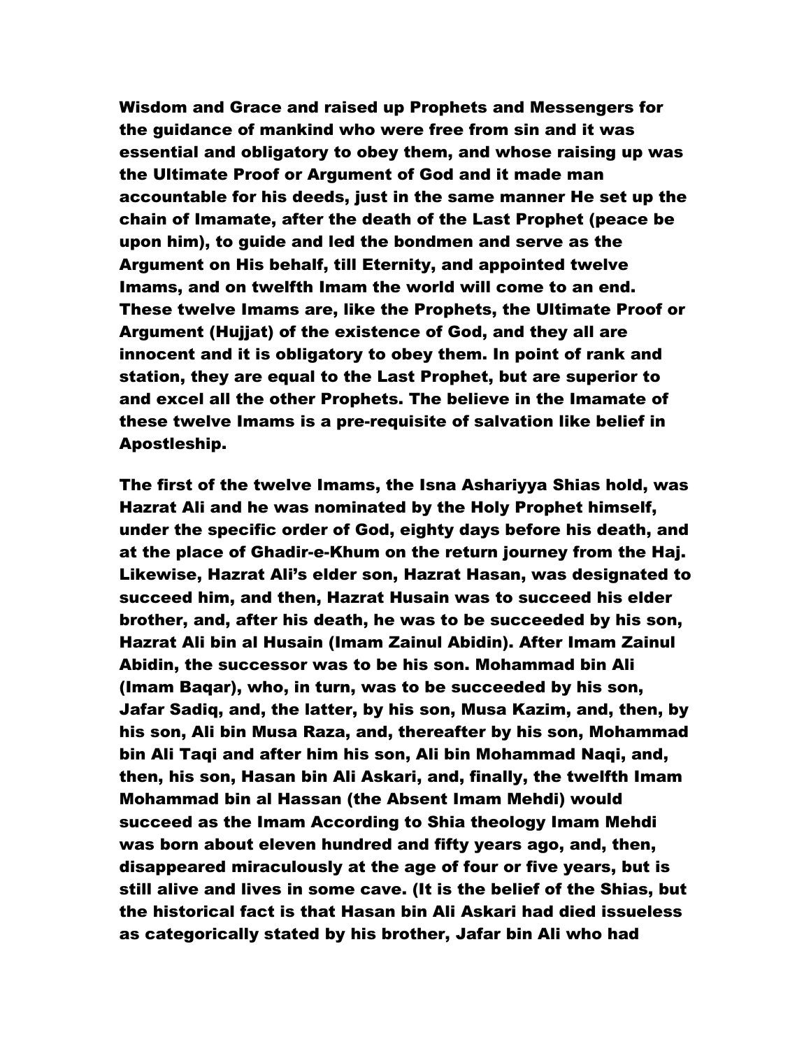**Wisdom and Grace and raised up Prophets and Messengers for the guidance of mankind who were free from sin and it was essential and obligatory to obey them, and whose raising up was the Ultimate Proof or Argument of God and it made man accountable for his deeds, just in the same manner He set up the chain of Imamate, after the death of the Last Prophet (peace be upon him), to guide and led the bondmen and serve as the Argument on His behalf, till Eternity, and appointed twelve Imams, and on twelfth Imam the world will come to an end. These twelve Imams are, like the Prophets, the Ultimate Proof or Argument (Hujjat) of the existence of God, and they all are innocent and it is obligatory to obey them. In point of rank and station, they are equal to the Last Prophet, but are superior to and excel all the other Prophets. The believe in the Imamate of these twelve Imams is a pre-requisite of salvation like belief in Apostleship.**

**The first of the twelve Imams, the Isna Ashariyya Shias hold, was Hazrat Ali and he was nominated by the Holy Prophet himself, under the specific order of God, eighty days before his death, and at the place of Ghadir-e-Khum on the return journey from the Haj. Likewise, Hazrat Ali's elder son, Hazrat Hasan, was designated to succeed him, and then, Hazrat Husain was to succeed his elder brother, and, after his death, he was to be succeeded by his son, Hazrat Ali bin al Husain (Imam Zainul Abidin). After Imam Zainul Abidin, the successor was to be his son. Mohammad bin Ali (Imam Baqar), who, in turn, was to be succeeded by his son, Jafar Sadiq, and, the latter, by his son, Musa Kazim, and, then, by his son, Ali bin Musa Raza, and, thereafter by his son, Mohammad bin Ali Taqi and after him his son, Ali bin Mohammad Naqi, and, then, his son, Hasan bin Ali Askari, and, finally, the twelfth Imam Mohammad bin al Hassan (the Absent Imam Mehdi) would succeed as the Imam According to Shia theology Imam Mehdi was born about eleven hundred and fifty years ago, and, then, disappeared miraculously at the age of four or five years, but is still alive and lives in some cave. (It is the belief of the Shias, but the historical fact is that Hasan bin Ali Askari had died issueless as categorically stated by his brother, Jafar bin Ali who had**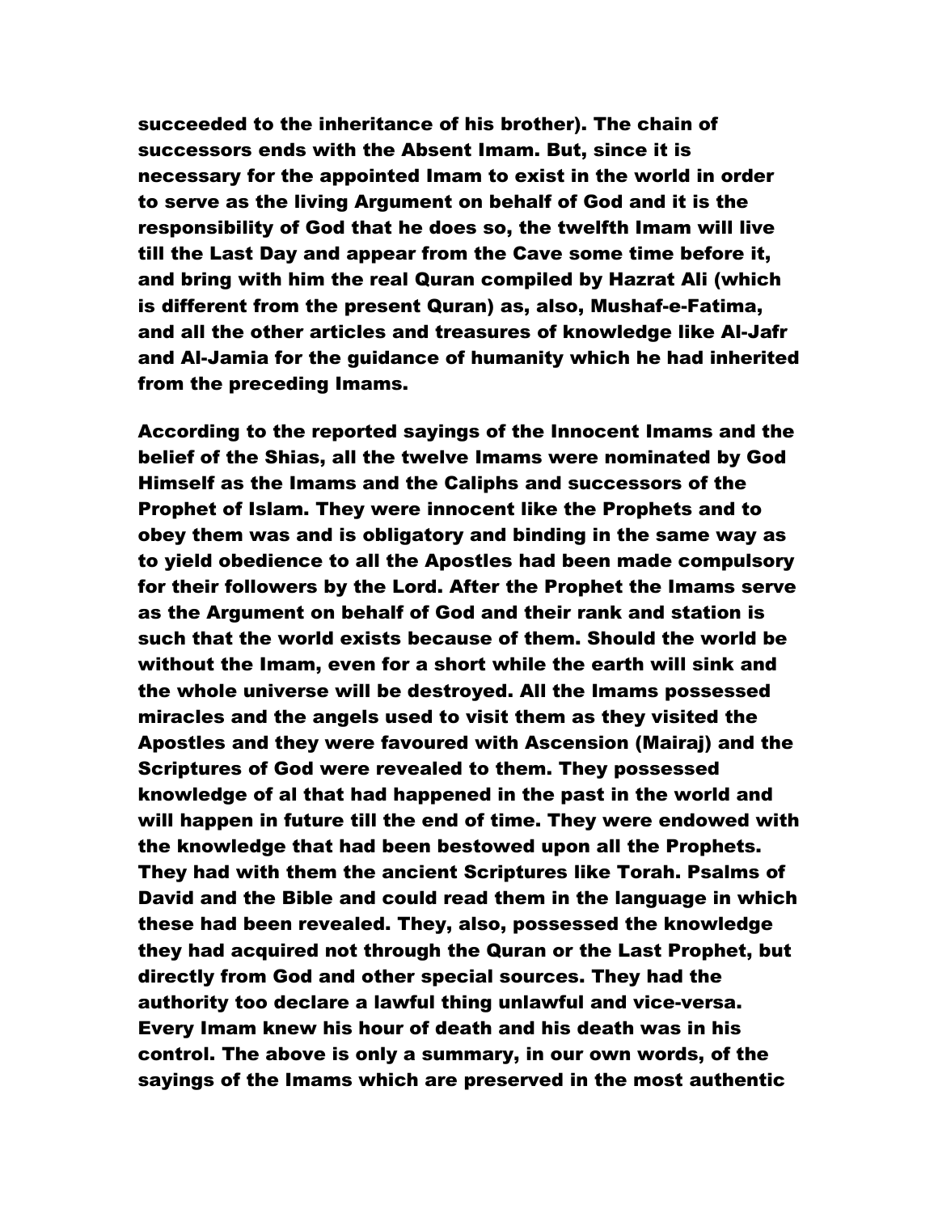succeeded to the inheritance of his brother). The chain of successors ends with the Absent Imam. But, since it is necessary for the appointed Imam to exist in the world in order to serve as the living Argument on behalf of God and it is the responsibility of God that he does so, the twelfth Imam will live till the Last Day and appear from the Cave some time before it, and bring with him the real Quran compiled by Hazrat Ali (which is different from the present Quran) as, also, Mushaf-e-Fatima, and all the other articles and treasures of knowledge like Al-Jafr and Al-Jamia for the guidance of humanity which he had inherited from the preceding Imams.

According to the reported sayings of the Innocent Imams and the belief of the Shias, all the twelve Imams were nominated by God Himself as the Imams and the Caliphs and successors of the Prophet of Islam. They were innocent like the Prophets and to obey them was and is obligatory and binding in the same way as to yield obedience to all the Apostles had been made compulsory for their followers by the Lord. After the Prophet the Imams serve as the Argument on behalf of God and their rank and station is such that the world exists because of them. Should the world be without the Imam, even for a short while the earth will sink and the whole universe will be destroyed. All the Imams possessed miracles and the angels used to visit them as they visited the Apostles and they were favoured with Ascension (Mairaj) and the Scriptures of God were revealed to them. They possessed knowledge of al that had happened in the past in the world and will happen in future till the end of time. They were endowed with the knowledge that had been bestowed upon all the Prophets. They had with them the ancient Scriptures like Torah. Psalms of David and the Bible and could read them in the language in which these had been revealed. They, also, possessed the knowledge they had acquired not through the Quran or the Last Prophet, but directly from God and other special sources. They had the authority too declare a lawful thing unlawful and vice-versa. Every Imam knew his hour of death and his death was in his control. The above is only a summary, in our own words, of the sayings of the Imams which are preserved in the most authentic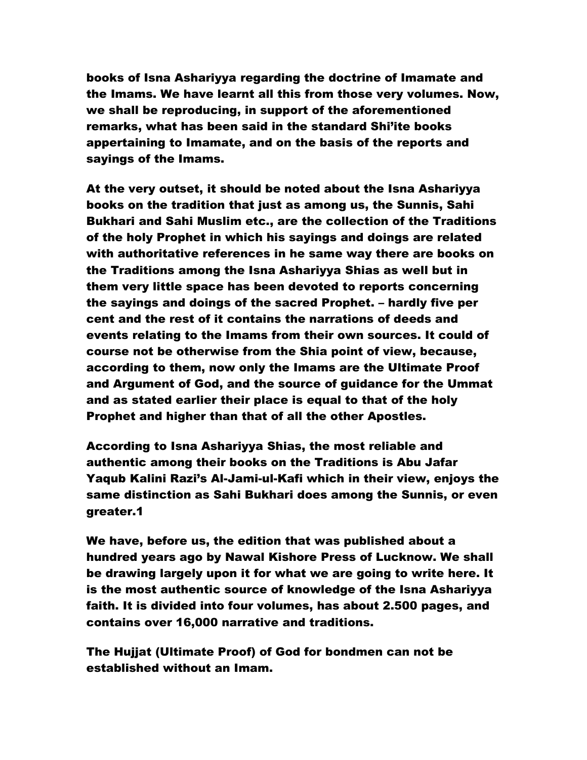books of Isna Ashariyya regarding the doctrine of Imamate and the Imams. We have learnt all this from those very volumes. Now, we shall be reproducing, in support of the aforementioned remarks, what has been said in the standard Shi'ite books appertaining to Imamate, and on the basis of the reports and sayings of the Imams.

At the very outset, it should be noted about the Isna Ashariyya books on the tradition that just as among us, the Sunnis, Sahi Bukhari and Sahi Muslim etc., are the collection of the Traditions of the holy Prophet in which his sayings and doings are related with authoritative references in he same way there are books on the Traditions among the Isna Ashariyya Shias as well but in them very little space has been devoted to reports concerning the sayings and doings of the sacred Prophet. – hardly five per cent and the rest of it contains the narrations of deeds and events relating to the Imams from their own sources. It could of course not be otherwise from the Shia point of view, because, according to them, now only the Imams are the Ultimate Proof and Argument of God, and the source of guidance for the Ummat and as stated earlier their place is equal to that of the holy Prophet and higher than that of all the other Apostles.

According to Isna Ashariyya Shias, the most reliable and authentic among their books on the Traditions is Abu Jafar Yaqub Kalini Razi's Al-Jami-ul-Kafi which in their view, enjoys the same distinction as Sahi Bukhari does among the Sunnis, or even greater.1

We have, before us, the edition that was published about a hundred years ago by Nawal Kishore Press of Lucknow. We shall be drawing largely upon it for what we are going to write here. It is the most authentic source of knowledge of the Isna Ashariyya faith. It is divided into four volumes, has about 2.500 pages, and contains over 16,000 narrative and traditions.

The Hujjat (Ultimate Proof) of God for bondmen can not be established without an Imam.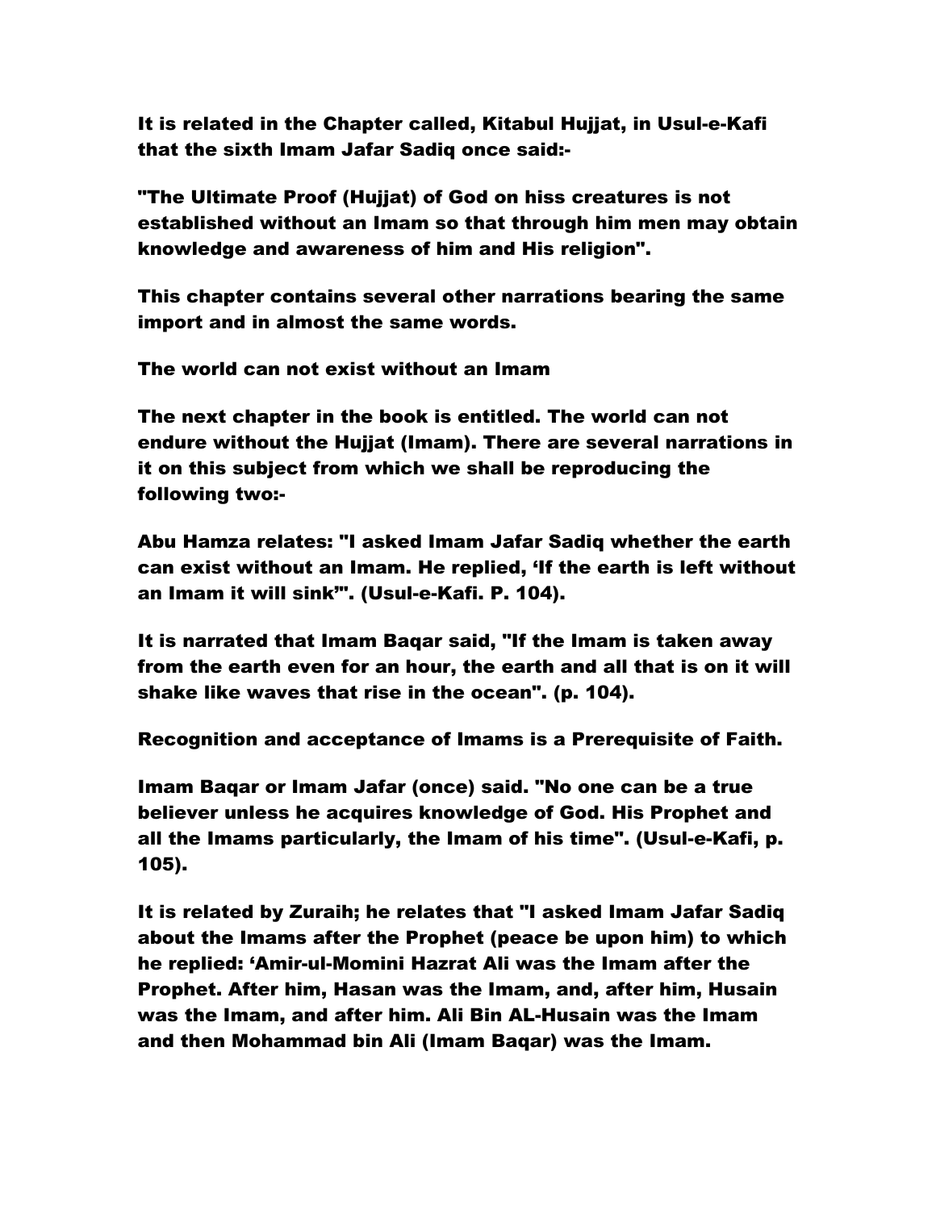It is related in the Chapter called, Kitabul Hujjat, in Usul-e-Kafi that the sixth Imam Jafar Sadiq once said:-

"The Ultimate Proof (Hujjat) of God on hiss creatures is not established without an Imam so that through him men may obtain knowledge and awareness of him and His religion".

This chapter contains several other narrations bearing the same import and in almost the same words.

## The world can not exist without an Imam

The next chapter in the book is entitled. The world can not endure without the Hujjat (Imam). There are several narrations in it on this subject from which we shall be reproducing the following two:-

Abu Hamza relates: "I asked Imam Jafar Sadiq whether the earth can exist without an Imam. He replied, 'If the earth is left without an Imam it will sink'". (Usul-e-Kafi. P. 104).

It is narrated that Imam Baqar said, "If the Imam is taken away from the earth even for an hour, the earth and all that is on it will shake like waves that rise in the ocean". (p. 104).

## Recognition and acceptance of Imams is a Prerequisite of Faith.

Imam Baqar or Imam Jafar (once) said. "No one can be a true believer unless he acquires knowledge of God. His Prophet and all the Imams particularly, the Imam of his time". (Usul-e-Kafi, p. 105).

It is related by Zuraih; he relates that "I asked Imam Jafar Sadiq about the Imams after the Prophet (peace be upon him) to which he replied: 'Amir-ul-Momini Hazrat Ali was the Imam after the Prophet. After him, Hasan was the Imam, and, after him, Husain was the Imam, and after him. Ali Bin AL-Husain was the Imam and then Mohammad bin Ali (Imam Baqar) was the Imam.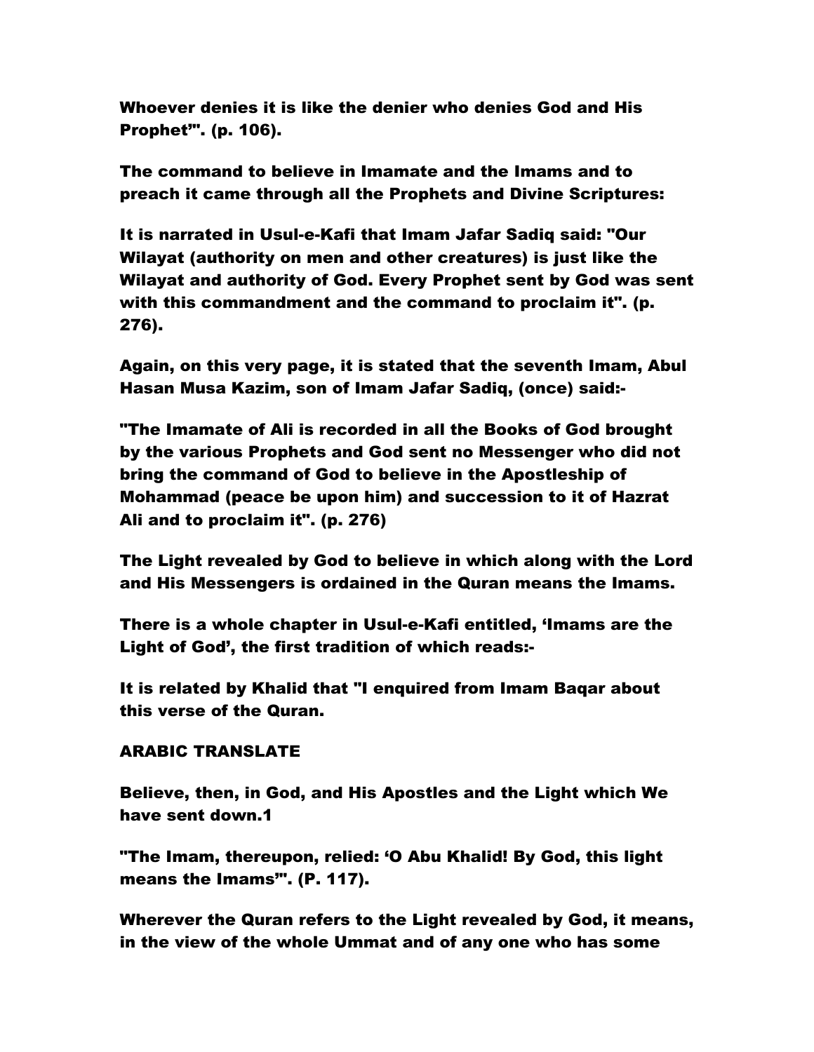Whoever denies it is like the denier who denies God and His Prophet'". (p. 106).

The command to believe in Imamate and the Imams and to preach it came through all the Prophets and Divine Scriptures:

It is narrated in Usul-e-Kafi that Imam Jafar Sadiq said: "Our Wilayat (authority on men and other creatures) is just like the Wilayat and authority of God. Every Prophet sent by God was sent with this commandment and the command to proclaim it". (p. 276).

Again, on this very page, it is stated that the seventh Imam, Abul Hasan Musa Kazim, son of Imam Jafar Sadiq, (once) said:-

"The Imamate of Ali is recorded in all the Books of God brought by the various Prophets and God sent no Messenger who did not bring the command of God to believe in the Apostleship of Mohammad (peace be upon him) and succession to it of Hazrat Ali and to proclaim it". (p. 276)

The Light revealed by God to believe in which along with the Lord and His Messengers is ordained in the Quran means the Imams.

There is a whole chapter in Usul-e-Kafi entitled, 'Imams are the Light of God', the first tradition of which reads:-

It is related by Khalid that "I enquired from Imam Baqar about this verse of the Quran.

ARABIC TRANSLATE

Believe, then, in God, and His Apostles and the Light which We have sent down.1

"The Imam, thereupon, relied: 'O Abu Khalid! By God, this light means the Imams'". (P. 117).

Wherever the Quran refers to the Light revealed by God, it means, in the view of the whole Ummat and of any one who has some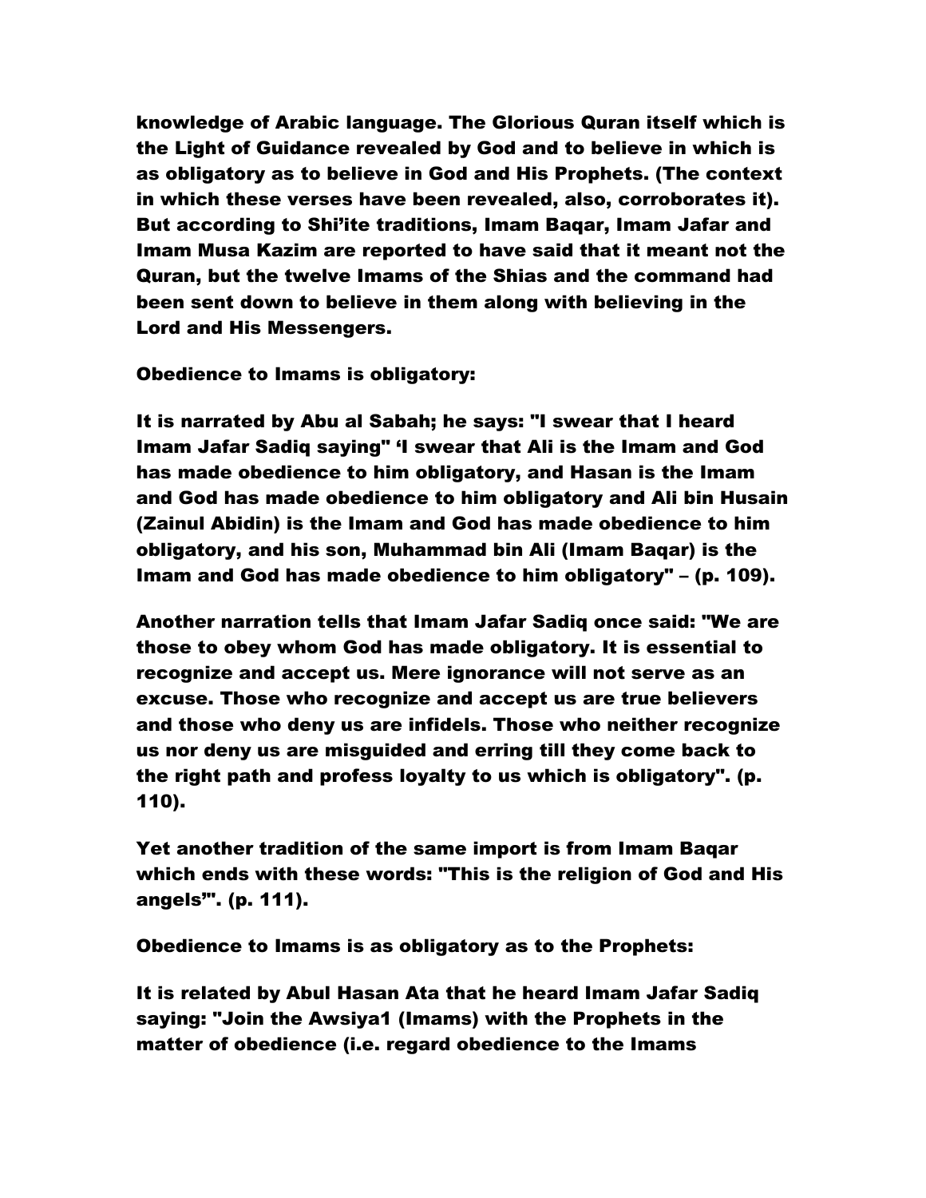knowledge of Arabic language. The Glorious Quran itself which is the Light of Guidance revealed by God and to believe in which is as obligatory as to believe in God and His Prophets. (The context in which these verses have been revealed, also, corroborates it). But according to Shi'ite traditions, Imam Baqar, Imam Jafar and Imam Musa Kazim are reported to have said that it meant not the Quran, but the twelve Imams of the Shias and the command had been sent down to believe in them along with believing in the Lord and His Messengers.

Obedience to Imams is obligatory:

It is narrated by Abu al Sabah; he says: "I swear that I heard Imam Jafar Sadiq saying" 'I swear that Ali is the Imam and God has made obedience to him obligatory, and Hasan is the Imam and God has made obedience to him obligatory and Ali bin Husain (Zainul Abidin) is the Imam and God has made obedience to him obligatory, and his son, Muhammad bin Ali (Imam Baqar) is the Imam and God has made obedience to him obligatory" – (p. 109).

Another narration tells that Imam Jafar Sadiq once said: "We are those to obey whom God has made obligatory. It is essential to recognize and accept us. Mere ignorance will not serve as an excuse. Those who recognize and accept us are true believers and those who deny us are infidels. Those who neither recognize us nor deny us are misguided and erring till they come back to the right path and profess loyalty to us which is obligatory". (p. 110).

Yet another tradition of the same import is from Imam Baqar which ends with these words: "This is the religion of God and His angels'". (p. 111).

Obedience to Imams is as obligatory as to the Prophets:

It is related by Abul Hasan Ata that he heard Imam Jafar Sadiq saying: "Join the Awsiya[1] (Imams) with the Prophets in the matter of obedience (i.e. regard obedience to the Imams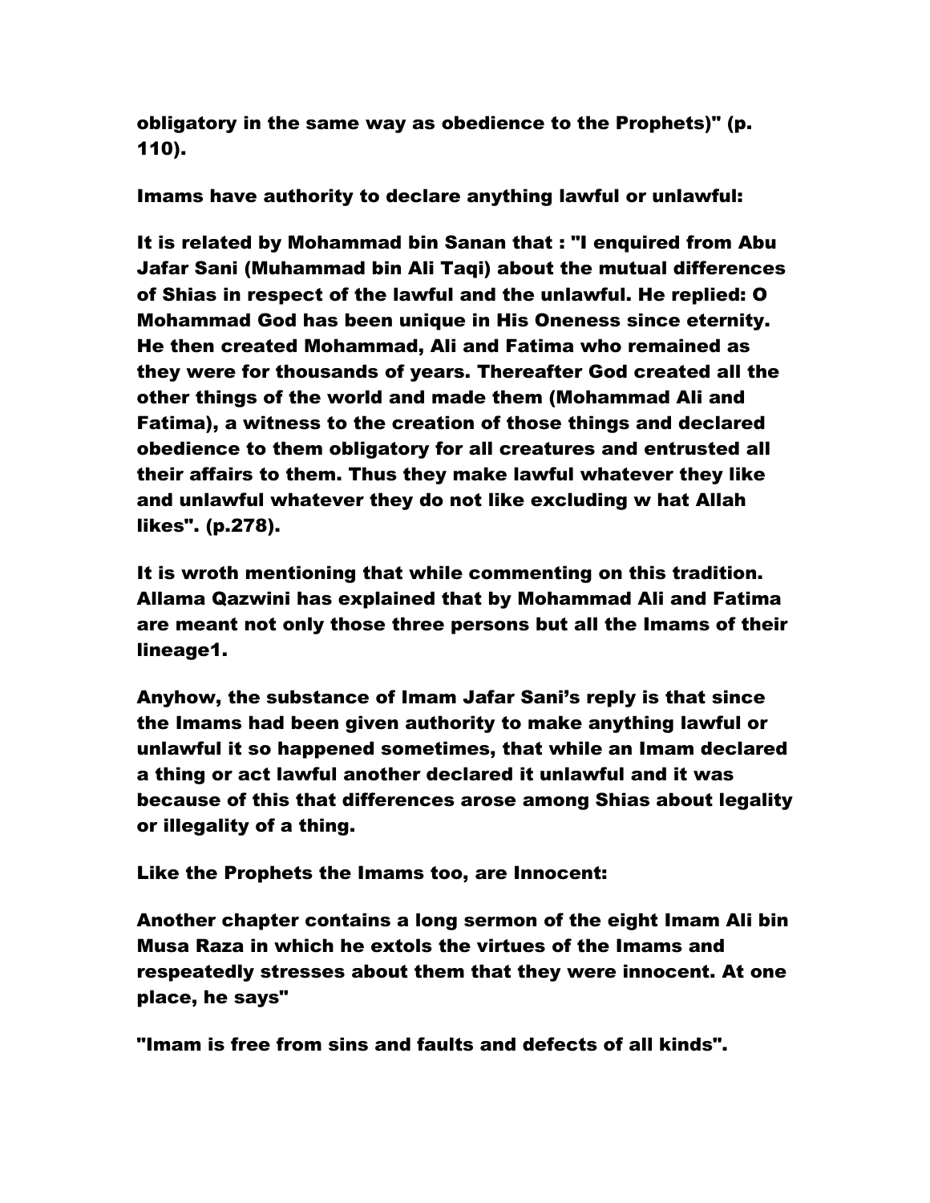obligatory in the same way as obedience to the Prophets)" (p. 110).

**Imams have authority to declare anything lawful or unlawful:**

It is related by Mohammad bin Sanan that : "I enquired from Abu Jafar Sani (Muhammad bin Ali Taqi) about the mutual differences of Shias in respect of the lawful and the unlawful. He replied: O Mohammad God has been unique in His Oneness since eternity. He then created Mohammad, Ali and Fatima who remained as they were for thousands of years. Thereafter God created all the other things of the world and made them (Mohammad Ali and Fatima), a witness to the creation of those things and declared obedience to them obligatory for all creatures and entrusted all their affairs to them. Thus they make lawful whatever they like and unlawful whatever they do not like excluding w hat Allah likes". (p.278).

It is wroth mentioning that while commenting on this tradition. Allama Qazwini has explained that by Mohammad Ali and Fatima are meant not only those three persons but all the Imams of their lineage[1].

Anyhow, the substance of Imam Jafar Sani's reply is that since the Imams had been given authority to make anything lawful or unlawful it so happened sometimes, that while an Imam declared a thing or act lawful another declared it unlawful and it was because of this that differences arose among Shias about legality or illegality of a thing.

**Like the Prophets the Imams too, are Innocent:**

Another chapter contains a long sermon of the eight Imam Ali bin Musa Raza in which he extols the virtues of the Imams and respeatedly stresses about them that they were innocent. At one place, he says"

"Imam is free from sins and faults and defects of all kinds".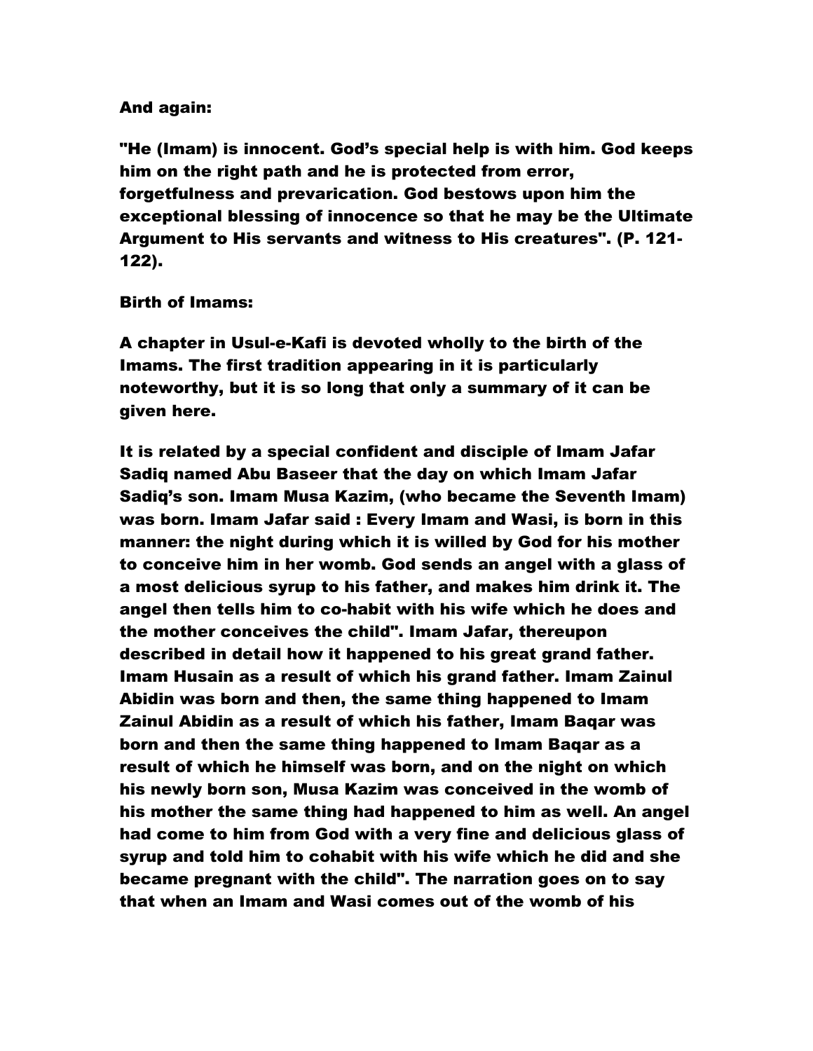And again:

"He (Imam) is innocent. God's special help is with him. God keeps him on the right path and he is protected from error, forgetfulness and prevarication. God bestows upon him the exceptional blessing of innocence so that he may be the Ultimate Argument to His servants and witness to His creatures". (P. 121-122).

Birth of Imams:

A chapter in Usul-e-Kafi is devoted wholly to the birth of the Imams. The first tradition appearing in it is particularly noteworthy, but it is so long that only a summary of it can be given here.

It is related by a special confident and disciple of Imam Jafar Sadiq named Abu Baseer that the day on which Imam Jafar Sadiq's son. Imam Musa Kazim, (who became the Seventh Imam) was born. Imam Jafar said : Every Imam and Wasi, is born in this manner: the night during which it is willed by God for his mother to conceive him in her womb. God sends an angel with a glass of a most delicious syrup to his father, and makes him drink it. The angel then tells him to co-habit with his wife which he does and the mother conceives the child". Imam Jafar, thereupon described in detail how it happened to his great grand father. Imam Husain as a result of which his grand father. Imam Zainul Abidin was born and then, the same thing happened to Imam Zainul Abidin as a result of which his father, Imam Baqar was born and then the same thing happened to Imam Baqar as a result of which he himself was born, and on the night on which his newly born son, Musa Kazim was conceived in the womb of his mother the same thing had happened to him as well. An angel had come to him from God with a very fine and delicious glass of syrup and told him to cohabit with his wife which he did and she became pregnant with the child". The narration goes on to say that when an Imam and Wasi comes out of the womb of his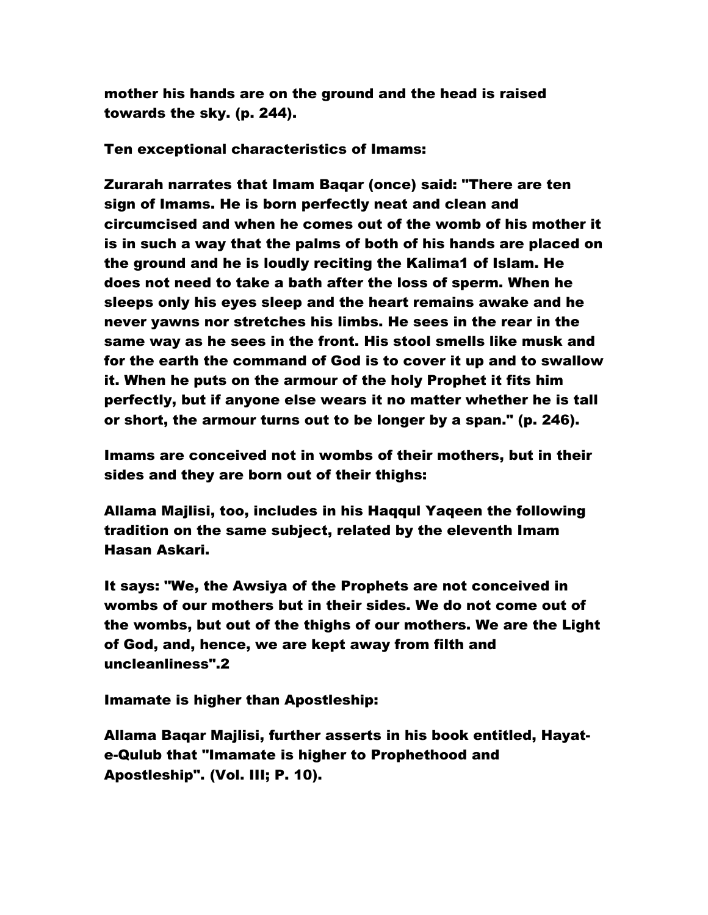mother his hands are on the ground and the head is raised towards the sky. (p. 244).

**Ten exceptional characteristics of Imams:**

Zurarah narrates that Imam Baqar (once) said: "There are ten sign of Imams. He is born perfectly neat and clean and circumcised and when he comes out of the womb of his mother it is in such a way that the palms of both of his hands are placed on the ground and he is loudly reciting the Kalima[1] of Islam. He does not need to take a bath after the loss of sperm. When he sleeps only his eyes sleep and the heart remains awake and he never yawns nor stretches his limbs. He sees in the rear in the same way as he sees in the front. His stool smells like musk and for the earth the command of God is to cover it up and to swallow it. When he puts on the armour of the holy Prophet it fits him perfectly, but if anyone else wears it no matter whether he is tall or short, the armour turns out to be longer by a span." (p. 246).

**Imams are conceived not in wombs of their mothers, but in their sides and they are born out of their thighs:**

Allama Majlisi, too, includes in his Haqqul Yaqeen the following tradition on the same subject, related by the eleventh Imam Hasan Askari.

It says: "We, the Awsiya of the Prophets are not conceived in wombs of our mothers but in their sides. We do not come out of the wombs, but out of the thighs of our mothers. We are the Light of God, and, hence, we are kept away from filth and uncleanliness".[2]

**Imamate is higher than Apostleship:**

Allama Baqar Majlisi, further asserts in his book entitled, Hayat-e-Qulub that "Imamate is higher to Prophethood and Apostleship". (Vol. III; P. 10).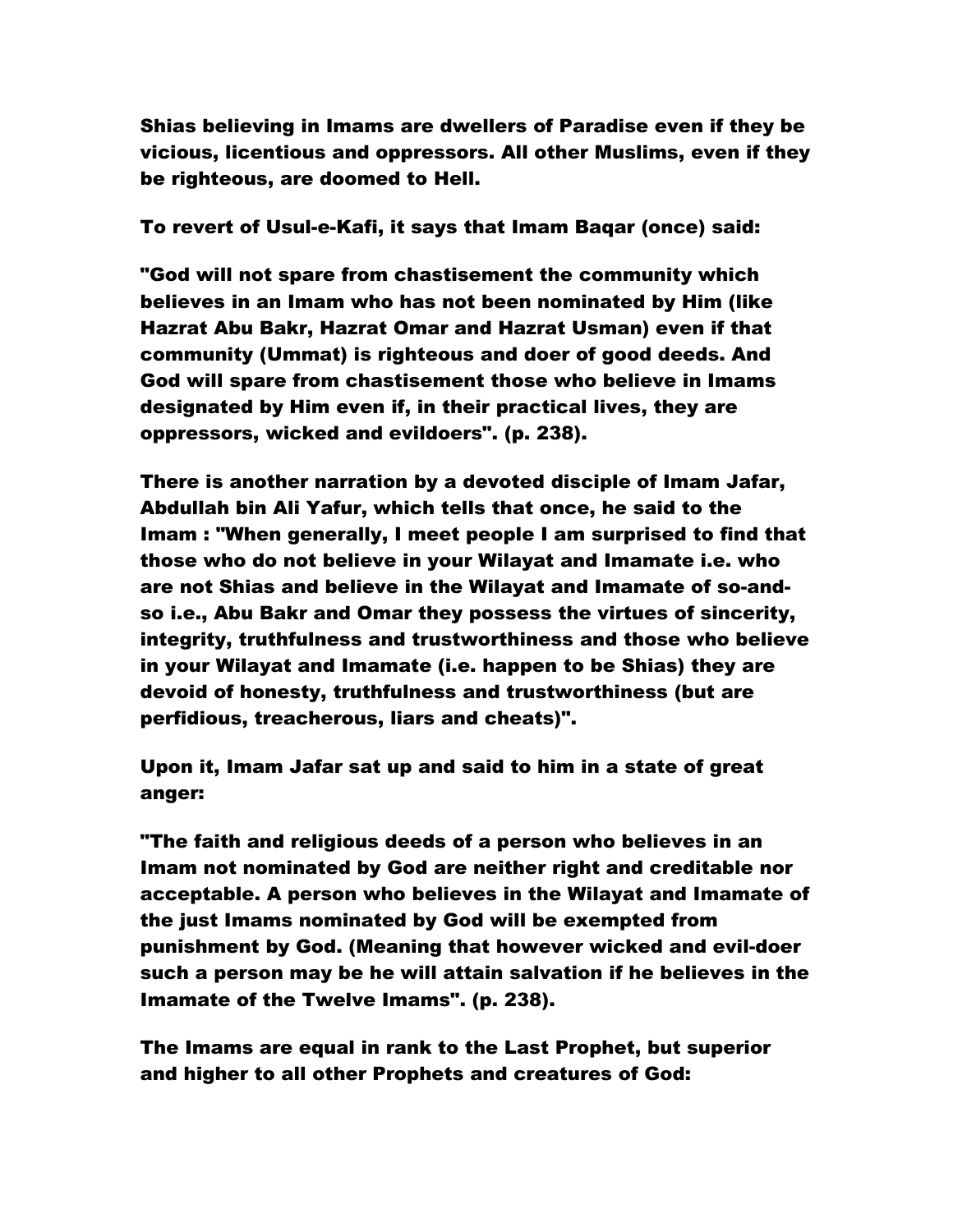**Shias believing in Imams are dwellers of Paradise even if they be vicious, licentious and oppressors. All other Muslims, even if they be righteous, are doomed to Hell.**

**To revert of Usul-e-Kafi, it says that Imam Baqar (once) said:**

**"God will not spare from chastisement the community which believes in an Imam who has not been nominated by Him (like Hazrat Abu Bakr, Hazrat Omar and Hazrat Usman) even if that community (Ummat) is righteous and doer of good deeds. And God will spare from chastisement those who believe in Imams designated by Him even if, in their practical lives, they are oppressors, wicked and evildoers". (p. 238).**

**There is another narration by a devoted disciple of Imam Jafar, Abdullah bin Ali Yafur, which tells that once, he said to the Imam : "When generally, I meet people I am surprised to find that those who do not believe in your Wilayat and Imamate i.e. who are not Shias and believe in the Wilayat and Imamate of so-and-so i.e., Abu Bakr and Omar they possess the virtues of sincerity, integrity, truthfulness and trustworthiness and those who believe in your Wilayat and Imamate (i.e. happen to be Shias) they are devoid of honesty, truthfulness and trustworthiness (but are perfidious, treacherous, liars and cheats)".**

**Upon it, Imam Jafar sat up and said to him in a state of great anger:**

**"The faith and religious deeds of a person who believes in an Imam not nominated by God are neither right and creditable nor acceptable. A person who believes in the Wilayat and Imamate of the just Imams nominated by God will be exempted from punishment by God. (Meaning that however wicked and evil-doer such a person may be he will attain salvation if he believes in the Imamate of the Twelve Imams". (p. 238).**

**The Imams are equal in rank to the Last Prophet, but superior and higher to all other Prophets and creatures of God:**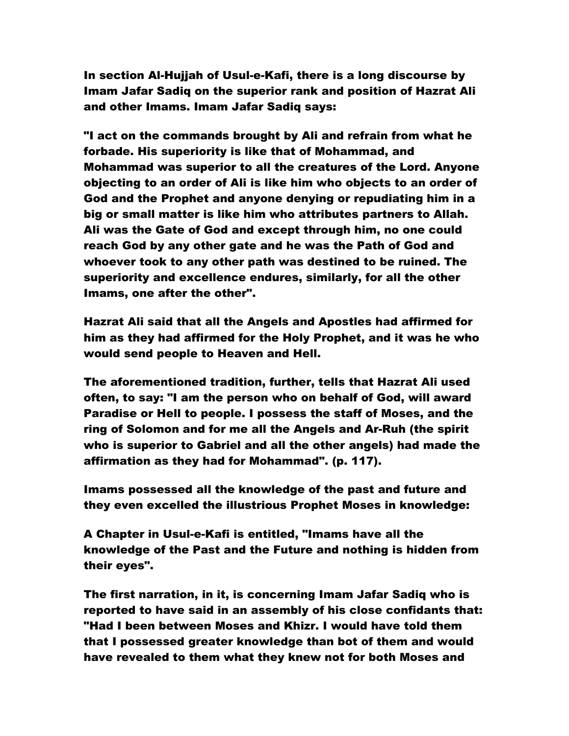**In section Al-Hujjah of Usul-e-Kafi, there is a long discourse by Imam Jafar Sadiq on the superior rank and position of Hazrat Ali and other Imams. Imam Jafar Sadiq says:**

**"I act on the commands brought by Ali and refrain from what he forbade. His superiority is like that of Mohammad, and Mohammad was superior to all the creatures of the Lord. Anyone objecting to an order of Ali is like him who objects to an order of God and the Prophet and anyone denying or repudiating him in a big or small matter is like him who attributes partners to Allah. Ali was the Gate of God and except through him, no one could reach God by any other gate and he was the Path of God and whoever took to any other path was destined to be ruined. The superiority and excellence endures, similarly, for all the other Imams, one after the other".**

**Hazrat Ali said that all the Angels and Apostles had affirmed for him as they had affirmed for the Holy Prophet, and it was he who would send people to Heaven and Hell.**

**The aforementioned tradition, further, tells that Hazrat Ali used often, to say: "I am the person who on behalf of God, will award Paradise or Hell to people. I possess the staff of Moses, and the ring of Solomon and for me all the Angels and Ar-Ruh (the spirit who is superior to Gabriel and all the other angels) had made the affirmation as they had for Mohammad". (p. 117).**

**Imams possessed all the knowledge of the past and future and they even excelled the illustrious Prophet Moses in knowledge:**

**A Chapter in Usul-e-Kafi is entitled, "Imams have all the knowledge of the Past and the Future and nothing is hidden from their eyes".**

**The first narration, in it, is concerning Imam Jafar Sadiq who is reported to have said in an assembly of his close confidants that: "Had I been between Moses and Khizr. I would have told them that I possessed greater knowledge than bot of them and would have revealed to them what they knew not for both Moses and**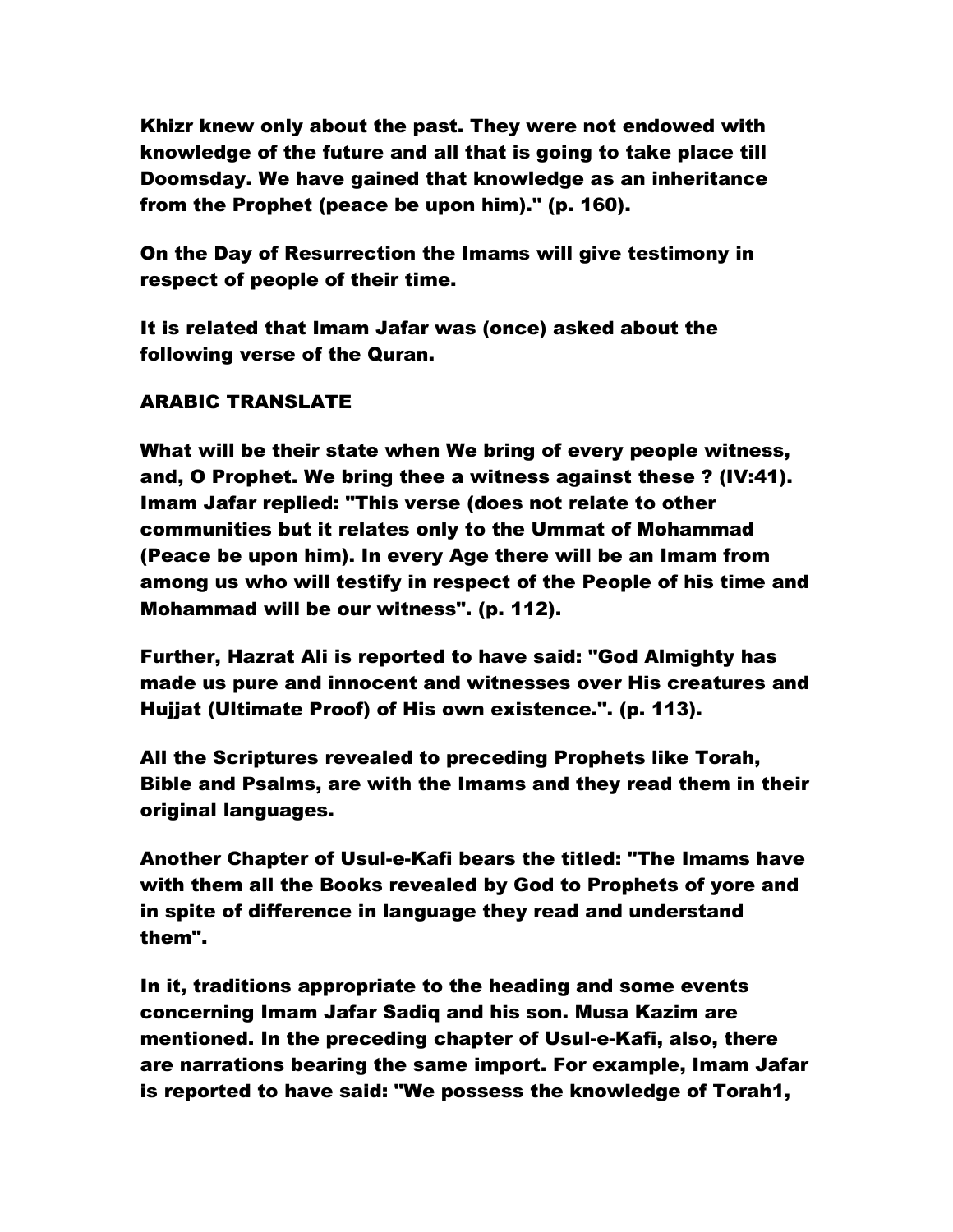Khizr knew only about the past. They were not endowed with knowledge of the future and all that is going to take place till Doomsday. We have gained that knowledge as an inheritance from the Prophet (peace be upon him)." (p. 160).

On the Day of Resurrection the Imams will give testimony in respect of people of their time.

It is related that Imam Jafar was (once) asked about the following verse of the Quran.

ARABIC TRANSLATE

What will be their state when We bring of every people witness, and, O Prophet. We bring thee a witness against these ? (IV:41). Imam Jafar replied: "This verse (does not relate to other communities but it relates only to the Ummat of Mohammad (Peace be upon him). In every Age there will be an Imam from among us who will testify in respect of the People of his time and Mohammad will be our witness". (p. 112).

Further, Hazrat Ali is reported to have said: "God Almighty has made us pure and innocent and witnesses over His creatures and Hujjat (Ultimate Proof) of His own existence.". (p. 113).

All the Scriptures revealed to preceding Prophets like Torah, Bible and Psalms, are with the Imams and they read them in their original languages.

Another Chapter of Usul-e-Kafi bears the titled: "The Imams have with them all the Books revealed by God to Prophets of yore and in spite of difference in language they read and understand them".

In it, traditions appropriate to the heading and some events concerning Imam Jafar Sadiq and his son. Musa Kazim are mentioned. In the preceding chapter of Usul-e-Kafi, also, there are narrations bearing the same import. For example, Imam Jafar is reported to have said: "We possess the knowledge of Torah1,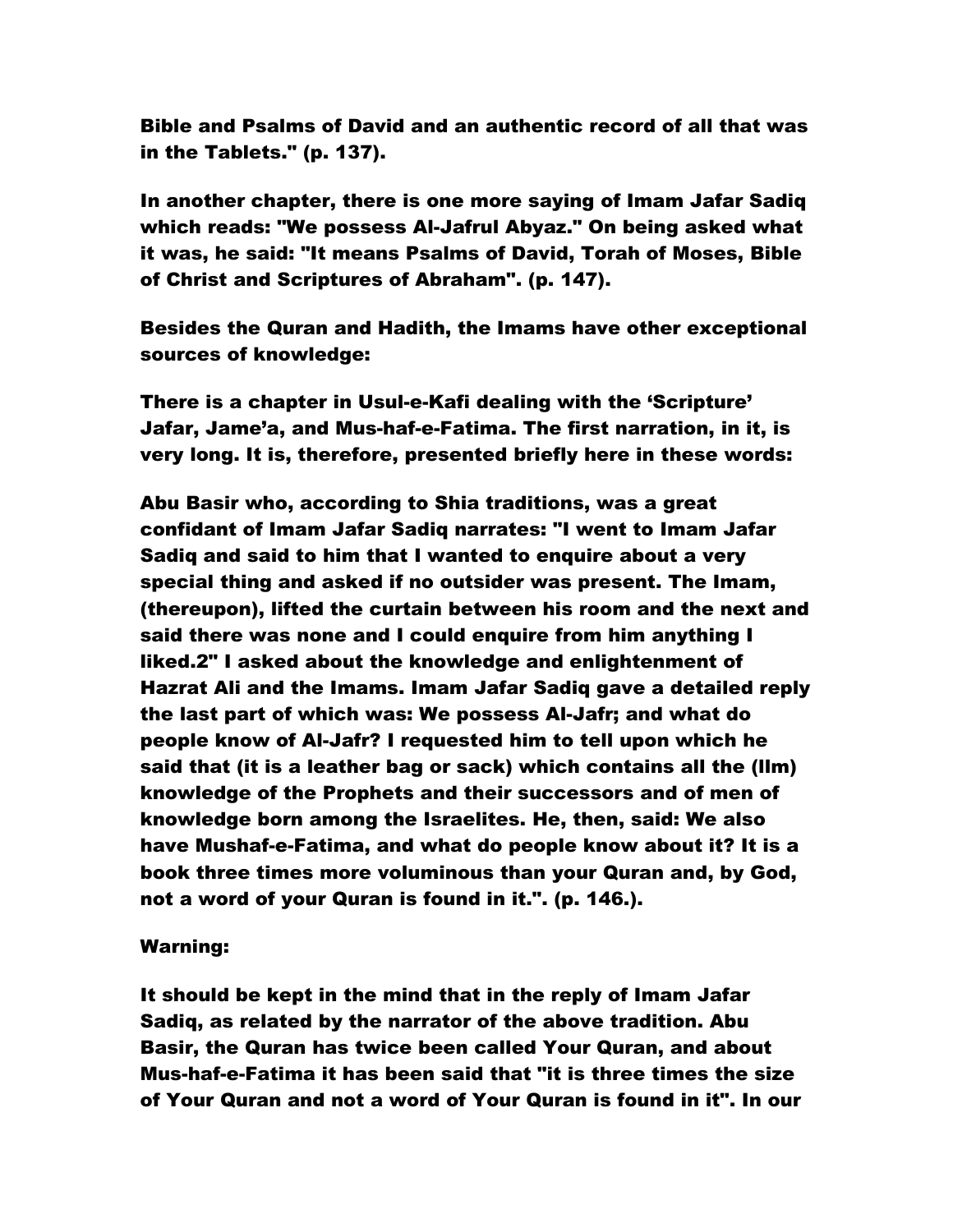Bible and Psalms of David and an authentic record of all that was in the Tablets." (p. 137).

In another chapter, there is one more saying of Imam Jafar Sadiq which reads: "We possess Al-Jafrul Abyaz." On being asked what it was, he said: "It means Psalms of David, Torah of Moses, Bible of Christ and Scriptures of Abraham". (p. 147).

Besides the Quran and Hadith, the Imams have other exceptional sources of knowledge:

There is a chapter in Usul-e-Kafi dealing with the 'Scripture' Jafar, Jame'a, and Mus-haf-e-Fatima. The first narration, in it, is very long. It is, therefore, presented briefly here in these words:

Abu Basir who, according to Shia traditions, was a great confidant of Imam Jafar Sadiq narrates: "I went to Imam Jafar Sadiq and said to him that I wanted to enquire about a very special thing and asked if no outsider was present. The Imam, (thereupon), lifted the curtain between his room and the next and said there was none and I could enquire from him anything I liked.2" I asked about the knowledge and enlightenment of Hazrat Ali and the Imams. Imam Jafar Sadiq gave a detailed reply the last part of which was: We possess Al-Jafr; and what do people know of Al-Jafr? I requested him to tell upon which he said that (it is a leather bag or sack) which contains all the (Ilm) knowledge of the Prophets and their successors and of men of knowledge born among the Israelites. He, then, said: We also have Mushaf-e-Fatima, and what do people know about it? It is a book three times more voluminous than your Quran and, by God, not a word of your Quran is found in it.". (p. 146.).

Warning:

It should be kept in the mind that in the reply of Imam Jafar Sadiq, as related by the narrator of the above tradition. Abu Basir, the Quran has twice been called Your Quran, and about Mus-haf-e-Fatima it has been said that "it is three times the size of Your Quran and not a word of Your Quran is found in it". In our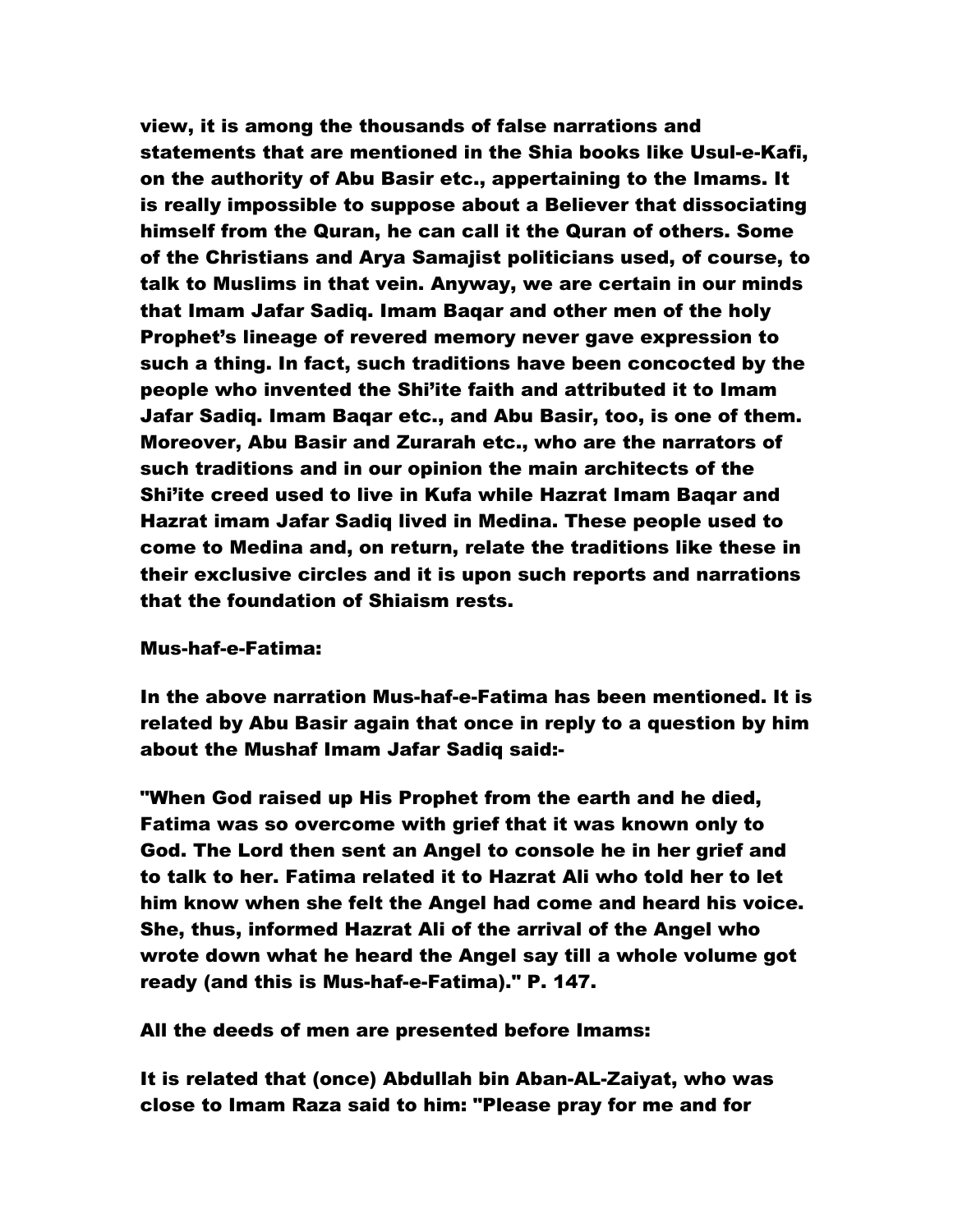view, it is among the thousands of false narrations and statements that are mentioned in the Shia books like Usul-e-Kafi, on the authority of Abu Basir etc., appertaining to the Imams. It is really impossible to suppose about a Believer that dissociating himself from the Quran, he can call it the Quran of others. Some of the Christians and Arya Samajist politicians used, of course, to talk to Muslims in that vein. Anyway, we are certain in our minds that Imam Jafar Sadiq. Imam Baqar and other men of the holy Prophet's lineage of revered memory never gave expression to such a thing. In fact, such traditions have been concocted by the people who invented the Shi'ite faith and attributed it to Imam Jafar Sadiq. Imam Baqar etc., and Abu Basir, too, is one of them. Moreover, Abu Basir and Zurarah etc., who are the narrators of such traditions and in our opinion the main architects of the Shi'ite creed used to live in Kufa while Hazrat Imam Baqar and Hazrat imam Jafar Sadiq lived in Medina. These people used to come to Medina and, on return, relate the traditions like these in their exclusive circles and it is upon such reports and narrations that the foundation of Shiaism rests.

**Mus-haf-e-Fatima:**

In the above narration Mus-haf-e-Fatima has been mentioned. It is related by Abu Basir again that once in reply to a question by him about the Mushaf Imam Jafar Sadiq said:-

"When God raised up His Prophet from the earth and he died, Fatima was so overcome with grief that it was known only to God. The Lord then sent an Angel to console he in her grief and to talk to her. Fatima related it to Hazrat Ali who told her to let him know when she felt the Angel had come and heard his voice. She, thus, informed Hazrat Ali of the arrival of the Angel who wrote down what he heard the Angel say till a whole volume got ready (and this is Mus-haf-e-Fatima)." P. 147.

**All the deeds of men are presented before Imams:**

It is related that (once) Abdullah bin Aban-AL-Zaiyat, who was close to Imam Raza said to him: "Please pray for me and for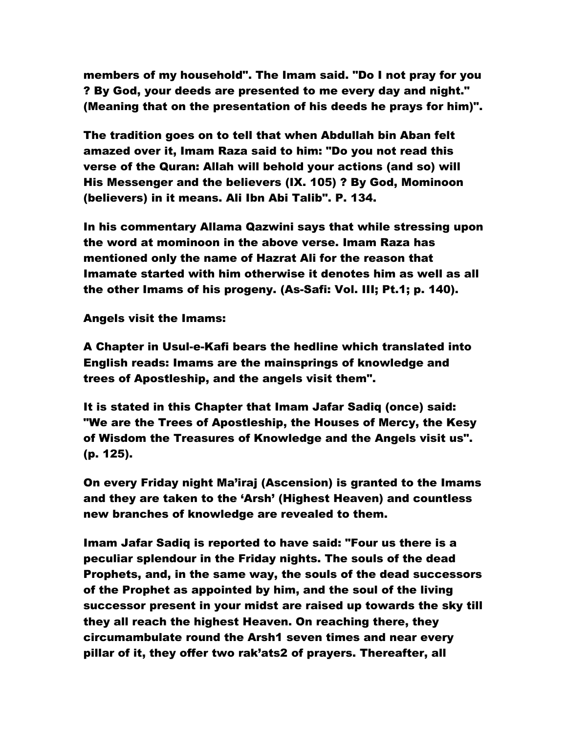members of my household". The Imam said. "Do I not pray for you ? By God, your deeds are presented to me every day and night." (Meaning that on the presentation of his deeds he prays for him)".

The tradition goes on to tell that when Abdullah bin Aban felt amazed over it, Imam Raza said to him: "Do you not read this verse of the Quran: Allah will behold your actions (and so) will His Messenger and the believers (IX. 105) ? By God, Mominoon (believers) in it means. Ali Ibn Abi Talib". P. 134.

In his commentary Allama Qazwini says that while stressing upon the word at mominoon in the above verse. Imam Raza has mentioned only the name of Hazrat Ali for the reason that Imamate started with him otherwise it denotes him as well as all the other Imams of his progeny. (As-Safi: Vol. III; Pt.1; p. 140).

Angels visit the Imams:

A Chapter in Usul-e-Kafi bears the hedline which translated into English reads: Imams are the mainsprings of knowledge and trees of Apostleship, and the angels visit them".

It is stated in this Chapter that Imam Jafar Sadiq (once) said: "We are the Trees of Apostleship, the Houses of Mercy, the Kesy of Wisdom the Treasures of Knowledge and the Angels visit us". (p. 125).

On every Friday night Ma'iraj (Ascension) is granted to the Imams and they are taken to the 'Arsh' (Highest Heaven) and countless new branches of knowledge are revealed to them.

Imam Jafar Sadiq is reported to have said: "Four us there is a peculiar splendour in the Friday nights. The souls of the dead Prophets, and, in the same way, the souls of the dead successors of the Prophet as appointed by him, and the soul of the living successor present in your midst are raised up towards the sky till they all reach the highest Heaven. On reaching there, they circumambulate round the Arsh[1] seven times and near every pillar of it, they offer two rak'ats[2] of prayers. Thereafter, all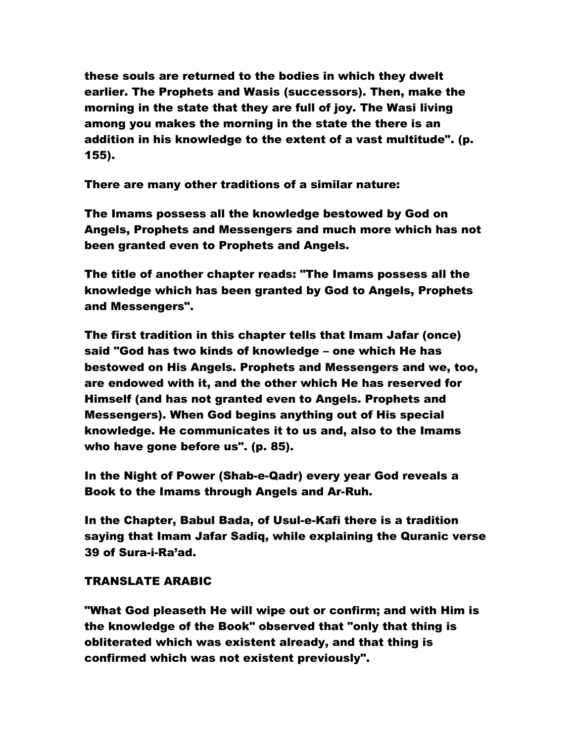these souls are returned to the bodies in which they dwelt earlier. The Prophets and Wasis (successors). Then, make the morning in the state that they are full of joy. The Wasi living among you makes the morning in the state the there is an addition in his knowledge to the extent of a vast multitude". (p. 155).

There are many other traditions of a similar nature:

The Imams possess all the knowledge bestowed by God on Angels, Prophets and Messengers and much more which has not been granted even to Prophets and Angels.

The title of another chapter reads: "The Imams possess all the knowledge which has been granted by God to Angels, Prophets and Messengers".

The first tradition in this chapter tells that Imam Jafar (once) said "God has two kinds of knowledge – one which He has bestowed on His Angels. Prophets and Messengers and we, too, are endowed with it, and the other which He has reserved for Himself (and has not granted even to Angels. Prophets and Messengers). When God begins anything out of His special knowledge. He communicates it to us and, also to the Imams who have gone before us". (p. 85).

In the Night of Power (Shab-e-Qadr) every year God reveals a Book to the Imams through Angels and Ar-Ruh.

In the Chapter, Babul Bada, of Usul-e-Kafi there is a tradition saying that Imam Jafar Sadiq, while explaining the Quranic verse 39 of Sura-i-Ra'ad.

TRANSLATE ARABIC

"What God pleaseth He will wipe out or confirm; and with Him is the knowledge of the Book" observed that "only that thing is obliterated which was existent already, and that thing is confirmed which was not existent previously".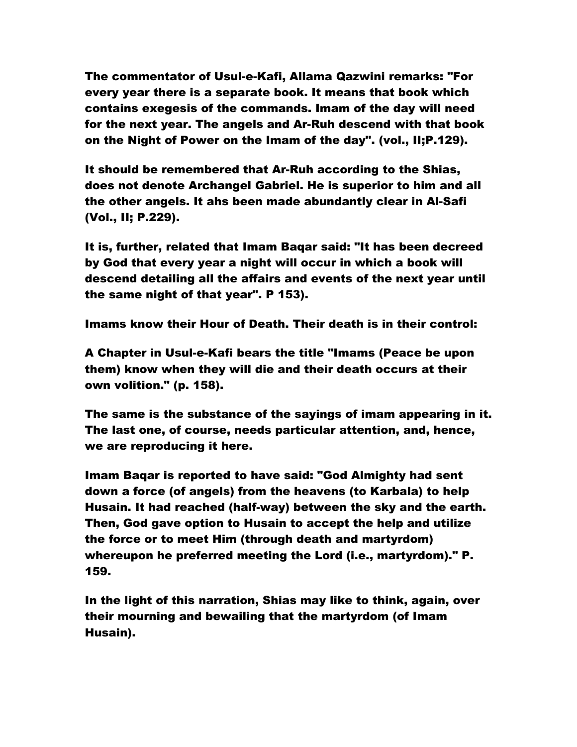The commentator of Usul-e-Kafi, Allama Qazwini remarks: "For every year there is a separate book. It means that book which contains exegesis of the commands. Imam of the day will need for the next year. The angels and Ar-Ruh descend with that book on the Night of Power on the Imam of the day". (vol., II;P.129).

It should be remembered that Ar-Ruh according to the Shias, does not denote Archangel Gabriel. He is superior to him and all the other angels. It ahs been made abundantly clear in Al-Safi (Vol., II; P.229).

It is, further, related that Imam Baqar said: "It has been decreed by God that every year a night will occur in which a book will descend detailing all the affairs and events of the next year until the same night of that year". P 153).

Imams know their Hour of Death. Their death is in their control:

A Chapter in Usul-e-Kafi bears the title "Imams (Peace be upon them) know when they will die and their death occurs at their own volition." (p. 158).

The same is the substance of the sayings of imam appearing in it. The last one, of course, needs particular attention, and, hence, we are reproducing it here.

Imam Baqar is reported to have said: "God Almighty had sent down a force (of angels) from the heavens (to Karbala) to help Husain. It had reached (half-way) between the sky and the earth. Then, God gave option to Husain to accept the help and utilize the force or to meet Him (through death and martyrdom) whereupon he preferred meeting the Lord (i.e., martyrdom)." P. 159.

In the light of this narration, Shias may like to think, again, over their mourning and bewailing that the martyrdom (of Imam Husain).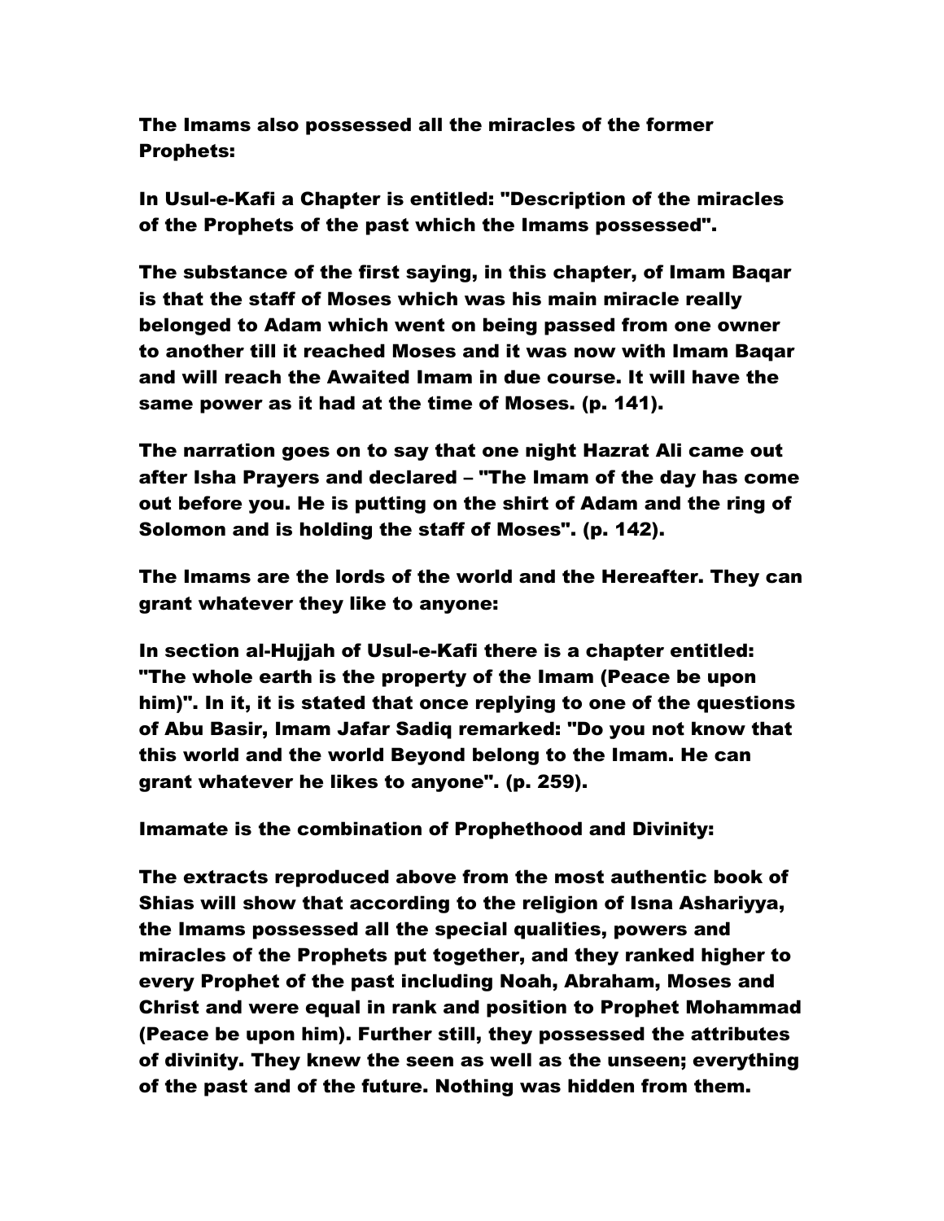**The Imams also possessed all the miracles of the former Prophets:**

**In Usul-e-Kafi a Chapter is entitled: "Description of the miracles of the Prophets of the past which the Imams possessed".**

**The substance of the first saying, in this chapter, of Imam Baqar is that the staff of Moses which was his main miracle really belonged to Adam which went on being passed from one owner to another till it reached Moses and it was now with Imam Baqar and will reach the Awaited Imam in due course. It will have the same power as it had at the time of Moses. (p. 141).**

**The narration goes on to say that one night Hazrat Ali came out after Isha Prayers and declared – "The Imam of the day has come out before you. He is putting on the shirt of Adam and the ring of Solomon and is holding the staff of Moses". (p. 142).**

**The Imams are the lords of the world and the Hereafter. They can grant whatever they like to anyone:**

**In section al-Hujjah of Usul-e-Kafi there is a chapter entitled: "The whole earth is the property of the Imam (Peace be upon him)". In it, it is stated that once replying to one of the questions of Abu Basir, Imam Jafar Sadiq remarked: "Do you not know that this world and the world Beyond belong to the Imam. He can grant whatever he likes to anyone". (p. 259).**

**Imamate is the combination of Prophethood and Divinity:**

**The extracts reproduced above from the most authentic book of Shias will show that according to the religion of Isna Ashariyya, the Imams possessed all the special qualities, powers and miracles of the Prophets put together, and they ranked higher to every Prophet of the past including Noah, Abraham, Moses and Christ and were equal in rank and position to Prophet Mohammad (Peace be upon him). Further still, they possessed the attributes of divinity. They knew the seen as well as the unseen; everything of the past and of the future. Nothing was hidden from them.**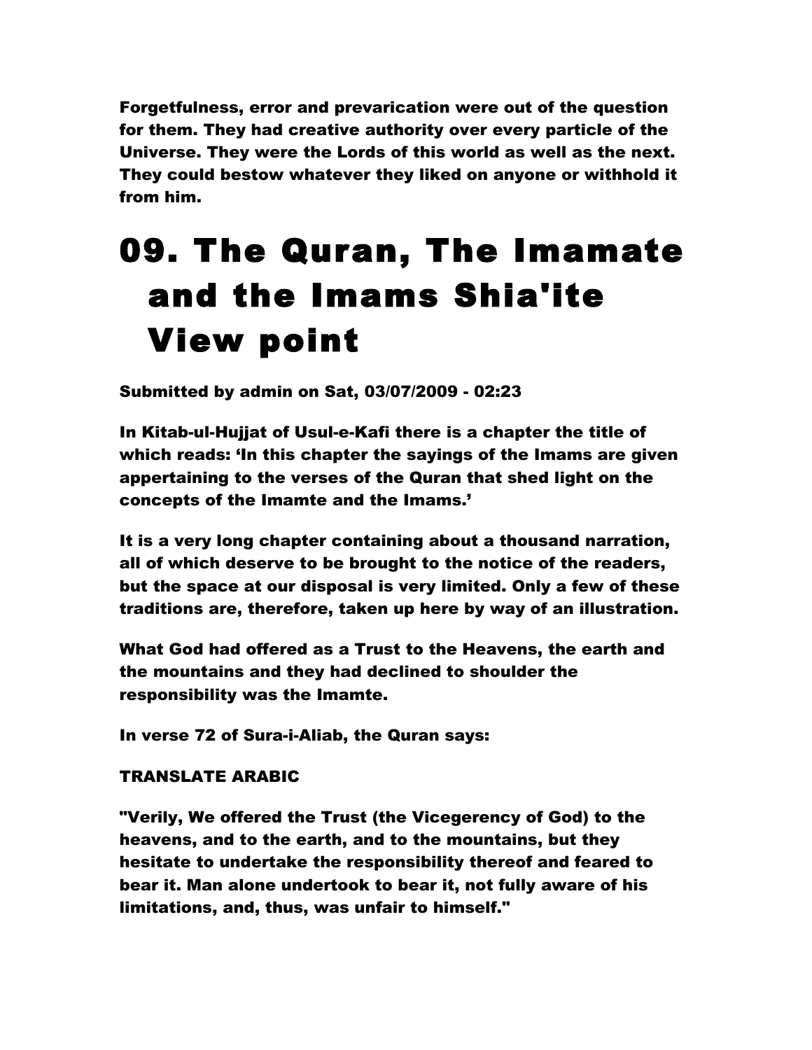**Forgetfulness, error and prevarication were out of the question for them. They had creative authority over every particle of the Universe. They were the Lords of this world as well as the next. They could bestow whatever they liked on anyone or withhold it from him.**

# 09. The Quran, The Imamate and the Imams Shia'ite View point

**Submitted by admin on Sat, 03/07/2009 - 02:23**

**In Kitab-ul-Hujjat of Usul-e-Kafi there is a chapter the title of which reads: 'In this chapter the sayings of the Imams are given appertaining to the verses of the Quran that shed light on the concepts of the Imamte and the Imams.'**

**It is a very long chapter containing about a thousand narration, all of which deserve to be brought to the notice of the readers, but the space at our disposal is very limited. Only a few of these traditions are, therefore, taken up here by way of an illustration.**

**What God had offered as a Trust to the Heavens, the earth and the mountains and they had declined to shoulder the responsibility was the Imamte.**

**In verse 72 of Sura-i-Aliab, the Quran says:**

**TRANSLATE ARABIC**

**"Verily, We offered the Trust (the Vicegerency of God) to the heavens, and to the earth, and to the mountains, but they hesitate to undertake the responsibility thereof and feared to bear it. Man alone undertook to bear it, not fully aware of his limitations, and, thus, was unfair to himself."**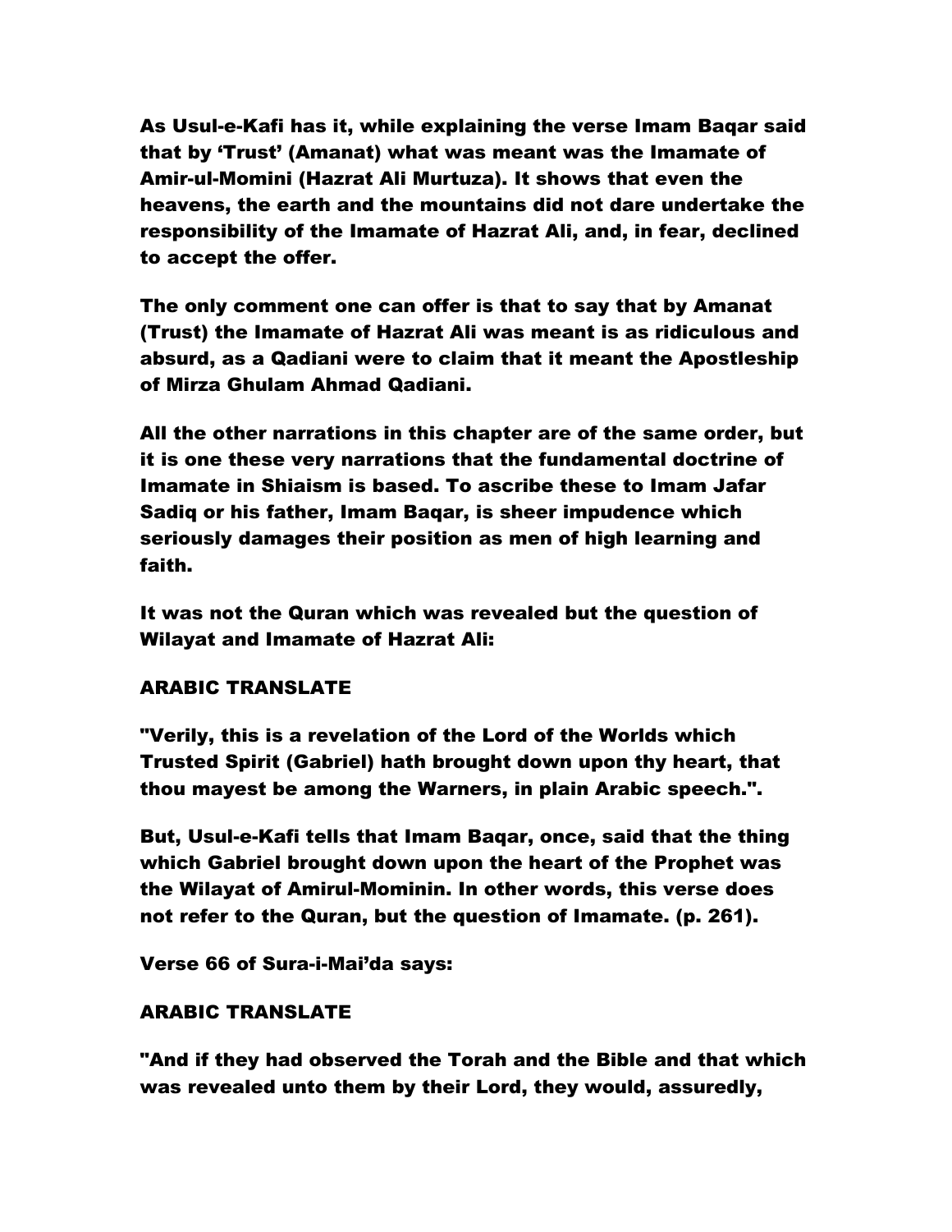As Usul-e-Kafi has it, while explaining the verse Imam Baqar said that by 'Trust' (Amanat) what was meant was the Imamate of Amir-ul-Momini (Hazrat Ali Murtuza). It shows that even the heavens, the earth and the mountains did not dare undertake the responsibility of the Imamate of Hazrat Ali, and, in fear, declined to accept the offer.

The only comment one can offer is that to say that by Amanat (Trust) the Imamate of Hazrat Ali was meant is as ridiculous and absurd, as a Qadiani were to claim that it meant the Apostleship of Mirza Ghulam Ahmad Qadiani.

All the other narrations in this chapter are of the same order, but it is one these very narrations that the fundamental doctrine of Imamate in Shiaism is based. To ascribe these to Imam Jafar Sadiq or his father, Imam Baqar, is sheer impudence which seriously damages their position as men of high learning and faith.

It was not the Quran which was revealed but the question of Wilayat and Imamate of Hazrat Ali:

ARABIC TRANSLATE

"Verily, this is a revelation of the Lord of the Worlds which Trusted Spirit (Gabriel) hath brought down upon thy heart, that thou mayest be among the Warners, in plain Arabic speech.".

But, Usul-e-Kafi tells that Imam Baqar, once, said that the thing which Gabriel brought down upon the heart of the Prophet was the Wilayat of Amirul-Mominin. In other words, this verse does not refer to the Quran, but the question of Imamate. (p. 261).

Verse 66 of Sura-i-Mai'da says:

ARABIC TRANSLATE

"And if they had observed the Torah and the Bible and that which was revealed unto them by their Lord, they would, assuredly,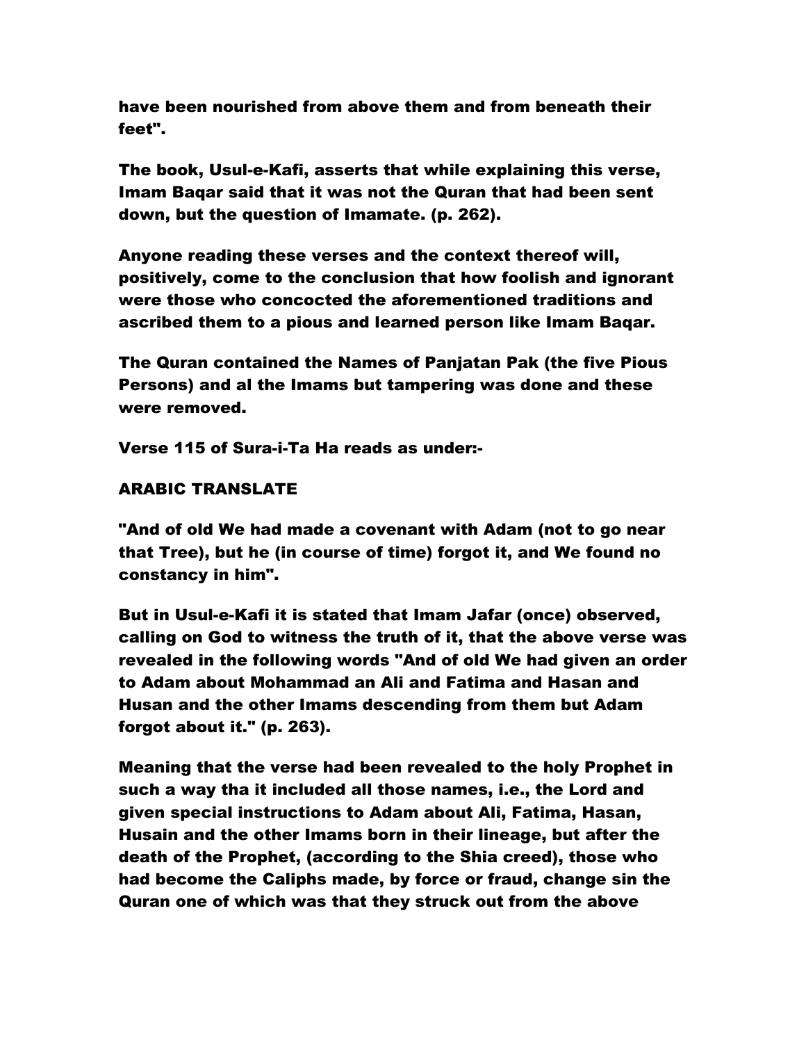have been nourished from above them and from beneath their feet".

The book, Usul-e-Kafi, asserts that while explaining this verse, Imam Baqar said that it was not the Quran that had been sent down, but the question of Imamate. (p. 262).

Anyone reading these verses and the context thereof will, positively, come to the conclusion that how foolish and ignorant were those who concocted the aforementioned traditions and ascribed them to a pious and learned person like Imam Baqar.

The Quran contained the Names of Panjatan Pak (the five Pious Persons) and al the Imams but tampering was done and these were removed.

Verse 115 of Sura-i-Ta Ha reads as under:-

ARABIC TRANSLATE

"And of old We had made a covenant with Adam (not to go near that Tree), but he (in course of time) forgot it, and We found no constancy in him".

But in Usul-e-Kafi it is stated that Imam Jafar (once) observed, calling on God to witness the truth of it, that the above verse was revealed in the following words "And of old We had given an order to Adam about Mohammad an Ali and Fatima and Hasan and Husan and the other Imams descending from them but Adam forgot about it." (p. 263).

Meaning that the verse had been revealed to the holy Prophet in such a way tha it included all those names, i.e., the Lord and given special instructions to Adam about Ali, Fatima, Hasan, Husain and the other Imams born in their lineage, but after the death of the Prophet, (according to the Shia creed), those who had become the Caliphs made, by force or fraud, change sin the Quran one of which was that they struck out from the above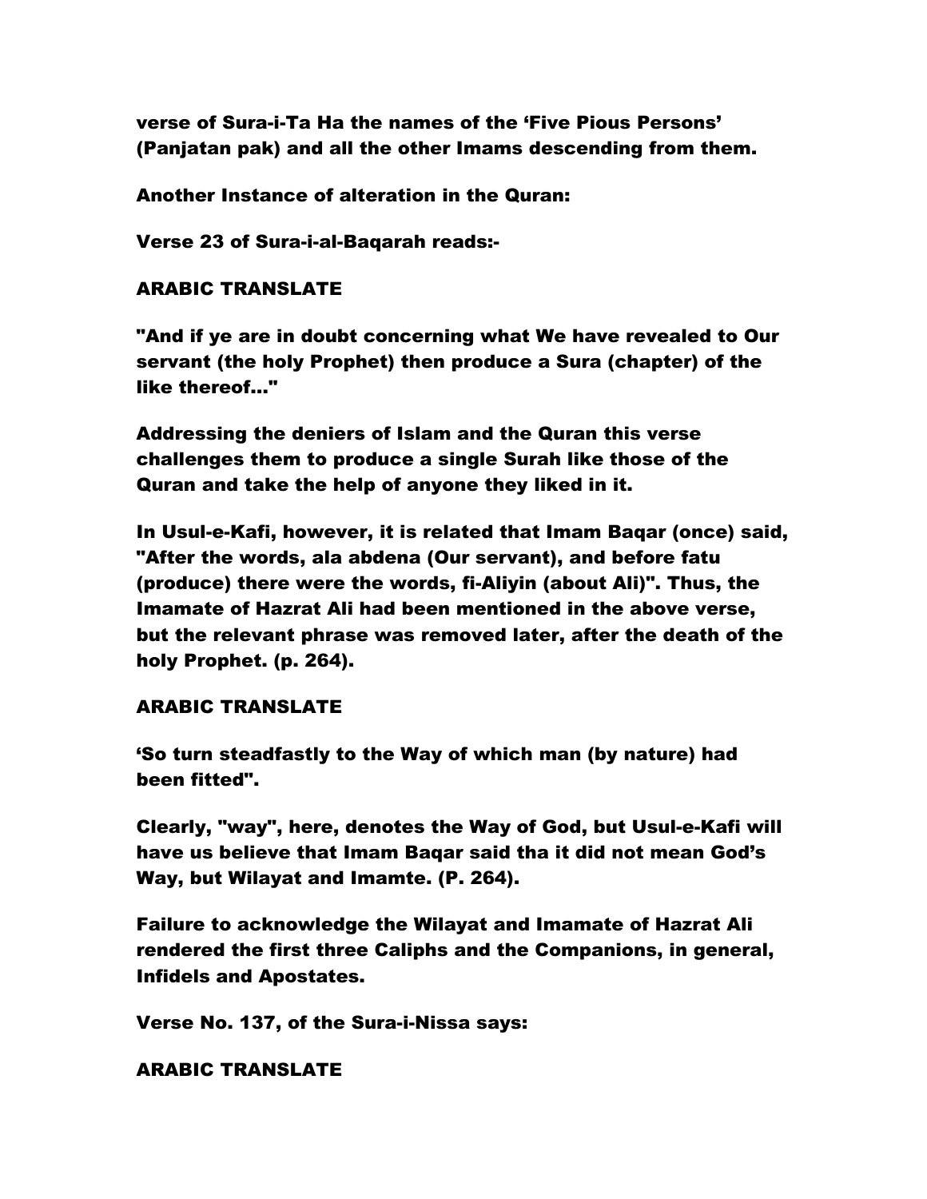**verse of Sura-i-Ta Ha the names of the 'Five Pious Persons' (Panjatan pak) and all the other Imams descending from them.**

**Another Instance of alteration in the Quran:**

**Verse 23 of Sura-i-al-Baqarah reads:-**

**ARABIC TRANSLATE**

**"And if ye are in doubt concerning what We have revealed to Our servant (the holy Prophet) then produce a Sura (chapter) of the like thereof..."**

**Addressing the deniers of Islam and the Quran this verse challenges them to produce a single Surah like those of the Quran and take the help of anyone they liked in it.**

**In Usul-e-Kafi, however, it is related that Imam Baqar (once) said, "After the words, ala abdena (Our servant), and before fatu (produce) there were the words, fi-Aliyin (about Ali)". Thus, the Imamate of Hazrat Ali had been mentioned in the above verse, but the relevant phrase was removed later, after the death of the holy Prophet. (p. 264).**

**ARABIC TRANSLATE**

**'So turn steadfastly to the Way of which man (by nature) had been fitted".**

**Clearly, "way", here, denotes the Way of God, but Usul-e-Kafi will have us believe that Imam Baqar said tha it did not mean God's Way, but Wilayat and Imamte. (P. 264).**

**Failure to acknowledge the Wilayat and Imamate of Hazrat Ali rendered the first three Caliphs and the Companions, in general, Infidels and Apostates.**

**Verse No. 137, of the Sura-i-Nissa says:**

**ARABIC TRANSLATE**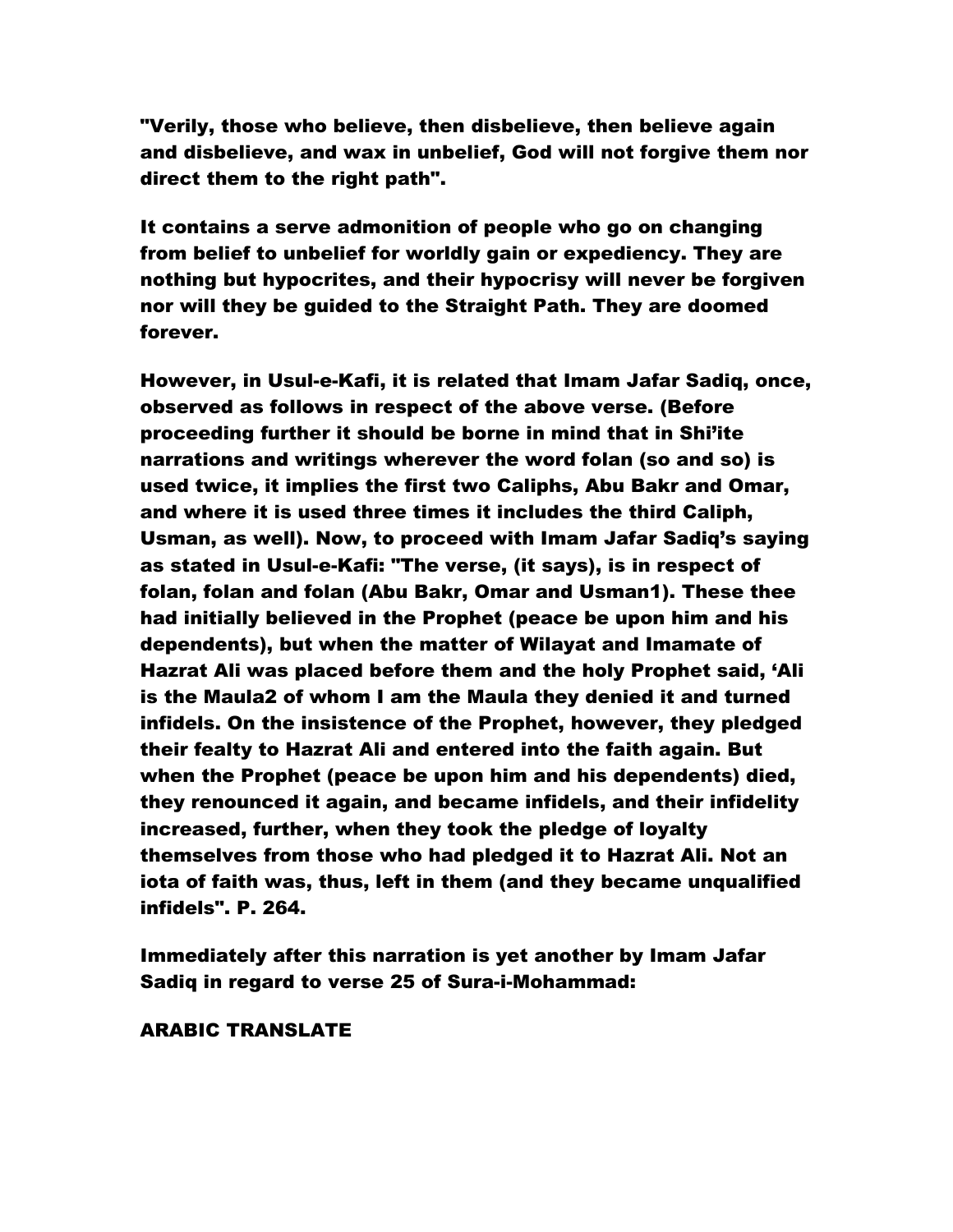"Verily, those who believe, then disbelieve, then believe again and disbelieve, and wax in unbelief, God will not forgive them nor direct them to the right path".

It contains a serve admonition of people who go on changing from belief to unbelief for worldly gain or expediency. They are nothing but hypocrites, and their hypocrisy will never be forgiven nor will they be guided to the Straight Path. They are doomed forever.

However, in Usul-e-Kafi, it is related that Imam Jafar Sadiq, once, observed as follows in respect of the above verse. (Before proceeding further it should be borne in mind that in Shi'ite narrations and writings wherever the word folan (so and so) is used twice, it implies the first two Caliphs, Abu Bakr and Omar, and where it is used three times it includes the third Caliph, Usman, as well). Now, to proceed with Imam Jafar Sadiq's saying as stated in Usul-e-Kafi: "The verse, (it says), is in respect of folan, folan and folan (Abu Bakr, Omar and Usman[1]). These thee had initially believed in the Prophet (peace be upon him and his dependents), but when the matter of Wilayat and Imamate of Hazrat Ali was placed before them and the holy Prophet said, 'Ali is the Maula[2] of whom I am the Maula they denied it and turned infidels. On the insistence of the Prophet, however, they pledged their fealty to Hazrat Ali and entered into the faith again. But when the Prophet (peace be upon him and his dependents) died, they renounced it again, and became infidels, and their infidelity increased, further, when they took the pledge of loyalty themselves from those who had pledged it to Hazrat Ali. Not an iota of faith was, thus, left in them (and they became unqualified infidels". P. 264.

Immediately after this narration is yet another by Imam Jafar Sadiq in regard to verse 25 of Sura-i-Mohammad:

ARABIC TRANSLATE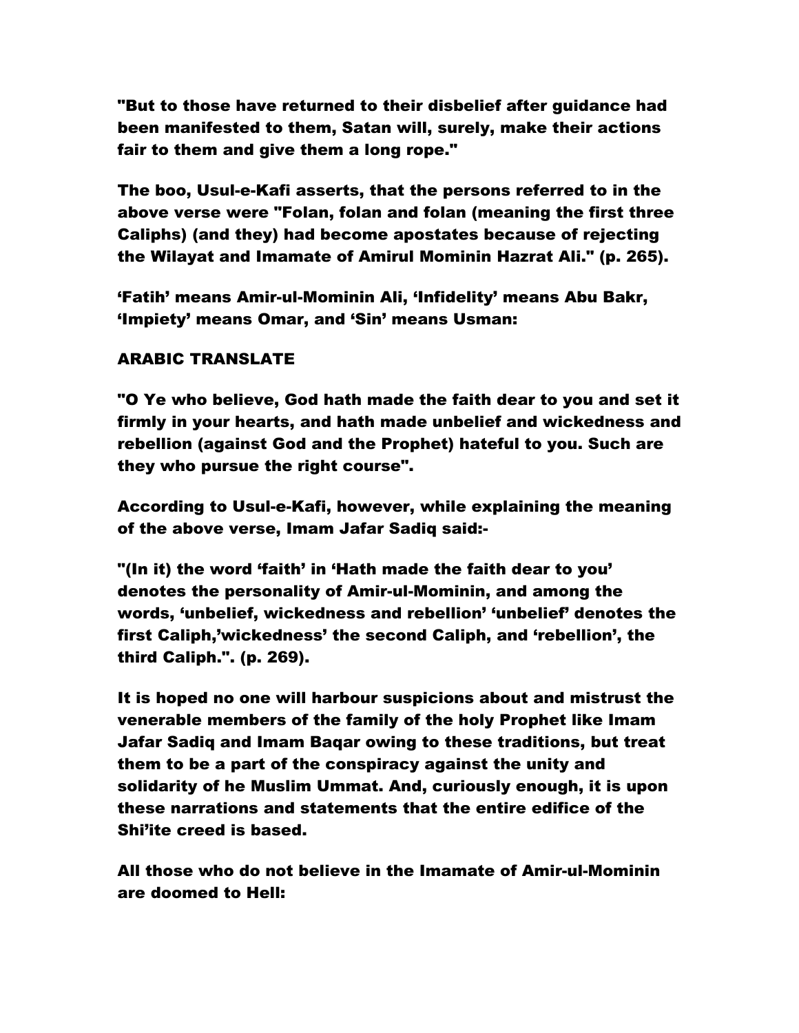**"But to those have returned to their disbelief after guidance had been manifested to them, Satan will, surely, make their actions fair to them and give them a long rope."**

**The boo, Usul-e-Kafi asserts, that the persons referred to in the above verse were "Folan, folan and folan (meaning the first three Caliphs) (and they) had become apostates because of rejecting the Wilayat and Imamate of Amirul Mominin Hazrat Ali." (p. 265).**

**'Fatih' means Amir-ul-Mominin Ali, 'Infidelity' means Abu Bakr, 'Impiety' means Omar, and 'Sin' means Usman:**

**ARABIC TRANSLATE**

**"O Ye who believe, God hath made the faith dear to you and set it firmly in your hearts, and hath made unbelief and wickedness and rebellion (against God and the Prophet) hateful to you. Such are they who pursue the right course".**

**According to Usul-e-Kafi, however, while explaining the meaning of the above verse, Imam Jafar Sadiq said:-**

**"(In it) the word 'faith' in 'Hath made the faith dear to you' denotes the personality of Amir-ul-Mominin, and among the words, 'unbelief, wickedness and rebellion' 'unbelief' denotes the first Caliph,'wickedness' the second Caliph, and 'rebellion', the third Caliph.". (p. 269).**

**It is hoped no one will harbour suspicions about and mistrust the venerable members of the family of the holy Prophet like Imam Jafar Sadiq and Imam Baqar owing to these traditions, but treat them to be a part of the conspiracy against the unity and solidarity of he Muslim Ummat. And, curiously enough, it is upon these narrations and statements that the entire edifice of the Shi'ite creed is based.**

**All those who do not believe in the Imamate of Amir-ul-Mominin are doomed to Hell:**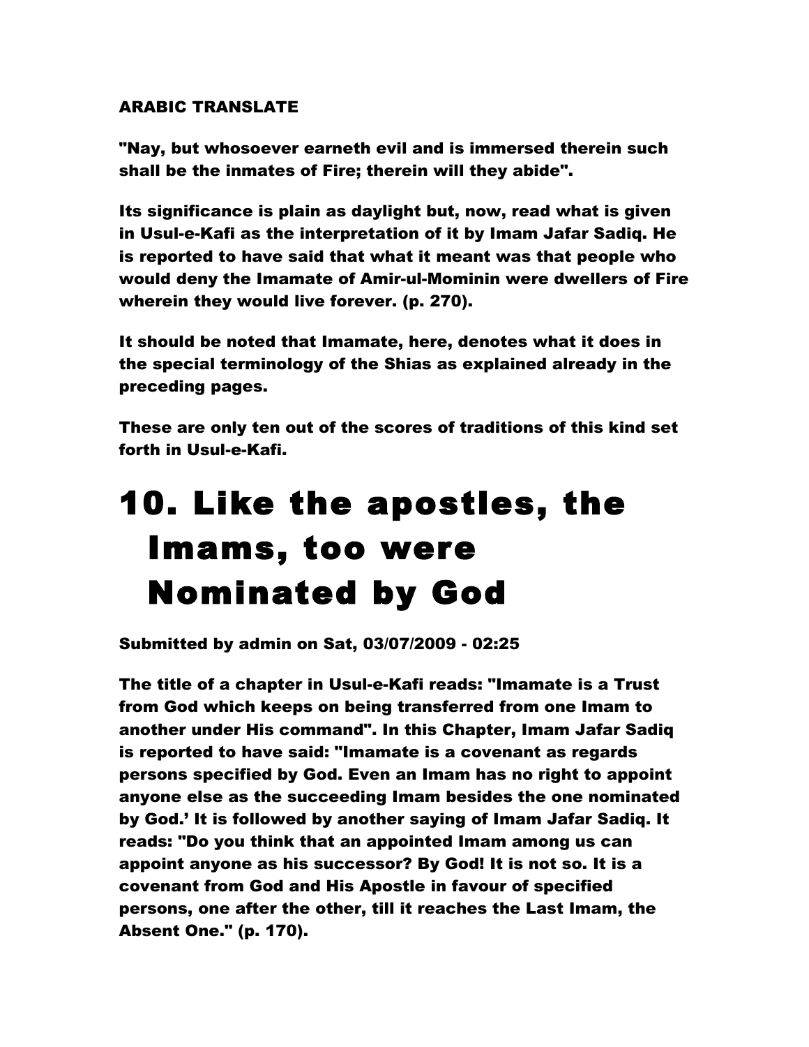**ARABIC TRANSLATE**

**"Nay, but whosoever earneth evil and is immersed therein such shall be the inmates of Fire; therein will they abide".**

**Its significance is plain as daylight but, now, read what is given in Usul-e-Kafi as the interpretation of it by Imam Jafar Sadiq. He is reported to have said that what it meant was that people who would deny the Imamate of Amir-ul-Mominin were dwellers of Fire wherein they would live forever. (p. 270).**

**It should be noted that Imamate, here, denotes what it does in the special terminology of the Shias as explained already in the preceding pages.**

**These are only ten out of the scores of traditions of this kind set forth in Usul-e-Kafi.**

# 10. Like the apostles, the Imams, too were Nominated by God

**Submitted by admin on Sat, 03/07/2009 - 02:25**

**The title of a chapter in Usul-e-Kafi reads: "Imamate is a Trust from God which keeps on being transferred from one Imam to another under His command". In this Chapter, Imam Jafar Sadiq is reported to have said: "Imamate is a covenant as regards persons specified by God. Even an Imam has no right to appoint anyone else as the succeeding Imam besides the one nominated by God.' It is followed by another saying of Imam Jafar Sadiq. It reads: "Do you think that an appointed Imam among us can appoint anyone as his successor? By God! It is not so. It is a covenant from God and His Apostle in favour of specified persons, one after the other, till it reaches the Last Imam, the Absent One." (p. 170).**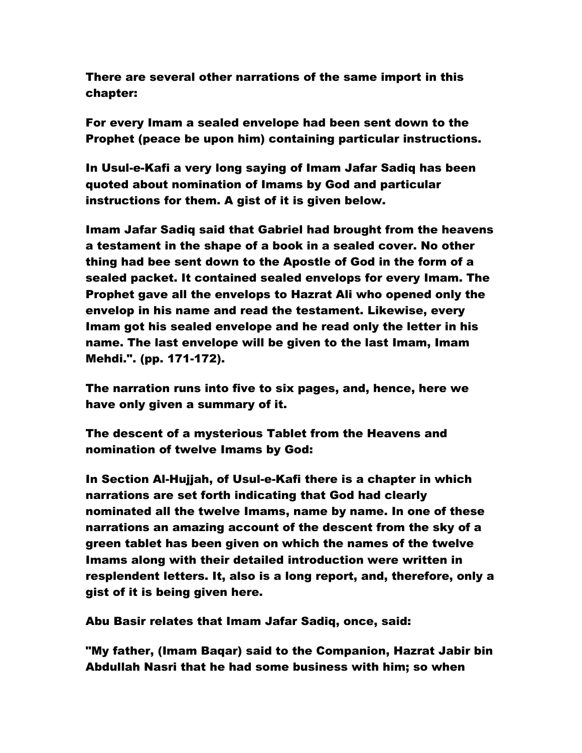There are several other narrations of the same import in this chapter:

For every Imam a sealed envelope had been sent down to the Prophet (peace be upon him) containing particular instructions.

In Usul-e-Kafi a very long saying of Imam Jafar Sadiq has been quoted about nomination of Imams by God and particular instructions for them. A gist of it is given below.

Imam Jafar Sadiq said that Gabriel had brought from the heavens a testament in the shape of a book in a sealed cover. No other thing had bee sent down to the Apostle of God in the form of a sealed packet. It contained sealed envelops for every Imam. The Prophet gave all the envelops to Hazrat Ali who opened only the envelop in his name and read the testament. Likewise, every Imam got his sealed envelope and he read only the letter in his name. The last envelope will be given to the last Imam, Imam Mehdi.". (pp. 171-172).

The narration runs into five to six pages, and, hence, here we have only given a summary of it.

The descent of a mysterious Tablet from the Heavens and nomination of twelve Imams by God:

In Section Al-Hujjah, of Usul-e-Kafi there is a chapter in which narrations are set forth indicating that God had clearly nominated all the twelve Imams, name by name. In one of these narrations an amazing account of the descent from the sky of a green tablet has been given on which the names of the twelve Imams along with their detailed introduction were written in resplendent letters. It, also is a long report, and, therefore, only a gist of it is being given here.

Abu Basir relates that Imam Jafar Sadiq, once, said:

"My father, (Imam Baqar) said to the Companion, Hazrat Jabir bin Abdullah Nasri that he had some business with him; so when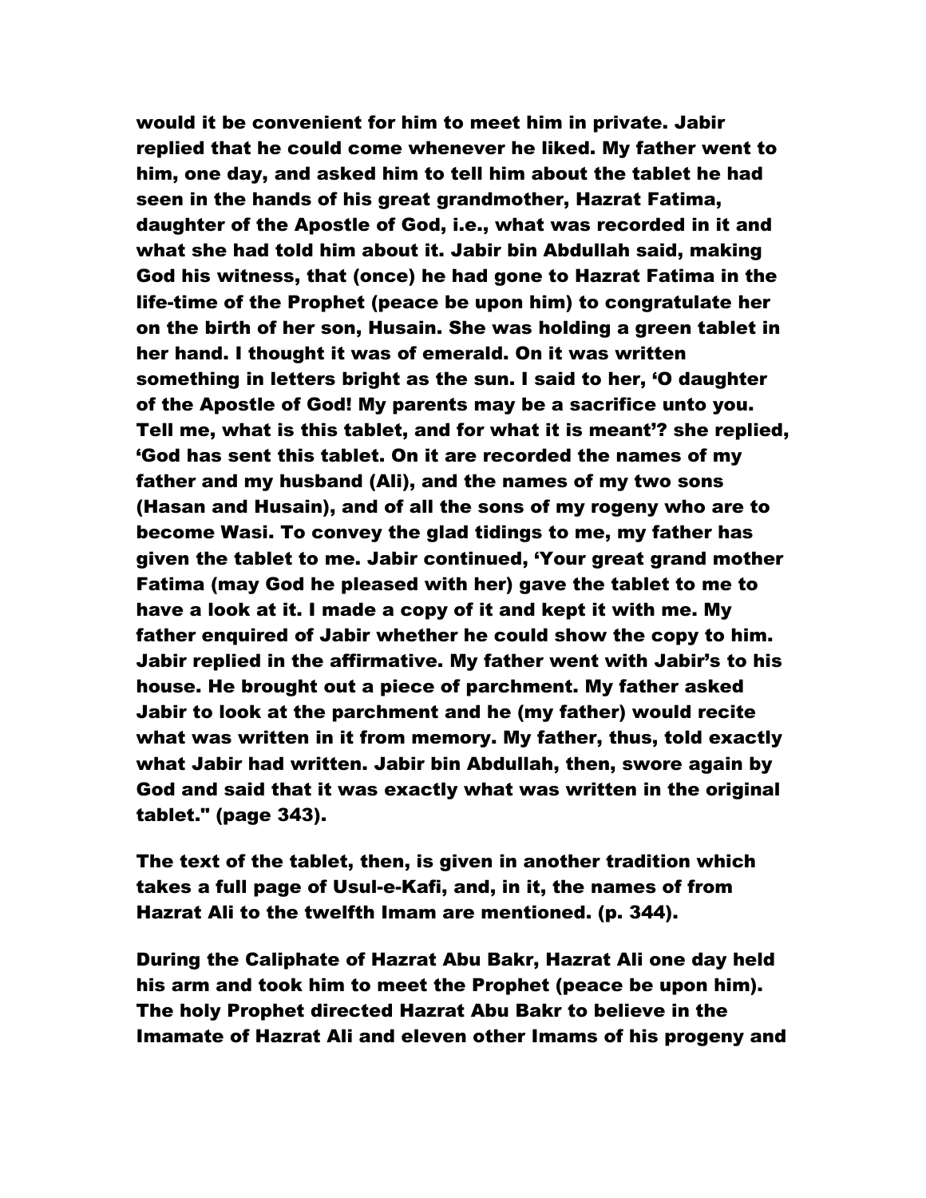would it be convenient for him to meet him in private. Jabir replied that he could come whenever he liked. My father went to him, one day, and asked him to tell him about the tablet he had seen in the hands of his great grandmother, Hazrat Fatima, daughter of the Apostle of God, i.e., what was recorded in it and what she had told him about it. Jabir bin Abdullah said, making God his witness, that (once) he had gone to Hazrat Fatima in the life-time of the Prophet (peace be upon him) to congratulate her on the birth of her son, Husain. She was holding a green tablet in her hand. I thought it was of emerald. On it was written something in letters bright as the sun. I said to her, 'O daughter of the Apostle of God! My parents may be a sacrifice unto you. Tell me, what is this tablet, and for what it is meant'? she replied, 'God has sent this tablet. On it are recorded the names of my father and my husband (Ali), and the names of my two sons (Hasan and Husain), and of all the sons of my rogeny who are to become Wasi. To convey the glad tidings to me, my father has given the tablet to me. Jabir continued, 'Your great grand mother Fatima (may God he pleased with her) gave the tablet to me to have a look at it. I made a copy of it and kept it with me. My father enquired of Jabir whether he could show the copy to him. Jabir replied in the affirmative. My father went with Jabir's to his house. He brought out a piece of parchment. My father asked Jabir to look at the parchment and he (my father) would recite what was written in it from memory. My father, thus, told exactly what Jabir had written. Jabir bin Abdullah, then, swore again by God and said that it was exactly what was written in the original tablet." (page 343).

The text of the tablet, then, is given in another tradition which takes a full page of Usul-e-Kafi, and, in it, the names of from Hazrat Ali to the twelfth Imam are mentioned. (p. 344).

During the Caliphate of Hazrat Abu Bakr, Hazrat Ali one day held his arm and took him to meet the Prophet (peace be upon him). The holy Prophet directed Hazrat Abu Bakr to believe in the Imamate of Hazrat Ali and eleven other Imams of his progeny and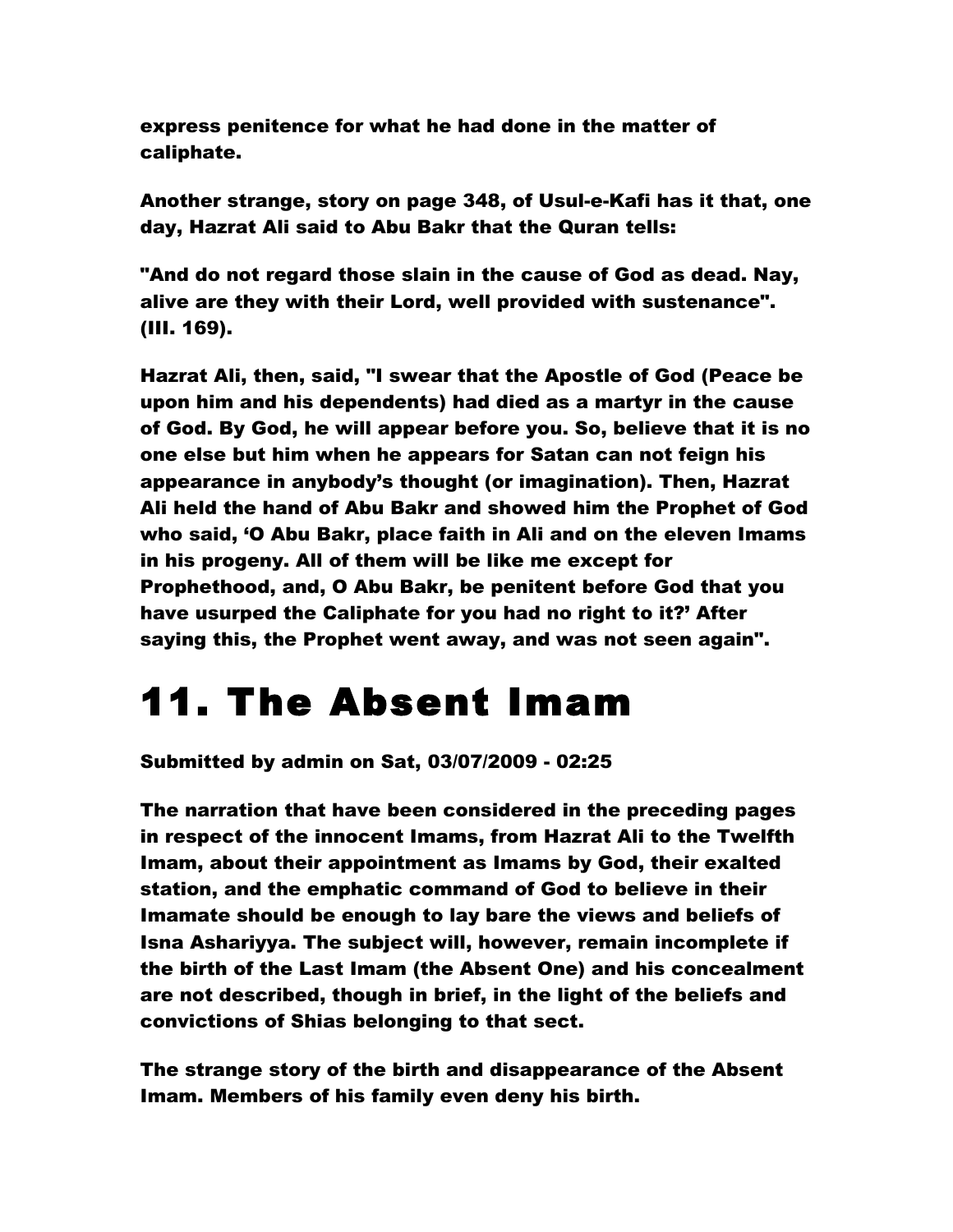**express penitence for what he had done in the matter of caliphate.**

**Another strange, story on page 348, of Usul-e-Kafi has it that, one day, Hazrat Ali said to Abu Bakr that the Quran tells:**

**"And do not regard those slain in the cause of God as dead. Nay, alive are they with their Lord, well provided with sustenance". (III. 169).**

**Hazrat Ali, then, said, "I swear that the Apostle of God (Peace be upon him and his dependents) had died as a martyr in the cause of God. By God, he will appear before you. So, believe that it is no one else but him when he appears for Satan can not feign his appearance in anybody's thought (or imagination). Then, Hazrat Ali held the hand of Abu Bakr and showed him the Prophet of God who said, 'O Abu Bakr, place faith in Ali and on the eleven Imams in his progeny. All of them will be like me except for Prophethood, and, O Abu Bakr, be penitent before God that you have usurped the Caliphate for you had no right to it?' After saying this, the Prophet went away, and was not seen again".**

# 11. The Absent Imam

**Submitted by admin on Sat, 03/07/2009 - 02:25**

**The narration that have been considered in the preceding pages in respect of the innocent Imams, from Hazrat Ali to the Twelfth Imam, about their appointment as Imams by God, their exalted station, and the emphatic command of God to believe in their Imamate should be enough to lay bare the views and beliefs of Isna Ashariyya. The subject will, however, remain incomplete if the birth of the Last Imam (the Absent One) and his concealment are not described, though in brief, in the light of the beliefs and convictions of Shias belonging to that sect.**

**The strange story of the birth and disappearance of the Absent Imam. Members of his family even deny his birth.**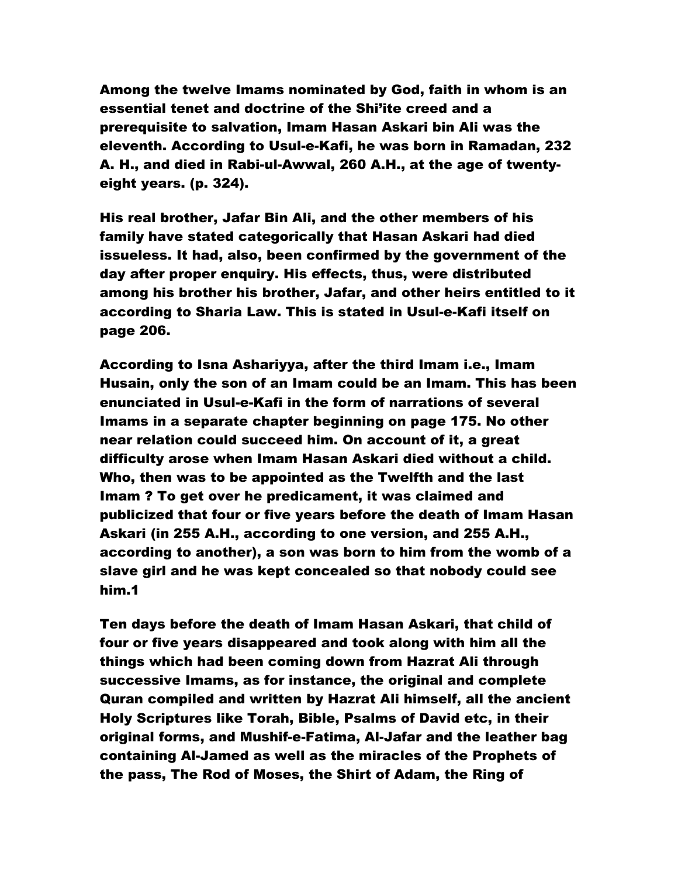Among the twelve Imams nominated by God, faith in whom is an essential tenet and doctrine of the Shi'ite creed and a prerequisite to salvation, Imam Hasan Askari bin Ali was the eleventh. According to Usul-e-Kafi, he was born in Ramadan, 232 A. H., and died in Rabi-ul-Awwal, 260 A.H., at the age of twenty-eight years. (p. 324).

His real brother, Jafar Bin Ali, and the other members of his family have stated categorically that Hasan Askari had died issueless. It had, also, been confirmed by the government of the day after proper enquiry. His effects, thus, were distributed among his brother his brother, Jafar, and other heirs entitled to it according to Sharia Law. This is stated in Usul-e-Kafi itself on page 206.

According to Isna Ashariyya, after the third Imam i.e., Imam Husain, only the son of an Imam could be an Imam. This has been enunciated in Usul-e-Kafi in the form of narrations of several Imams in a separate chapter beginning on page 175. No other near relation could succeed him. On account of it, a great difficulty arose when Imam Hasan Askari died without a child. Who, then was to be appointed as the Twelfth and the last Imam ? To get over he predicament, it was claimed and publicized that four or five years before the death of Imam Hasan Askari (in 255 A.H., according to one version, and 255 A.H., according to another), a son was born to him from the womb of a slave girl and he was kept concealed so that nobody could see him.1

Ten days before the death of Imam Hasan Askari, that child of four or five years disappeared and took along with him all the things which had been coming down from Hazrat Ali through successive Imams, as for instance, the original and complete Quran compiled and written by Hazrat Ali himself, all the ancient Holy Scriptures like Torah, Bible, Psalms of David etc, in their original forms, and Mushif-e-Fatima, Al-Jafar and the leather bag containing Al-Jamed as well as the miracles of the Prophets of the pass, The Rod of Moses, the Shirt of Adam, the Ring of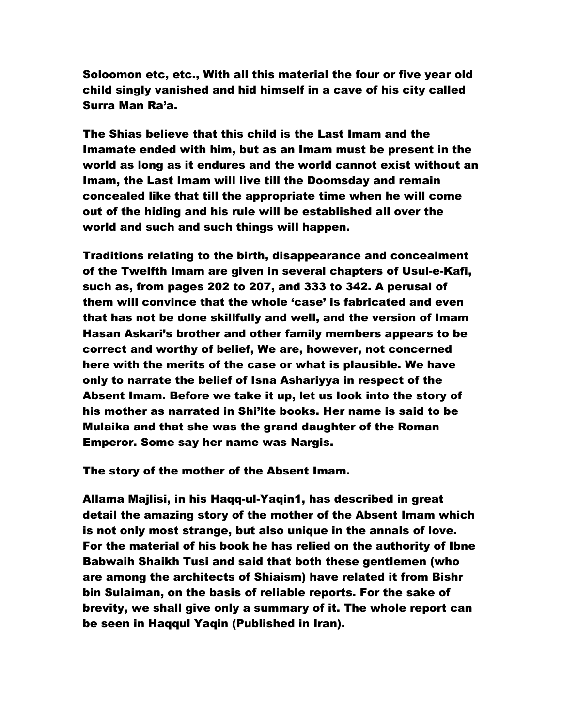Soloomon etc, etc., With all this material the four or five year old child singly vanished and hid himself in a cave of his city called Surra Man Ra'a.

The Shias believe that this child is the Last Imam and the Imamate ended with him, but as an Imam must be present in the world as long as it endures and the world cannot exist without an Imam, the Last Imam will live till the Doomsday and remain concealed like that till the appropriate time when he will come out of the hiding and his rule will be established all over the world and such and such things will happen.

Traditions relating to the birth, disappearance and concealment of the Twelfth Imam are given in several chapters of Usul-e-Kafi, such as, from pages 202 to 207, and 333 to 342. A perusal of them will convince that the whole 'case' is fabricated and even that has not be done skillfully and well, and the version of Imam Hasan Askari's brother and other family members appears to be correct and worthy of belief, We are, however, not concerned here with the merits of the case or what is plausible. We have only to narrate the belief of Isna Ashariyya in respect of the Absent Imam. Before we take it up, let us look into the story of his mother as narrated in Shi'ite books. Her name is said to be Mulaika and that she was the grand daughter of the Roman Emperor. Some say her name was Nargis.

## The story of the mother of the Absent Imam.

Allama Majlisi, in his Haqq-ul-Yaqin[1], has described in great detail the amazing story of the mother of the Absent Imam which is not only most strange, but also unique in the annals of love. For the material of his book he has relied on the authority of Ibne Babwaih Shaikh Tusi and said that both these gentlemen (who are among the architects of Shiaism) have related it from Bishr bin Sulaiman, on the basis of reliable reports. For the sake of brevity, we shall give only a summary of it. The whole report can be seen in Haqqul Yaqin (Published in Iran).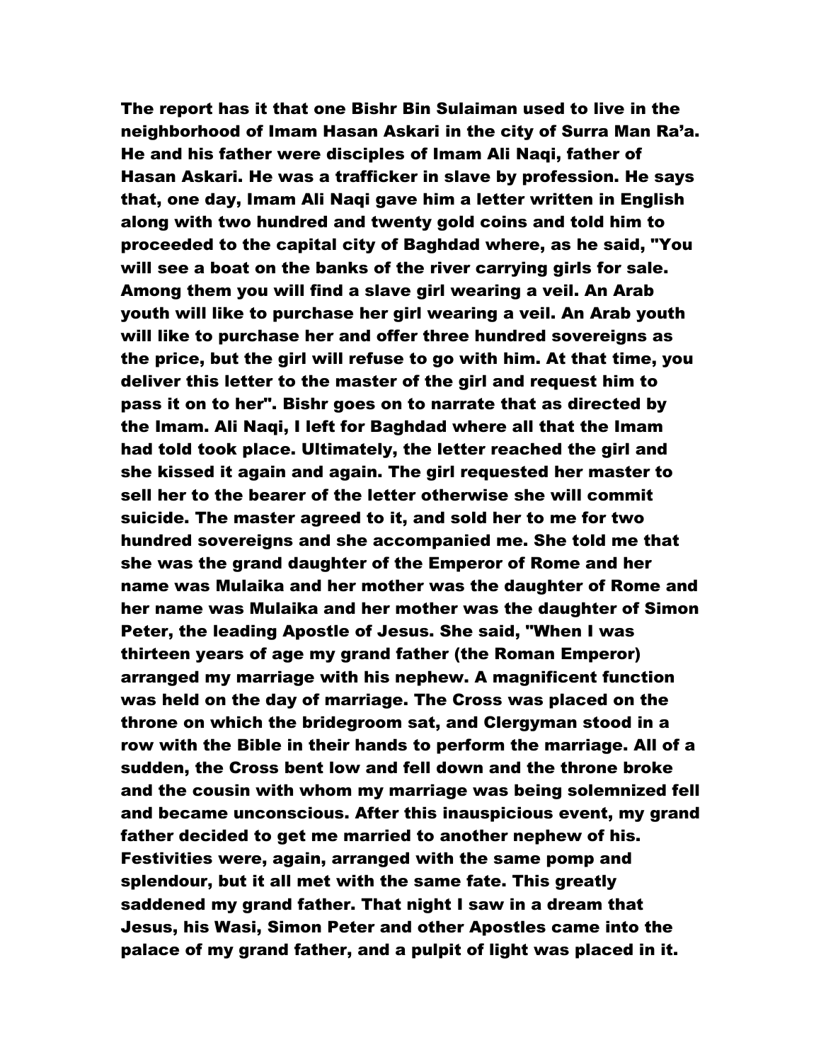The report has it that one Bishr Bin Sulaiman used to live in the neighborhood of Imam Hasan Askari in the city of Surra Man Ra'a. He and his father were disciples of Imam Ali Naqi, father of Hasan Askari. He was a trafficker in slave by profession. He says that, one day, Imam Ali Naqi gave him a letter written in English along with two hundred and twenty gold coins and told him to proceeded to the capital city of Baghdad where, as he said, "You will see a boat on the banks of the river carrying girls for sale. Among them you will find a slave girl wearing a veil. An Arab youth will like to purchase her girl wearing a veil. An Arab youth will like to purchase her and offer three hundred sovereigns as the price, but the girl will refuse to go with him. At that time, you deliver this letter to the master of the girl and request him to pass it on to her". Bishr goes on to narrate that as directed by the Imam. Ali Naqi, I left for Baghdad where all that the Imam had told took place. Ultimately, the letter reached the girl and she kissed it again and again. The girl requested her master to sell her to the bearer of the letter otherwise she will commit suicide. The master agreed to it, and sold her to me for two hundred sovereigns and she accompanied me. She told me that she was the grand daughter of the Emperor of Rome and her name was Mulaika and her mother was the daughter of Rome and her name was Mulaika and her mother was the daughter of Simon Peter, the leading Apostle of Jesus. She said, "When I was thirteen years of age my grand father (the Roman Emperor) arranged my marriage with his nephew. A magnificent function was held on the day of marriage. The Cross was placed on the throne on which the bridegroom sat, and Clergyman stood in a row with the Bible in their hands to perform the marriage. All of a sudden, the Cross bent low and fell down and the throne broke and the cousin with whom my marriage was being solemnized fell and became unconscious. After this inauspicious event, my grand father decided to get me married to another nephew of his. Festivities were, again, arranged with the same pomp and splendour, but it all met with the same fate. This greatly saddened my grand father. That night I saw in a dream that Jesus, his Wasi, Simon Peter and other Apostles came into the palace of my grand father, and a pulpit of light was placed in it.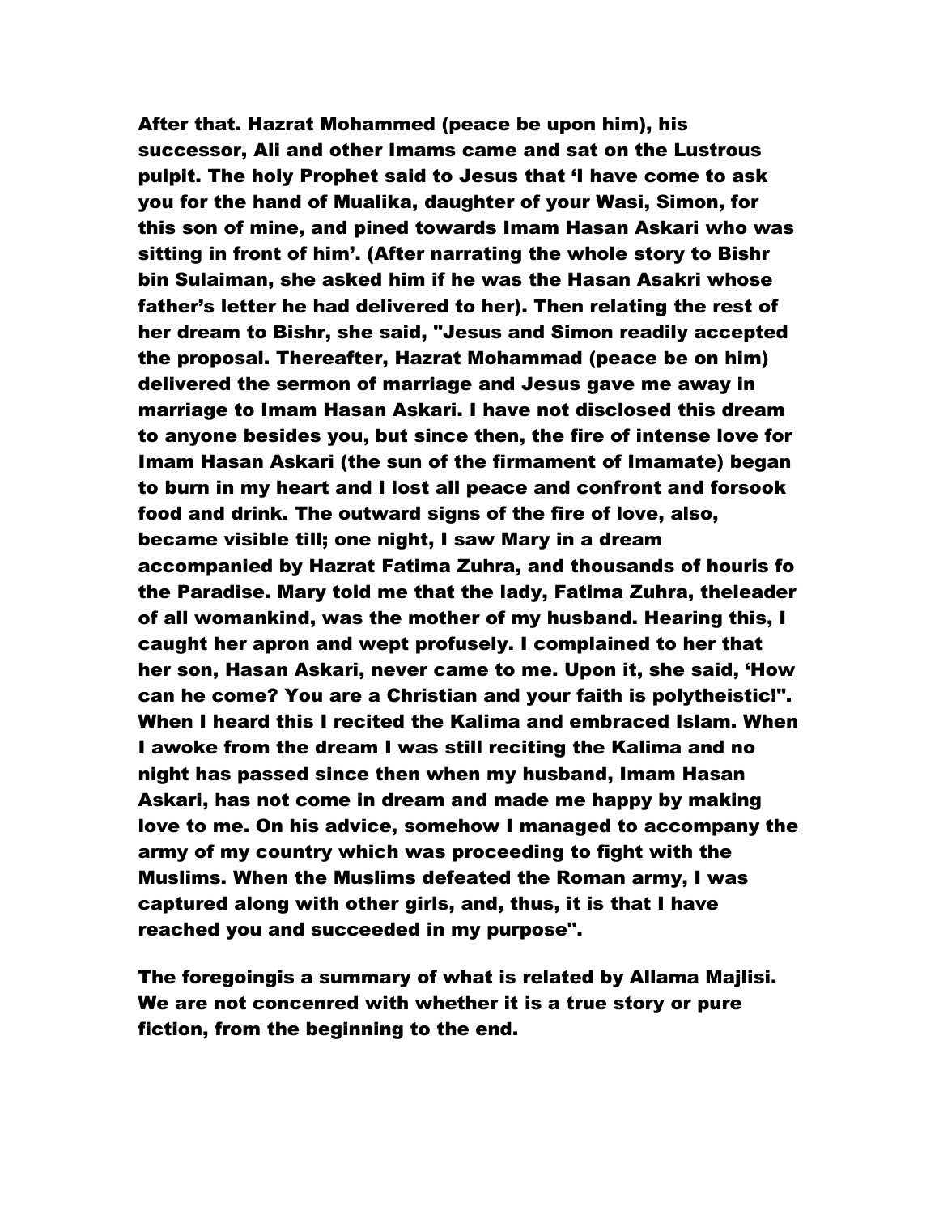**After that. Hazrat Mohammed (peace be upon him), his successor, Ali and other Imams came and sat on the Lustrous pulpit. The holy Prophet said to Jesus that 'I have come to ask you for the hand of Mualika, daughter of your Wasi, Simon, for this son of mine, and pined towards Imam Hasan Askari who was sitting in front of him'. (After narrating the whole story to Bishr bin Sulaiman, she asked him if he was the Hasan Asakri whose father's letter he had delivered to her). Then relating the rest of her dream to Bishr, she said, "Jesus and Simon readily accepted the proposal. Thereafter, Hazrat Mohammad (peace be on him) delivered the sermon of marriage and Jesus gave me away in marriage to Imam Hasan Askari. I have not disclosed this dream to anyone besides you, but since then, the fire of intense love for Imam Hasan Askari (the sun of the firmament of Imamate) began to burn in my heart and I lost all peace and confront and forsook food and drink. The outward signs of the fire of love, also, became visible till; one night, I saw Mary in a dream accompanied by Hazrat Fatima Zuhra, and thousands of houris fo the Paradise. Mary told me that the lady, Fatima Zuhra, theleader of all womankind, was the mother of my husband. Hearing this, I caught her apron and wept profusely. I complained to her that her son, Hasan Askari, never came to me. Upon it, she said, 'How can he come? You are a Christian and your faith is polytheistic!". When I heard this I recited the Kalima and embraced Islam. When I awoke from the dream I was still reciting the Kalima and no night has passed since then when my husband, Imam Hasan Askari, has not come in dream and made me happy by making love to me. On his advice, somehow I managed to accompany the army of my country which was proceeding to fight with the Muslims. When the Muslims defeated the Roman army, I was captured along with other girls, and, thus, it is that I have reached you and succeeded in my purpose".**

**The foregoingis a summary of what is related by Allama Majlisi. We are not concenred with whether it is a true story or pure fiction, from the beginning to the end.**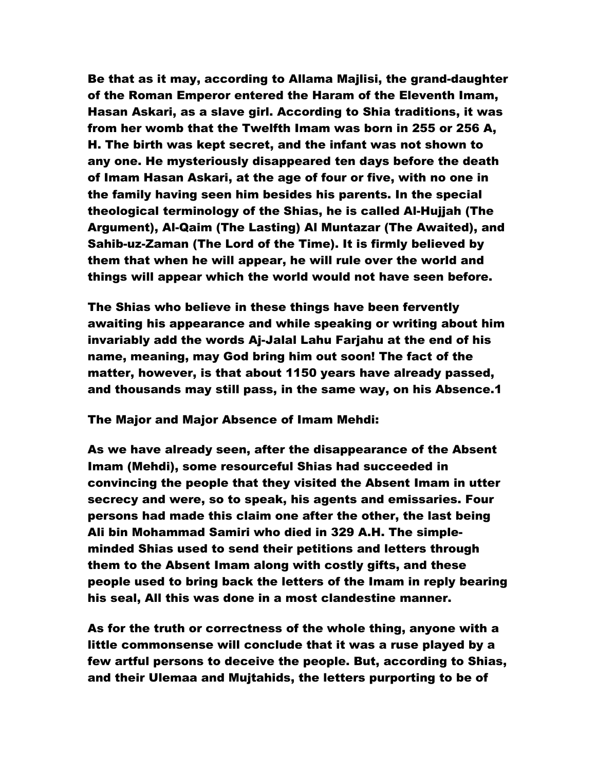Be that as it may, according to Allama Majlisi, the grand-daughter of the Roman Emperor entered the Haram of the Eleventh Imam, Hasan Askari, as a slave girl. According to Shia traditions, it was from her womb that the Twelfth Imam was born in 255 or 256 A, H. The birth was kept secret, and the infant was not shown to any one. He mysteriously disappeared ten days before the death of Imam Hasan Askari, at the age of four or five, with no one in the family having seen him besides his parents. In the special theological terminology of the Shias, he is called Al-Hujjah (The Argument), Al-Qaim (The Lasting) Al Muntazar (The Awaited), and Sahib-uz-Zaman (The Lord of the Time). It is firmly believed by them that when he will appear, he will rule over the world and things will appear which the world would not have seen before.

The Shias who believe in these things have been fervently awaiting his appearance and while speaking or writing about him invariably add the words Aj-Jalal Lahu Farjahu at the end of his name, meaning, may God bring him out soon! The fact of the matter, however, is that about 1150 years have already passed, and thousands may still pass, in the same way, on his Absence.1

The Major and Major Absence of Imam Mehdi:

As we have already seen, after the disappearance of the Absent Imam (Mehdi), some resourceful Shias had succeeded in convincing the people that they visited the Absent Imam in utter secrecy and were, so to speak, his agents and emissaries. Four persons had made this claim one after the other, the last being Ali bin Mohammad Samiri who died in 329 A.H. The simple-minded Shias used to send their petitions and letters through them to the Absent Imam along with costly gifts, and these people used to bring back the letters of the Imam in reply bearing his seal, All this was done in a most clandestine manner.

As for the truth or correctness of the whole thing, anyone with a little commonsense will conclude that it was a ruse played by a few artful persons to deceive the people. But, according to Shias, and their Ulemaa and Mujtahids, the letters purporting to be of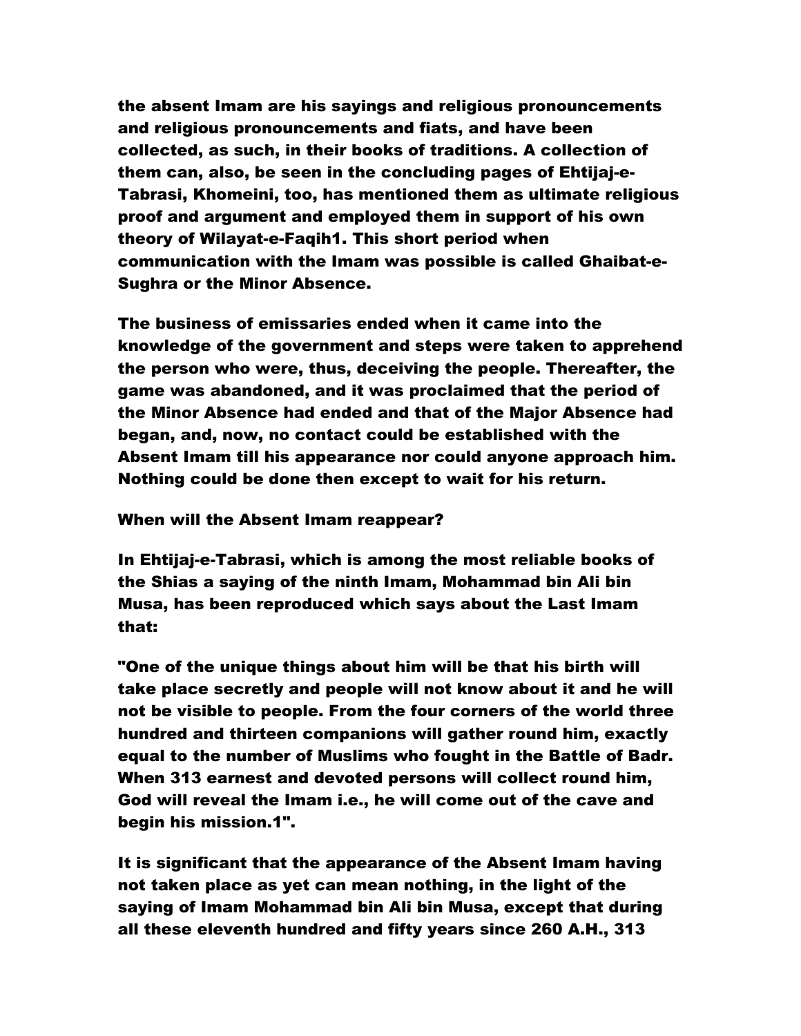the absent Imam are his sayings and religious pronouncements and religious pronouncements and fiats, and have been collected, as such, in their books of traditions. A collection of them can, also, be seen in the concluding pages of Ehtijaj-e-Tabrasi, Khomeini, too, has mentioned them as ultimate religious proof and argument and employed them in support of his own theory of Wilayat-e-Faqih[1]. This short period when communication with the Imam was possible is called Ghaibat-e-Sughra or the Minor Absence.

The business of emissaries ended when it came into the knowledge of the government and steps were taken to apprehend the person who were, thus, deceiving the people. Thereafter, the game was abandoned, and it was proclaimed that the period of the Minor Absence had ended and that of the Major Absence had began, and, now, no contact could be established with the Absent Imam till his appearance nor could anyone approach him. Nothing could be done then except to wait for his return.

## When will the Absent Imam reappear?

In Ehtijaj-e-Tabrasi, which is among the most reliable books of the Shias a saying of the ninth Imam, Mohammad bin Ali bin Musa, has been reproduced which says about the Last Imam that:

"One of the unique things about him will be that his birth will take place secretly and people will not know about it and he will not be visible to people. From the four corners of the world three hundred and thirteen companions will gather round him, exactly equal to the number of Muslims who fought in the Battle of Badr. When 313 earnest and devoted persons will collect round him, God will reveal the Imam i.e., he will come out of the cave and begin his mission.[1]".

It is significant that the appearance of the Absent Imam having not taken place as yet can mean nothing, in the light of the saying of Imam Mohammad bin Ali bin Musa, except that during all these eleventh hundred and fifty years since 260 A.H., 313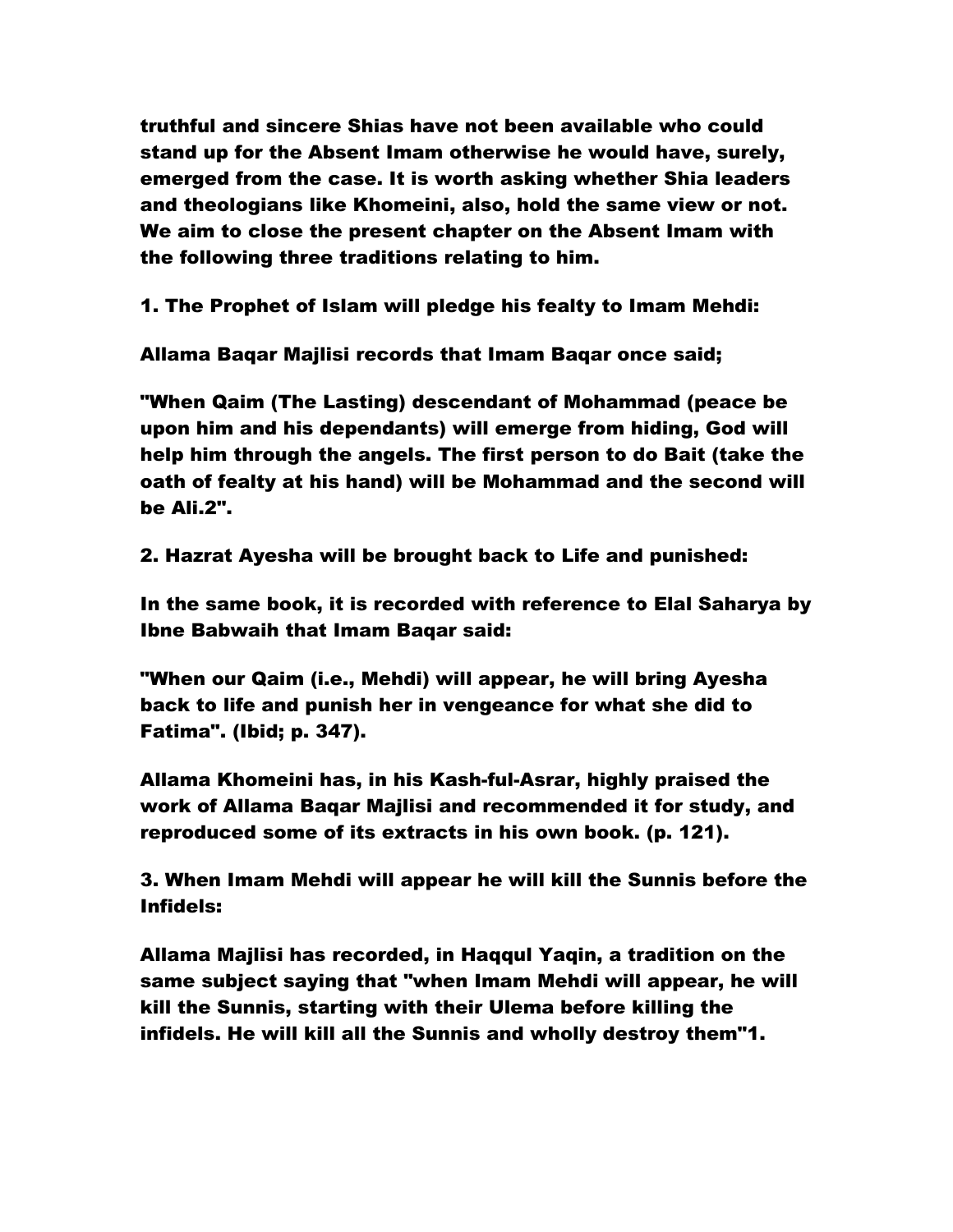truthful and sincere Shias have not been available who could stand up for the Absent Imam otherwise he would have, surely, emerged from the case. It is worth asking whether Shia leaders and theologians like Khomeini, also, hold the same view or not. We aim to close the present chapter on the Absent Imam with the following three traditions relating to him.

1. The Prophet of Islam will pledge his fealty to Imam Mehdi:

Allama Baqar Majlisi records that Imam Baqar once said;

"When Qaim (The Lasting) descendant of Mohammad (peace be upon him and his dependants) will emerge from hiding, God will help him through the angels. The first person to do Bait (take the oath of fealty at his hand) will be Mohammad and the second will be Ali.2".

2. Hazrat Ayesha will be brought back to Life and punished:

In the same book, it is recorded with reference to Elal Saharya by Ibne Babwaih that Imam Baqar said:

"When our Qaim (i.e., Mehdi) will appear, he will bring Ayesha back to life and punish her in vengeance for what she did to Fatima". (Ibid; p. 347).

Allama Khomeini has, in his Kash-ful-Asrar, highly praised the work of Allama Baqar Majlisi and recommended it for study, and reproduced some of its extracts in his own book. (p. 121).

3. When Imam Mehdi will appear he will kill the Sunnis before the Infidels:

Allama Majlisi has recorded, in Haqqul Yaqin, a tradition on the same subject saying that "when Imam Mehdi will appear, he will kill the Sunnis, starting with their Ulema before killing the infidels. He will kill all the Sunnis and wholly destroy them"1.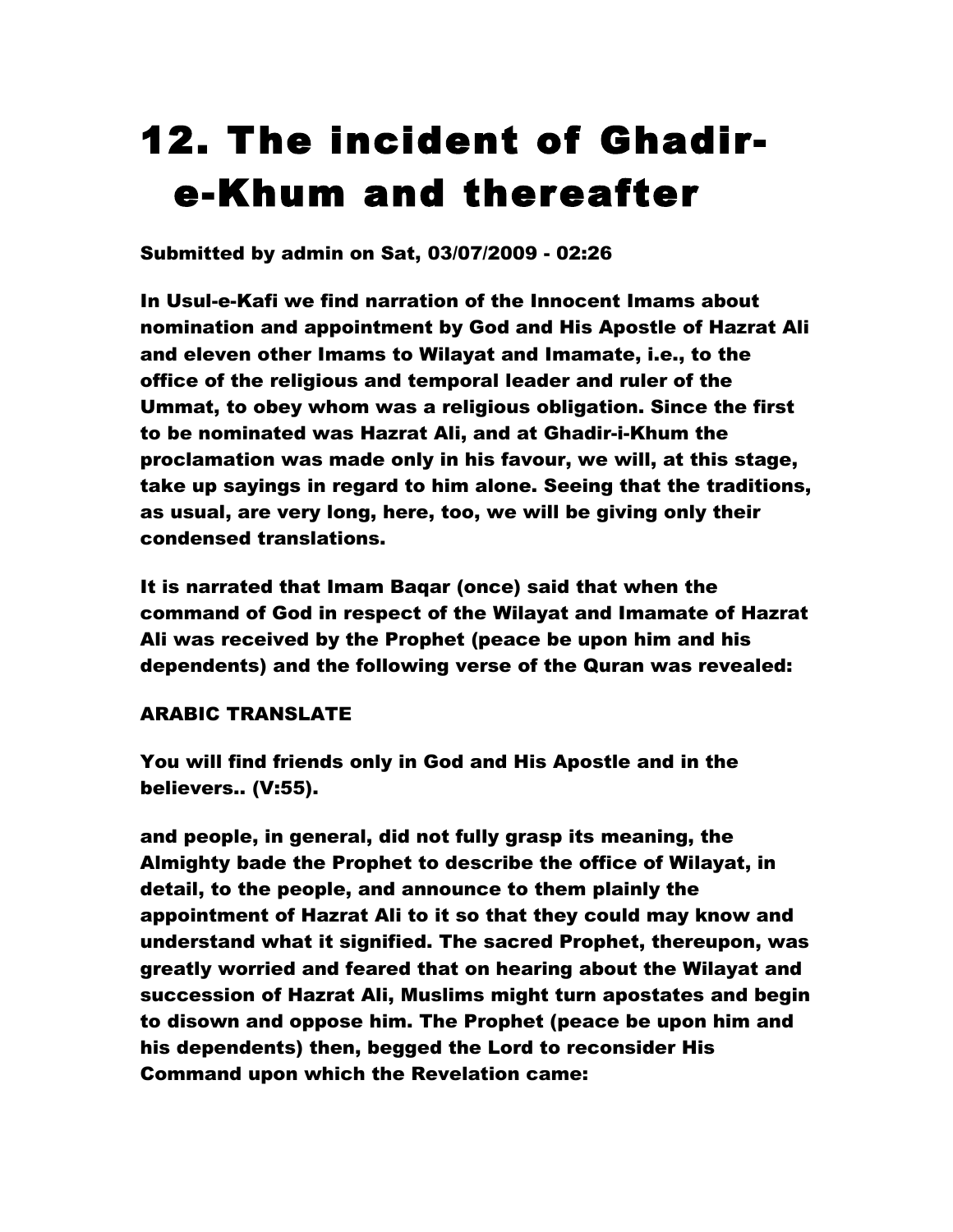# 12. The incident of Ghadir-e-Khum and thereafter

Submitted by admin on Sat, 03/07/2009 - 02:26

In Usul-e-Kafi we find narration of the Innocent Imams about nomination and appointment by God and His Apostle of Hazrat Ali and eleven other Imams to Wilayat and Imamate, i.e., to the office of the religious and temporal leader and ruler of the Ummat, to obey whom was a religious obligation. Since the first to be nominated was Hazrat Ali, and at Ghadir-i-Khum the proclamation was made only in his favour, we will, at this stage, take up sayings in regard to him alone. Seeing that the traditions, as usual, are very long, here, too, we will be giving only their condensed translations.

It is narrated that Imam Baqar (once) said that when the command of God in respect of the Wilayat and Imamate of Hazrat Ali was received by the Prophet (peace be upon him and his dependents) and the following verse of the Quran was revealed:

ARABIC TRANSLATE

You will find friends only in God and His Apostle and in the believers.. (V:55).

and people, in general, did not fully grasp its meaning, the Almighty bade the Prophet to describe the office of Wilayat, in detail, to the people, and announce to them plainly the appointment of Hazrat Ali to it so that they could may know and understand what it signified. The sacred Prophet, thereupon, was greatly worried and feared that on hearing about the Wilayat and succession of Hazrat Ali, Muslims might turn apostates and begin to disown and oppose him. The Prophet (peace be upon him and his dependents) then, begged the Lord to reconsider His Command upon which the Revelation came: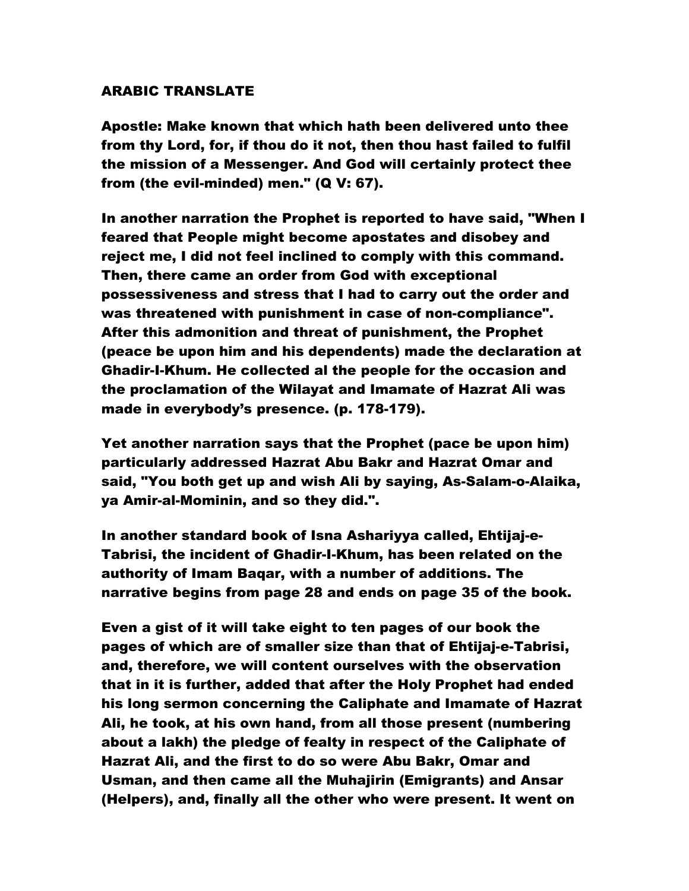ARABIC TRANSLATE

Apostle: Make known that which hath been delivered unto thee from thy Lord, for, if thou do it not, then thou hast failed to fulfil the mission of a Messenger. And God will certainly protect thee from (the evil-minded) men." (Q V: 67).

In another narration the Prophet is reported to have said, "When I feared that People might become apostates and disobey and reject me, I did not feel inclined to comply with this command. Then, there came an order from God with exceptional possessiveness and stress that I had to carry out the order and was threatened with punishment in case of non-compliance". After this admonition and threat of punishment, the Prophet (peace be upon him and his dependents) made the declaration at Ghadir-I-Khum. He collected al the people for the occasion and the proclamation of the Wilayat and Imamate of Hazrat Ali was made in everybody's presence. (p. 178-179).

Yet another narration says that the Prophet (pace be upon him) particularly addressed Hazrat Abu Bakr and Hazrat Omar and said, "You both get up and wish Ali by saying, As-Salam-o-Alaika, ya Amir-al-Mominin, and so they did.".

In another standard book of Isna Ashariyya called, Ehtijaj-e-Tabrisi, the incident of Ghadir-I-Khum, has been related on the authority of Imam Baqar, with a number of additions. The narrative begins from page 28 and ends on page 35 of the book.

Even a gist of it will take eight to ten pages of our book the pages of which are of smaller size than that of Ehtijaj-e-Tabrisi, and, therefore, we will content ourselves with the observation that in it is further, added that after the Holy Prophet had ended his long sermon concerning the Caliphate and Imamate of Hazrat Ali, he took, at his own hand, from all those present (numbering about a lakh) the pledge of fealty in respect of the Caliphate of Hazrat Ali, and the first to do so were Abu Bakr, Omar and Usman, and then came all the Muhajirin (Emigrants) and Ansar (Helpers), and, finally all the other who were present. It went on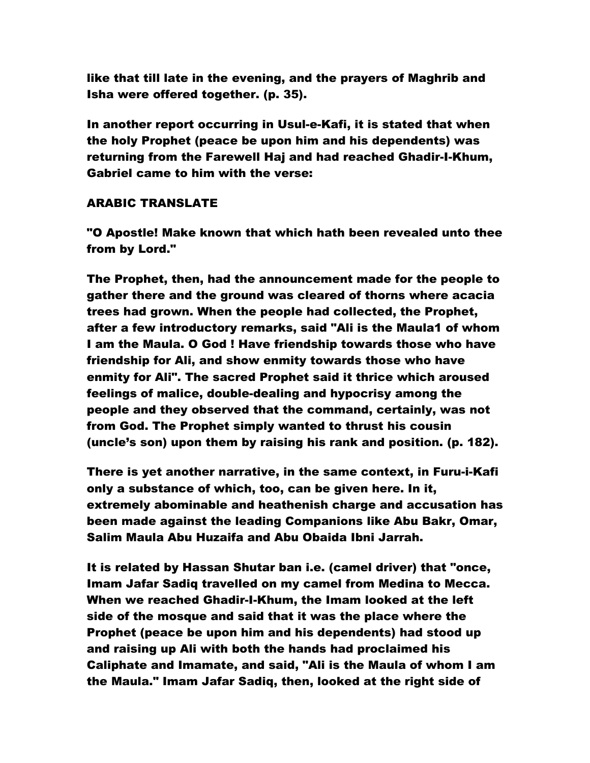like that till late in the evening, and the prayers of Maghrib and Isha were offered together. (p. 35).

In another report occurring in Usul-e-Kafi, it is stated that when the holy Prophet (peace be upon him and his dependents) was returning from the Farewell Haj and had reached Ghadir-I-Khum, Gabriel came to him with the verse:

ARABIC TRANSLATE

"O Apostle! Make known that which hath been revealed unto thee from by Lord."

The Prophet, then, had the announcement made for the people to gather there and the ground was cleared of thorns where acacia trees had grown. When the people had collected, the Prophet, after a few introductory remarks, said "Ali is the Maula[1] of whom I am the Maula. O God ! Have friendship towards those who have friendship for Ali, and show enmity towards those who have enmity for Ali". The sacred Prophet said it thrice which aroused feelings of malice, double-dealing and hypocrisy among the people and they observed that the command, certainly, was not from God. The Prophet simply wanted to thrust his cousin (uncle's son) upon them by raising his rank and position. (p. 182).

There is yet another narrative, in the same context, in Furu-i-Kafi only a substance of which, too, can be given here. In it, extremely abominable and heathenish charge and accusation has been made against the leading Companions like Abu Bakr, Omar, Salim Maula Abu Huzaifa and Abu Obaida Ibni Jarrah.

It is related by Hassan Shutar ban i.e. (camel driver) that "once, Imam Jafar Sadiq travelled on my camel from Medina to Mecca. When we reached Ghadir-I-Khum, the Imam looked at the left side of the mosque and said that it was the place where the Prophet (peace be upon him and his dependents) had stood up and raising up Ali with both the hands had proclaimed his Caliphate and Imamate, and said, "Ali is the Maula of whom I am the Maula." Imam Jafar Sadiq, then, looked at the right side of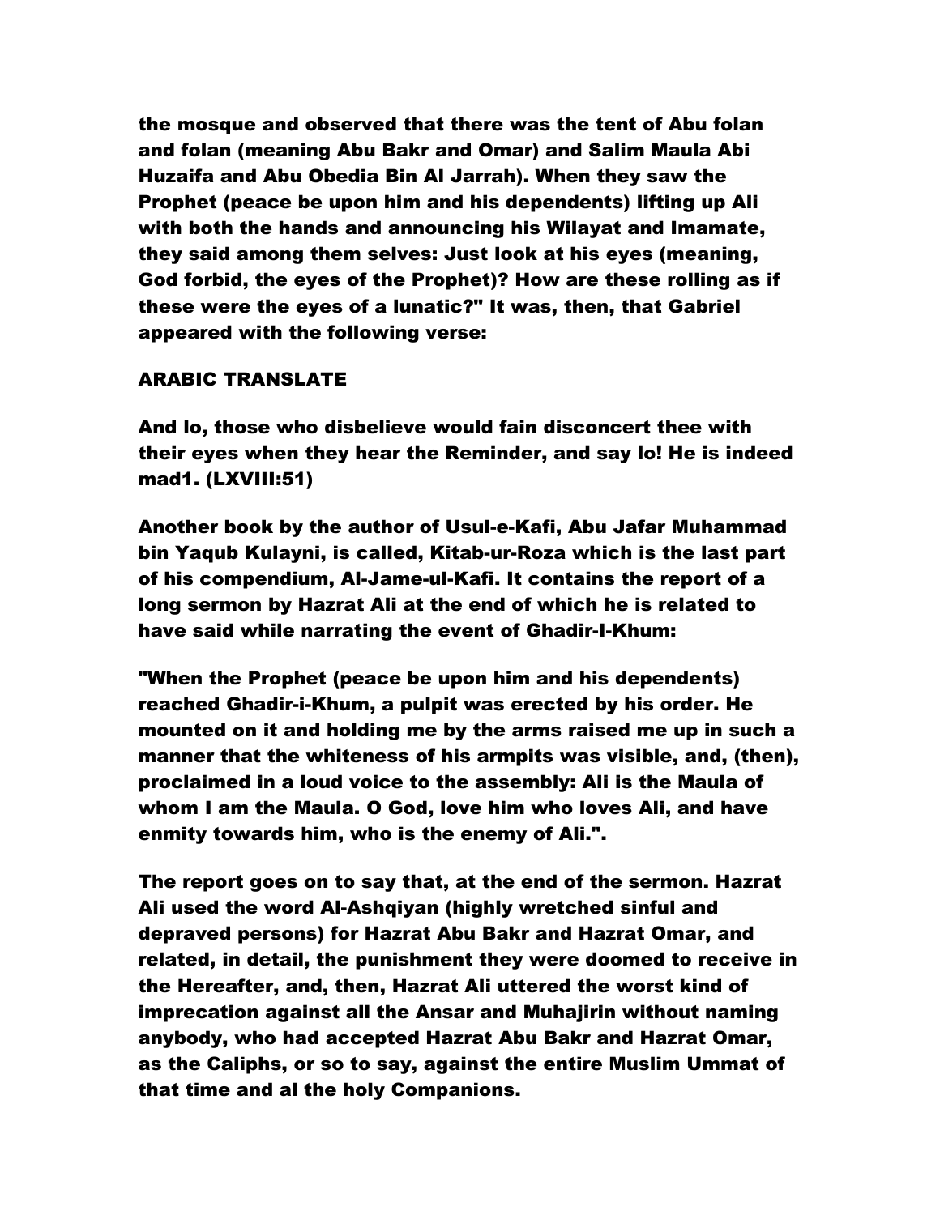the mosque and observed that there was the tent of Abu folan and folan (meaning Abu Bakr and Omar) and Salim Maula Abi Huzaifa and Abu Obedia Bin Al Jarrah). When they saw the Prophet (peace be upon him and his dependents) lifting up Ali with both the hands and announcing his Wilayat and Imamate, they said among them selves: Just look at his eyes (meaning, God forbid, the eyes of the Prophet)? How are these rolling as if these were the eyes of a lunatic?" It was, then, that Gabriel appeared with the following verse:

ARABIC TRANSLATE

And lo, those who disbelieve would fain disconcert thee with their eyes when they hear the Reminder, and say lo! He is indeed mad1. (LXVIII:51)

Another book by the author of Usul-e-Kafi, Abu Jafar Muhammad bin Yaqub Kulayni, is called, Kitab-ur-Roza which is the last part of his compendium, Al-Jame-ul-Kafi. It contains the report of a long sermon by Hazrat Ali at the end of which he is related to have said while narrating the event of Ghadir-I-Khum:

"When the Prophet (peace be upon him and his dependents) reached Ghadir-i-Khum, a pulpit was erected by his order. He mounted on it and holding me by the arms raised me up in such a manner that the whiteness of his armpits was visible, and, (then), proclaimed in a loud voice to the assembly: Ali is the Maula of whom I am the Maula. O God, love him who loves Ali, and have enmity towards him, who is the enemy of Ali.".

The report goes on to say that, at the end of the sermon. Hazrat Ali used the word Al-Ashqiyan (highly wretched sinful and depraved persons) for Hazrat Abu Bakr and Hazrat Omar, and related, in detail, the punishment they were doomed to receive in the Hereafter, and, then, Hazrat Ali uttered the worst kind of imprecation against all the Ansar and Muhajirin without naming anybody, who had accepted Hazrat Abu Bakr and Hazrat Omar, as the Caliphs, or so to say, against the entire Muslim Ummat of that time and al the holy Companions.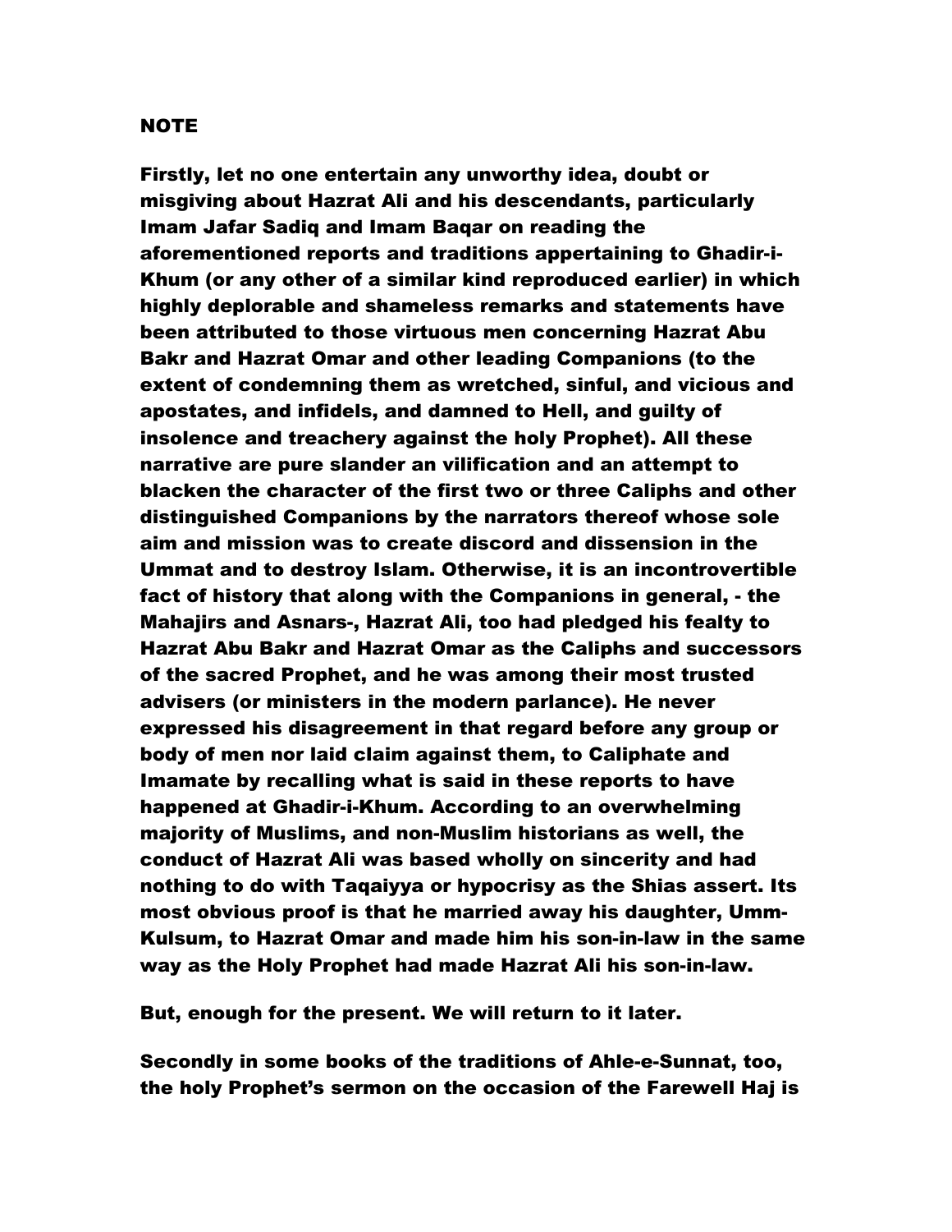## NOTE

Firstly, let no one entertain any unworthy idea, doubt or misgiving about Hazrat Ali and his descendants, particularly Imam Jafar Sadiq and Imam Baqar on reading the aforementioned reports and traditions appertaining to Ghadir-i-Khum (or any other of a similar kind reproduced earlier) in which highly deplorable and shameless remarks and statements have been attributed to those virtuous men concerning Hazrat Abu Bakr and Hazrat Omar and other leading Companions (to the extent of condemning them as wretched, sinful, and vicious and apostates, and infidels, and damned to Hell, and guilty of insolence and treachery against the holy Prophet). All these narrative are pure slander an vilification and an attempt to blacken the character of the first two or three Caliphs and other distinguished Companions by the narrators thereof whose sole aim and mission was to create discord and dissension in the Ummat and to destroy Islam. Otherwise, it is an incontrovertible fact of history that along with the Companions in general, - the Mahajirs and Asnars-, Hazrat Ali, too had pledged his fealty to Hazrat Abu Bakr and Hazrat Omar as the Caliphs and successors of the sacred Prophet, and he was among their most trusted advisers (or ministers in the modern parlance). He never expressed his disagreement in that regard before any group or body of men nor laid claim against them, to Caliphate and Imamate by recalling what is said in these reports to have happened at Ghadir-i-Khum. According to an overwhelming majority of Muslims, and non-Muslim historians as well, the conduct of Hazrat Ali was based wholly on sincerity and had nothing to do with Taqaiyya or hypocrisy as the Shias assert. Its most obvious proof is that he married away his daughter, Umm-Kulsum, to Hazrat Omar and made him his son-in-law in the same way as the Holy Prophet had made Hazrat Ali his son-in-law.

But, enough for the present. We will return to it later.

Secondly in some books of the traditions of Ahle-e-Sunnat, too, the holy Prophet's sermon on the occasion of the Farewell Haj is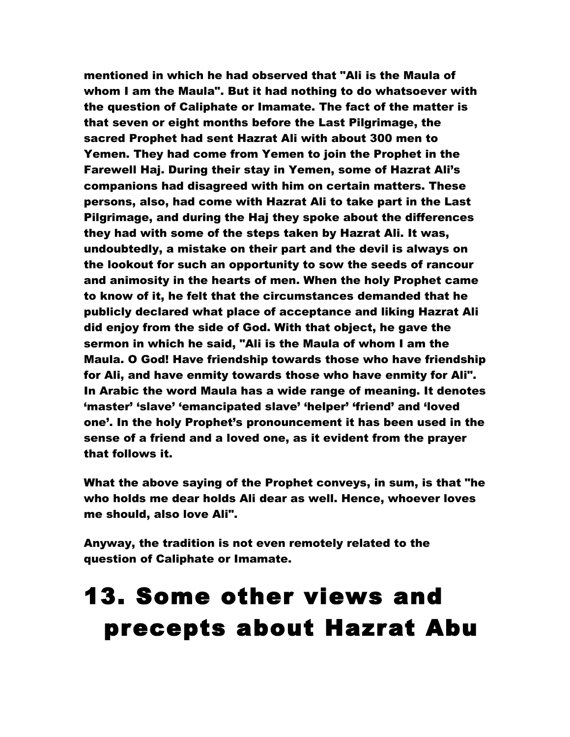**mentioned in which he had observed that "Ali is the Maula of whom I am the Maula". But it had nothing to do whatsoever with the question of Caliphate or Imamate. The fact of the matter is that seven or eight months before the Last Pilgrimage, the sacred Prophet had sent Hazrat Ali with about 300 men to Yemen. They had come from Yemen to join the Prophet in the Farewell Haj. During their stay in Yemen, some of Hazrat Ali's companions had disagreed with him on certain matters. These persons, also, had come with Hazrat Ali to take part in the Last Pilgrimage, and during the Haj they spoke about the differences they had with some of the steps taken by Hazrat Ali. It was, undoubtedly, a mistake on their part and the devil is always on the lookout for such an opportunity to sow the seeds of rancour and animosity in the hearts of men. When the holy Prophet came to know of it, he felt that the circumstances demanded that he publicly declared what place of acceptance and liking Hazrat Ali did enjoy from the side of God. With that object, he gave the sermon in which he said, "Ali is the Maula of whom I am the Maula. O God! Have friendship towards those who have friendship for Ali, and have enmity towards those who have enmity for Ali". In Arabic the word Maula has a wide range of meaning. It denotes 'master' 'slave' 'emancipated slave' 'helper' 'friend' and 'loved one'. In the holy Prophet's pronouncement it has been used in the sense of a friend and a loved one, as it evident from the prayer that follows it.**

**What the above saying of the Prophet conveys, in sum, is that "he who holds me dear holds Ali dear as well. Hence, whoever loves me should, also love Ali".**

**Anyway, the tradition is not even remotely related to the question of Caliphate or Imamate.**

# 13. Some other views and precepts about Hazrat Abu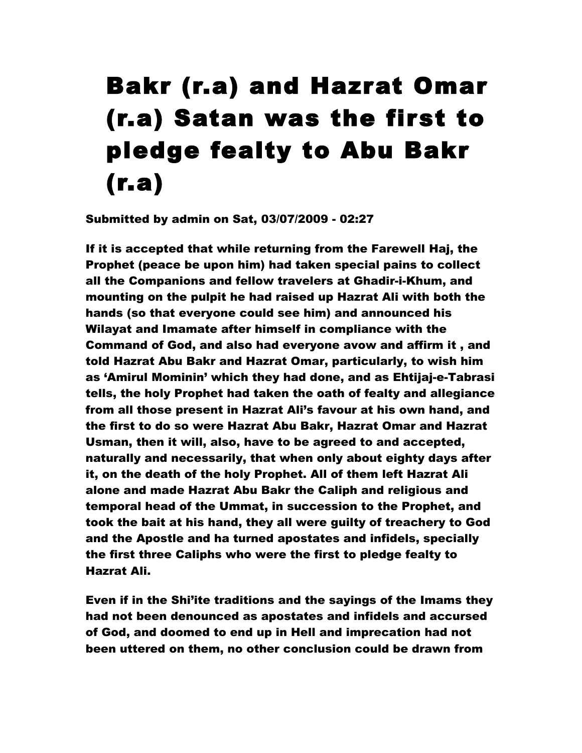# Bakr (r.a) and Hazrat Omar (r.a) Satan was the first to pledge fealty to Abu Bakr (r.a)

**Submitted by admin on Sat, 03/07/2009 - 02:27**

**If it is accepted that while returning from the Farewell Haj, the Prophet (peace be upon him) had taken special pains to collect all the Companions and fellow travelers at Ghadir-i-Khum, and mounting on the pulpit he had raised up Hazrat Ali with both the hands (so that everyone could see him) and announced his Wilayat and Imamate after himself in compliance with the Command of God, and also had everyone avow and affirm it , and told Hazrat Abu Bakr and Hazrat Omar, particularly, to wish him as 'Amirul Mominin' which they had done, and as Ehtijaj-e-Tabrasi tells, the holy Prophet had taken the oath of fealty and allegiance from all those present in Hazrat Ali's favour at his own hand, and the first to do so were Hazrat Abu Bakr, Hazrat Omar and Hazrat Usman, then it will, also, have to be agreed to and accepted, naturally and necessarily, that when only about eighty days after it, on the death of the holy Prophet. All of them left Hazrat Ali alone and made Hazrat Abu Bakr the Caliph and religious and temporal head of the Ummat, in succession to the Prophet, and took the bait at his hand, they all were guilty of treachery to God and the Apostle and ha turned apostates and infidels, specially the first three Caliphs who were the first to pledge fealty to Hazrat Ali.**

**Even if in the Shi'ite traditions and the sayings of the Imams they had not been denounced as apostates and infidels and accursed of God, and doomed to end up in Hell and imprecation had not been uttered on them, no other conclusion could be drawn from**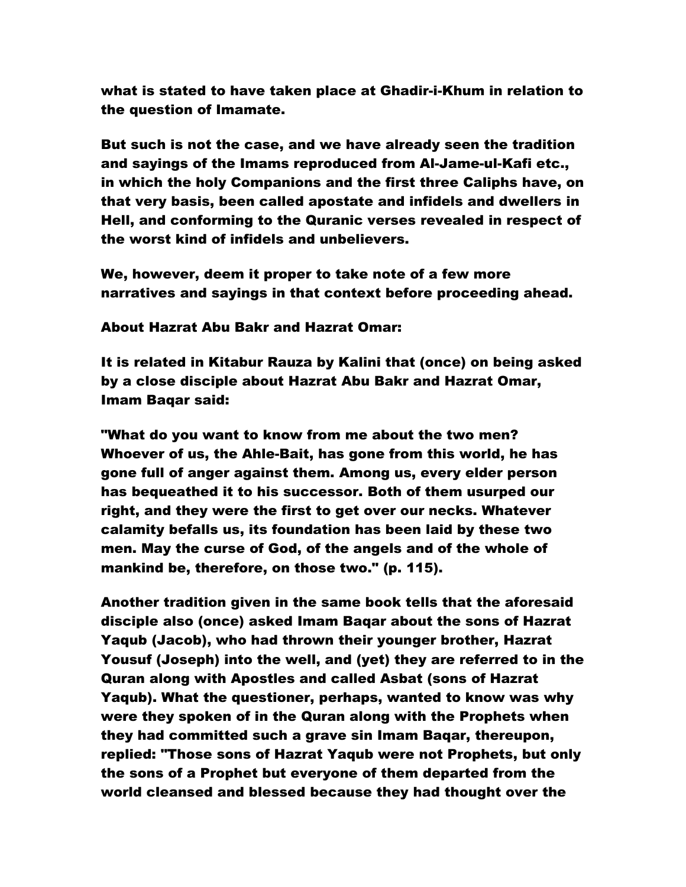what is stated to have taken place at Ghadir-i-Khum in relation to the question of Imamate.

But such is not the case, and we have already seen the tradition and sayings of the Imams reproduced from Al-Jame-ul-Kafi etc., in which the holy Companions and the first three Caliphs have, on that very basis, been called apostate and infidels and dwellers in Hell, and conforming to the Quranic verses revealed in respect of the worst kind of infidels and unbelievers.

We, however, deem it proper to take note of a few more narratives and sayings in that context before proceeding ahead.

About Hazrat Abu Bakr and Hazrat Omar:

It is related in Kitabur Rauza by Kalini that (once) on being asked by a close disciple about Hazrat Abu Bakr and Hazrat Omar, Imam Baqar said:

"What do you want to know from me about the two men? Whoever of us, the Ahle-Bait, has gone from this world, he has gone full of anger against them. Among us, every elder person has bequeathed it to his successor. Both of them usurped our right, and they were the first to get over our necks. Whatever calamity befalls us, its foundation has been laid by these two men. May the curse of God, of the angels and of the whole of mankind be, therefore, on those two." (p. 115).

Another tradition given in the same book tells that the aforesaid disciple also (once) asked Imam Baqar about the sons of Hazrat Yaqub (Jacob), who had thrown their younger brother, Hazrat Yousuf (Joseph) into the well, and (yet) they are referred to in the Quran along with Apostles and called Asbat (sons of Hazrat Yaqub). What the questioner, perhaps, wanted to know was why were they spoken of in the Quran along with the Prophets when they had committed such a grave sin Imam Baqar, thereupon, replied: "Those sons of Hazrat Yaqub were not Prophets, but only the sons of a Prophet but everyone of them departed from the world cleansed and blessed because they had thought over the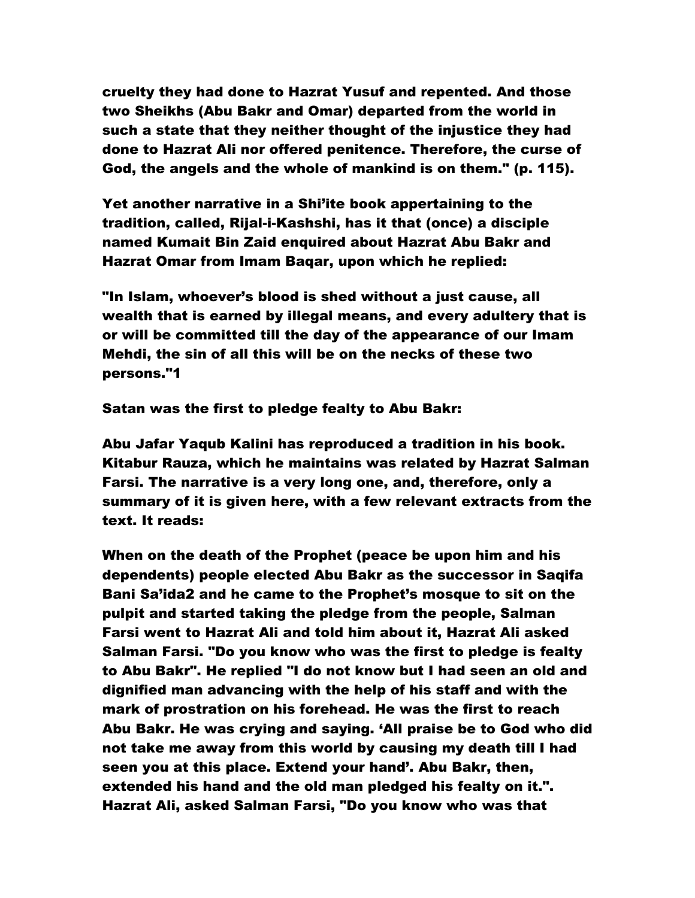cruelty they had done to Hazrat Yusuf and repented. And those two Sheikhs (Abu Bakr and Omar) departed from the world in such a state that they neither thought of the injustice they had done to Hazrat Ali nor offered penitence. Therefore, the curse of God, the angels and the whole of mankind is on them." (p. 115).

Yet another narrative in a Shi'ite book appertaining to the tradition, called, Rijal-i-Kashshi, has it that (once) a disciple named Kumait Bin Zaid enquired about Hazrat Abu Bakr and Hazrat Omar from Imam Baqar, upon which he replied:

"In Islam, whoever's blood is shed without a just cause, all wealth that is earned by illegal means, and every adultery that is or will be committed till the day of the appearance of our Imam Mehdi, the sin of all this will be on the necks of these two persons."[1]

Satan was the first to pledge fealty to Abu Bakr:

Abu Jafar Yaqub Kalini has reproduced a tradition in his book. Kitabur Rauza, which he maintains was related by Hazrat Salman Farsi. The narrative is a very long one, and, therefore, only a summary of it is given here, with a few relevant extracts from the text. It reads:

When on the death of the Prophet (peace be upon him and his dependents) people elected Abu Bakr as the successor in Saqifa Bani Sa'ida[2] and he came to the Prophet's mosque to sit on the pulpit and started taking the pledge from the people, Salman Farsi went to Hazrat Ali and told him about it, Hazrat Ali asked Salman Farsi. "Do you know who was the first to pledge is fealty to Abu Bakr". He replied "I do not know but I had seen an old and dignified man advancing with the help of his staff and with the mark of prostration on his forehead. He was the first to reach Abu Bakr. He was crying and saying. 'All praise be to God who did not take me away from this world by causing my death till I had seen you at this place. Extend your hand'. Abu Bakr, then, extended his hand and the old man pledged his fealty on it.". Hazrat Ali, asked Salman Farsi, "Do you know who was that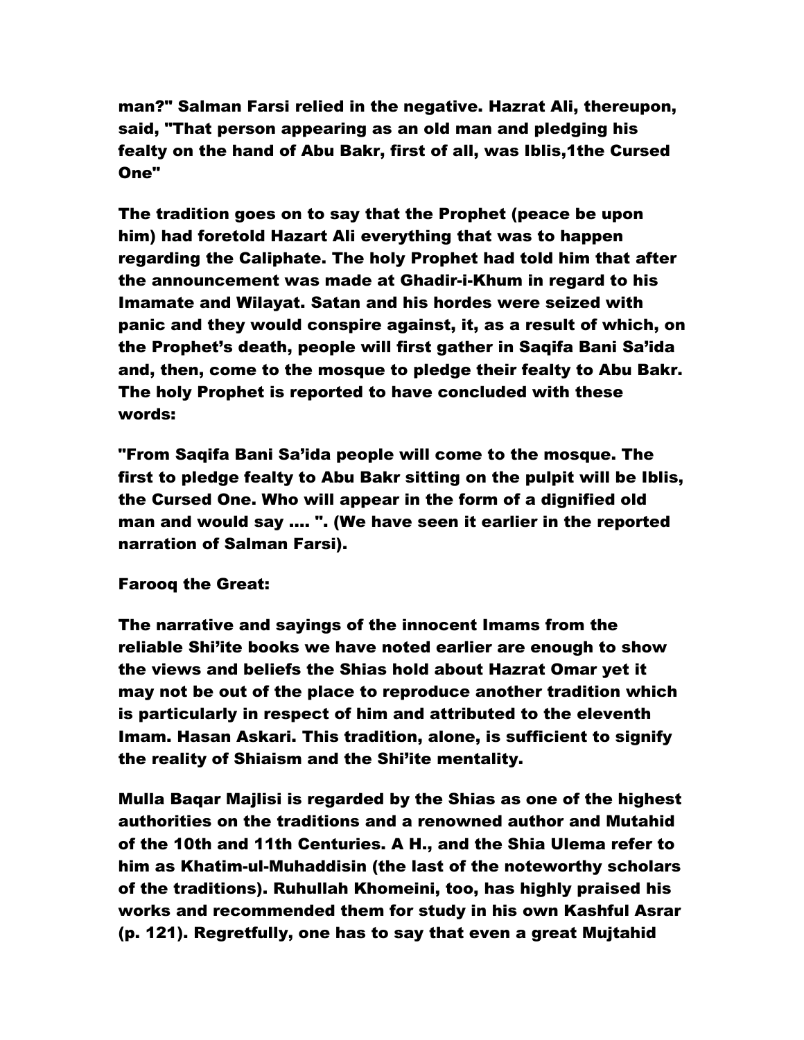man?" Salman Farsi relied in the negative. Hazrat Ali, thereupon, said, "That person appearing as an old man and pledging his fealty on the hand of Abu Bakr, first of all, was Iblis,1the Cursed One"

The tradition goes on to say that the Prophet (peace be upon him) had foretold Hazart Ali everything that was to happen regarding the Caliphate. The holy Prophet had told him that after the announcement was made at Ghadir-i-Khum in regard to his Imamate and Wilayat. Satan and his hordes were seized with panic and they would conspire against, it, as a result of which, on the Prophet's death, people will first gather in Saqifa Bani Sa'ida and, then, come to the mosque to pledge their fealty to Abu Bakr. The holy Prophet is reported to have concluded with these words:

"From Saqifa Bani Sa'ida people will come to the mosque. The first to pledge fealty to Abu Bakr sitting on the pulpit will be Iblis, the Cursed One. Who will appear in the form of a dignified old man and would say .... ". (We have seen it earlier in the reported narration of Salman Farsi).

Farooq the Great:

The narrative and sayings of the innocent Imams from the reliable Shi'ite books we have noted earlier are enough to show the views and beliefs the Shias hold about Hazrat Omar yet it may not be out of the place to reproduce another tradition which is particularly in respect of him and attributed to the eleventh Imam. Hasan Askari. This tradition, alone, is sufficient to signify the reality of Shiaism and the Shi'ite mentality.

Mulla Baqar Majlisi is regarded by the Shias as one of the highest authorities on the traditions and a renowned author and Mutahid of the 10th and 11th Centuries. A H., and the Shia Ulema refer to him as Khatim-ul-Muhaddisin (the last of the noteworthy scholars of the traditions). Ruhullah Khomeini, too, has highly praised his works and recommended them for study in his own Kashful Asrar (p. 121). Regretfully, one has to say that even a great Mujtahid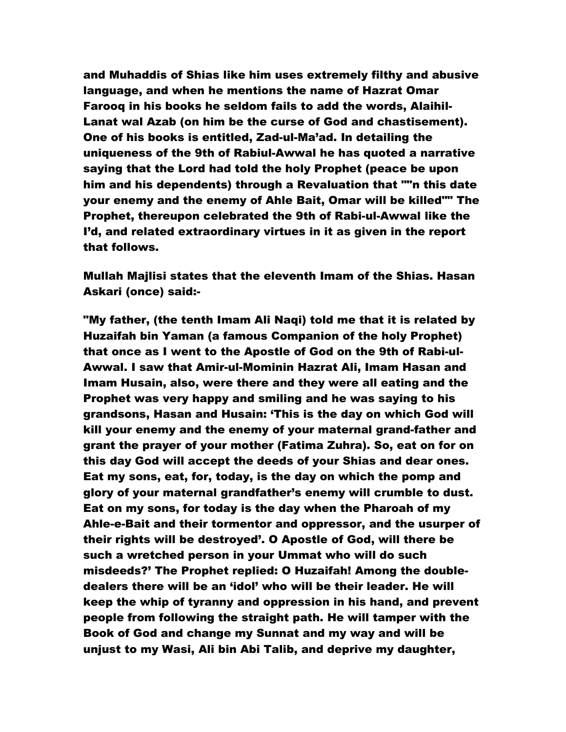and Muhaddis of Shias like him uses extremely filthy and abusive language, and when he mentions the name of Hazrat Omar Farooq in his books he seldom fails to add the words, Alaihil-Lanat wal Azab (on him be the curse of God and chastisement). One of his books is entitled, Zad-ul-Ma'ad. In detailing the uniqueness of the 9th of Rabiul-Awwal he has quoted a narrative saying that the Lord had told the holy Prophet (peace be upon him and his dependents) through a Revaluation that ""n this date your enemy and the enemy of Ahle Bait, Omar will be killed"" The Prophet, thereupon celebrated the 9th of Rabi-ul-Awwal like the I'd, and related extraordinary virtues in it as given in the report that follows.

Mullah Majlisi states that the eleventh Imam of the Shias. Hasan Askari (once) said:-

"My father, (the tenth Imam Ali Naqi) told me that it is related by Huzaifah bin Yaman (a famous Companion of the holy Prophet) that once as I went to the Apostle of God on the 9th of Rabi-ul-Awwal. I saw that Amir-ul-Mominin Hazrat Ali, Imam Hasan and Imam Husain, also, were there and they were all eating and the Prophet was very happy and smiling and he was saying to his grandsons, Hasan and Husain: 'This is the day on which God will kill your enemy and the enemy of your maternal grand-father and grant the prayer of your mother (Fatima Zuhra). So, eat on for on this day God will accept the deeds of your Shias and dear ones. Eat my sons, eat, for, today, is the day on which the pomp and glory of your maternal grandfather's enemy will crumble to dust. Eat on my sons, for today is the day when the Pharoah of my Ahle-e-Bait and their tormentor and oppressor, and the usurper of their rights will be destroyed'. O Apostle of God, will there be such a wretched person in your Ummat who will do such misdeeds?' The Prophet replied: O Huzaifah! Among the double-dealers there will be an 'idol' who will be their leader. He will keep the whip of tyranny and oppression in his hand, and prevent people from following the straight path. He will tamper with the Book of God and change my Sunnat and my way and will be unjust to my Wasi, Ali bin Abi Talib, and deprive my daughter,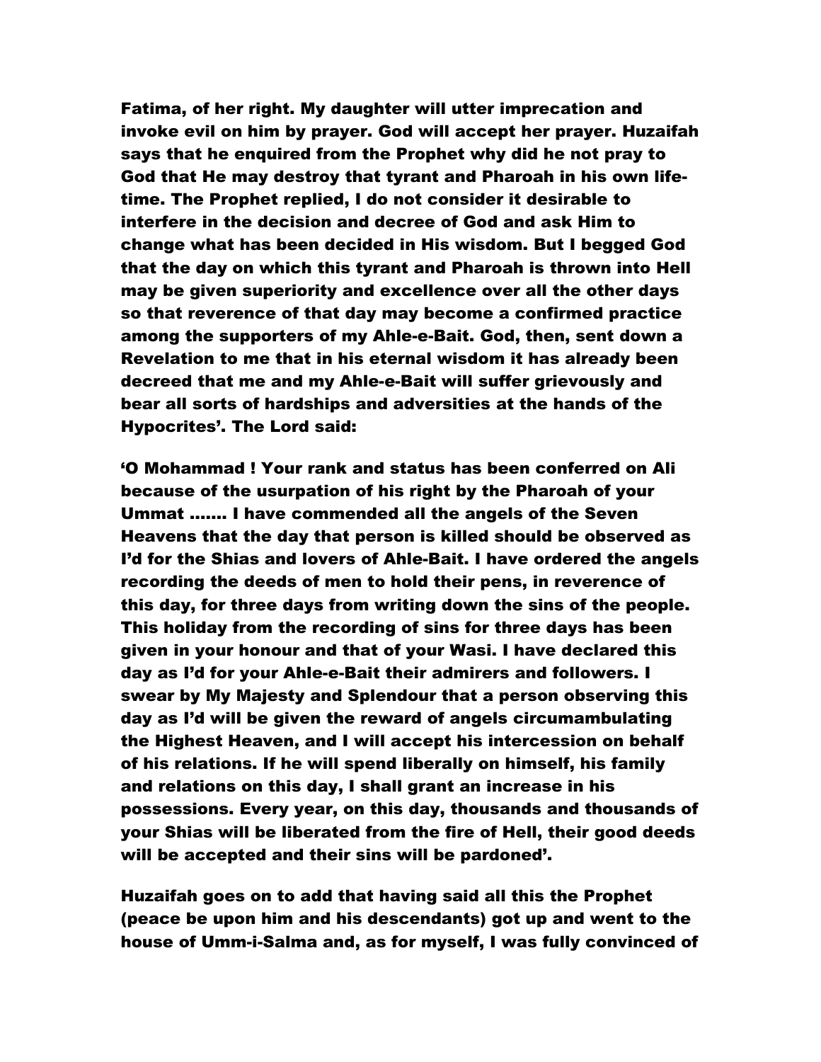**Fatima, of her right. My daughter will utter imprecation and invoke evil on him by prayer. God will accept her prayer. Huzaifah says that he enquired from the Prophet why did he not pray to God that He may destroy that tyrant and Pharoah in his own life-time. The Prophet replied, I do not consider it desirable to interfere in the decision and decree of God and ask Him to change what has been decided in His wisdom. But I begged God that the day on which this tyrant and Pharoah is thrown into Hell may be given superiority and excellence over all the other days so that reverence of that day may become a confirmed practice among the supporters of my Ahle-e-Bait. God, then, sent down a Revelation to me that in his eternal wisdom it has already been decreed that me and my Ahle-e-Bait will suffer grievously and bear all sorts of hardships and adversities at the hands of the Hypocrites'. The Lord said:**

**'O Mohammad ! Your rank and status has been conferred on Ali because of the usurpation of his right by the Pharoah of your Ummat ....... I have commended all the angels of the Seven Heavens that the day that person is killed should be observed as I'd for the Shias and lovers of Ahle-Bait. I have ordered the angels recording the deeds of men to hold their pens, in reverence of this day, for three days from writing down the sins of the people. This holiday from the recording of sins for three days has been given in your honour and that of your Wasi. I have declared this day as I'd for your Ahle-e-Bait their admirers and followers. I swear by My Majesty and Splendour that a person observing this day as I'd will be given the reward of angels circumambulating the Highest Heaven, and I will accept his intercession on behalf of his relations. If he will spend liberally on himself, his family and relations on this day, I shall grant an increase in his possessions. Every year, on this day, thousands and thousands of your Shias will be liberated from the fire of Hell, their good deeds will be accepted and their sins will be pardoned'.**

**Huzaifah goes on to add that having said all this the Prophet (peace be upon him and his descendants) got up and went to the house of Umm-i-Salma and, as for myself, I was fully convinced of**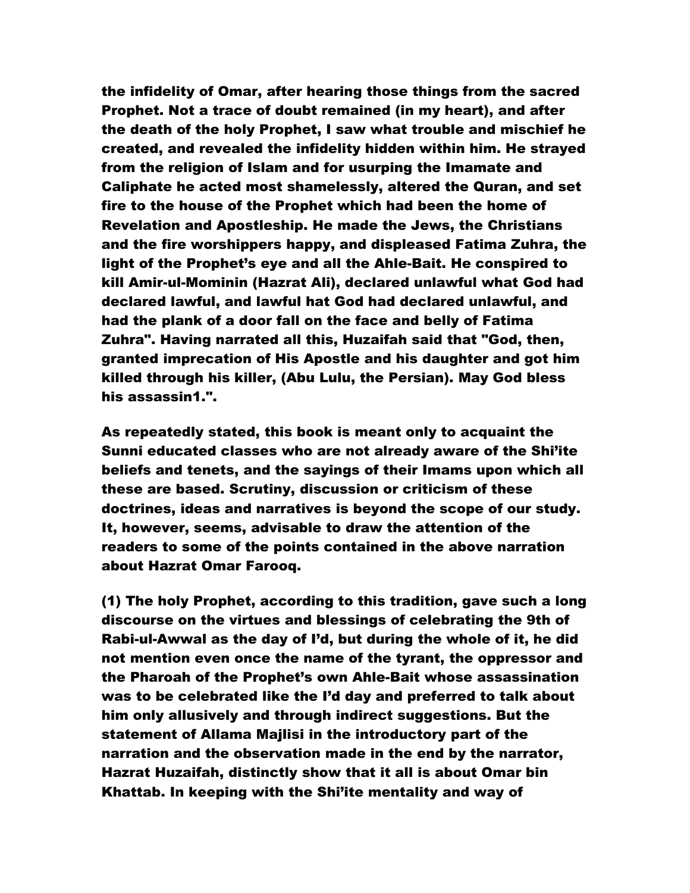the infidelity of Omar, after hearing those things from the sacred Prophet. Not a trace of doubt remained (in my heart), and after the death of the holy Prophet, I saw what trouble and mischief he created, and revealed the infidelity hidden within him. He strayed from the religion of Islam and for usurping the Imamate and Caliphate he acted most shamelessly, altered the Quran, and set fire to the house of the Prophet which had been the home of Revelation and Apostleship. He made the Jews, the Christians and the fire worshippers happy, and displeased Fatima Zuhra, the light of the Prophet's eye and all the Ahle-Bait. He conspired to kill Amir-ul-Mominin (Hazrat Ali), declared unlawful what God had declared lawful, and lawful hat God had declared unlawful, and had the plank of a door fall on the face and belly of Fatima Zuhra". Having narrated all this, Huzaifah said that "God, then, granted imprecation of His Apostle and his daughter and got him killed through his killer, (Abu Lulu, the Persian). May God bless his assassin[1].".

As repeatedly stated, this book is meant only to acquaint the Sunni educated classes who are not already aware of the Shi'ite beliefs and tenets, and the sayings of their Imams upon which all these are based. Scrutiny, discussion or criticism of these doctrines, ideas and narratives is beyond the scope of our study. It, however, seems, advisable to draw the attention of the readers to some of the points contained in the above narration about Hazrat Omar Farooq.

(1) The holy Prophet, according to this tradition, gave such a long discourse on the virtues and blessings of celebrating the 9th of Rabi-ul-Awwal as the day of I'd, but during the whole of it, he did not mention even once the name of the tyrant, the oppressor and the Pharoah of the Prophet's own Ahle-Bait whose assassination was to be celebrated like the I'd day and preferred to talk about him only allusively and through indirect suggestions. But the statement of Allama Majlisi in the introductory part of the narration and the observation made in the end by the narrator, Hazrat Huzaifah, distinctly show that it all is about Omar bin Khattab. In keeping with the Shi'ite mentality and way of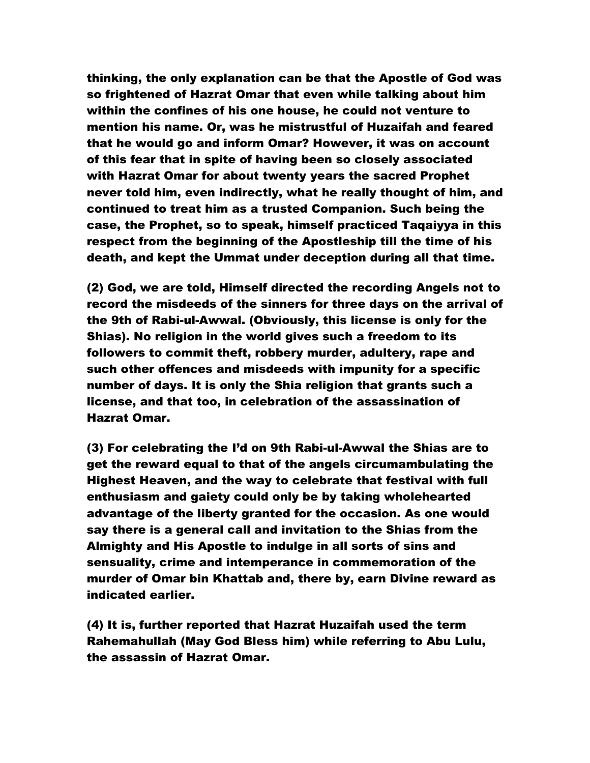thinking, the only explanation can be that the Apostle of God was so frightened of Hazrat Omar that even while talking about him within the confines of his one house, he could not venture to mention his name. Or, was he mistrustful of Huzaifah and feared that he would go and inform Omar? However, it was on account of this fear that in spite of having been so closely associated with Hazrat Omar for about twenty years the sacred Prophet never told him, even indirectly, what he really thought of him, and continued to treat him as a trusted Companion. Such being the case, the Prophet, so to speak, himself practiced Taqaiyya in this respect from the beginning of the Apostleship till the time of his death, and kept the Ummat under deception during all that time.

(2) God, we are told, Himself directed the recording Angels not to record the misdeeds of the sinners for three days on the arrival of the 9th of Rabi-ul-Awwal. (Obviously, this license is only for the Shias). No religion in the world gives such a freedom to its followers to commit theft, robbery murder, adultery, rape and such other offences and misdeeds with impunity for a specific number of days. It is only the Shia religion that grants such a license, and that too, in celebration of the assassination of Hazrat Omar.

(3) For celebrating the I'd on 9th Rabi-ul-Awwal the Shias are to get the reward equal to that of the angels circumambulating the Highest Heaven, and the way to celebrate that festival with full enthusiasm and gaiety could only be by taking wholehearted advantage of the liberty granted for the occasion. As one would say there is a general call and invitation to the Shias from the Almighty and His Apostle to indulge in all sorts of sins and sensuality, crime and intemperance in commemoration of the murder of Omar bin Khattab and, there by, earn Divine reward as indicated earlier.

(4) It is, further reported that Hazrat Huzaifah used the term Rahemahullah (May God Bless him) while referring to Abu Lulu, the assassin of Hazrat Omar.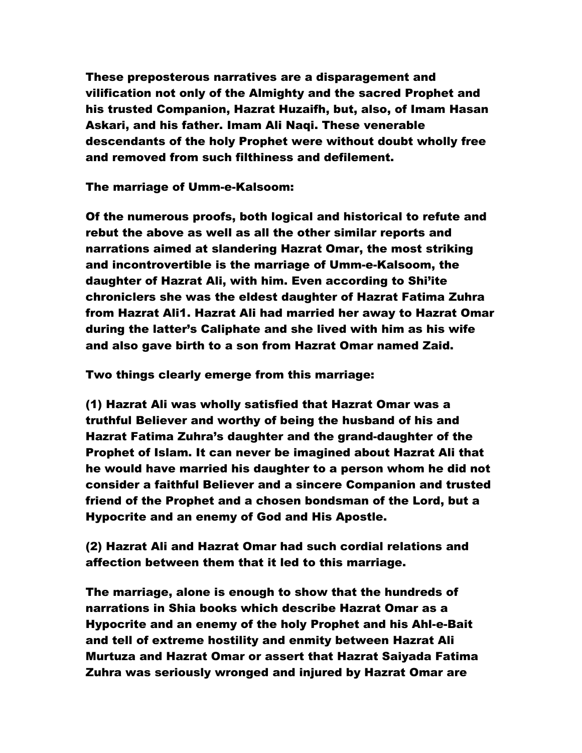These preposterous narratives are a disparagement and vilification not only of the Almighty and the sacred Prophet and his trusted Companion, Hazrat Huzaifh, but, also, of Imam Hasan Askari, and his father. Imam Ali Naqi. These venerable descendants of the holy Prophet were without doubt wholly free and removed from such filthiness and defilement.

**The marriage of Umm-e-Kalsoom:**

Of the numerous proofs, both logical and historical to refute and rebut the above as well as all the other similar reports and narrations aimed at slandering Hazrat Omar, the most striking and incontrovertible is the marriage of Umm-e-Kalsoom, the daughter of Hazrat Ali, with him. Even according to Shi'ite chroniclers she was the eldest daughter of Hazrat Fatima Zuhra from Hazrat Ali[1]. Hazrat Ali had married her away to Hazrat Omar during the latter's Caliphate and she lived with him as his wife and also gave birth to a son from Hazrat Omar named Zaid.

Two things clearly emerge from this marriage:

(1) Hazrat Ali was wholly satisfied that Hazrat Omar was a truthful Believer and worthy of being the husband of his and Hazrat Fatima Zuhra's daughter and the grand-daughter of the Prophet of Islam. It can never be imagined about Hazrat Ali that he would have married his daughter to a person whom he did not consider a faithful Believer and a sincere Companion and trusted friend of the Prophet and a chosen bondsman of the Lord, but a Hypocrite and an enemy of God and His Apostle.

(2) Hazrat Ali and Hazrat Omar had such cordial relations and affection between them that it led to this marriage.

The marriage, alone is enough to show that the hundreds of narrations in Shia books which describe Hazrat Omar as a Hypocrite and an enemy of the holy Prophet and his Ahl-e-Bait and tell of extreme hostility and enmity between Hazrat Ali Murtuza and Hazrat Omar or assert that Hazrat Saiyada Fatima Zuhra was seriously wronged and injured by Hazrat Omar are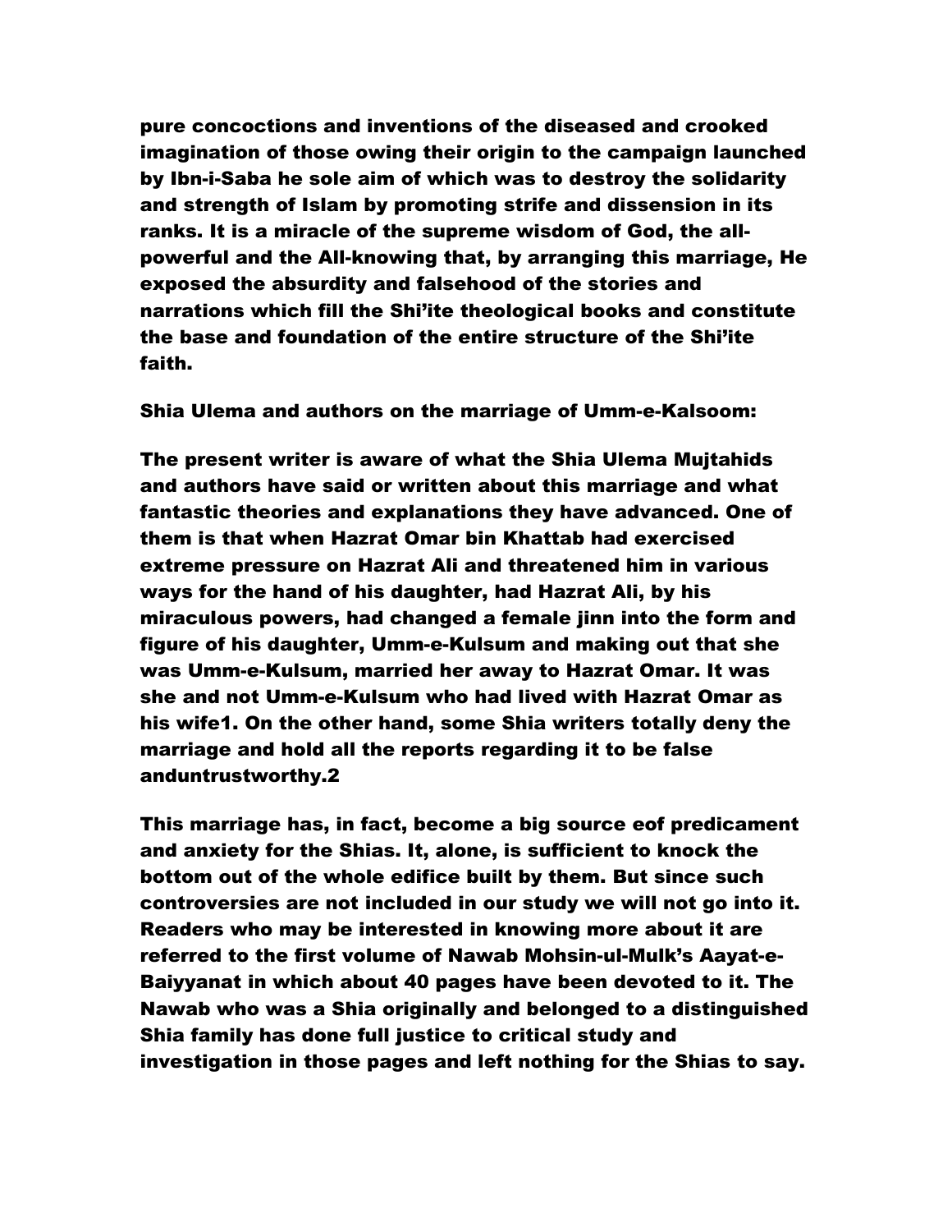**pure concoctions and inventions of the diseased and crooked imagination of those owing their origin to the campaign launched by Ibn-i-Saba he sole aim of which was to destroy the solidarity and strength of Islam by promoting strife and dissension in its ranks. It is a miracle of the supreme wisdom of God, the all-powerful and the All-knowing that, by arranging this marriage, He exposed the absurdity and falsehood of the stories and narrations which fill the Shi'ite theological books and constitute the base and foundation of the entire structure of the Shi'ite faith.**

**Shia Ulema and authors on the marriage of Umm-e-Kalsoom:**

**The present writer is aware of what the Shia Ulema Mujtahids and authors have said or written about this marriage and what fantastic theories and explanations they have advanced. One of them is that when Hazrat Omar bin Khattab had exercised extreme pressure on Hazrat Ali and threatened him in various ways for the hand of his daughter, had Hazrat Ali, by his miraculous powers, had changed a female jinn into the form and figure of his daughter, Umm-e-Kulsum and making out that she was Umm-e-Kulsum, married her away to Hazrat Omar. It was she and not Umm-e-Kulsum who had lived with Hazrat Omar as his wife1. On the other hand, some Shia writers totally deny the marriage and hold all the reports regarding it to be false anduntrustworthy.2**

**This marriage has, in fact, become a big source eof predicament and anxiety for the Shias. It, alone, is sufficient to knock the bottom out of the whole edifice built by them. But since such controversies are not included in our study we will not go into it. Readers who may be interested in knowing more about it are referred to the first volume of Nawab Mohsin-ul-Mulk's Aayat-e-Baiyyanat in which about 40 pages have been devoted to it. The Nawab who was a Shia originally and belonged to a distinguished Shia family has done full justice to critical study and investigation in those pages and left nothing for the Shias to say.**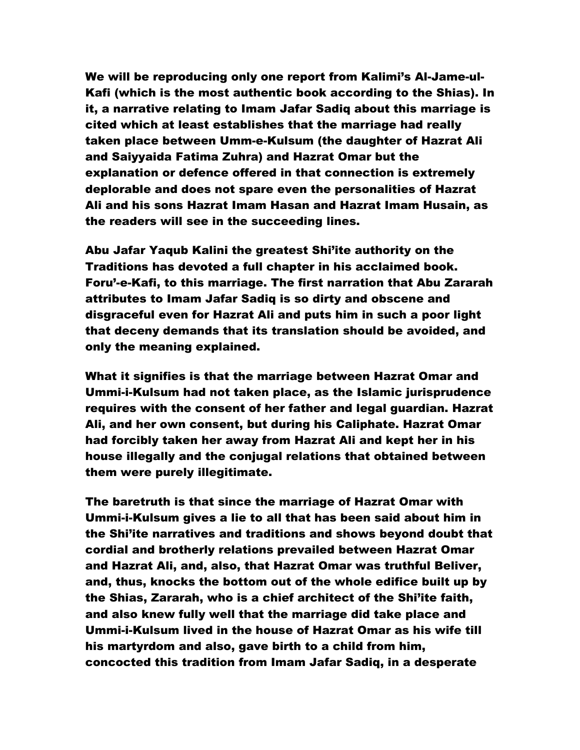**We will be reproducing only one report from Kalimi's Al-Jame-ul-Kafi (which is the most authentic book according to the Shias). In it, a narrative relating to Imam Jafar Sadiq about this marriage is cited which at least establishes that the marriage had really taken place between Umm-e-Kulsum (the daughter of Hazrat Ali and Saiyyaida Fatima Zuhra) and Hazrat Omar but the explanation or defence offered in that connection is extremely deplorable and does not spare even the personalities of Hazrat Ali and his sons Hazrat Imam Hasan and Hazrat Imam Husain, as the readers will see in the succeeding lines.**

**Abu Jafar Yaqub Kalini the greatest Shi'ite authority on the Traditions has devoted a full chapter in his acclaimed book. Foru'-e-Kafi, to this marriage. The first narration that Abu Zararah attributes to Imam Jafar Sadiq is so dirty and obscene and disgraceful even for Hazrat Ali and puts him in such a poor light that deceny demands that its translation should be avoided, and only the meaning explained.**

**What it signifies is that the marriage between Hazrat Omar and Ummi-i-Kulsum had not taken place, as the Islamic jurisprudence requires with the consent of her father and legal guardian. Hazrat Ali, and her own consent, but during his Caliphate. Hazrat Omar had forcibly taken her away from Hazrat Ali and kept her in his house illegally and the conjugal relations that obtained between them were purely illegitimate.**

**The baretruth is that since the marriage of Hazrat Omar with Ummi-i-Kulsum gives a lie to all that has been said about him in the Shi'ite narratives and traditions and shows beyond doubt that cordial and brotherly relations prevailed between Hazrat Omar and Hazrat Ali, and, also, that Hazrat Omar was truthful Beliver, and, thus, knocks the bottom out of the whole edifice built up by the Shias, Zararah, who is a chief architect of the Shi'ite faith, and also knew fully well that the marriage did take place and Ummi-i-Kulsum lived in the house of Hazrat Omar as his wife till his martyrdom and also, gave birth to a child from him, concocted this tradition from Imam Jafar Sadiq, in a desperate**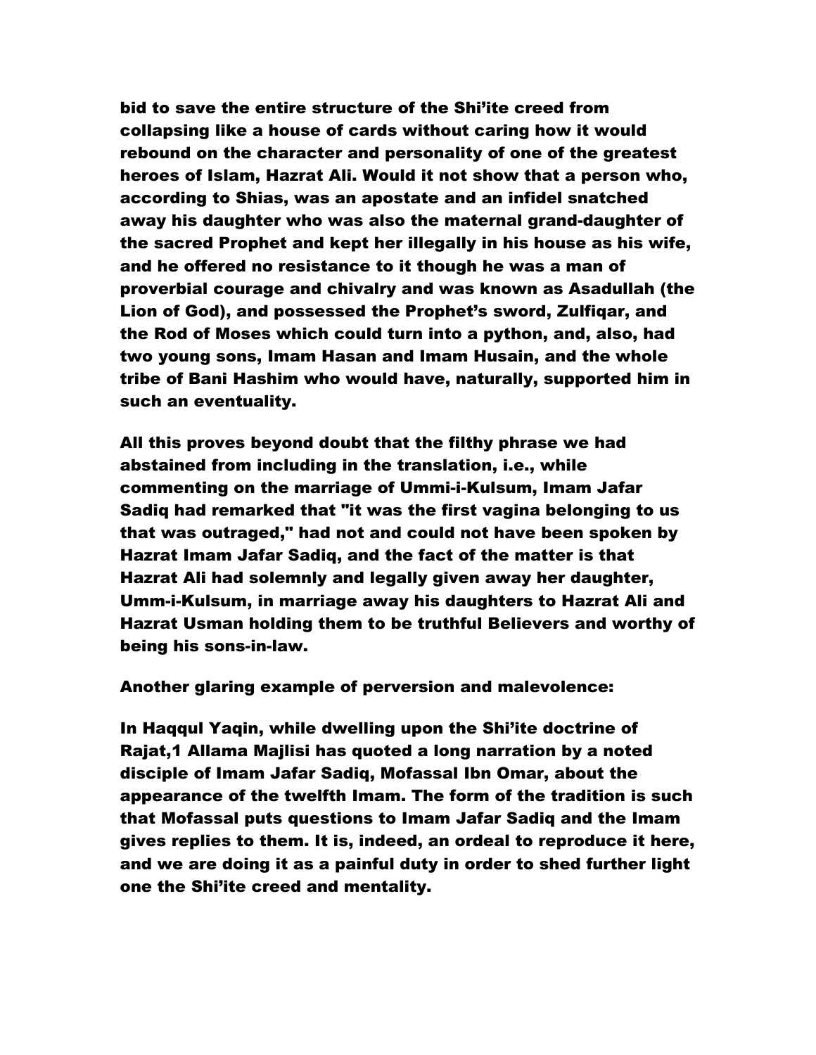bid to save the entire structure of the Shi'ite creed from collapsing like a house of cards without caring how it would rebound on the character and personality of one of the greatest heroes of Islam, Hazrat Ali. Would it not show that a person who, according to Shias, was an apostate and an infidel snatched away his daughter who was also the maternal grand-daughter of the sacred Prophet and kept her illegally in his house as his wife, and he offered no resistance to it though he was a man of proverbial courage and chivalry and was known as Asadullah (the Lion of God), and possessed the Prophet's sword, Zulfiqar, and the Rod of Moses which could turn into a python, and, also, had two young sons, Imam Hasan and Imam Husain, and the whole tribe of Bani Hashim who would have, naturally, supported him in such an eventuality.

All this proves beyond doubt that the filthy phrase we had abstained from including in the translation, i.e., while commenting on the marriage of Ummi-i-Kulsum, Imam Jafar Sadiq had remarked that "it was the first vagina belonging to us that was outraged," had not and could not have been spoken by Hazrat Imam Jafar Sadiq, and the fact of the matter is that Hazrat Ali had solemnly and legally given away her daughter, Umm-i-Kulsum, in marriage away his daughters to Hazrat Ali and Hazrat Usman holding them to be truthful Believers and worthy of being his sons-in-law.

Another glaring example of perversion and malevolence:

In Haqqul Yaqin, while dwelling upon the Shi'ite doctrine of Rajat,1 Allama Majlisi has quoted a long narration by a noted disciple of Imam Jafar Sadiq, Mofassal Ibn Omar, about the appearance of the twelfth Imam. The form of the tradition is such that Mofassal puts questions to Imam Jafar Sadiq and the Imam gives replies to them. It is, indeed, an ordeal to reproduce it here, and we are doing it as a painful duty in order to shed further light one the Shi'ite creed and mentality.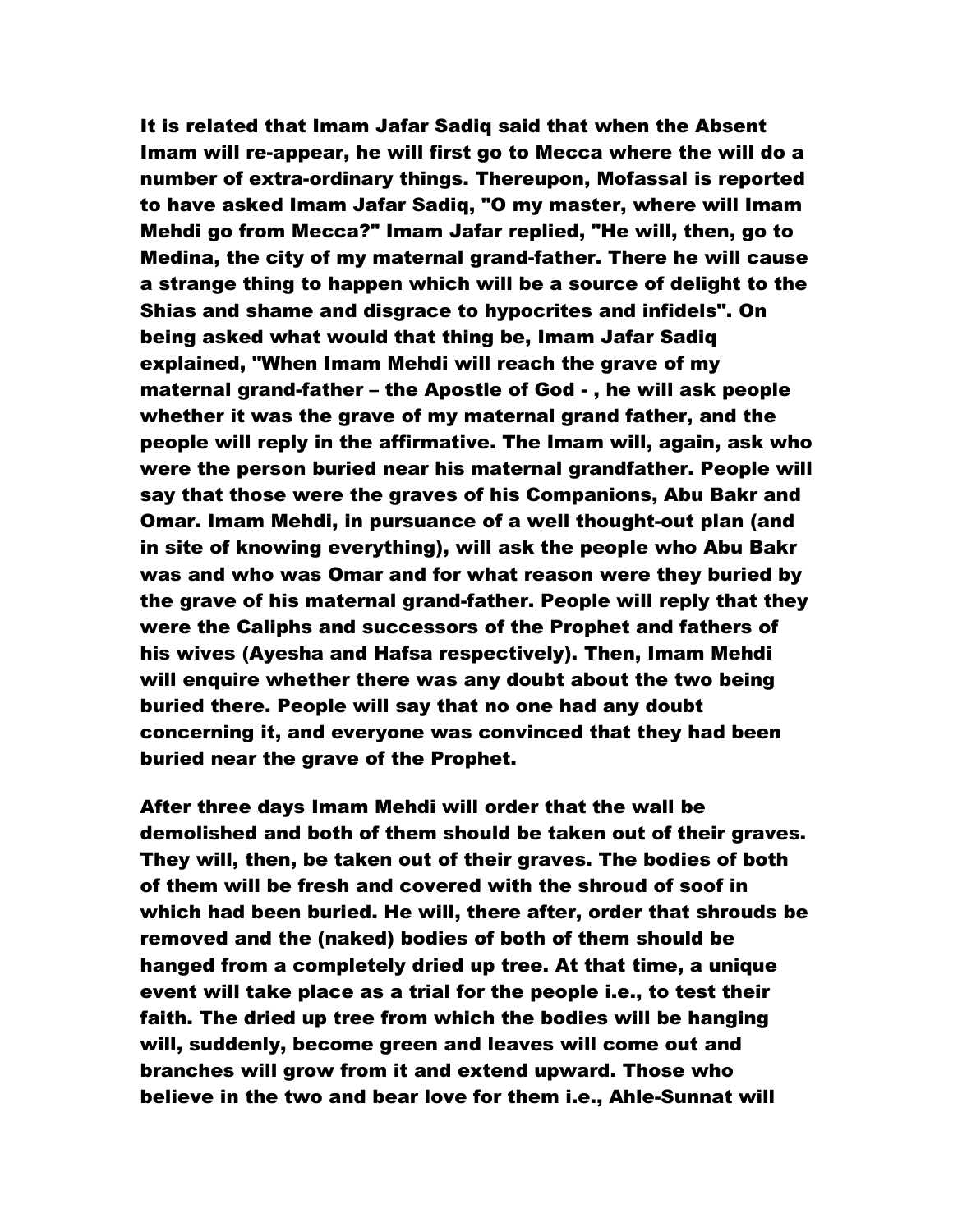**It is related that Imam Jafar Sadiq said that when the Absent Imam will re-appear, he will first go to Mecca where the will do a number of extra-ordinary things. Thereupon, Mofassal is reported to have asked Imam Jafar Sadiq, "O my master, where will Imam Mehdi go from Mecca?" Imam Jafar replied, "He will, then, go to Medina, the city of my maternal grand-father. There he will cause a strange thing to happen which will be a source of delight to the Shias and shame and disgrace to hypocrites and infidels". On being asked what would that thing be, Imam Jafar Sadiq explained, "When Imam Mehdi will reach the grave of my maternal grand-father – the Apostle of God - , he will ask people whether it was the grave of my maternal grand father, and the people will reply in the affirmative. The Imam will, again, ask who were the person buried near his maternal grandfather. People will say that those were the graves of his Companions, Abu Bakr and Omar. Imam Mehdi, in pursuance of a well thought-out plan (and in site of knowing everything), will ask the people who Abu Bakr was and who was Omar and for what reason were they buried by the grave of his maternal grand-father. People will reply that they were the Caliphs and successors of the Prophet and fathers of his wives (Ayesha and Hafsa respectively). Then, Imam Mehdi will enquire whether there was any doubt about the two being buried there. People will say that no one had any doubt concerning it, and everyone was convinced that they had been buried near the grave of the Prophet.**

**After three days Imam Mehdi will order that the wall be demolished and both of them should be taken out of their graves. They will, then, be taken out of their graves. The bodies of both of them will be fresh and covered with the shroud of soof in which had been buried. He will, there after, order that shrouds be removed and the (naked) bodies of both of them should be hanged from a completely dried up tree. At that time, a unique event will take place as a trial for the people i.e., to test their faith. The dried up tree from which the bodies will be hanging will, suddenly, become green and leaves will come out and branches will grow from it and extend upward. Those who believe in the two and bear love for them i.e., Ahle-Sunnat will**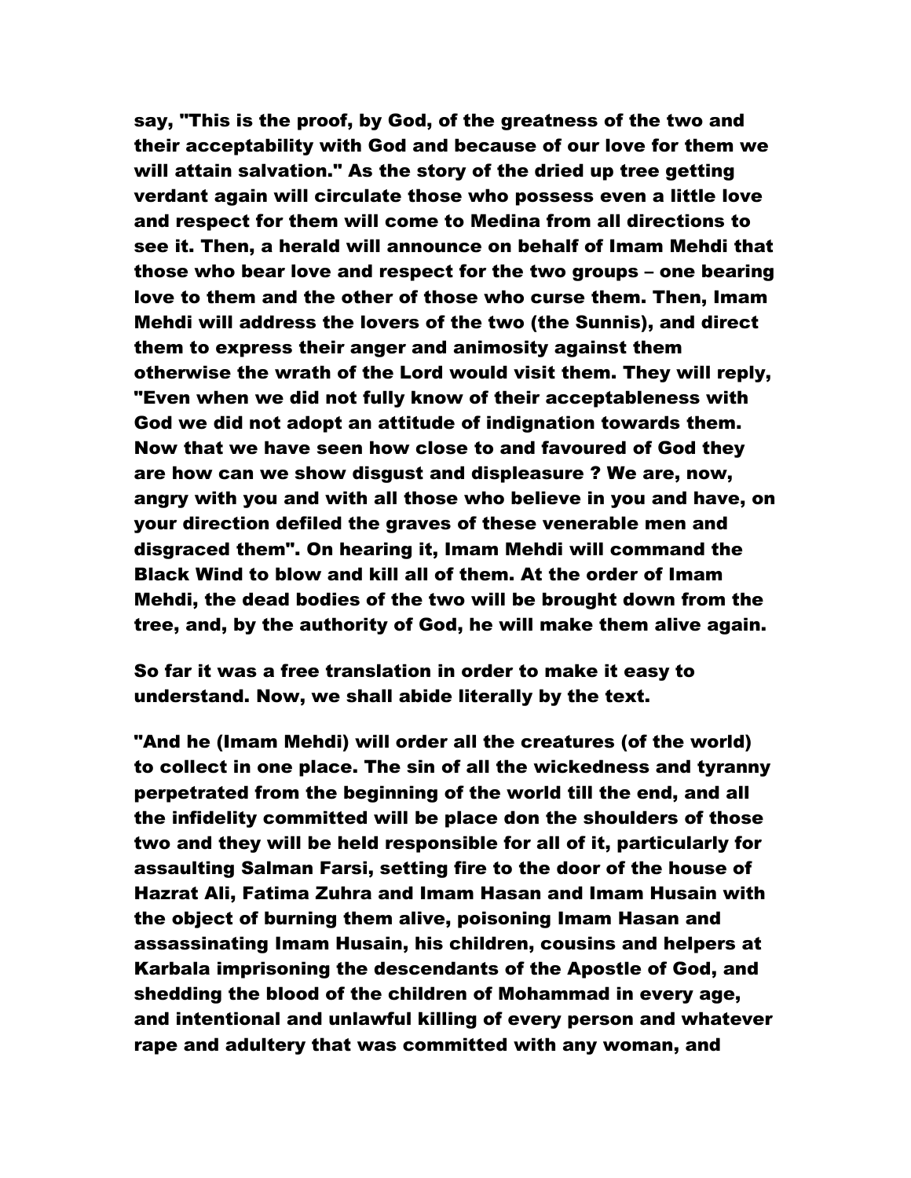say, "This is the proof, by God, of the greatness of the two and their acceptability with God and because of our love for them we will attain salvation." As the story of the dried up tree getting verdant again will circulate those who possess even a little love and respect for them will come to Medina from all directions to see it. Then, a herald will announce on behalf of Imam Mehdi that those who bear love and respect for the two groups – one bearing love to them and the other of those who curse them. Then, Imam Mehdi will address the lovers of the two (the Sunnis), and direct them to express their anger and animosity against them otherwise the wrath of the Lord would visit them. They will reply, "Even when we did not fully know of their acceptableness with God we did not adopt an attitude of indignation towards them. Now that we have seen how close to and favoured of God they are how can we show disgust and displeasure ? We are, now, angry with you and with all those who believe in you and have, on your direction defiled the graves of these venerable men and disgraced them". On hearing it, Imam Mehdi will command the Black Wind to blow and kill all of them. At the order of Imam Mehdi, the dead bodies of the two will be brought down from the tree, and, by the authority of God, he will make them alive again.

So far it was a free translation in order to make it easy to understand. Now, we shall abide literally by the text.

"And he (Imam Mehdi) will order all the creatures (of the world) to collect in one place. The sin of all the wickedness and tyranny perpetrated from the beginning of the world till the end, and all the infidelity committed will be place don the shoulders of those two and they will be held responsible for all of it, particularly for assaulting Salman Farsi, setting fire to the door of the house of Hazrat Ali, Fatima Zuhra and Imam Hasan and Imam Husain with the object of burning them alive, poisoning Imam Hasan and assassinating Imam Husain, his children, cousins and helpers at Karbala imprisoning the descendants of the Apostle of God, and shedding the blood of the children of Mohammad in every age, and intentional and unlawful killing of every person and whatever rape and adultery that was committed with any woman, and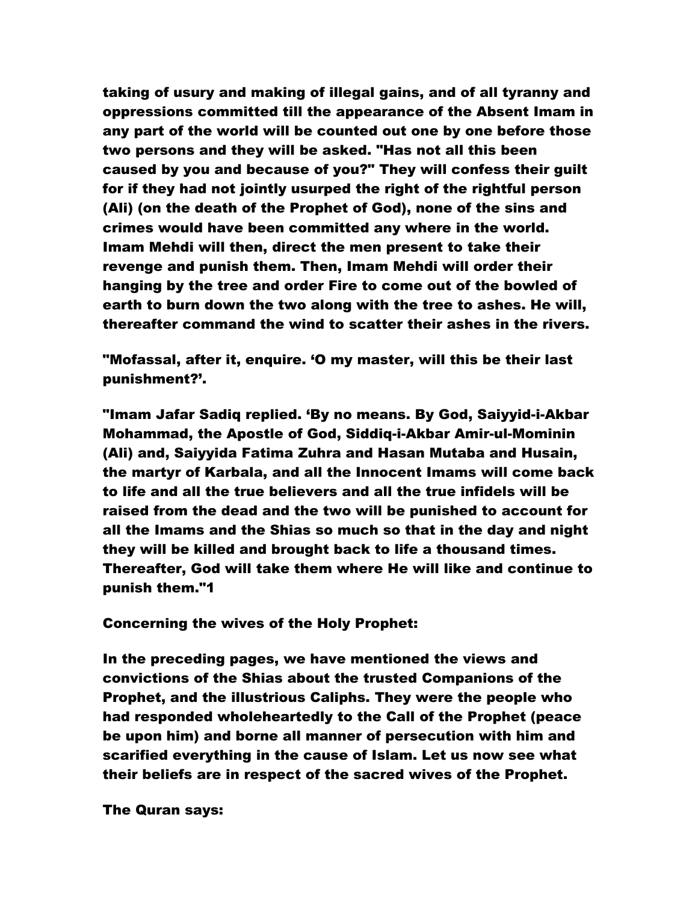taking of usury and making of illegal gains, and of all tyranny and oppressions committed till the appearance of the Absent Imam in any part of the world will be counted out one by one before those two persons and they will be asked. "Has not all this been caused by you and because of you?" They will confess their guilt for if they had not jointly usurped the right of the rightful person (Ali) (on the death of the Prophet of God), none of the sins and crimes would have been committed any where in the world. Imam Mehdi will then, direct the men present to take their revenge and punish them. Then, Imam Mehdi will order their hanging by the tree and order Fire to come out of the bowled of earth to burn down the two along with the tree to ashes. He will, thereafter command the wind to scatter their ashes in the rivers.

"Mofassal, after it, enquire. 'O my master, will this be their last punishment?'.

"Imam Jafar Sadiq replied. 'By no means. By God, Saiyyid-i-Akbar Mohammad, the Apostle of God, Siddiq-i-Akbar Amir-ul-Mominin (Ali) and, Saiyyida Fatima Zuhra and Hasan Mutaba and Husain, the martyr of Karbala, and all the Innocent Imams will come back to life and all the true believers and all the true infidels will be raised from the dead and the two will be punished to account for all the Imams and the Shias so much so that in the day and night they will be killed and brought back to life a thousand times. Thereafter, God will take them where He will like and continue to punish them."[1]

Concerning the wives of the Holy Prophet:

In the preceding pages, we have mentioned the views and convictions of the Shias about the trusted Companions of the Prophet, and the illustrious Caliphs. They were the people who had responded wholeheartedly to the Call of the Prophet (peace be upon him) and borne all manner of persecution with him and scarified everything in the cause of Islam. Let us now see what their beliefs are in respect of the sacred wives of the Prophet.

The Quran says: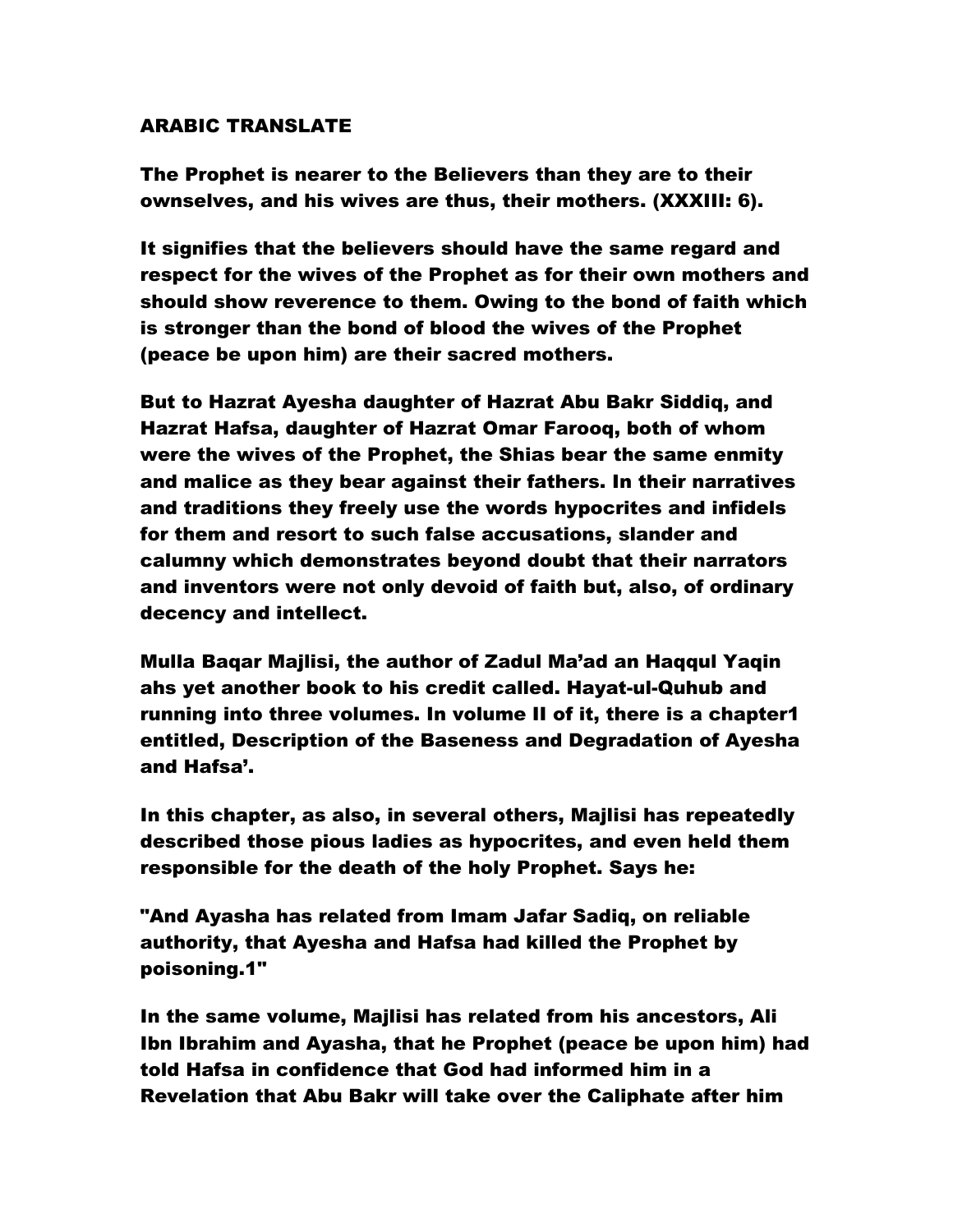ARABIC TRANSLATE

**The Prophet is nearer to the Believers than they are to their ownselves, and his wives are thus, their mothers. (XXXIII: 6).**

**It signifies that the believers should have the same regard and respect for the wives of the Prophet as for their own mothers and should show reverence to them. Owing to the bond of faith which is stronger than the bond of blood the wives of the Prophet (peace be upon him) are their sacred mothers.**

**But to Hazrat Ayesha daughter of Hazrat Abu Bakr Siddiq, and Hazrat Hafsa, daughter of Hazrat Omar Farooq, both of whom were the wives of the Prophet, the Shias bear the same enmity and malice as they bear against their fathers. In their narratives and traditions they freely use the words hypocrites and infidels for them and resort to such false accusations, slander and calumny which demonstrates beyond doubt that their narrators and inventors were not only devoid of faith but, also, of ordinary decency and intellect.**

**Mulla Baqar Majlisi, the author of Zadul Ma'ad an Haqqul Yaqin ahs yet another book to his credit called. Hayat-ul-Quhub and running into three volumes. In volume II of it, there is a chapter1 entitled, Description of the Baseness and Degradation of Ayesha and Hafsa'.**

**In this chapter, as also, in several others, Majlisi has repeatedly described those pious ladies as hypocrites, and even held them responsible for the death of the holy Prophet. Says he:**

**"And Ayasha has related from Imam Jafar Sadiq, on reliable authority, that Ayesha and Hafsa had killed the Prophet by poisoning.1"**

**In the same volume, Majlisi has related from his ancestors, Ali Ibn Ibrahim and Ayasha, that he Prophet (peace be upon him) had told Hafsa in confidence that God had informed him in a Revelation that Abu Bakr will take over the Caliphate after him**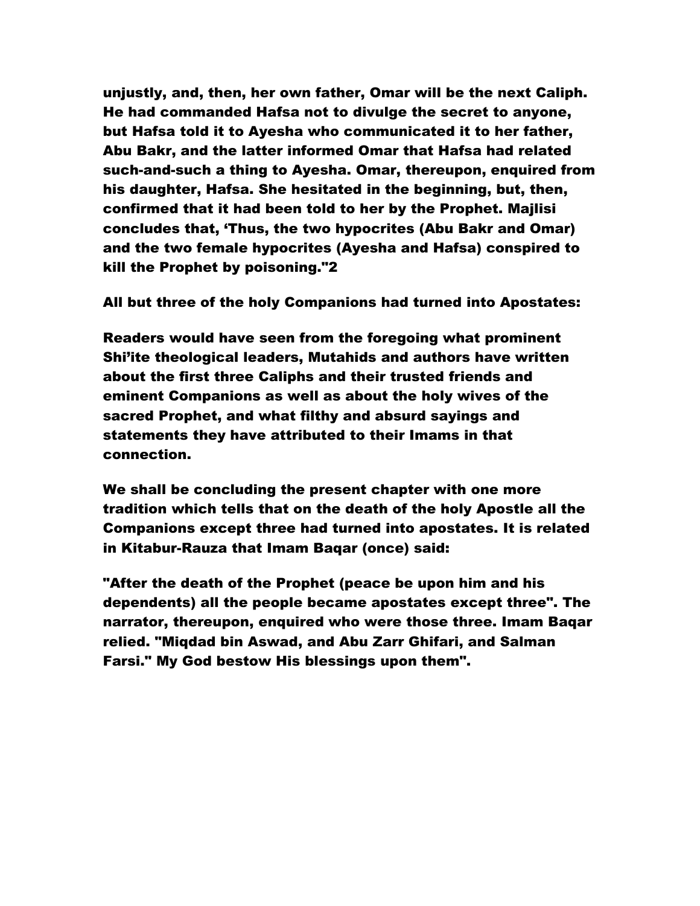unjustly, and, then, her own father, Omar will be the next Caliph. He had commanded Hafsa not to divulge the secret to anyone, but Hafsa told it to Ayesha who communicated it to her father, Abu Bakr, and the latter informed Omar that Hafsa had related such-and-such a thing to Ayesha. Omar, thereupon, enquired from his daughter, Hafsa. She hesitated in the beginning, but, then, confirmed that it had been told to her by the Prophet. Majlisi concludes that, 'Thus, the two hypocrites (Abu Bakr and Omar) and the two female hypocrites (Ayesha and Hafsa) conspired to kill the Prophet by poisoning."2

**All but three of the holy Companions had turned into Apostates:**

Readers would have seen from the foregoing what prominent Shi'ite theological leaders, Mutahids and authors have written about the first three Caliphs and their trusted friends and eminent Companions as well as about the holy wives of the sacred Prophet, and what filthy and absurd sayings and statements they have attributed to their Imams in that connection.

We shall be concluding the present chapter with one more tradition which tells that on the death of the holy Apostle all the Companions except three had turned into apostates. It is related in Kitabur-Rauza that Imam Baqar (once) said:

"After the death of the Prophet (peace be upon him and his dependents) all the people became apostates except three". The narrator, thereupon, enquired who were those three. Imam Baqar relied. "Miqdad bin Aswad, and Abu Zarr Ghifari, and Salman Farsi." My God bestow His blessings upon them".